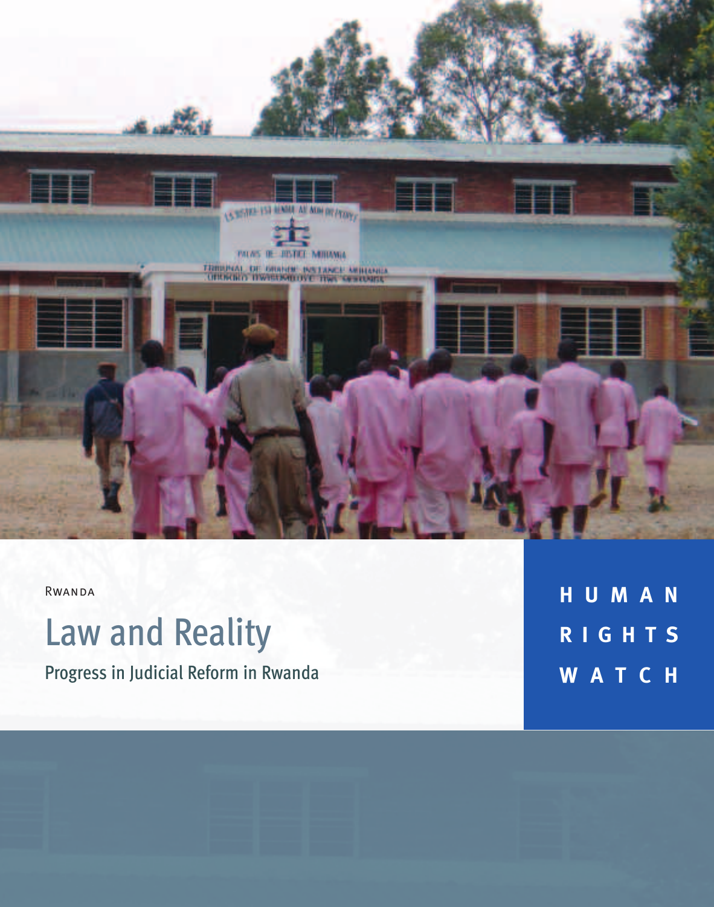Rwanda

# Law and Reality

## Progress in Judicial Reform in Rwanda

HUMAN RIGHTS WATCH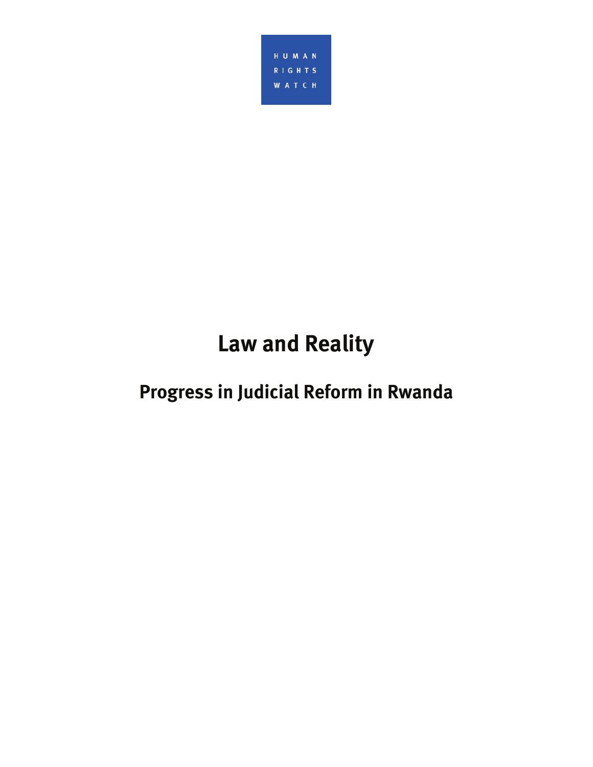HUMAN RIGHTS WATCH

# Law and Reality

## Progress in Judicial Reform in Rwanda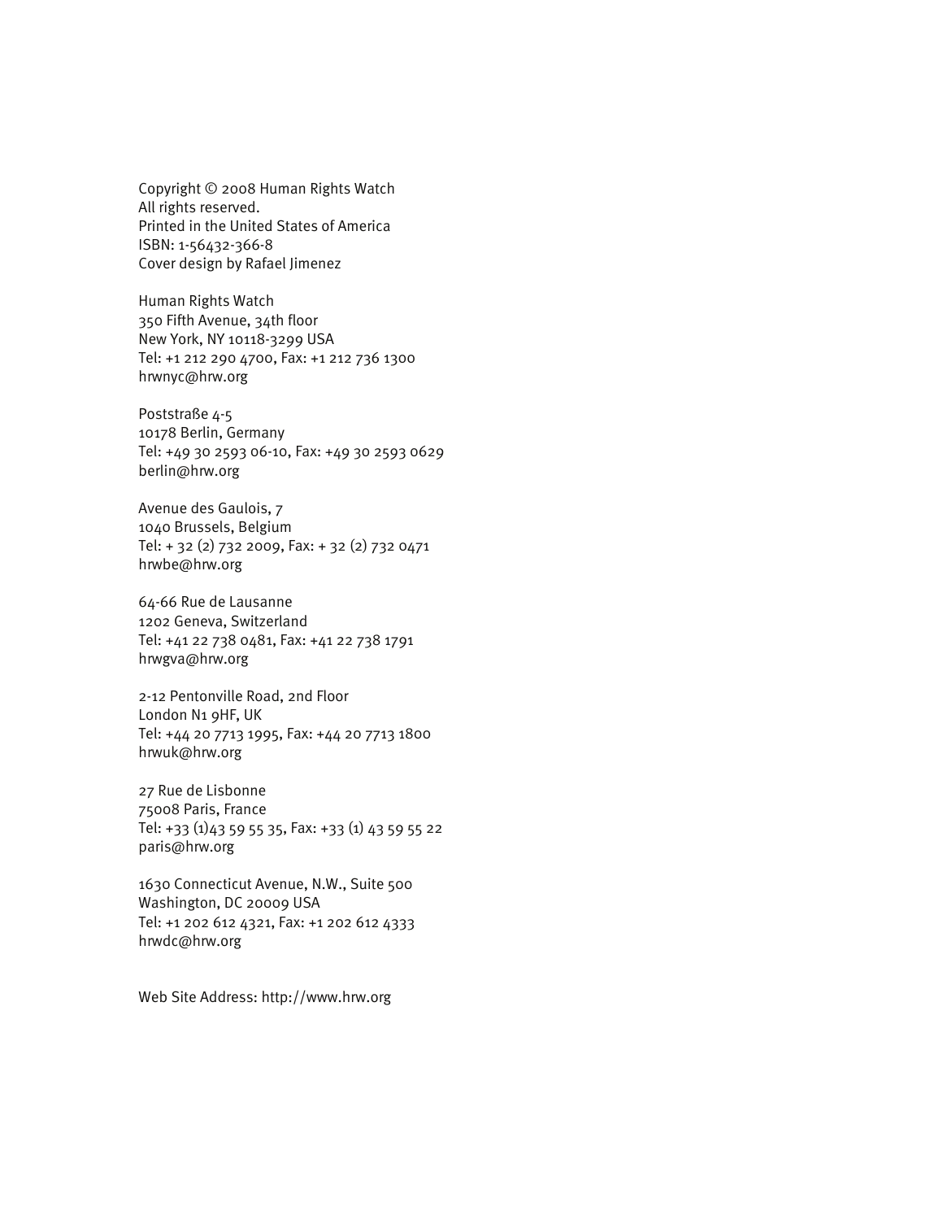Copyright © 2008 Human Rights Watch
All rights reserved.
Printed in the United States of America
ISBN: 1-56432-366-8
Cover design by Rafael Jimenez

Human Rights Watch
350 Fifth Avenue, 34th floor
New York, NY 10118-3299 USA
Tel: +1 212 290 4700, Fax: +1 212 736 1300
hrwnyc@hrw.org

Poststraße 4-5
10178 Berlin, Germany
Tel: +49 30 2593 06-10, Fax: +49 30 2593 0629
berlin@hrw.org

Avenue des Gaulois, 7
1040 Brussels, Belgium
Tel: + 32 (2) 732 2009, Fax: + 32 (2) 732 0471
hrwbe@hrw.org

64-66 Rue de Lausanne
1202 Geneva, Switzerland
Tel: +41 22 738 0481, Fax: +41 22 738 1791
hrwgva@hrw.org

2-12 Pentonville Road, 2nd Floor
London N1 9HF, UK
Tel: +44 20 7713 1995, Fax: +44 20 7713 1800
hrwuk@hrw.org

27 Rue de Lisbonne
75008 Paris, France
Tel: +33 (1)43 59 55 35, Fax: +33 (1) 43 59 55 22
paris@hrw.org

1630 Connecticut Avenue, N.W., Suite 500
Washington, DC 20009 USA
Tel: +1 202 612 4321, Fax: +1 202 612 4333
hrwdc@hrw.org

Web Site Address: http://www.hrw.org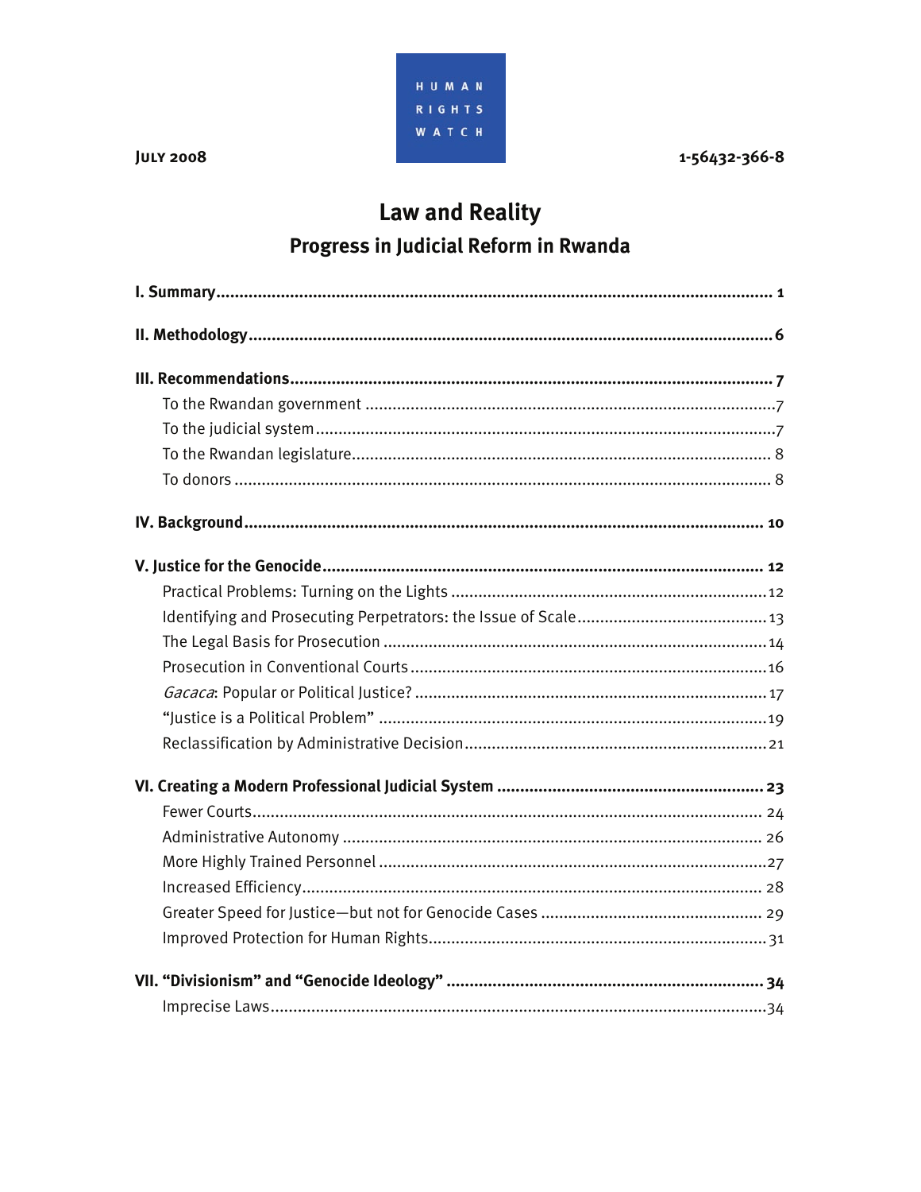HUMAN RIGHTS WATCH

**JULY 2008** 1-56432-366-8

# Law and Reality

## Progress in Judicial Reform in Rwanda

**I. Summary** .......... **1**

**II. Methodology** .......... **6**

**III. Recommendations** .......... **7**

- To the Rwandan government .......... 7
- To the judicial system .......... 7
- To the Rwandan legislature .......... 8
- To donors .......... 8

**IV. Background** .......... **10**

**V. Justice for the Genocide** .......... **12**

- Practical Problems: Turning on the Lights .......... 12
- Identifying and Prosecuting Perpetrators: the Issue of Scale .......... 13
- The Legal Basis for Prosecution .......... 14
- Prosecution in Conventional Courts .......... 16
- *Gacaca*: Popular or Political Justice? .......... 17
- "Justice is a Political Problem" .......... 19
- Reclassification by Administrative Decision .......... 21

**VI. Creating a Modern Professional Judicial System** .......... **23**

- Fewer Courts .......... 24
- Administrative Autonomy .......... 26
- More Highly Trained Personnel .......... 27
- Increased Efficiency .......... 28
- Greater Speed for Justice—but not for Genocide Cases .......... 29
- Improved Protection for Human Rights .......... 31

**VII. "Divisionism" and "Genocide Ideology"** .......... **34**

- Imprecise Laws .......... 34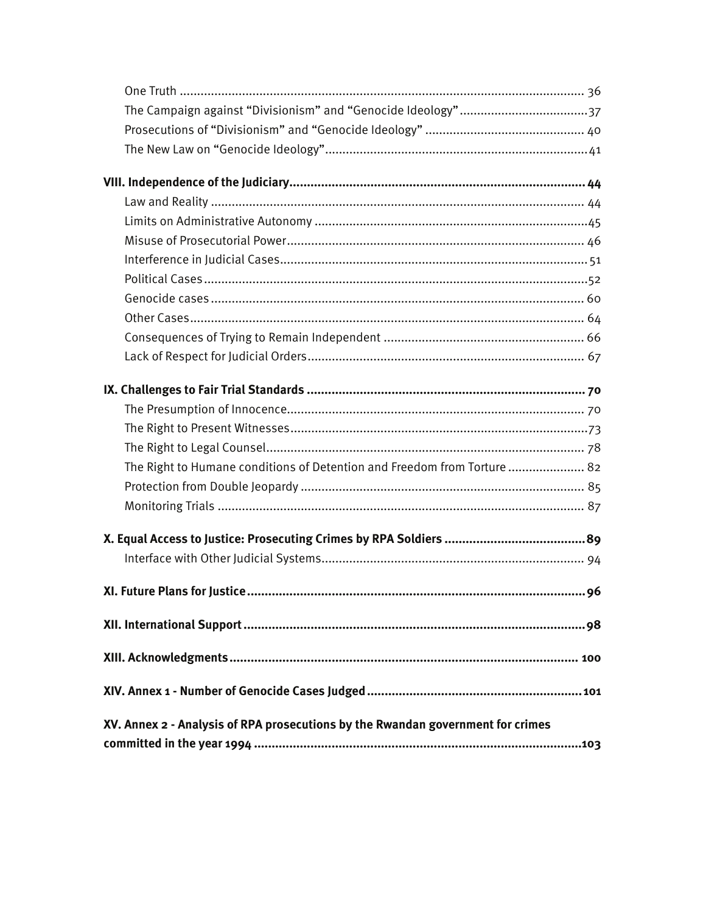One Truth ... 36
The Campaign against "Divisionism" and "Genocide Ideology" ... 37
Prosecutions of "Divisionism" and "Genocide Ideology" ... 40
The New Law on "Genocide Ideology" ... 41

**VIII. Independence of the Judiciary ... 44**
Law and Reality ... 44
Limits on Administrative Autonomy ... 45
Misuse of Prosecutorial Power ... 46
Interference in Judicial Cases ... 51
Political Cases ... 52
Genocide cases ... 60
Other Cases ... 64
Consequences of Trying to Remain Independent ... 66
Lack of Respect for Judicial Orders ... 67

**IX. Challenges to Fair Trial Standards ... 70**
The Presumption of Innocence ... 70
The Right to Present Witnesses ... 73
The Right to Legal Counsel ... 78
The Right to Humane conditions of Detention and Freedom from Torture ... 82
Protection from Double Jeopardy ... 85
Monitoring Trials ... 87

**X. Equal Access to Justice: Prosecuting Crimes by RPA Soldiers ... 89**
Interface with Other Judicial Systems ... 94

**XI. Future Plans for Justice ... 96**

**XII. International Support ... 98**

**XIII. Acknowledgments ... 100**

**XIV. Annex 1 - Number of Genocide Cases Judged ... 101**

**XV. Annex 2 - Analysis of RPA prosecutions by the Rwandan government for crimes committed in the year 1994 ... 103**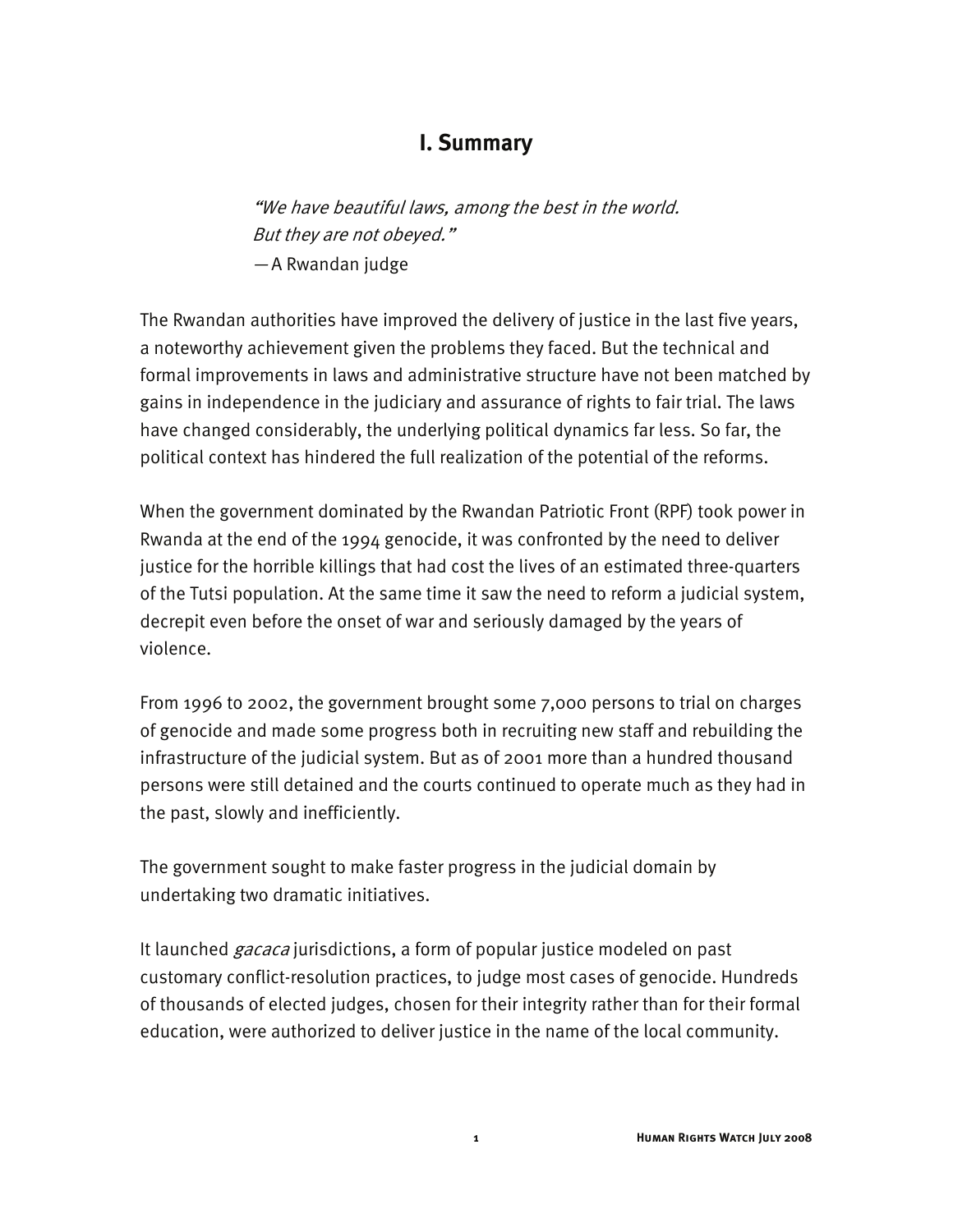## I. Summary

*"We have beautiful laws, among the best in the world. But they are not obeyed."*
—A Rwandan judge

The Rwandan authorities have improved the delivery of justice in the last five years, a noteworthy achievement given the problems they faced. But the technical and formal improvements in laws and administrative structure have not been matched by gains in independence in the judiciary and assurance of rights to fair trial. The laws have changed considerably, the underlying political dynamics far less. So far, the political context has hindered the full realization of the potential of the reforms.

When the government dominated by the Rwandan Patriotic Front (RPF) took power in Rwanda at the end of the 1994 genocide, it was confronted by the need to deliver justice for the horrible killings that had cost the lives of an estimated three-quarters of the Tutsi population. At the same time it saw the need to reform a judicial system, decrepit even before the onset of war and seriously damaged by the years of violence.

From 1996 to 2002, the government brought some 7,000 persons to trial on charges of genocide and made some progress both in recruiting new staff and rebuilding the infrastructure of the judicial system. But as of 2001 more than a hundred thousand persons were still detained and the courts continued to operate much as they had in the past, slowly and inefficiently.

The government sought to make faster progress in the judicial domain by undertaking two dramatic initiatives.

It launched *gacaca* jurisdictions, a form of popular justice modeled on past customary conflict-resolution practices, to judge most cases of genocide. Hundreds of thousands of elected judges, chosen for their integrity rather than for their formal education, were authorized to deliver justice in the name of the local community.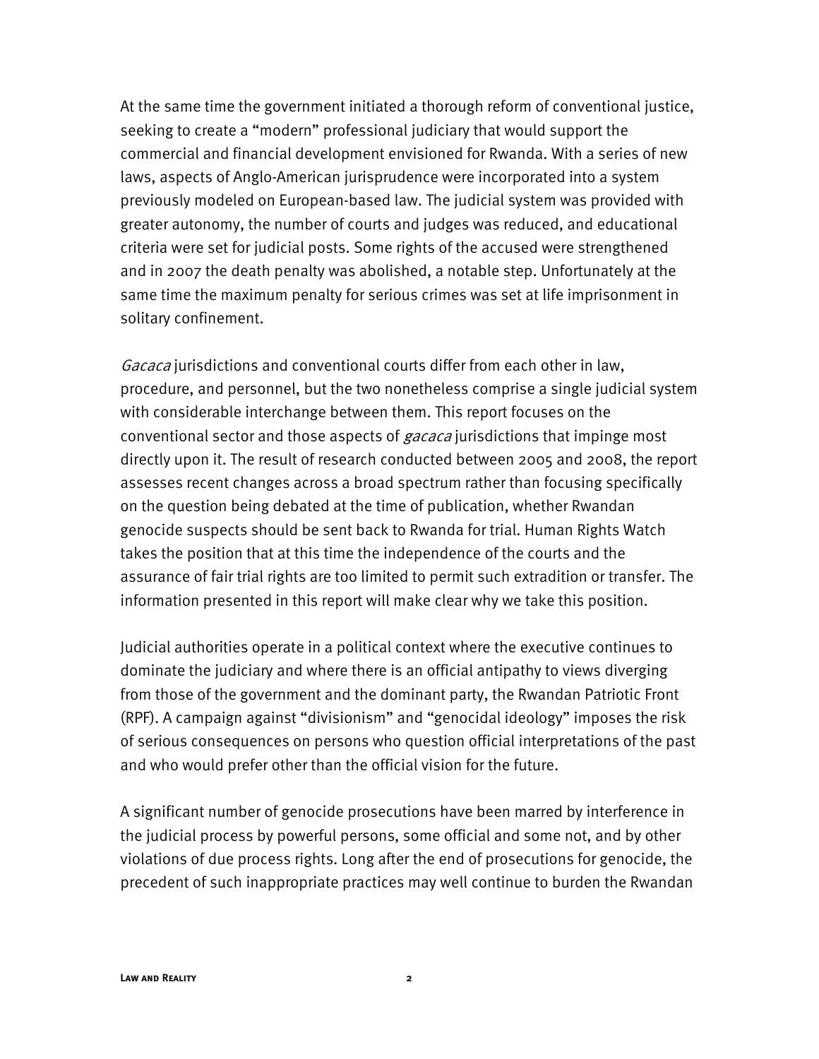At the same time the government initiated a thorough reform of conventional justice, seeking to create a "modern" professional judiciary that would support the commercial and financial development envisioned for Rwanda. With a series of new laws, aspects of Anglo-American jurisprudence were incorporated into a system previously modeled on European-based law. The judicial system was provided with greater autonomy, the number of courts and judges was reduced, and educational criteria were set for judicial posts. Some rights of the accused were strengthened and in 2007 the death penalty was abolished, a notable step. Unfortunately at the same time the maximum penalty for serious crimes was set at life imprisonment in solitary confinement.

*Gacaca* jurisdictions and conventional courts differ from each other in law, procedure, and personnel, but the two nonetheless comprise a single judicial system with considerable interchange between them. This report focuses on the conventional sector and those aspects of *gacaca* jurisdictions that impinge most directly upon it. The result of research conducted between 2005 and 2008, the report assesses recent changes across a broad spectrum rather than focusing specifically on the question being debated at the time of publication, whether Rwandan genocide suspects should be sent back to Rwanda for trial. Human Rights Watch takes the position that at this time the independence of the courts and the assurance of fair trial rights are too limited to permit such extradition or transfer. The information presented in this report will make clear why we take this position.

Judicial authorities operate in a political context where the executive continues to dominate the judiciary and where there is an official antipathy to views diverging from those of the government and the dominant party, the Rwandan Patriotic Front (RPF). A campaign against "divisionism" and "genocidal ideology" imposes the risk of serious consequences on persons who question official interpretations of the past and who would prefer other than the official vision for the future.

A significant number of genocide prosecutions have been marred by interference in the judicial process by powerful persons, some official and some not, and by other violations of due process rights. Long after the end of prosecutions for genocide, the precedent of such inappropriate practices may well continue to burden the Rwandan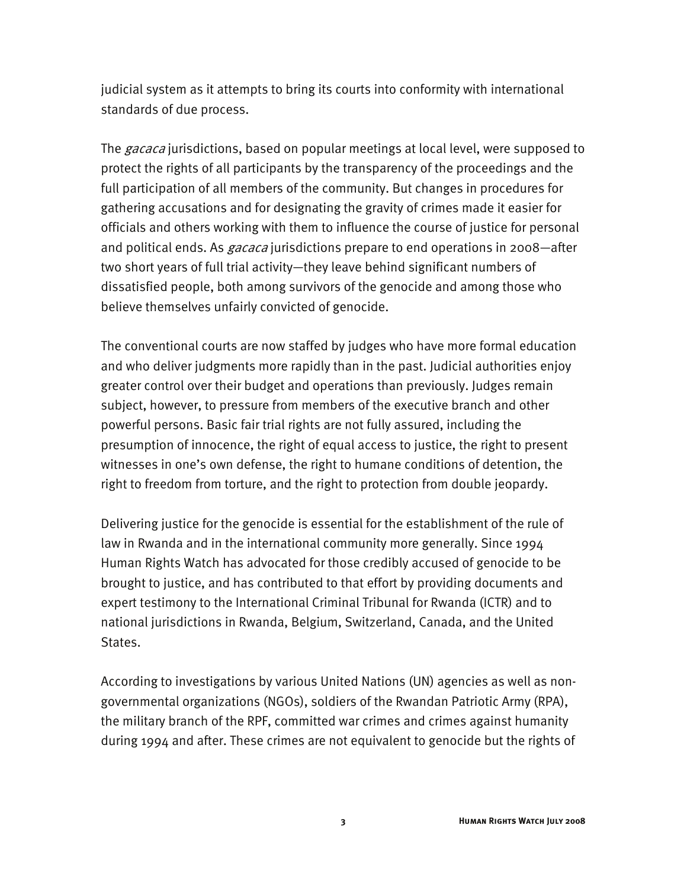judicial system as it attempts to bring its courts into conformity with international standards of due process.

The *gacaca* jurisdictions, based on popular meetings at local level, were supposed to protect the rights of all participants by the transparency of the proceedings and the full participation of all members of the community. But changes in procedures for gathering accusations and for designating the gravity of crimes made it easier for officials and others working with them to influence the course of justice for personal and political ends. As *gacaca* jurisdictions prepare to end operations in 2008—after two short years of full trial activity—they leave behind significant numbers of dissatisfied people, both among survivors of the genocide and among those who believe themselves unfairly convicted of genocide.

The conventional courts are now staffed by judges who have more formal education and who deliver judgments more rapidly than in the past. Judicial authorities enjoy greater control over their budget and operations than previously. Judges remain subject, however, to pressure from members of the executive branch and other powerful persons. Basic fair trial rights are not fully assured, including the presumption of innocence, the right of equal access to justice, the right to present witnesses in one's own defense, the right to humane conditions of detention, the right to freedom from torture, and the right to protection from double jeopardy.

Delivering justice for the genocide is essential for the establishment of the rule of law in Rwanda and in the international community more generally. Since 1994 Human Rights Watch has advocated for those credibly accused of genocide to be brought to justice, and has contributed to that effort by providing documents and expert testimony to the International Criminal Tribunal for Rwanda (ICTR) and to national jurisdictions in Rwanda, Belgium, Switzerland, Canada, and the United States.

According to investigations by various United Nations (UN) agencies as well as non-governmental organizations (NGOs), soldiers of the Rwandan Patriotic Army (RPA), the military branch of the RPF, committed war crimes and crimes against humanity during 1994 and after. These crimes are not equivalent to genocide but the rights of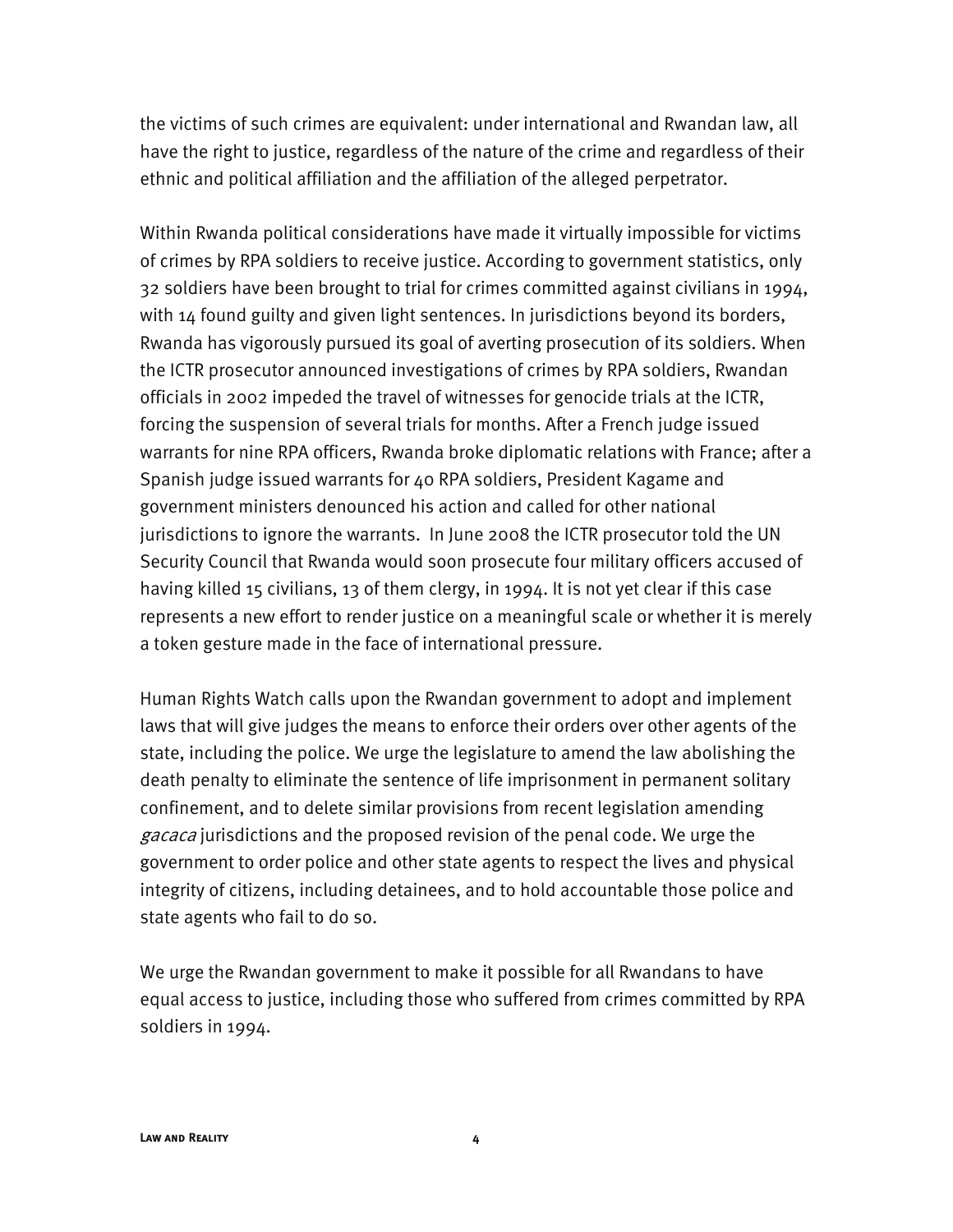the victims of such crimes are equivalent: under international and Rwandan law, all have the right to justice, regardless of the nature of the crime and regardless of their ethnic and political affiliation and the affiliation of the alleged perpetrator.

Within Rwanda political considerations have made it virtually impossible for victims of crimes by RPA soldiers to receive justice. According to government statistics, only 32 soldiers have been brought to trial for crimes committed against civilians in 1994, with 14 found guilty and given light sentences. In jurisdictions beyond its borders, Rwanda has vigorously pursued its goal of averting prosecution of its soldiers. When the ICTR prosecutor announced investigations of crimes by RPA soldiers, Rwandan officials in 2002 impeded the travel of witnesses for genocide trials at the ICTR, forcing the suspension of several trials for months. After a French judge issued warrants for nine RPA officers, Rwanda broke diplomatic relations with France; after a Spanish judge issued warrants for 40 RPA soldiers, President Kagame and government ministers denounced his action and called for other national jurisdictions to ignore the warrants. In June 2008 the ICTR prosecutor told the UN Security Council that Rwanda would soon prosecute four military officers accused of having killed 15 civilians, 13 of them clergy, in 1994. It is not yet clear if this case represents a new effort to render justice on a meaningful scale or whether it is merely a token gesture made in the face of international pressure.

Human Rights Watch calls upon the Rwandan government to adopt and implement laws that will give judges the means to enforce their orders over other agents of the state, including the police. We urge the legislature to amend the law abolishing the death penalty to eliminate the sentence of life imprisonment in permanent solitary confinement, and to delete similar provisions from recent legislation amending *gacaca* jurisdictions and the proposed revision of the penal code. We urge the government to order police and other state agents to respect the lives and physical integrity of citizens, including detainees, and to hold accountable those police and state agents who fail to do so.

We urge the Rwandan government to make it possible for all Rwandans to have equal access to justice, including those who suffered from crimes committed by RPA soldiers in 1994.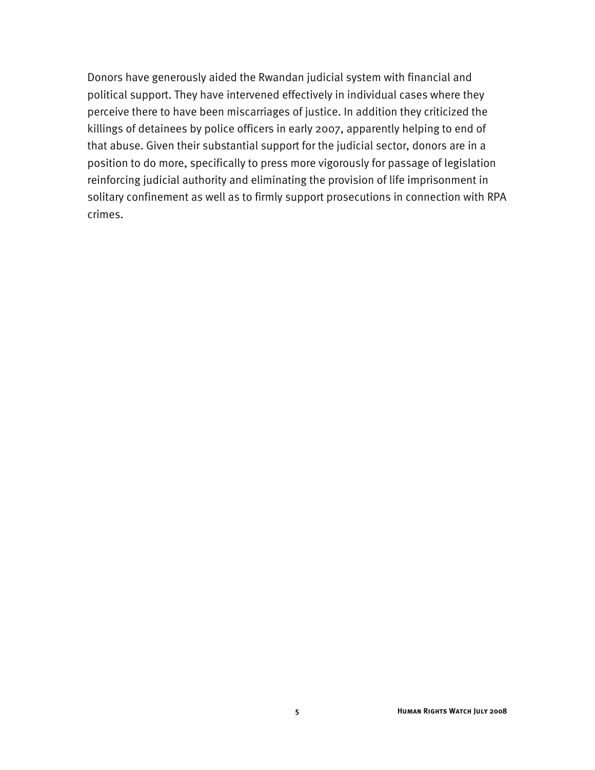Donors have generously aided the Rwandan judicial system with financial and political support. They have intervened effectively in individual cases where they perceive there to have been miscarriages of justice. In addition they criticized the killings of detainees by police officers in early 2007, apparently helping to end of that abuse. Given their substantial support for the judicial sector, donors are in a position to do more, specifically to press more vigorously for passage of legislation reinforcing judicial authority and eliminating the provision of life imprisonment in solitary confinement as well as to firmly support prosecutions in connection with RPA crimes.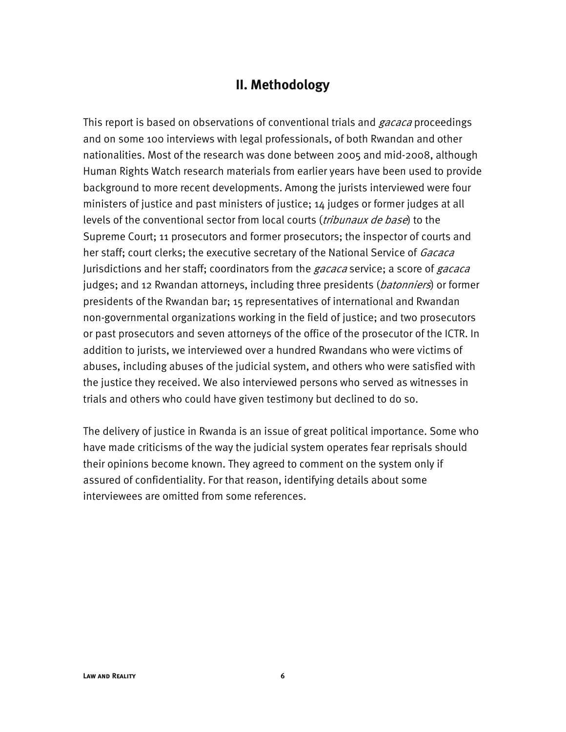## II. Methodology

This report is based on observations of conventional trials and *gacaca* proceedings and on some 100 interviews with legal professionals, of both Rwandan and other nationalities. Most of the research was done between 2005 and mid-2008, although Human Rights Watch research materials from earlier years have been used to provide background to more recent developments. Among the jurists interviewed were four ministers of justice and past ministers of justice; 14 judges or former judges at all levels of the conventional sector from local courts (*tribunaux de base*) to the Supreme Court; 11 prosecutors and former prosecutors; the inspector of courts and her staff; court clerks; the executive secretary of the National Service of *Gacaca* Jurisdictions and her staff; coordinators from the *gacaca* service; a score of *gacaca* judges; and 12 Rwandan attorneys, including three presidents (*batonniers*) or former presidents of the Rwandan bar; 15 representatives of international and Rwandan non-governmental organizations working in the field of justice; and two prosecutors or past prosecutors and seven attorneys of the office of the prosecutor of the ICTR. In addition to jurists, we interviewed over a hundred Rwandans who were victims of abuses, including abuses of the judicial system, and others who were satisfied with the justice they received. We also interviewed persons who served as witnesses in trials and others who could have given testimony but declined to do so.

The delivery of justice in Rwanda is an issue of great political importance. Some who have made criticisms of the way the judicial system operates fear reprisals should their opinions become known. They agreed to comment on the system only if assured of confidentiality. For that reason, identifying details about some interviewees are omitted from some references.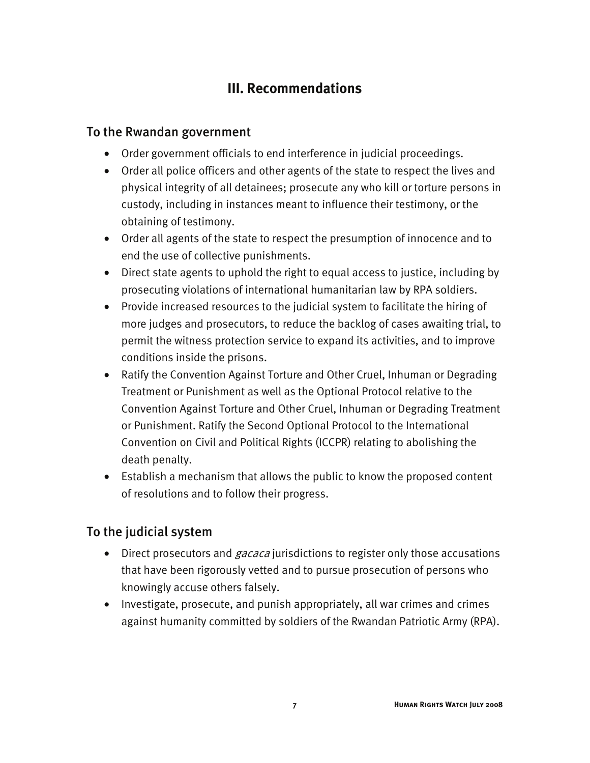## III. Recommendations

### To the Rwandan government

- Order government officials to end interference in judicial proceedings.
- Order all police officers and other agents of the state to respect the lives and physical integrity of all detainees; prosecute any who kill or torture persons in custody, including in instances meant to influence their testimony, or the obtaining of testimony.
- Order all agents of the state to respect the presumption of innocence and to end the use of collective punishments.
- Direct state agents to uphold the right to equal access to justice, including by prosecuting violations of international humanitarian law by RPA soldiers.
- Provide increased resources to the judicial system to facilitate the hiring of more judges and prosecutors, to reduce the backlog of cases awaiting trial, to permit the witness protection service to expand its activities, and to improve conditions inside the prisons.
- Ratify the Convention Against Torture and Other Cruel, Inhuman or Degrading Treatment or Punishment as well as the Optional Protocol relative to the Convention Against Torture and Other Cruel, Inhuman or Degrading Treatment or Punishment. Ratify the Second Optional Protocol to the International Convention on Civil and Political Rights (ICCPR) relating to abolishing the death penalty.
- Establish a mechanism that allows the public to know the proposed content of resolutions and to follow their progress.

### To the judicial system

- Direct prosecutors and *gacaca* jurisdictions to register only those accusations that have been rigorously vetted and to pursue prosecution of persons who knowingly accuse others falsely.
- Investigate, prosecute, and punish appropriately, all war crimes and crimes against humanity committed by soldiers of the Rwandan Patriotic Army (RPA).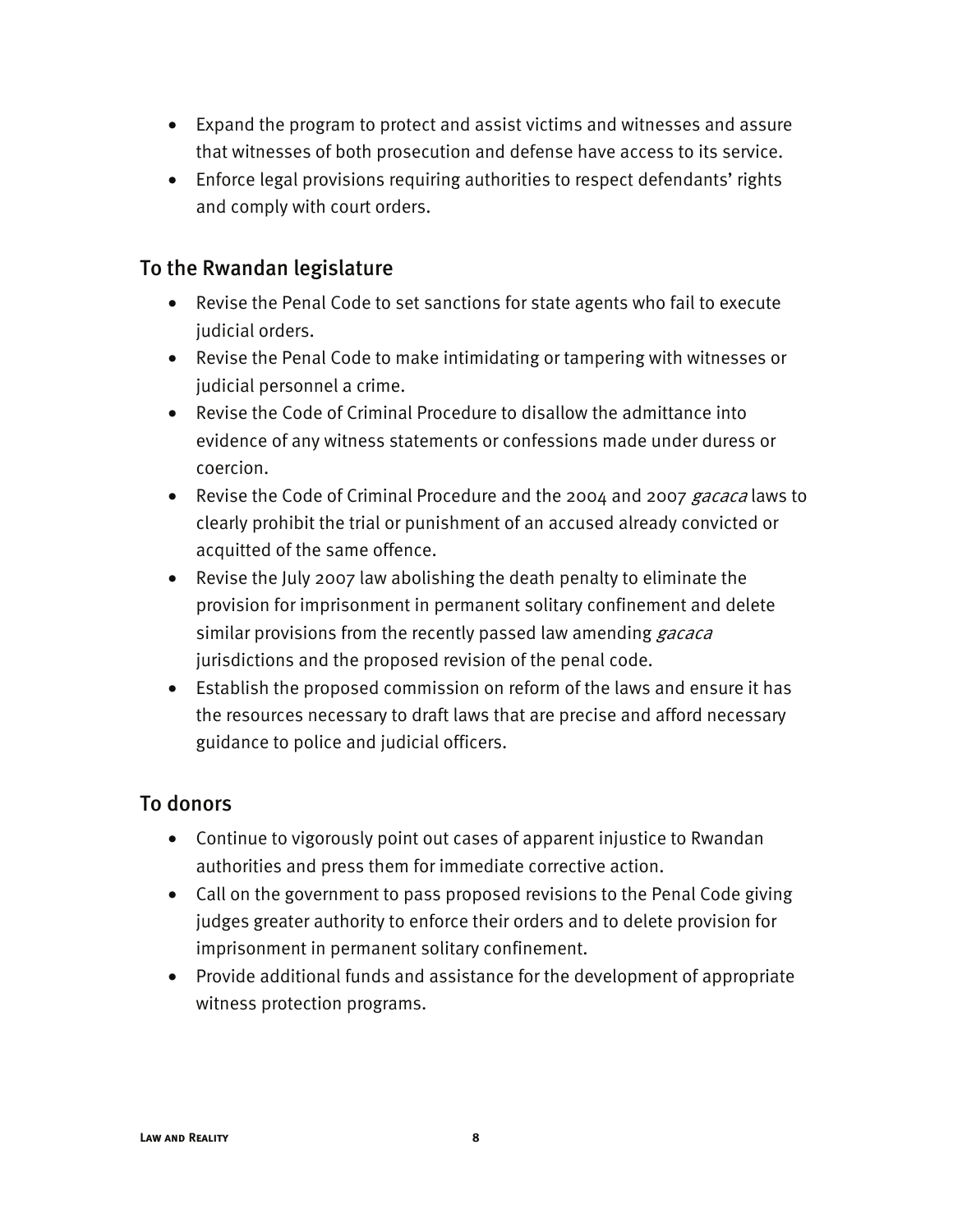- Expand the program to protect and assist victims and witnesses and assure that witnesses of both prosecution and defense have access to its service.
- Enforce legal provisions requiring authorities to respect defendants' rights and comply with court orders.

## To the Rwandan legislature

- Revise the Penal Code to set sanctions for state agents who fail to execute judicial orders.
- Revise the Penal Code to make intimidating or tampering with witnesses or judicial personnel a crime.
- Revise the Code of Criminal Procedure to disallow the admittance into evidence of any witness statements or confessions made under duress or coercion.
- Revise the Code of Criminal Procedure and the 2004 and 2007 *gacaca* laws to clearly prohibit the trial or punishment of an accused already convicted or acquitted of the same offence.
- Revise the July 2007 law abolishing the death penalty to eliminate the provision for imprisonment in permanent solitary confinement and delete similar provisions from the recently passed law amending *gacaca* jurisdictions and the proposed revision of the penal code.
- Establish the proposed commission on reform of the laws and ensure it has the resources necessary to draft laws that are precise and afford necessary guidance to police and judicial officers.

## To donors

- Continue to vigorously point out cases of apparent injustice to Rwandan authorities and press them for immediate corrective action.
- Call on the government to pass proposed revisions to the Penal Code giving judges greater authority to enforce their orders and to delete provision for imprisonment in permanent solitary confinement.
- Provide additional funds and assistance for the development of appropriate witness protection programs.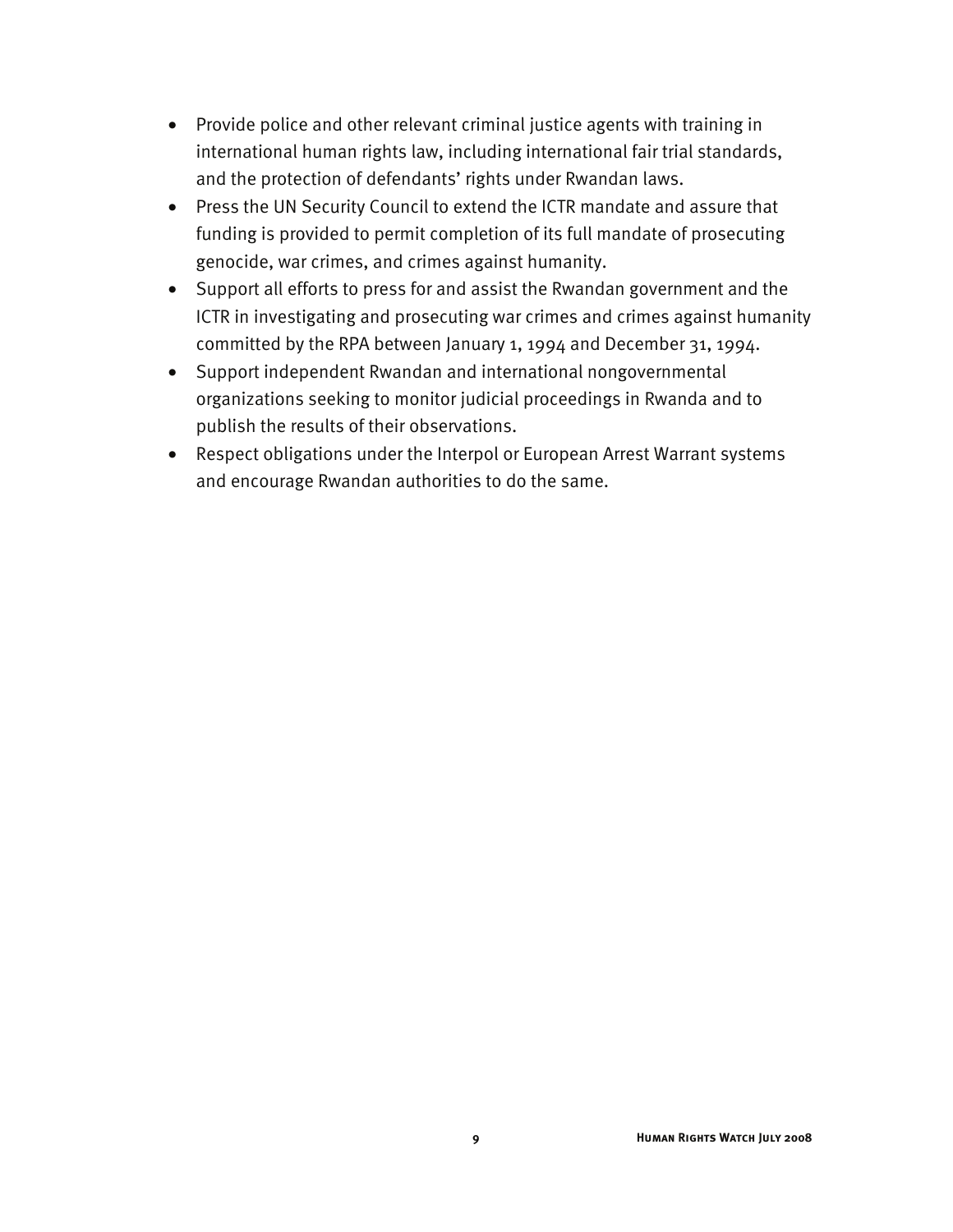- Provide police and other relevant criminal justice agents with training in international human rights law, including international fair trial standards, and the protection of defendants' rights under Rwandan laws.
- Press the UN Security Council to extend the ICTR mandate and assure that funding is provided to permit completion of its full mandate of prosecuting genocide, war crimes, and crimes against humanity.
- Support all efforts to press for and assist the Rwandan government and the ICTR in investigating and prosecuting war crimes and crimes against humanity committed by the RPA between January 1, 1994 and December 31, 1994.
- Support independent Rwandan and international nongovernmental organizations seeking to monitor judicial proceedings in Rwanda and to publish the results of their observations.
- Respect obligations under the Interpol or European Arrest Warrant systems and encourage Rwandan authorities to do the same.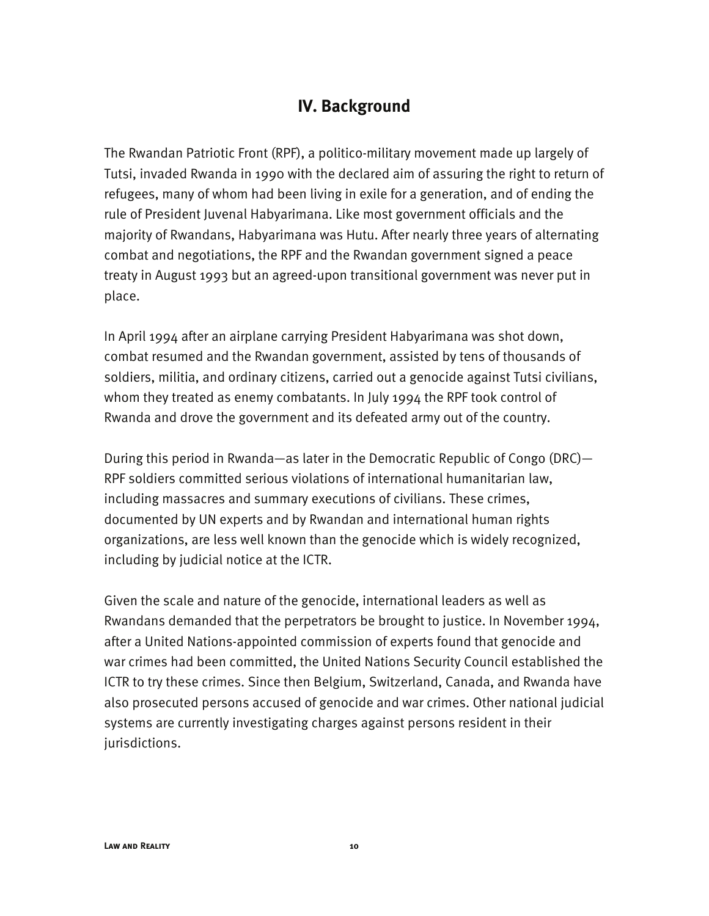## IV. Background

The Rwandan Patriotic Front (RPF), a politico-military movement made up largely of Tutsi, invaded Rwanda in 1990 with the declared aim of assuring the right to return of refugees, many of whom had been living in exile for a generation, and of ending the rule of President Juvenal Habyarimana. Like most government officials and the majority of Rwandans, Habyarimana was Hutu. After nearly three years of alternating combat and negotiations, the RPF and the Rwandan government signed a peace treaty in August 1993 but an agreed-upon transitional government was never put in place.

In April 1994 after an airplane carrying President Habyarimana was shot down, combat resumed and the Rwandan government, assisted by tens of thousands of soldiers, militia, and ordinary citizens, carried out a genocide against Tutsi civilians, whom they treated as enemy combatants. In July 1994 the RPF took control of Rwanda and drove the government and its defeated army out of the country.

During this period in Rwanda—as later in the Democratic Republic of Congo (DRC)—RPF soldiers committed serious violations of international humanitarian law, including massacres and summary executions of civilians. These crimes, documented by UN experts and by Rwandan and international human rights organizations, are less well known than the genocide which is widely recognized, including by judicial notice at the ICTR.

Given the scale and nature of the genocide, international leaders as well as Rwandans demanded that the perpetrators be brought to justice. In November 1994, after a United Nations-appointed commission of experts found that genocide and war crimes had been committed, the United Nations Security Council established the ICTR to try these crimes. Since then Belgium, Switzerland, Canada, and Rwanda have also prosecuted persons accused of genocide and war crimes. Other national judicial systems are currently investigating charges against persons resident in their jurisdictions.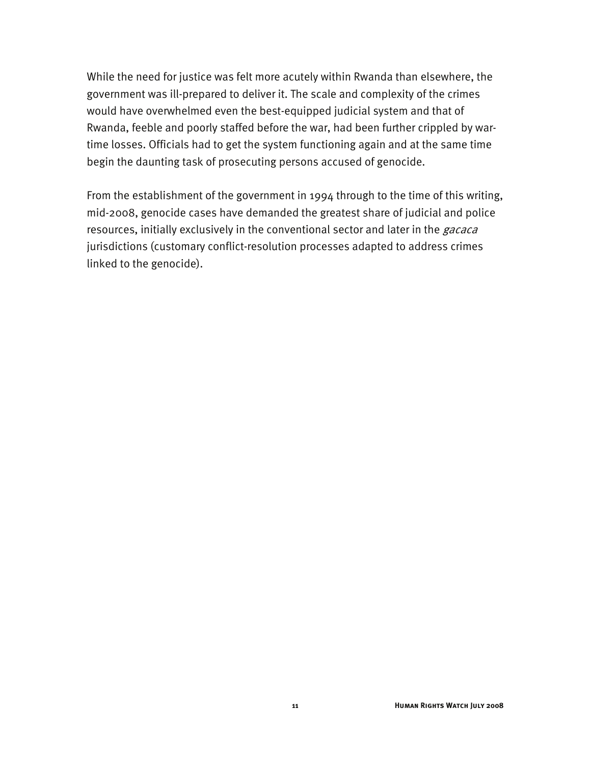While the need for justice was felt more acutely within Rwanda than elsewhere, the government was ill-prepared to deliver it. The scale and complexity of the crimes would have overwhelmed even the best-equipped judicial system and that of Rwanda, feeble and poorly staffed before the war, had been further crippled by war-time losses. Officials had to get the system functioning again and at the same time begin the daunting task of prosecuting persons accused of genocide.

From the establishment of the government in 1994 through to the time of this writing, mid-2008, genocide cases have demanded the greatest share of judicial and police resources, initially exclusively in the conventional sector and later in the *gacaca* jurisdictions (customary conflict-resolution processes adapted to address crimes linked to the genocide).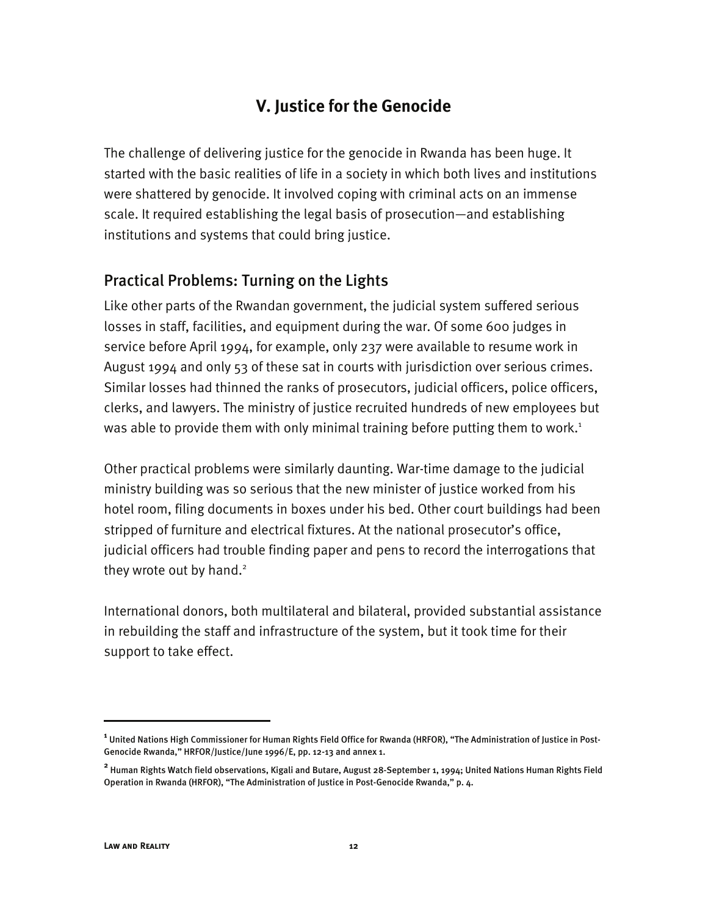# V. Justice for the Genocide

The challenge of delivering justice for the genocide in Rwanda has been huge. It started with the basic realities of life in a society in which both lives and institutions were shattered by genocide. It involved coping with criminal acts on an immense scale. It required establishing the legal basis of prosecution—and establishing institutions and systems that could bring justice.

## Practical Problems: Turning on the Lights

Like other parts of the Rwandan government, the judicial system suffered serious losses in staff, facilities, and equipment during the war. Of some 600 judges in service before April 1994, for example, only 237 were available to resume work in August 1994 and only 53 of these sat in courts with jurisdiction over serious crimes. Similar losses had thinned the ranks of prosecutors, judicial officers, police officers, clerks, and lawyers. The ministry of justice recruited hundreds of new employees but was able to provide them with only minimal training before putting them to work.[1]

Other practical problems were similarly daunting. War-time damage to the judicial ministry building was so serious that the new minister of justice worked from his hotel room, filing documents in boxes under his bed. Other court buildings had been stripped of furniture and electrical fixtures. At the national prosecutor's office, judicial officers had trouble finding paper and pens to record the interrogations that they wrote out by hand.[2]

International donors, both multilateral and bilateral, provided substantial assistance in rebuilding the staff and infrastructure of the system, but it took time for their support to take effect.

---

[1] United Nations High Commissioner for Human Rights Field Office for Rwanda (HRFOR), "The Administration of Justice in Post-Genocide Rwanda," HRFOR/Justice/June 1996/E, pp. 12-13 and annex 1.

[2] Human Rights Watch field observations, Kigali and Butare, August 28-September 1, 1994; United Nations Human Rights Field Operation in Rwanda (HRFOR), "The Administration of Justice in Post-Genocide Rwanda," p. 4.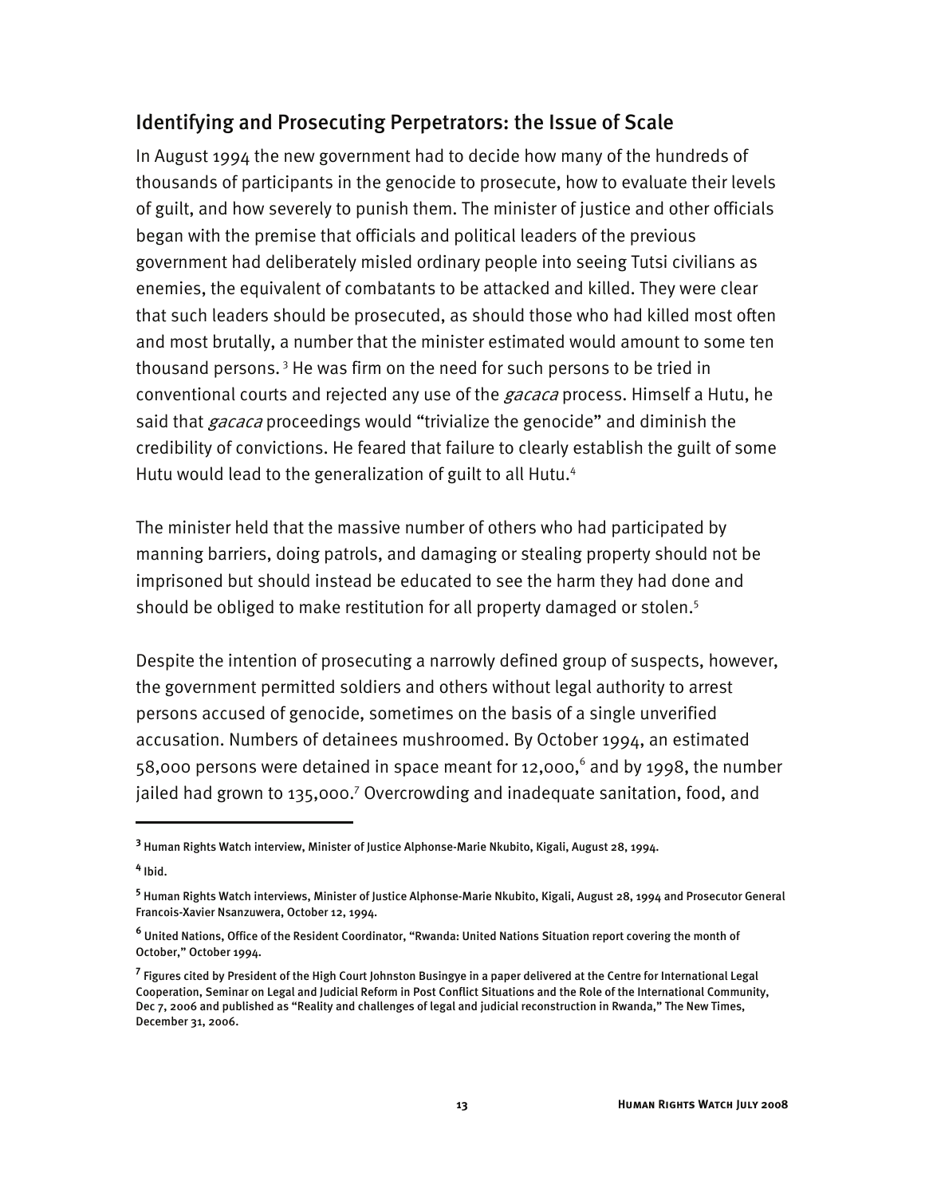## Identifying and Prosecuting Perpetrators: the Issue of Scale

In August 1994 the new government had to decide how many of the hundreds of thousands of participants in the genocide to prosecute, how to evaluate their levels of guilt, and how severely to punish them. The minister of justice and other officials began with the premise that officials and political leaders of the previous government had deliberately misled ordinary people into seeing Tutsi civilians as enemies, the equivalent of combatants to be attacked and killed. They were clear that such leaders should be prosecuted, as should those who had killed most often and most brutally, a number that the minister estimated would amount to some ten thousand persons.[3] He was firm on the need for such persons to be tried in conventional courts and rejected any use of the *gacaca* process. Himself a Hutu, he said that *gacaca* proceedings would "trivialize the genocide" and diminish the credibility of convictions. He feared that failure to clearly establish the guilt of some Hutu would lead to the generalization of guilt to all Hutu.[4]

The minister held that the massive number of others who had participated by manning barriers, doing patrols, and damaging or stealing property should not be imprisoned but should instead be educated to see the harm they had done and should be obliged to make restitution for all property damaged or stolen.[5]

Despite the intention of prosecuting a narrowly defined group of suspects, however, the government permitted soldiers and others without legal authority to arrest persons accused of genocide, sometimes on the basis of a single unverified accusation. Numbers of detainees mushroomed. By October 1994, an estimated 58,000 persons were detained in space meant for 12,000,[6] and by 1998, the number jailed had grown to 135,000.[7] Overcrowding and inadequate sanitation, food, and

---

[3] Human Rights Watch interview, Minister of Justice Alphonse-Marie Nkubito, Kigali, August 28, 1994.

[4] Ibid.

[5] Human Rights Watch interviews, Minister of Justice Alphonse-Marie Nkubito, Kigali, August 28, 1994 and Prosecutor General Francois-Xavier Nsanzuwera, October 12, 1994.

[6] United Nations, Office of the Resident Coordinator, "Rwanda: United Nations Situation report covering the month of October," October 1994.

[7] Figures cited by President of the High Court Johnston Busingye in a paper delivered at the Centre for International Legal Cooperation, Seminar on Legal and Judicial Reform in Post Conflict Situations and the Role of the International Community, Dec 7, 2006 and published as "Reality and challenges of legal and judicial reconstruction in Rwanda," The New Times, December 31, 2006.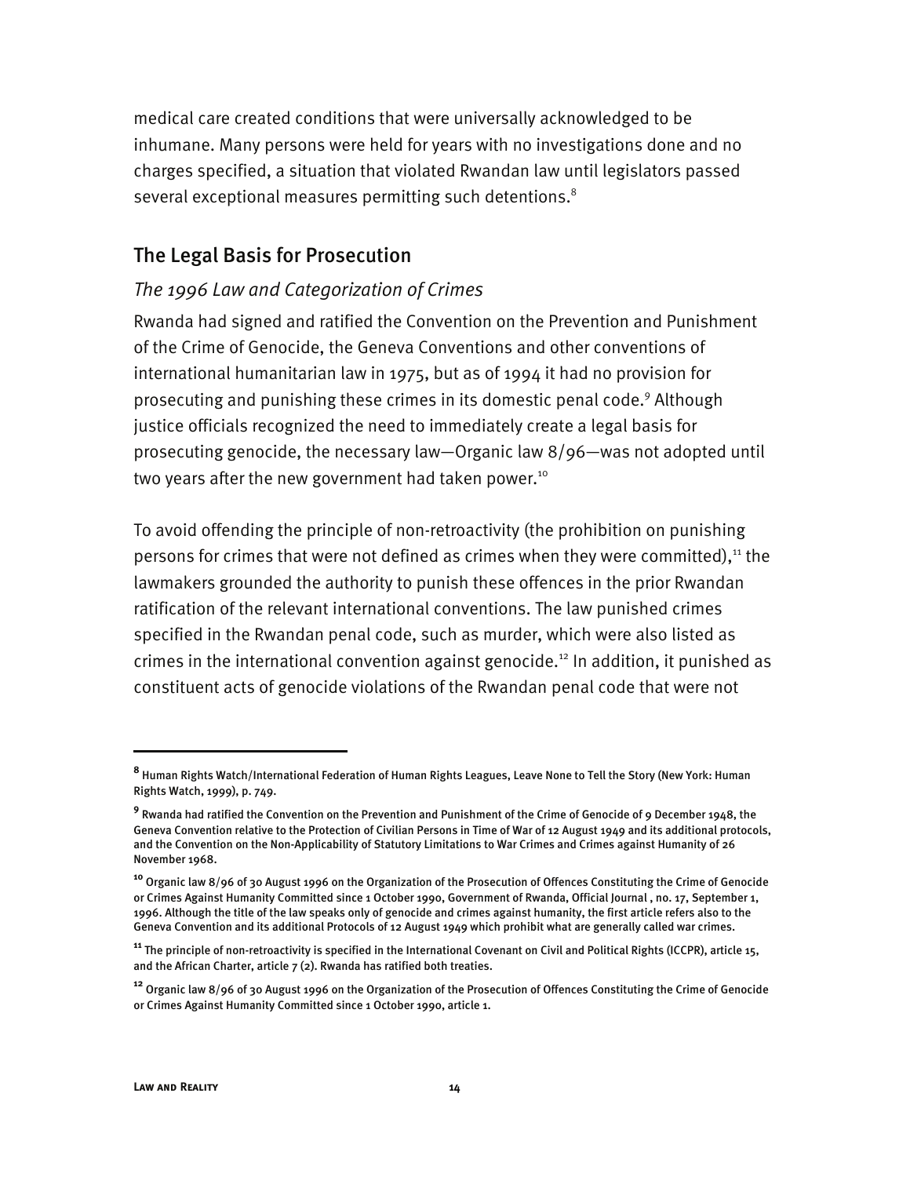medical care created conditions that were universally acknowledged to be inhumane. Many persons were held for years with no investigations done and no charges specified, a situation that violated Rwandan law until legislators passed several exceptional measures permitting such detentions.[8]

## The Legal Basis for Prosecution

### *The 1996 Law and Categorization of Crimes*

Rwanda had signed and ratified the Convention on the Prevention and Punishment of the Crime of Genocide, the Geneva Conventions and other conventions of international humanitarian law in 1975, but as of 1994 it had no provision for prosecuting and punishing these crimes in its domestic penal code.[9] Although justice officials recognized the need to immediately create a legal basis for prosecuting genocide, the necessary law—Organic law 8/96—was not adopted until two years after the new government had taken power.[10]

To avoid offending the principle of non-retroactivity (the prohibition on punishing persons for crimes that were not defined as crimes when they were committed),[11] the lawmakers grounded the authority to punish these offences in the prior Rwandan ratification of the relevant international conventions. The law punished crimes specified in the Rwandan penal code, such as murder, which were also listed as crimes in the international convention against genocide.[12] In addition, it punished as constituent acts of genocide violations of the Rwandan penal code that were not

---

[8] Human Rights Watch/International Federation of Human Rights Leagues, Leave None to Tell the Story (New York: Human Rights Watch, 1999), p. 749.

[9] Rwanda had ratified the Convention on the Prevention and Punishment of the Crime of Genocide of 9 December 1948, the Geneva Convention relative to the Protection of Civilian Persons in Time of War of 12 August 1949 and its additional protocols, and the Convention on the Non-Applicability of Statutory Limitations to War Crimes and Crimes against Humanity of 26 November 1968.

[10] Organic law 8/96 of 30 August 1996 on the Organization of the Prosecution of Offences Constituting the Crime of Genocide or Crimes Against Humanity Committed since 1 October 1990, Government of Rwanda, Official Journal , no. 17, September 1, 1996. Although the title of the law speaks only of genocide and crimes against humanity, the first article refers also to the Geneva Convention and its additional Protocols of 12 August 1949 which prohibit what are generally called war crimes.

[11] The principle of non-retroactivity is specified in the International Covenant on Civil and Political Rights (ICCPR), article 15, and the African Charter, article 7 (2). Rwanda has ratified both treaties.

[12] Organic law 8/96 of 30 August 1996 on the Organization of the Prosecution of Offences Constituting the Crime of Genocide or Crimes Against Humanity Committed since 1 October 1990, article 1.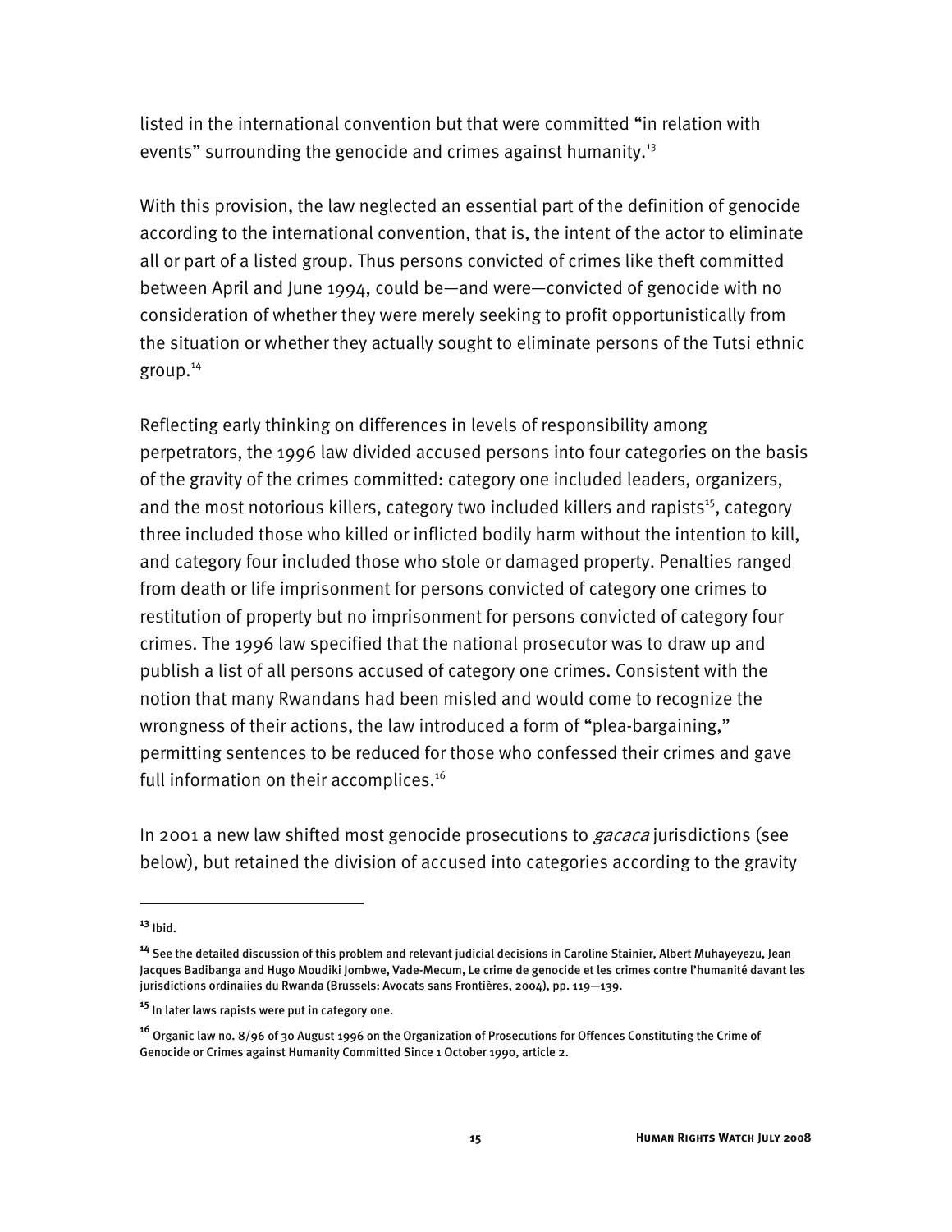listed in the international convention but that were committed "in relation with events" surrounding the genocide and crimes against humanity.[13]

With this provision, the law neglected an essential part of the definition of genocide according to the international convention, that is, the intent of the actor to eliminate all or part of a listed group. Thus persons convicted of crimes like theft committed between April and June 1994, could be—and were—convicted of genocide with no consideration of whether they were merely seeking to profit opportunistically from the situation or whether they actually sought to eliminate persons of the Tutsi ethnic group.[14]

Reflecting early thinking on differences in levels of responsibility among perpetrators, the 1996 law divided accused persons into four categories on the basis of the gravity of the crimes committed: category one included leaders, organizers, and the most notorious killers, category two included killers and rapists[15], category three included those who killed or inflicted bodily harm without the intention to kill, and category four included those who stole or damaged property. Penalties ranged from death or life imprisonment for persons convicted of category one crimes to restitution of property but no imprisonment for persons convicted of category four crimes. The 1996 law specified that the national prosecutor was to draw up and publish a list of all persons accused of category one crimes. Consistent with the notion that many Rwandans had been misled and would come to recognize the wrongness of their actions, the law introduced a form of "plea-bargaining," permitting sentences to be reduced for those who confessed their crimes and gave full information on their accomplices.[16]

In 2001 a new law shifted most genocide prosecutions to *gacaca* jurisdictions (see below), but retained the division of accused into categories according to the gravity

---

[13] Ibid.

[14] See the detailed discussion of this problem and relevant judicial decisions in Caroline Stainier, Albert Muhayeyezu, Jean Jacques Badibanga and Hugo Moudiki Jombwe, Vade-Mecum, Le crime de genocide et les crimes contre l'humanité davant les jurisdictions ordinaiies du Rwanda (Brussels: Avocats sans Frontières, 2004), pp. 119—139.

[15] In later laws rapists were put in category one.

[16] Organic law no. 8/96 of 30 August 1996 on the Organization of Prosecutions for Offences Constituting the Crime of Genocide or Crimes against Humanity Committed Since 1 October 1990, article 2.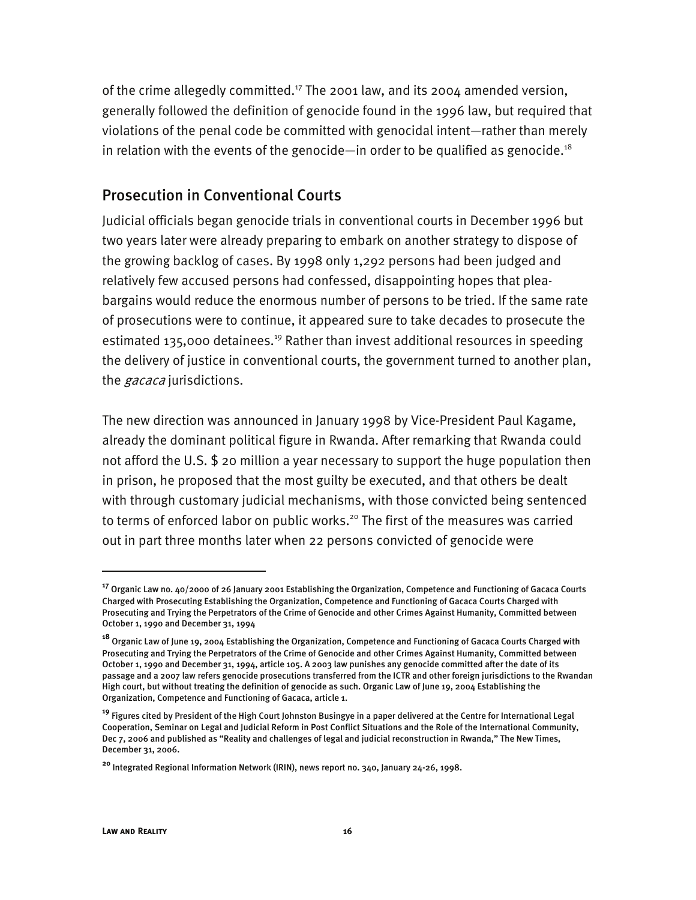of the crime allegedly committed.[17] The 2001 law, and its 2004 amended version, generally followed the definition of genocide found in the 1996 law, but required that violations of the penal code be committed with genocidal intent—rather than merely in relation with the events of the genocide—in order to be qualified as genocide.[18]

## Prosecution in Conventional Courts

Judicial officials began genocide trials in conventional courts in December 1996 but two years later were already preparing to embark on another strategy to dispose of the growing backlog of cases. By 1998 only 1,292 persons had been judged and relatively few accused persons had confessed, disappointing hopes that plea-bargains would reduce the enormous number of persons to be tried. If the same rate of prosecutions were to continue, it appeared sure to take decades to prosecute the estimated 135,000 detainees.[19] Rather than invest additional resources in speeding the delivery of justice in conventional courts, the government turned to another plan, the *gacaca* jurisdictions.

The new direction was announced in January 1998 by Vice-President Paul Kagame, already the dominant political figure in Rwanda. After remarking that Rwanda could not afford the U.S. $ 20 million a year necessary to support the huge population then in prison, he proposed that the most guilty be executed, and that others be dealt with through customary judicial mechanisms, with those convicted being sentenced to terms of enforced labor on public works.[20] The first of the measures was carried out in part three months later when 22 persons convicted of genocide were

---

[17] Organic Law no. 40/2000 of 26 January 2001 Establishing the Organization, Competence and Functioning of Gacaca Courts Charged with Prosecuting Establishing the Organization, Competence and Functioning of Gacaca Courts Charged with Prosecuting and Trying the Perpetrators of the Crime of Genocide and other Crimes Against Humanity, Committed between October 1, 1990 and December 31, 1994

[18] Organic Law of June 19, 2004 Establishing the Organization, Competence and Functioning of Gacaca Courts Charged with Prosecuting and Trying the Perpetrators of the Crime of Genocide and other Crimes Against Humanity, Committed between October 1, 1990 and December 31, 1994, article 105. A 2003 law punishes any genocide committed after the date of its passage and a 2007 law refers genocide prosecutions transferred from the ICTR and other foreign jurisdictions to the Rwandan High court, but without treating the definition of genocide as such. Organic Law of June 19, 2004 Establishing the Organization, Competence and Functioning of Gacaca, article 1.

[19] Figures cited by President of the High Court Johnston Busingye in a paper delivered at the Centre for International Legal Cooperation, Seminar on Legal and Judicial Reform in Post Conflict Situations and the Role of the International Community, Dec 7, 2006 and published as "Reality and challenges of legal and judicial reconstruction in Rwanda," The New Times, December 31, 2006.

[20] Integrated Regional Information Network (IRIN), news report no. 340, January 24-26, 1998.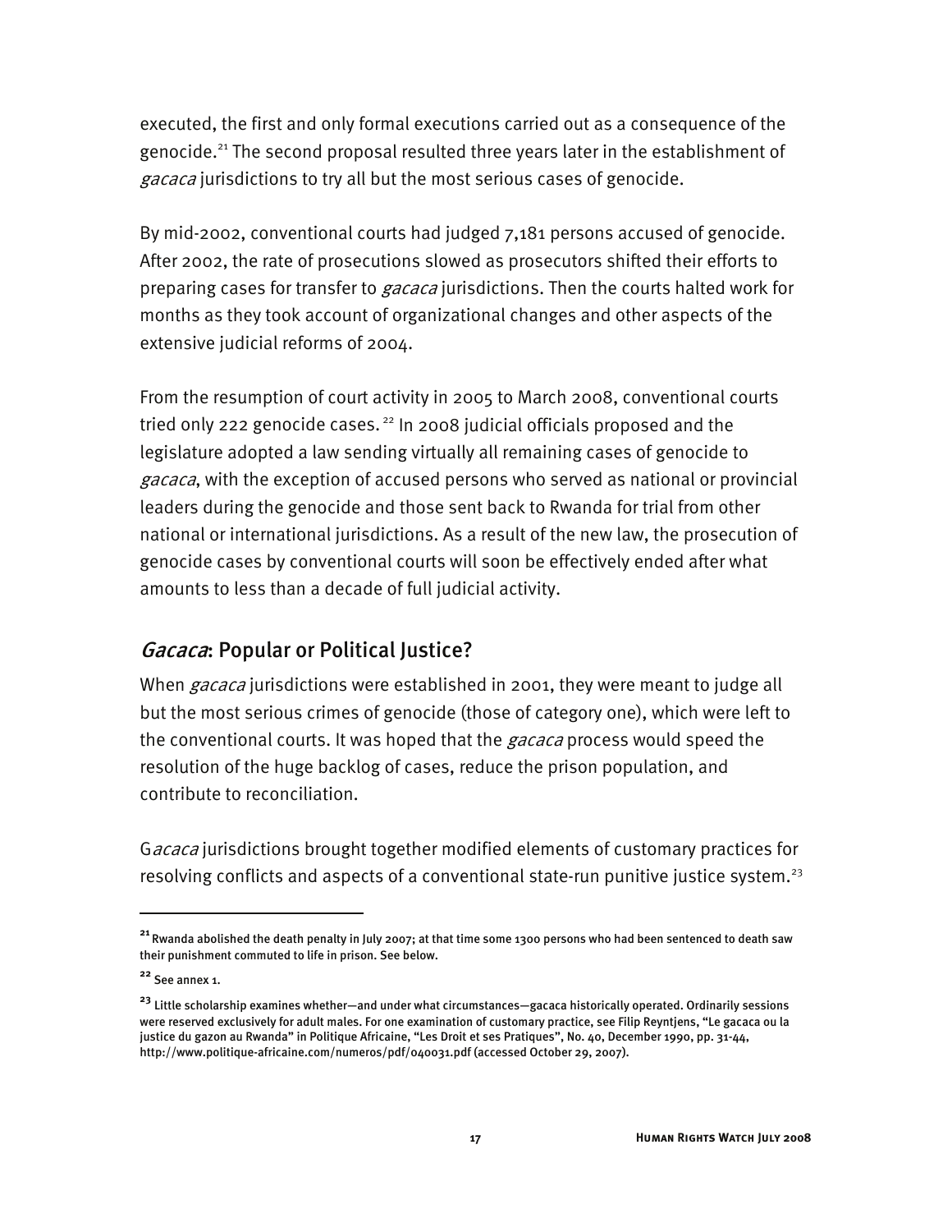executed, the first and only formal executions carried out as a consequence of the genocide.[21] The second proposal resulted three years later in the establishment of *gacaca* jurisdictions to try all but the most serious cases of genocide.

By mid-2002, conventional courts had judged 7,181 persons accused of genocide. After 2002, the rate of prosecutions slowed as prosecutors shifted their efforts to preparing cases for transfer to *gacaca* jurisdictions. Then the courts halted work for months as they took account of organizational changes and other aspects of the extensive judicial reforms of 2004.

From the resumption of court activity in 2005 to March 2008, conventional courts tried only 222 genocide cases.[22] In 2008 judicial officials proposed and the legislature adopted a law sending virtually all remaining cases of genocide to *gacaca*, with the exception of accused persons who served as national or provincial leaders during the genocide and those sent back to Rwanda for trial from other national or international jurisdictions. As a result of the new law, the prosecution of genocide cases by conventional courts will soon be effectively ended after what amounts to less than a decade of full judicial activity.

## *Gacaca*: Popular or Political Justice?

When *gacaca* jurisdictions were established in 2001, they were meant to judge all but the most serious crimes of genocide (those of category one), which were left to the conventional courts. It was hoped that the *gacaca* process would speed the resolution of the huge backlog of cases, reduce the prison population, and contribute to reconciliation.

G*acaca* jurisdictions brought together modified elements of customary practices for resolving conflicts and aspects of a conventional state-run punitive justice system.[23]

---

[21] Rwanda abolished the death penalty in July 2007; at that time some 1300 persons who had been sentenced to death saw their punishment commuted to life in prison. See below.

[22] See annex 1.

[23] Little scholarship examines whether—and under what circumstances—gacaca historically operated. Ordinarily sessions were reserved exclusively for adult males. For one examination of customary practice, see Filip Reyntjens, "Le gacaca ou la justice du gazon au Rwanda" in Politique Africaine, "Les Droit et ses Pratiques", No. 40, December 1990, pp. 31-44, http://www.politique-africaine.com/numeros/pdf/040031.pdf (accessed October 29, 2007).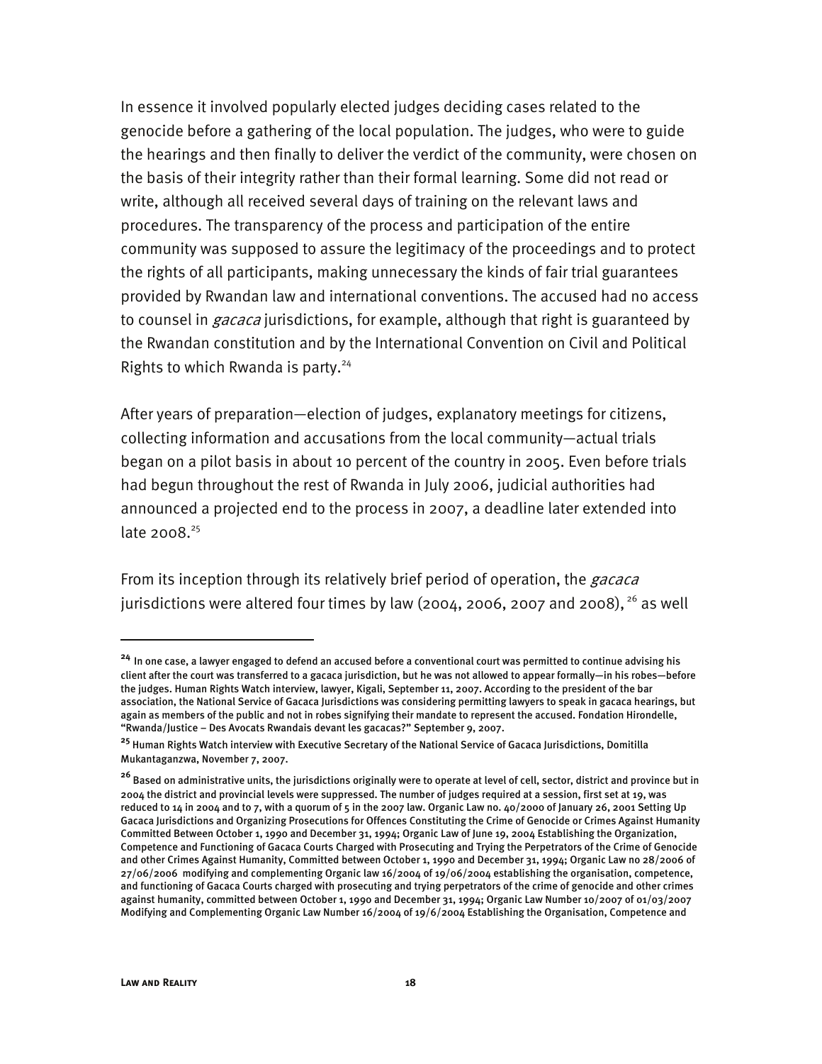In essence it involved popularly elected judges deciding cases related to the genocide before a gathering of the local population. The judges, who were to guide the hearings and then finally to deliver the verdict of the community, were chosen on the basis of their integrity rather than their formal learning. Some did not read or write, although all received several days of training on the relevant laws and procedures. The transparency of the process and participation of the entire community was supposed to assure the legitimacy of the proceedings and to protect the rights of all participants, making unnecessary the kinds of fair trial guarantees provided by Rwandan law and international conventions. The accused had no access to counsel in *gacaca* jurisdictions, for example, although that right is guaranteed by the Rwandan constitution and by the International Convention on Civil and Political Rights to which Rwanda is party.[24]

After years of preparation—election of judges, explanatory meetings for citizens, collecting information and accusations from the local community—actual trials began on a pilot basis in about 10 percent of the country in 2005. Even before trials had begun throughout the rest of Rwanda in July 2006, judicial authorities had announced a projected end to the process in 2007, a deadline later extended into late 2008.[25]

From its inception through its relatively brief period of operation, the *gacaca* jurisdictions were altered four times by law (2004, 2006, 2007 and 2008), [26] as well

---

[24] In one case, a lawyer engaged to defend an accused before a conventional court was permitted to continue advising his client after the court was transferred to a gacaca jurisdiction, but he was not allowed to appear formally—in his robes—before the judges. Human Rights Watch interview, lawyer, Kigali, September 11, 2007. According to the president of the bar association, the National Service of Gacaca Jurisdictions was considering permitting lawyers to speak in gacaca hearings, but again as members of the public and not in robes signifying their mandate to represent the accused. Fondation Hirondelle, "Rwanda/Justice – Des Avocats Rwandais devant les gacacas?" September 9, 2007.

[25] Human Rights Watch interview with Executive Secretary of the National Service of Gacaca Jurisdictions, Domitilla Mukantaganzwa, November 7, 2007.

[26] Based on administrative units, the jurisdictions originally were to operate at level of cell, sector, district and province but in 2004 the district and provincial levels were suppressed. The number of judges required at a session, first set at 19, was reduced to 14 in 2004 and to 7, with a quorum of 5 in the 2007 law. Organic Law no. 40/2000 of January 26, 2001 Setting Up Gacaca Jurisdictions and Organizing Prosecutions for Offences Constituting the Crime of Genocide or Crimes Against Humanity Committed Between October 1, 1990 and December 31, 1994; Organic Law of June 19, 2004 Establishing the Organization, Competence and Functioning of Gacaca Courts Charged with Prosecuting and Trying the Perpetrators of the Crime of Genocide and other Crimes Against Humanity, Committed between October 1, 1990 and December 31, 1994; Organic Law no 28/2006 of 27/06/2006 modifying and complementing Organic law 16/2004 of 19/06/2004 establishing the organisation, competence, and functioning of Gacaca Courts charged with prosecuting and trying perpetrators of the crime of genocide and other crimes against humanity, committed between October 1, 1990 and December 31, 1994; Organic Law Number 10/2007 of 01/03/2007 Modifying and Complementing Organic Law Number 16/2004 of 19/6/2004 Establishing the Organisation, Competence and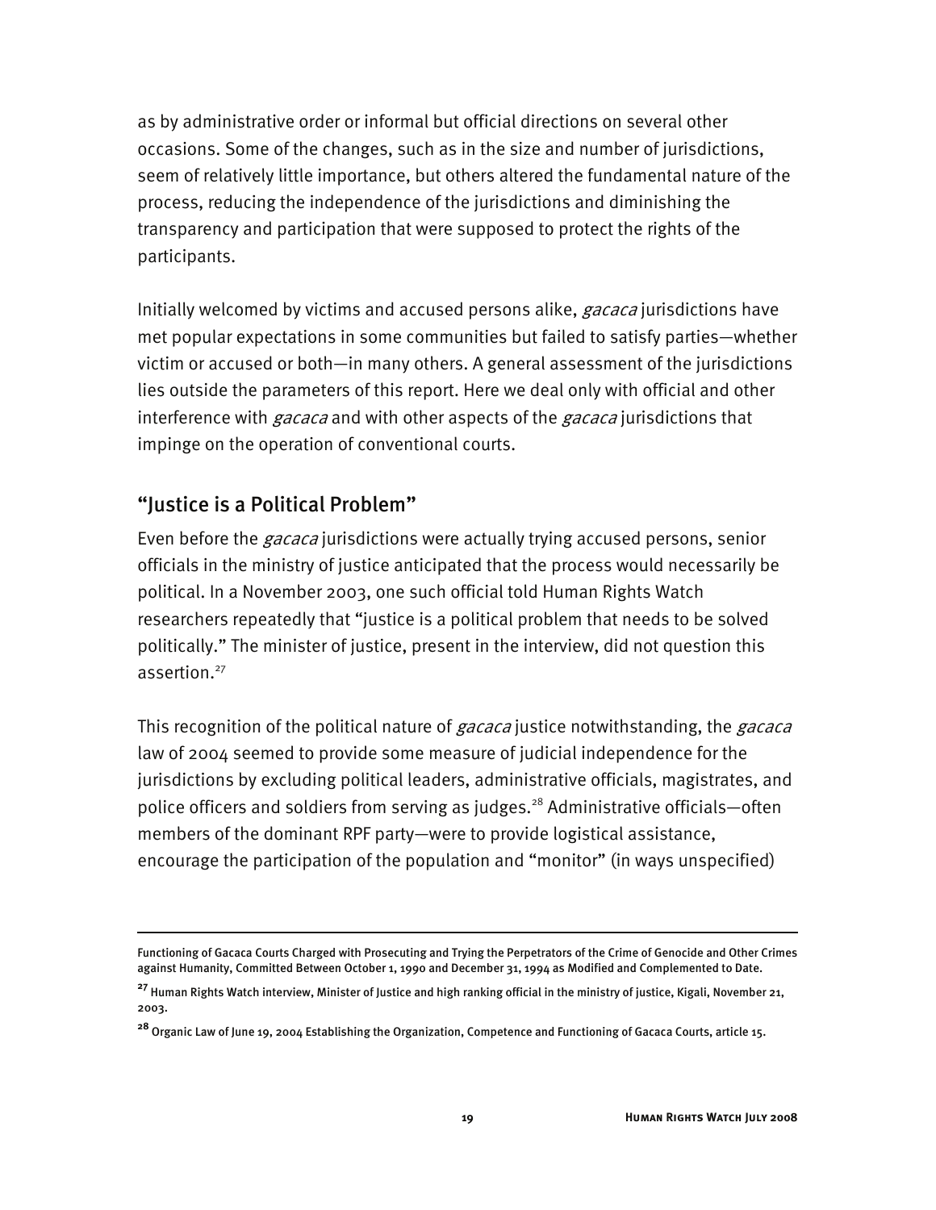as by administrative order or informal but official directions on several other occasions. Some of the changes, such as in the size and number of jurisdictions, seem of relatively little importance, but others altered the fundamental nature of the process, reducing the independence of the jurisdictions and diminishing the transparency and participation that were supposed to protect the rights of the participants.

Initially welcomed by victims and accused persons alike, *gacaca* jurisdictions have met popular expectations in some communities but failed to satisfy parties—whether victim or accused or both—in many others. A general assessment of the jurisdictions lies outside the parameters of this report. Here we deal only with official and other interference with *gacaca* and with other aspects of the *gacaca* jurisdictions that impinge on the operation of conventional courts.

## "Justice is a Political Problem"

Even before the *gacaca* jurisdictions were actually trying accused persons, senior officials in the ministry of justice anticipated that the process would necessarily be political. In a November 2003, one such official told Human Rights Watch researchers repeatedly that "justice is a political problem that needs to be solved politically." The minister of justice, present in the interview, did not question this assertion.[27]

This recognition of the political nature of *gacaca* justice notwithstanding, the *gacaca* law of 2004 seemed to provide some measure of judicial independence for the jurisdictions by excluding political leaders, administrative officials, magistrates, and police officers and soldiers from serving as judges.[28] Administrative officials—often members of the dominant RPF party—were to provide logistical assistance, encourage the participation of the population and "monitor" (in ways unspecified)

---

Functioning of Gacaca Courts Charged with Prosecuting and Trying the Perpetrators of the Crime of Genocide and Other Crimes against Humanity, Committed Between October 1, 1990 and December 31, 1994 as Modified and Complemented to Date.

[27] Human Rights Watch interview, Minister of Justice and high ranking official in the ministry of justice, Kigali, November 21, 2003.

[28] Organic Law of June 19, 2004 Establishing the Organization, Competence and Functioning of Gacaca Courts, article 15.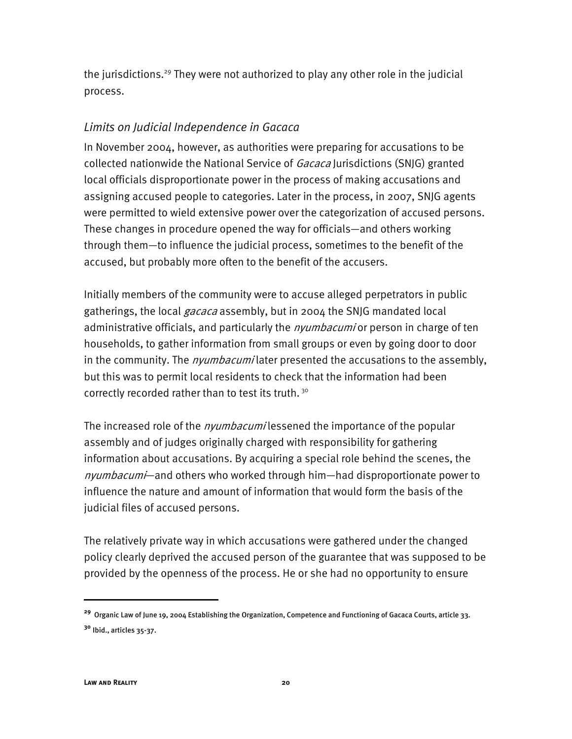the jurisdictions.[29] They were not authorized to play any other role in the judicial process.

### *Limits on Judicial Independence in Gacaca*

In November 2004, however, as authorities were preparing for accusations to be collected nationwide the National Service of *Gacaca* Jurisdictions (SNJG) granted local officials disproportionate power in the process of making accusations and assigning accused people to categories. Later in the process, in 2007, SNJG agents were permitted to wield extensive power over the categorization of accused persons. These changes in procedure opened the way for officials—and others working through them—to influence the judicial process, sometimes to the benefit of the accused, but probably more often to the benefit of the accusers.

Initially members of the community were to accuse alleged perpetrators in public gatherings, the local *gacaca* assembly, but in 2004 the SNJG mandated local administrative officials, and particularly the *nyumbacumi* or person in charge of ten households, to gather information from small groups or even by going door to door in the community. The *nyumbacumi* later presented the accusations to the assembly, but this was to permit local residents to check that the information had been correctly recorded rather than to test its truth. [30]

The increased role of the *nyumbacumi* lessened the importance of the popular assembly and of judges originally charged with responsibility for gathering information about accusations. By acquiring a special role behind the scenes, the *nyumbacumi*—and others who worked through him—had disproportionate power to influence the nature and amount of information that would form the basis of the judicial files of accused persons.

The relatively private way in which accusations were gathered under the changed policy clearly deprived the accused person of the guarantee that was supposed to be provided by the openness of the process. He or she had no opportunity to ensure

---

[29] Organic Law of June 19, 2004 Establishing the Organization, Competence and Functioning of Gacaca Courts, article 33.

[30] Ibid., articles 35-37.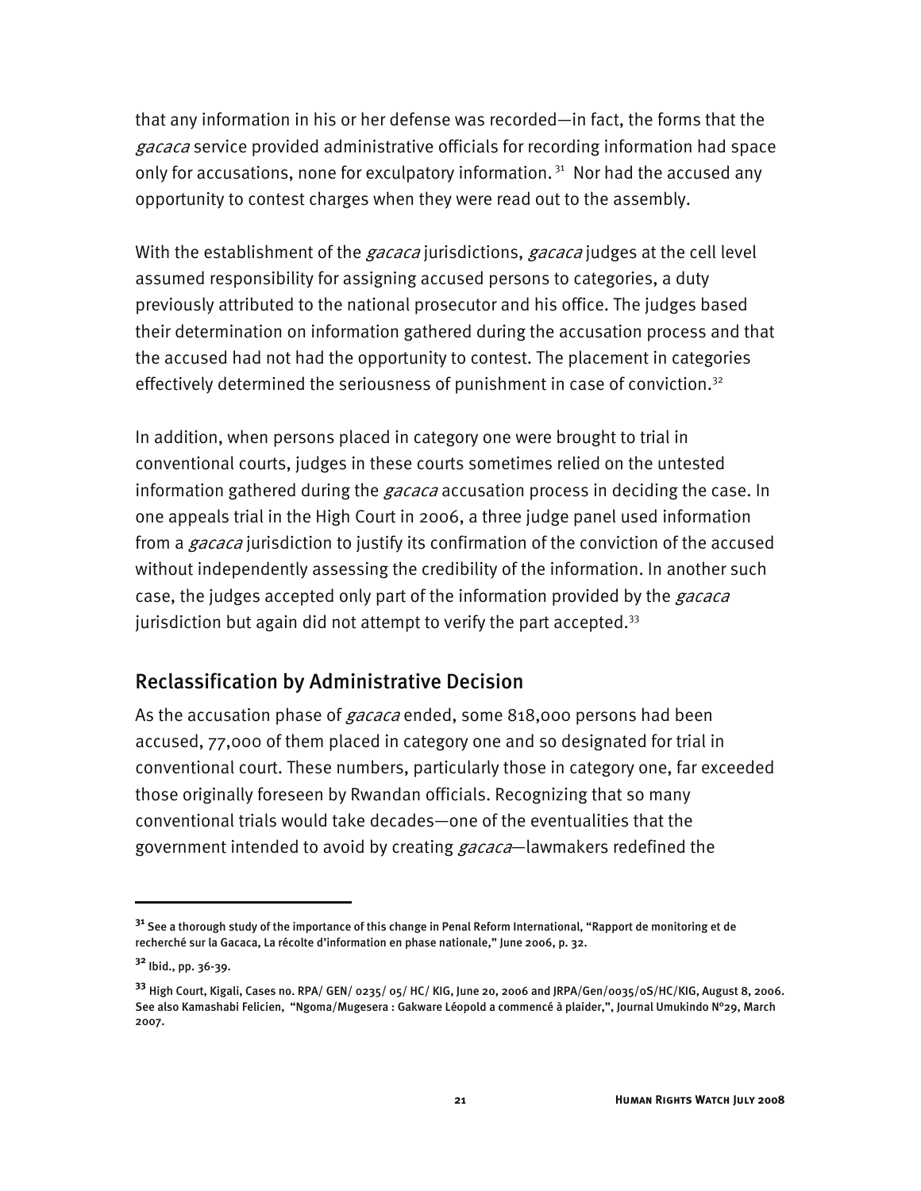that any information in his or her defense was recorded—in fact, the forms that the *gacaca* service provided administrative officials for recording information had space only for accusations, none for exculpatory information.[31] Nor had the accused any opportunity to contest charges when they were read out to the assembly.

With the establishment of the *gacaca* jurisdictions, *gacaca* judges at the cell level assumed responsibility for assigning accused persons to categories, a duty previously attributed to the national prosecutor and his office. The judges based their determination on information gathered during the accusation process and that the accused had not had the opportunity to contest. The placement in categories effectively determined the seriousness of punishment in case of conviction.[32]

In addition, when persons placed in category one were brought to trial in conventional courts, judges in these courts sometimes relied on the untested information gathered during the *gacaca* accusation process in deciding the case. In one appeals trial in the High Court in 2006, a three judge panel used information from a *gacaca* jurisdiction to justify its confirmation of the conviction of the accused without independently assessing the credibility of the information. In another such case, the judges accepted only part of the information provided by the *gacaca* jurisdiction but again did not attempt to verify the part accepted.[33]

## Reclassification by Administrative Decision

As the accusation phase of *gacaca* ended, some 818,000 persons had been accused, 77,000 of them placed in category one and so designated for trial in conventional court. These numbers, particularly those in category one, far exceeded those originally foreseen by Rwandan officials. Recognizing that so many conventional trials would take decades—one of the eventualities that the government intended to avoid by creating *gacaca*—lawmakers redefined the

---

[31] See a thorough study of the importance of this change in Penal Reform International, "Rapport de monitoring et de recherché sur la Gacaca, La récolte d'information en phase nationale," June 2006, p. 32.

[32] Ibid., pp. 36-39.

[33] High Court, Kigali, Cases no. RPA/ GEN/ 0235/ 05/ HC/ KIG, June 20, 2006 and JRPA/Gen/0035/0S/HC/KIG, August 8, 2006. See also Kamashabi Felicien, "Ngoma/Mugesera : Gakware Léopold a commencé à plaider,", Journal Umukindo N°29, March 2007.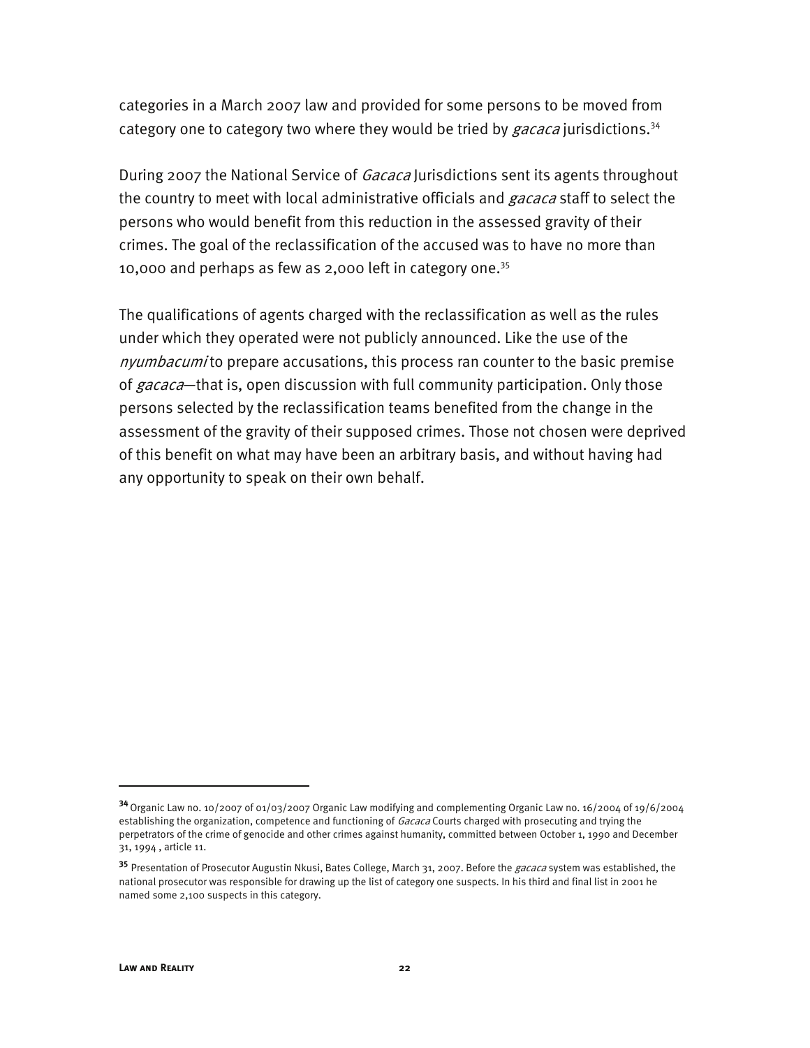categories in a March 2007 law and provided for some persons to be moved from category one to category two where they would be tried by *gacaca* jurisdictions.[34]

During 2007 the National Service of *Gacaca* Jurisdictions sent its agents throughout the country to meet with local administrative officials and *gacaca* staff to select the persons who would benefit from this reduction in the assessed gravity of their crimes. The goal of the reclassification of the accused was to have no more than 10,000 and perhaps as few as 2,000 left in category one.[35]

The qualifications of agents charged with the reclassification as well as the rules under which they operated were not publicly announced. Like the use of the *nyumbacumi* to prepare accusations, this process ran counter to the basic premise of *gacaca*—that is, open discussion with full community participation. Only those persons selected by the reclassification teams benefited from the change in the assessment of the gravity of their supposed crimes. Those not chosen were deprived of this benefit on what may have been an arbitrary basis, and without having had any opportunity to speak on their own behalf.

---

[34] Organic Law no. 10/2007 of 01/03/2007 Organic Law modifying and complementing Organic Law no. 16/2004 of 19/6/2004 establishing the organization, competence and functioning of *Gacaca* Courts charged with prosecuting and trying the perpetrators of the crime of genocide and other crimes against humanity, committed between October 1, 1990 and December 31, 1994 , article 11.

[35] Presentation of Prosecutor Augustin Nkusi, Bates College, March 31, 2007. Before the *gacaca* system was established, the national prosecutor was responsible for drawing up the list of category one suspects. In his third and final list in 2001 he named some 2,100 suspects in this category.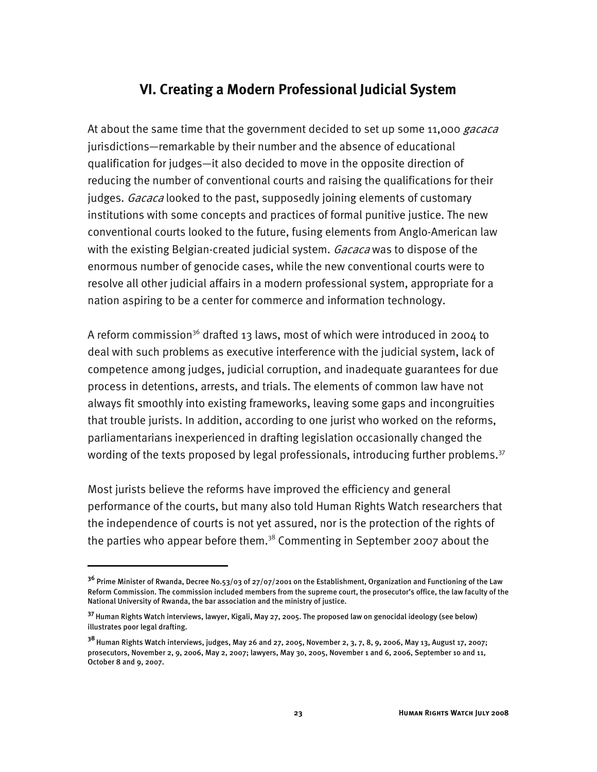## VI. Creating a Modern Professional Judicial System

At about the same time that the government decided to set up some 11,000 *gacaca* jurisdictions—remarkable by their number and the absence of educational qualification for judges—it also decided to move in the opposite direction of reducing the number of conventional courts and raising the qualifications for their judges. *Gacaca* looked to the past, supposedly joining elements of customary institutions with some concepts and practices of formal punitive justice. The new conventional courts looked to the future, fusing elements from Anglo-American law with the existing Belgian-created judicial system. *Gacaca* was to dispose of the enormous number of genocide cases, while the new conventional courts were to resolve all other judicial affairs in a modern professional system, appropriate for a nation aspiring to be a center for commerce and information technology.

A reform commission[36] drafted 13 laws, most of which were introduced in 2004 to deal with such problems as executive interference with the judicial system, lack of competence among judges, judicial corruption, and inadequate guarantees for due process in detentions, arrests, and trials. The elements of common law have not always fit smoothly into existing frameworks, leaving some gaps and incongruities that trouble jurists. In addition, according to one jurist who worked on the reforms, parliamentarians inexperienced in drafting legislation occasionally changed the wording of the texts proposed by legal professionals, introducing further problems.[37]

Most jurists believe the reforms have improved the efficiency and general performance of the courts, but many also told Human Rights Watch researchers that the independence of courts is not yet assured, nor is the protection of the rights of the parties who appear before them.[38] Commenting in September 2007 about the

---

[36] Prime Minister of Rwanda, Decree No.53/03 of 27/07/2001 on the Establishment, Organization and Functioning of the Law Reform Commission. The commission included members from the supreme court, the prosecutor's office, the law faculty of the National University of Rwanda, the bar association and the ministry of justice.

[37] Human Rights Watch interviews, lawyer, Kigali, May 27, 2005. The proposed law on genocidal ideology (see below) illustrates poor legal drafting.

[38] Human Rights Watch interviews, judges, May 26 and 27, 2005, November 2, 3, 7, 8, 9, 2006, May 13, August 17, 2007; prosecutors, November 2, 9, 2006, May 2, 2007; lawyers, May 30, 2005, November 1 and 6, 2006, September 10 and 11, October 8 and 9, 2007.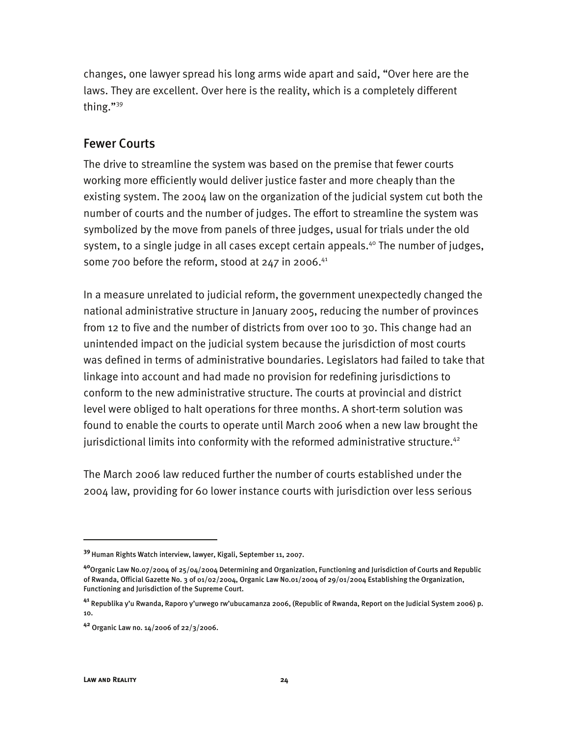changes, one lawyer spread his long arms wide apart and said, "Over here are the laws. They are excellent. Over here is the reality, which is a completely different thing."[39]

## Fewer Courts

The drive to streamline the system was based on the premise that fewer courts working more efficiently would deliver justice faster and more cheaply than the existing system. The 2004 law on the organization of the judicial system cut both the number of courts and the number of judges. The effort to streamline the system was symbolized by the move from panels of three judges, usual for trials under the old system, to a single judge in all cases except certain appeals.[40] The number of judges, some 700 before the reform, stood at 247 in 2006.[41]

In a measure unrelated to judicial reform, the government unexpectedly changed the national administrative structure in January 2005, reducing the number of provinces from 12 to five and the number of districts from over 100 to 30. This change had an unintended impact on the judicial system because the jurisdiction of most courts was defined in terms of administrative boundaries. Legislators had failed to take that linkage into account and had made no provision for redefining jurisdictions to conform to the new administrative structure. The courts at provincial and district level were obliged to halt operations for three months. A short-term solution was found to enable the courts to operate until March 2006 when a new law brought the jurisdictional limits into conformity with the reformed administrative structure.[42]

The March 2006 law reduced further the number of courts established under the 2004 law, providing for 60 lower instance courts with jurisdiction over less serious

---

[39] Human Rights Watch interview, lawyer, Kigali, September 11, 2007.

[40] Organic Law No.07/2004 of 25/04/2004 Determining and Organization, Functioning and Jurisdiction of Courts and Republic of Rwanda, Official Gazette No. 3 of 01/02/2004, Organic Law No.01/2004 of 29/01/2004 Establishing the Organization, Functioning and Jurisdiction of the Supreme Court.

[41] Republika y'u Rwanda, Raporo y'urwego rw'ubucamanza 2006, (Republic of Rwanda, Report on the Judicial System 2006) p. 10.

[42] Organic Law no. 14/2006 of 22/3/2006.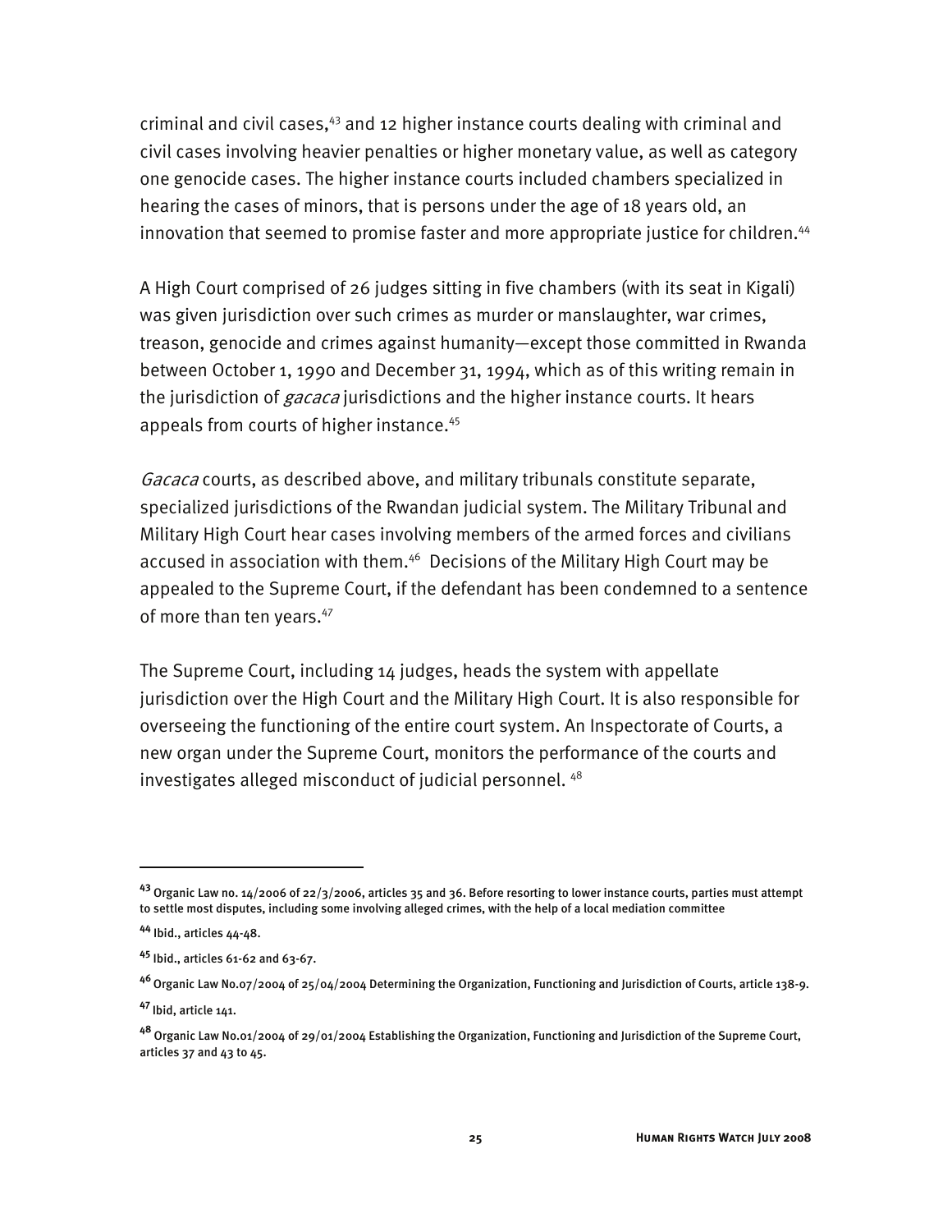criminal and civil cases,[43] and 12 higher instance courts dealing with criminal and civil cases involving heavier penalties or higher monetary value, as well as category one genocide cases. The higher instance courts included chambers specialized in hearing the cases of minors, that is persons under the age of 18 years old, an innovation that seemed to promise faster and more appropriate justice for children.[44]

A High Court comprised of 26 judges sitting in five chambers (with its seat in Kigali) was given jurisdiction over such crimes as murder or manslaughter, war crimes, treason, genocide and crimes against humanity—except those committed in Rwanda between October 1, 1990 and December 31, 1994, which as of this writing remain in the jurisdiction of *gacaca* jurisdictions and the higher instance courts. It hears appeals from courts of higher instance.[45]

*Gacaca* courts, as described above, and military tribunals constitute separate, specialized jurisdictions of the Rwandan judicial system. The Military Tribunal and Military High Court hear cases involving members of the armed forces and civilians accused in association with them.[46] Decisions of the Military High Court may be appealed to the Supreme Court, if the defendant has been condemned to a sentence of more than ten years.[47]

The Supreme Court, including 14 judges, heads the system with appellate jurisdiction over the High Court and the Military High Court. It is also responsible for overseeing the functioning of the entire court system. An Inspectorate of Courts, a new organ under the Supreme Court, monitors the performance of the courts and investigates alleged misconduct of judicial personnel.[48]

---

[43] Organic Law no. 14/2006 of 22/3/2006, articles 35 and 36. Before resorting to lower instance courts, parties must attempt to settle most disputes, including some involving alleged crimes, with the help of a local mediation committee

[44] Ibid., articles 44-48.

[45] Ibid., articles 61-62 and 63-67.

[46] Organic Law No.07/2004 of 25/04/2004 Determining the Organization, Functioning and Jurisdiction of Courts, article 138-9.

[47] Ibid, article 141.

[48] Organic Law No.01/2004 of 29/01/2004 Establishing the Organization, Functioning and Jurisdiction of the Supreme Court, articles 37 and 43 to 45.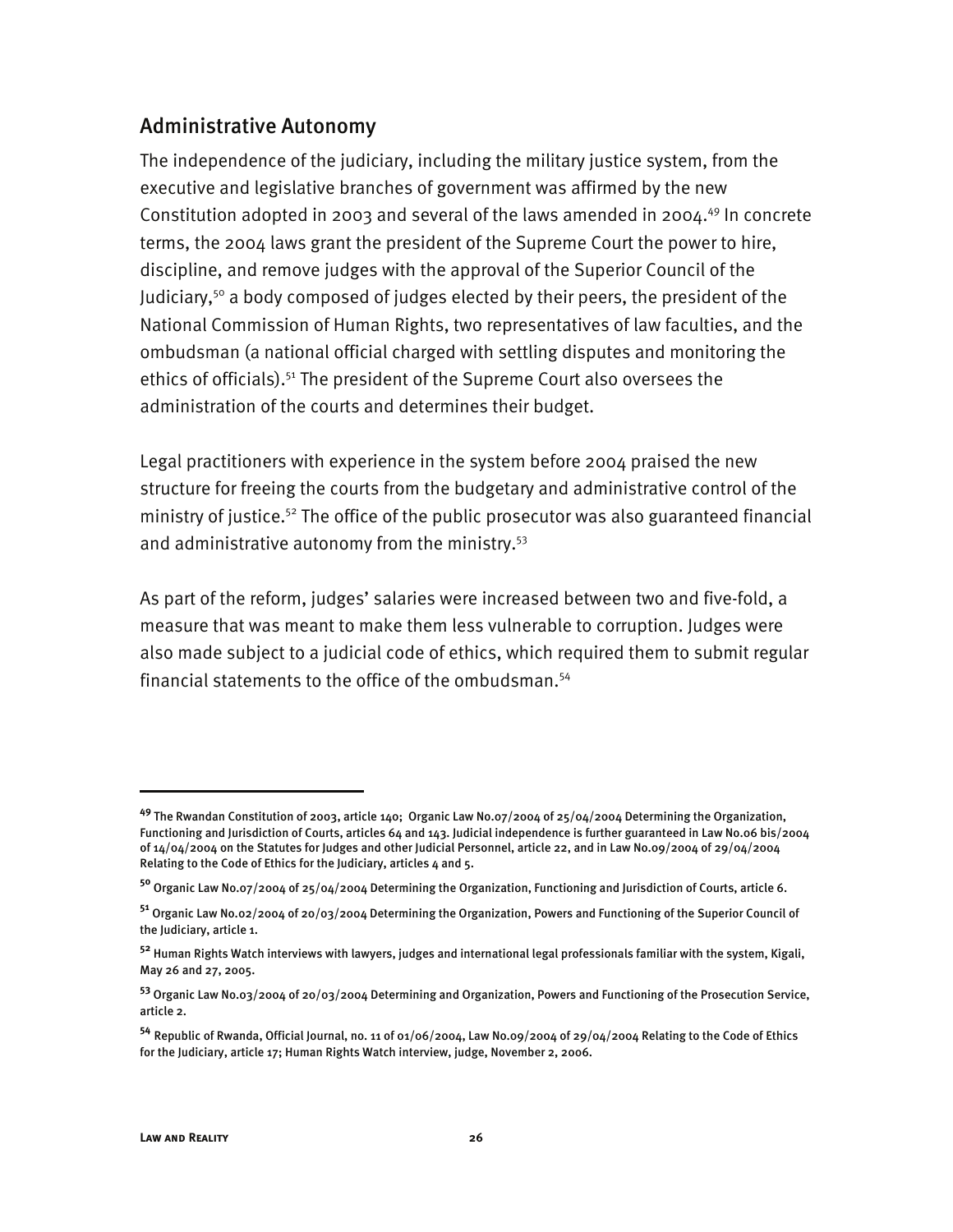## Administrative Autonomy

The independence of the judiciary, including the military justice system, from the executive and legislative branches of government was affirmed by the new Constitution adopted in 2003 and several of the laws amended in 2004.[49] In concrete terms, the 2004 laws grant the president of the Supreme Court the power to hire, discipline, and remove judges with the approval of the Superior Council of the Judiciary,[50] a body composed of judges elected by their peers, the president of the National Commission of Human Rights, two representatives of law faculties, and the ombudsman (a national official charged with settling disputes and monitoring the ethics of officials).[51] The president of the Supreme Court also oversees the administration of the courts and determines their budget.

Legal practitioners with experience in the system before 2004 praised the new structure for freeing the courts from the budgetary and administrative control of the ministry of justice.[52] The office of the public prosecutor was also guaranteed financial and administrative autonomy from the ministry.[53]

As part of the reform, judges' salaries were increased between two and five-fold, a measure that was meant to make them less vulnerable to corruption. Judges were also made subject to a judicial code of ethics, which required them to submit regular financial statements to the office of the ombudsman.[54]

---

[49] The Rwandan Constitution of 2003, article 140; Organic Law No.07/2004 of 25/04/2004 Determining the Organization, Functioning and Jurisdiction of Courts, articles 64 and 143. Judicial independence is further guaranteed in Law No.06 bis/2004 of 14/04/2004 on the Statutes for Judges and other Judicial Personnel, article 22, and in Law No.09/2004 of 29/04/2004 Relating to the Code of Ethics for the Judiciary, articles 4 and 5.

[50] Organic Law No.07/2004 of 25/04/2004 Determining the Organization, Functioning and Jurisdiction of Courts, article 6.

[51] Organic Law No.02/2004 of 20/03/2004 Determining the Organization, Powers and Functioning of the Superior Council of the Judiciary, article 1.

[52] Human Rights Watch interviews with lawyers, judges and international legal professionals familiar with the system, Kigali, May 26 and 27, 2005.

[53] Organic Law No.03/2004 of 20/03/2004 Determining and Organization, Powers and Functioning of the Prosecution Service, article 2.

[54] Republic of Rwanda, Official Journal, no. 11 of 01/06/2004, Law No.09/2004 of 29/04/2004 Relating to the Code of Ethics for the Judiciary, article 17; Human Rights Watch interview, judge, November 2, 2006.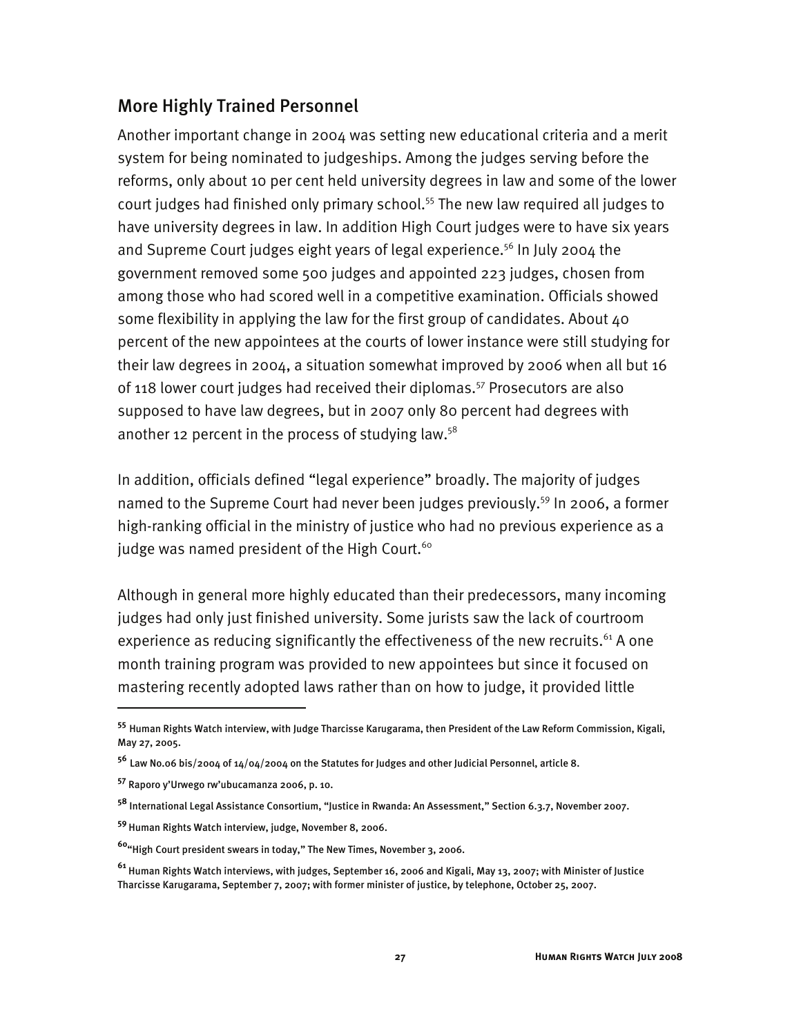## More Highly Trained Personnel

Another important change in 2004 was setting new educational criteria and a merit system for being nominated to judgeships. Among the judges serving before the reforms, only about 10 per cent held university degrees in law and some of the lower court judges had finished only primary school.[55] The new law required all judges to have university degrees in law. In addition High Court judges were to have six years and Supreme Court judges eight years of legal experience.[56] In July 2004 the government removed some 500 judges and appointed 223 judges, chosen from among those who had scored well in a competitive examination. Officials showed some flexibility in applying the law for the first group of candidates. About 40 percent of the new appointees at the courts of lower instance were still studying for their law degrees in 2004, a situation somewhat improved by 2006 when all but 16 of 118 lower court judges had received their diplomas.[57] Prosecutors are also supposed to have law degrees, but in 2007 only 80 percent had degrees with another 12 percent in the process of studying law.[58]

In addition, officials defined "legal experience" broadly. The majority of judges named to the Supreme Court had never been judges previously.[59] In 2006, a former high-ranking official in the ministry of justice who had no previous experience as a judge was named president of the High Court.[60]

Although in general more highly educated than their predecessors, many incoming judges had only just finished university. Some jurists saw the lack of courtroom experience as reducing significantly the effectiveness of the new recruits.[61] A one month training program was provided to new appointees but since it focused on mastering recently adopted laws rather than on how to judge, it provided little

---

[55] Human Rights Watch interview, with Judge Tharcisse Karugarama, then President of the Law Reform Commission, Kigali, May 27, 2005.

[56] Law No.06 bis/2004 of 14/04/2004 on the Statutes for Judges and other Judicial Personnel, article 8.

[57] Raporo y'Urwego rw'ubucamanza 2006, p. 10.

[58] International Legal Assistance Consortium, "Justice in Rwanda: An Assessment," Section 6.3.7, November 2007.

[59] Human Rights Watch interview, judge, November 8, 2006.

[60] "High Court president swears in today," The New Times, November 3, 2006.

[61] Human Rights Watch interviews, with judges, September 16, 2006 and Kigali, May 13, 2007; with Minister of Justice Tharcisse Karugarama, September 7, 2007; with former minister of justice, by telephone, October 25, 2007.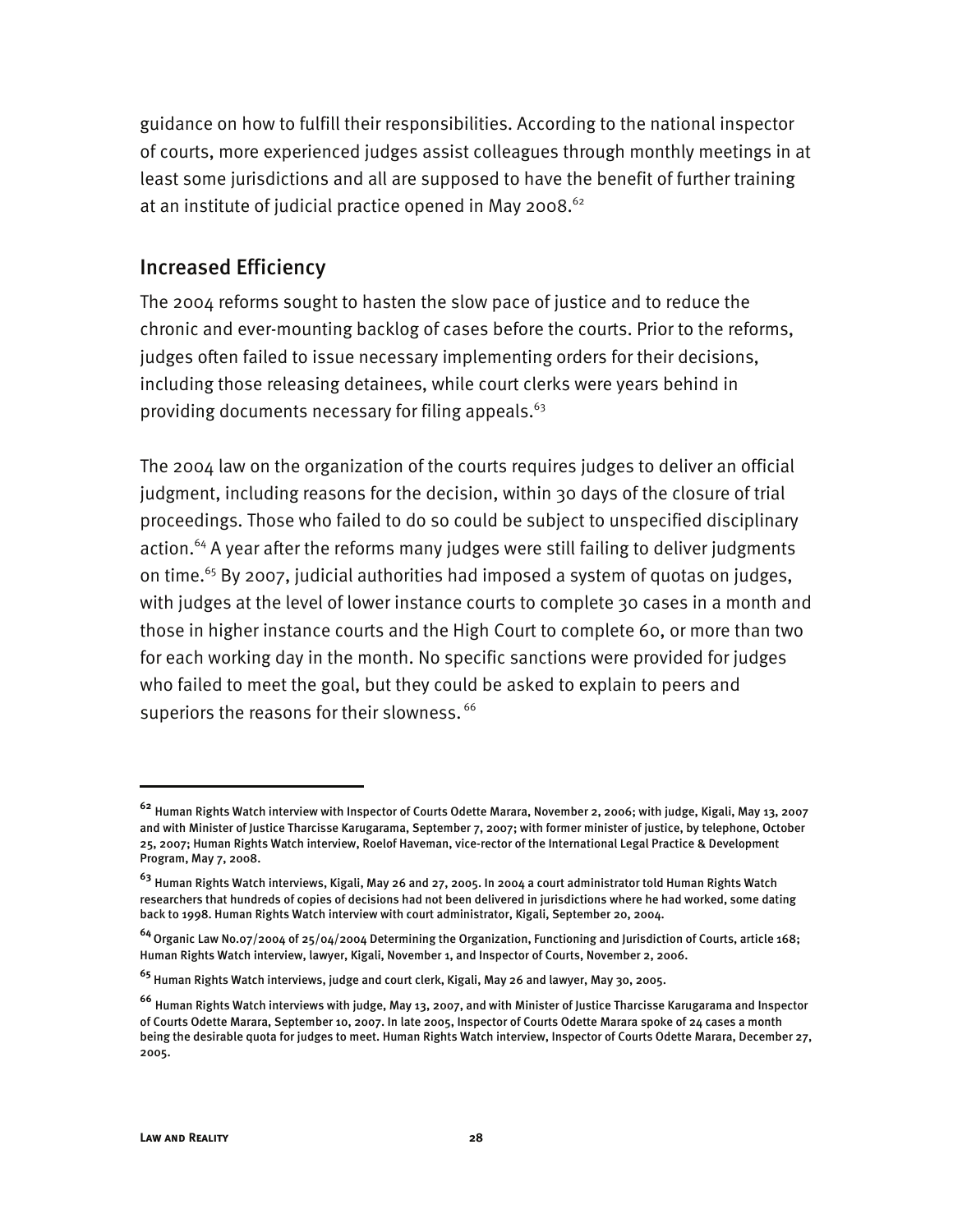guidance on how to fulfill their responsibilities. According to the national inspector of courts, more experienced judges assist colleagues through monthly meetings in at least some jurisdictions and all are supposed to have the benefit of further training at an institute of judicial practice opened in May 2008.[62]

## Increased Efficiency

The 2004 reforms sought to hasten the slow pace of justice and to reduce the chronic and ever-mounting backlog of cases before the courts. Prior to the reforms, judges often failed to issue necessary implementing orders for their decisions, including those releasing detainees, while court clerks were years behind in providing documents necessary for filing appeals.[63]

The 2004 law on the organization of the courts requires judges to deliver an official judgment, including reasons for the decision, within 30 days of the closure of trial proceedings. Those who failed to do so could be subject to unspecified disciplinary action.[64] A year after the reforms many judges were still failing to deliver judgments on time.[65] By 2007, judicial authorities had imposed a system of quotas on judges, with judges at the level of lower instance courts to complete 30 cases in a month and those in higher instance courts and the High Court to complete 60, or more than two for each working day in the month. No specific sanctions were provided for judges who failed to meet the goal, but they could be asked to explain to peers and superiors the reasons for their slowness.[66]

---

[62] Human Rights Watch interview with Inspector of Courts Odette Marara, November 2, 2006; with judge, Kigali, May 13, 2007 and with Minister of Justice Tharcisse Karugarama, September 7, 2007; with former minister of justice, by telephone, October 25, 2007; Human Rights Watch interview, Roelof Haveman, vice-rector of the International Legal Practice & Development Program, May 7, 2008.

[63] Human Rights Watch interviews, Kigali, May 26 and 27, 2005. In 2004 a court administrator told Human Rights Watch researchers that hundreds of copies of decisions had not been delivered in jurisdictions where he had worked, some dating back to 1998. Human Rights Watch interview with court administrator, Kigali, September 20, 2004.

[64] Organic Law No.07/2004 of 25/04/2004 Determining the Organization, Functioning and Jurisdiction of Courts, article 168; Human Rights Watch interview, lawyer, Kigali, November 1, and Inspector of Courts, November 2, 2006.

[65] Human Rights Watch interviews, judge and court clerk, Kigali, May 26 and lawyer, May 30, 2005.

[66] Human Rights Watch interviews with judge, May 13, 2007, and with Minister of Justice Tharcisse Karugarama and Inspector of Courts Odette Marara, September 10, 2007. In late 2005, Inspector of Courts Odette Marara spoke of 24 cases a month being the desirable quota for judges to meet. Human Rights Watch interview, Inspector of Courts Odette Marara, December 27, 2005.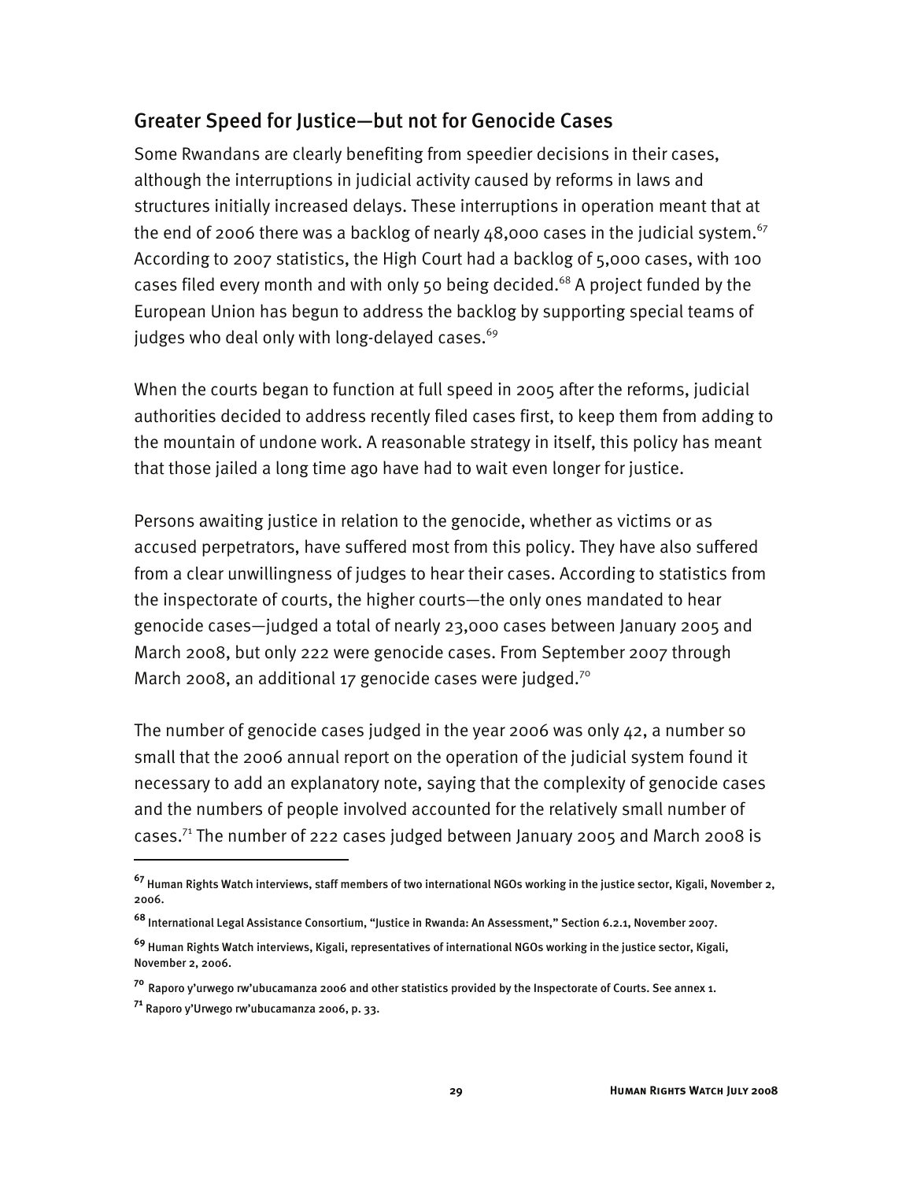## Greater Speed for Justice—but not for Genocide Cases

Some Rwandans are clearly benefiting from speedier decisions in their cases, although the interruptions in judicial activity caused by reforms in laws and structures initially increased delays. These interruptions in operation meant that at the end of 2006 there was a backlog of nearly 48,000 cases in the judicial system.[67] According to 2007 statistics, the High Court had a backlog of 5,000 cases, with 100 cases filed every month and with only 50 being decided.[68] A project funded by the European Union has begun to address the backlog by supporting special teams of judges who deal only with long-delayed cases.[69]

When the courts began to function at full speed in 2005 after the reforms, judicial authorities decided to address recently filed cases first, to keep them from adding to the mountain of undone work. A reasonable strategy in itself, this policy has meant that those jailed a long time ago have had to wait even longer for justice.

Persons awaiting justice in relation to the genocide, whether as victims or as accused perpetrators, have suffered most from this policy. They have also suffered from a clear unwillingness of judges to hear their cases. According to statistics from the inspectorate of courts, the higher courts—the only ones mandated to hear genocide cases—judged a total of nearly 23,000 cases between January 2005 and March 2008, but only 222 were genocide cases. From September 2007 through March 2008, an additional 17 genocide cases were judged.[70]

The number of genocide cases judged in the year 2006 was only 42, a number so small that the 2006 annual report on the operation of the judicial system found it necessary to add an explanatory note, saying that the complexity of genocide cases and the numbers of people involved accounted for the relatively small number of cases.[71] The number of 222 cases judged between January 2005 and March 2008 is

---

[67] Human Rights Watch interviews, staff members of two international NGOs working in the justice sector, Kigali, November 2, 2006.

[68] International Legal Assistance Consortium, "Justice in Rwanda: An Assessment," Section 6.2.1, November 2007.

[69] Human Rights Watch interviews, Kigali, representatives of international NGOs working in the justice sector, Kigali, November 2, 2006.

[70] Raporo y'urwego rw'ubucamanza 2006 and other statistics provided by the Inspectorate of Courts. See annex 1.

[71] Raporo y'Urwego rw'ubucamanza 2006, p. 33.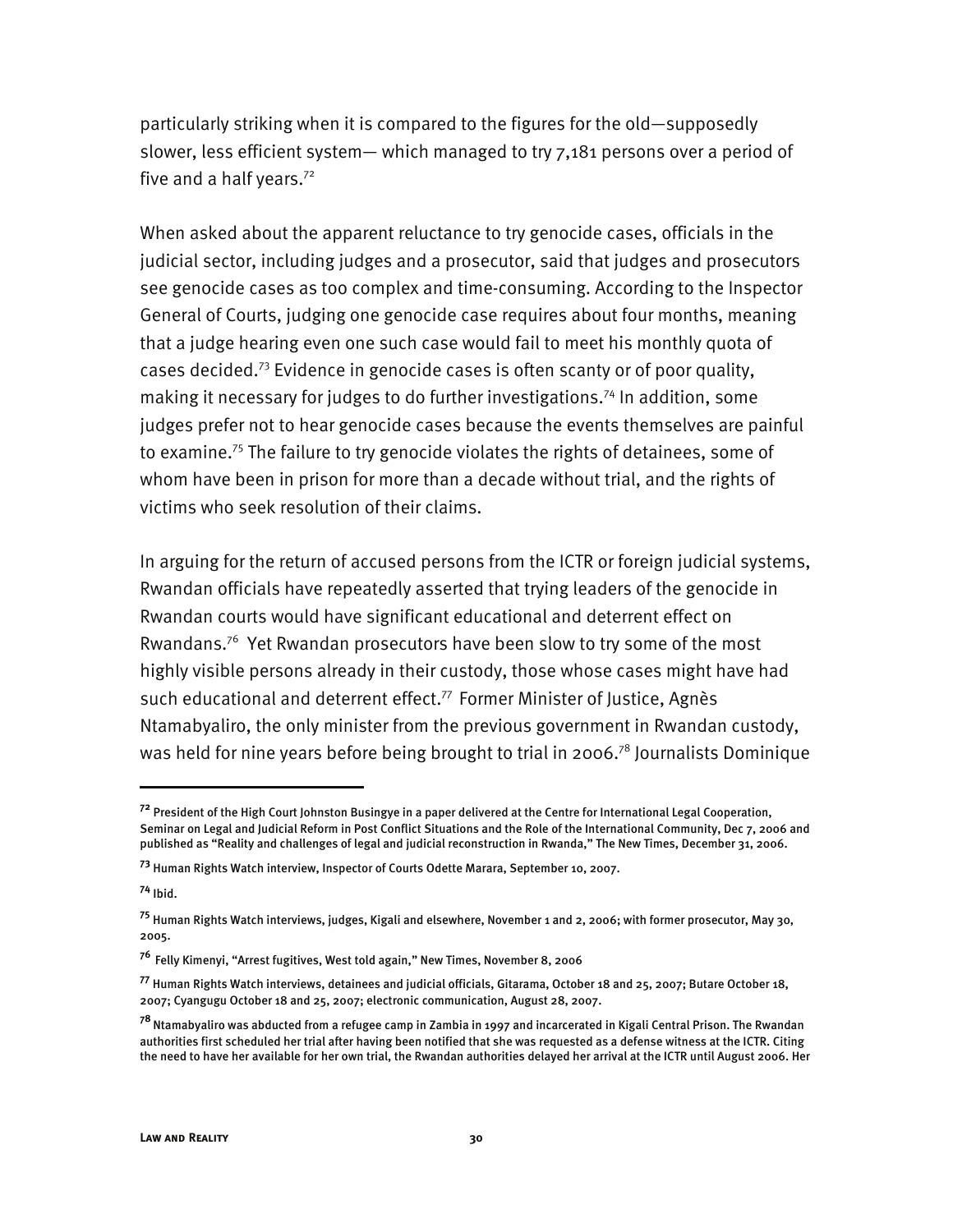particularly striking when it is compared to the figures for the old—supposedly slower, less efficient system— which managed to try 7,181 persons over a period of five and a half years.[72]

When asked about the apparent reluctance to try genocide cases, officials in the judicial sector, including judges and a prosecutor, said that judges and prosecutors see genocide cases as too complex and time-consuming. According to the Inspector General of Courts, judging one genocide case requires about four months, meaning that a judge hearing even one such case would fail to meet his monthly quota of cases decided.[73] Evidence in genocide cases is often scanty or of poor quality, making it necessary for judges to do further investigations.[74] In addition, some judges prefer not to hear genocide cases because the events themselves are painful to examine.[75] The failure to try genocide violates the rights of detainees, some of whom have been in prison for more than a decade without trial, and the rights of victims who seek resolution of their claims.

In arguing for the return of accused persons from the ICTR or foreign judicial systems, Rwandan officials have repeatedly asserted that trying leaders of the genocide in Rwandan courts would have significant educational and deterrent effect on Rwandans.[76] Yet Rwandan prosecutors have been slow to try some of the most highly visible persons already in their custody, those whose cases might have had such educational and deterrent effect.[77] Former Minister of Justice, Agnès Ntamabyaliro, the only minister from the previous government in Rwandan custody, was held for nine years before being brought to trial in 2006.[78] Journalists Dominique

---

[72] President of the High Court Johnston Busingye in a paper delivered at the Centre for International Legal Cooperation, Seminar on Legal and Judicial Reform in Post Conflict Situations and the Role of the International Community, Dec 7, 2006 and published as "Reality and challenges of legal and judicial reconstruction in Rwanda," The New Times, December 31, 2006.

[73] Human Rights Watch interview, Inspector of Courts Odette Marara, September 10, 2007.

[74] Ibid.

[75] Human Rights Watch interviews, judges, Kigali and elsewhere, November 1 and 2, 2006; with former prosecutor, May 30, 2005.

[76] Felly Kimenyi, "Arrest fugitives, West told again," New Times, November 8, 2006

[77] Human Rights Watch interviews, detainees and judicial officials, Gitarama, October 18 and 25, 2007; Butare October 18, 2007; Cyangugu October 18 and 25, 2007; electronic communication, August 28, 2007.

[78] Ntamabyaliro was abducted from a refugee camp in Zambia in 1997 and incarcerated in Kigali Central Prison. The Rwandan authorities first scheduled her trial after having been notified that she was requested as a defense witness at the ICTR. Citing the need to have her available for her own trial, the Rwandan authorities delayed her arrival at the ICTR until August 2006. Her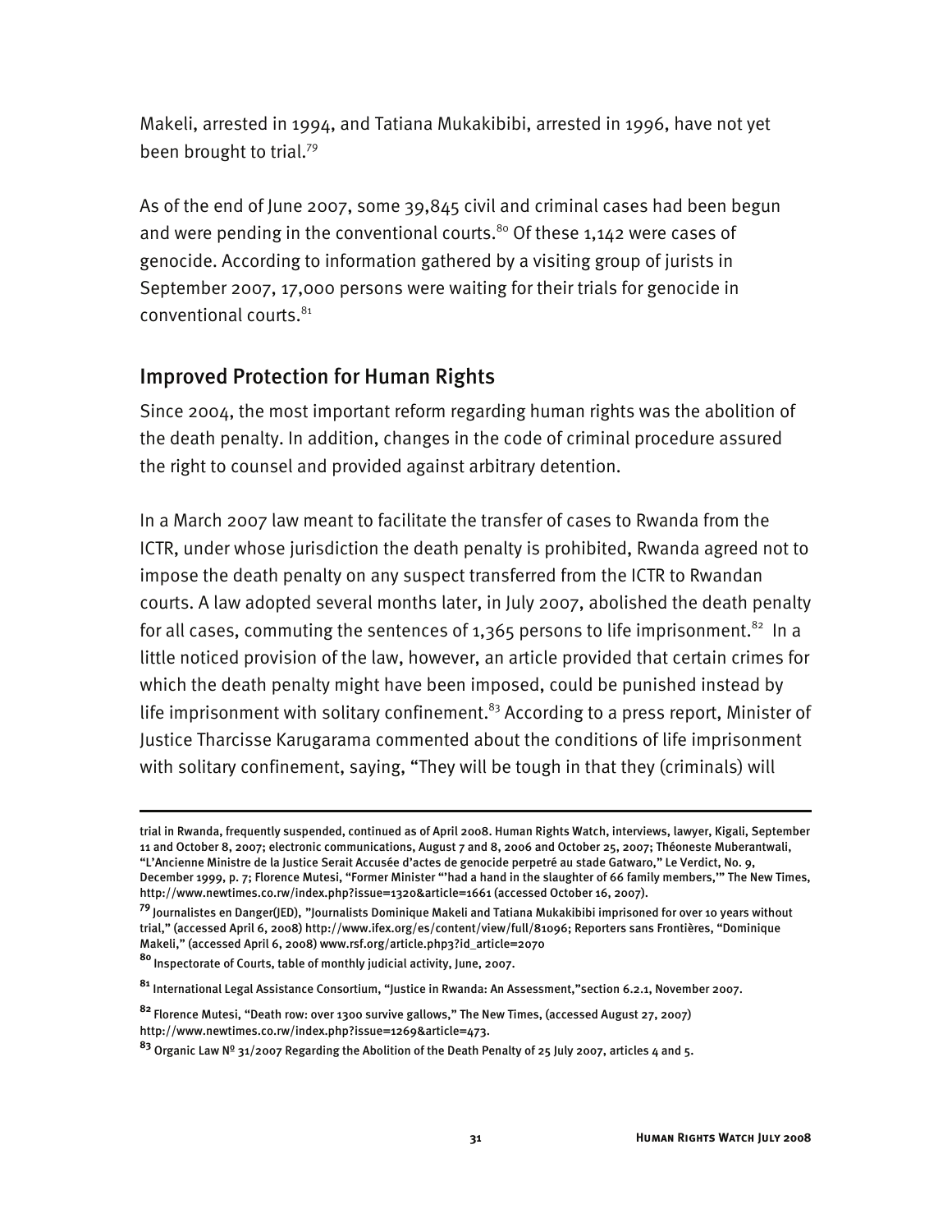Makeli, arrested in 1994, and Tatiana Mukakibibi, arrested in 1996, have not yet been brought to trial.[79]

As of the end of June 2007, some 39,845 civil and criminal cases had been begun and were pending in the conventional courts.[80] Of these 1,142 were cases of genocide. According to information gathered by a visiting group of jurists in September 2007, 17,000 persons were waiting for their trials for genocide in conventional courts.[81]

## Improved Protection for Human Rights

Since 2004, the most important reform regarding human rights was the abolition of the death penalty. In addition, changes in the code of criminal procedure assured the right to counsel and provided against arbitrary detention.

In a March 2007 law meant to facilitate the transfer of cases to Rwanda from the ICTR, under whose jurisdiction the death penalty is prohibited, Rwanda agreed not to impose the death penalty on any suspect transferred from the ICTR to Rwandan courts. A law adopted several months later, in July 2007, abolished the death penalty for all cases, commuting the sentences of 1,365 persons to life imprisonment.[82] In a little noticed provision of the law, however, an article provided that certain crimes for which the death penalty might have been imposed, could be punished instead by life imprisonment with solitary confinement.[83] According to a press report, Minister of Justice Tharcisse Karugarama commented about the conditions of life imprisonment with solitary confinement, saying, "They will be tough in that they (criminals) will

---

trial in Rwanda, frequently suspended, continued as of April 2008. Human Rights Watch, interviews, lawyer, Kigali, September 11 and October 8, 2007; electronic communications, August 7 and 8, 2006 and October 25, 2007; Théoneste Muberantwali, "L'Ancienne Ministre de la Justice Serait Accusée d'actes de genocide perpetré au stade Gatwaro," Le Verdict, No. 9, December 1999, p. 7; Florence Mutesi, "Former Minister "'had a hand in the slaughter of 66 family members,'" The New Times, http://www.newtimes.co.rw/index.php?issue=1320&article=1661 (accessed October 16, 2007).

[79] Journalistes en Danger(JED), "Journalists Dominique Makeli and Tatiana Mukakibibi imprisoned for over 10 years without trial," (accessed April 6, 2008) http://www.ifex.org/es/content/view/full/81096; Reporters sans Frontières, "Dominique Makeli," (accessed April 6, 2008) www.rsf.org/article.php3?id_article=2070

[80] Inspectorate of Courts, table of monthly judicial activity, June, 2007.

[81] International Legal Assistance Consortium, "Justice in Rwanda: An Assessment,"section 6.2.1, November 2007.

[82] Florence Mutesi, "Death row: over 1300 survive gallows," The New Times, (accessed August 27, 2007) http://www.newtimes.co.rw/index.php?issue=1269&article=473.

[83] Organic Law Nº 31/2007 Regarding the Abolition of the Death Penalty of 25 July 2007, articles 4 and 5.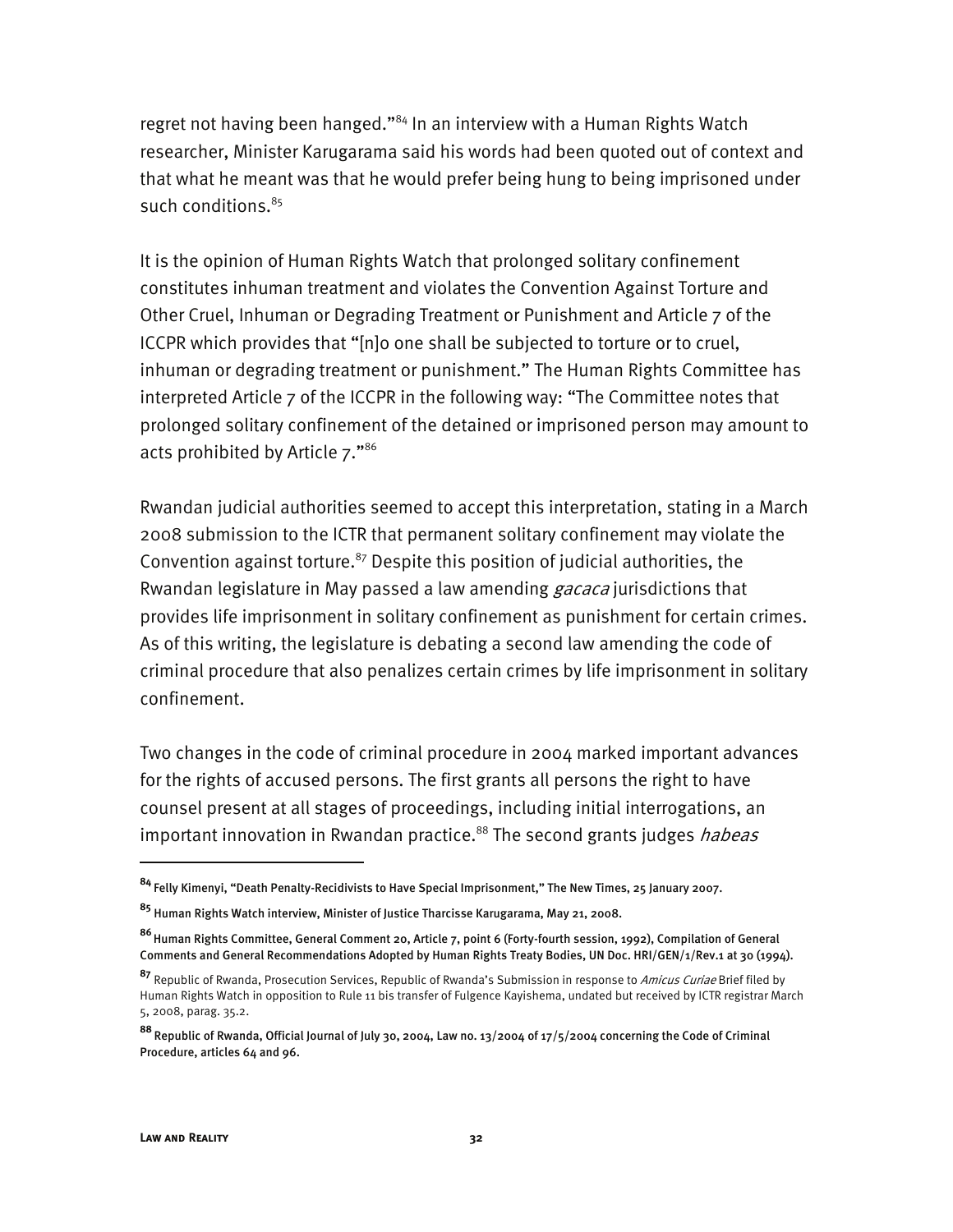regret not having been hanged."[84] In an interview with a Human Rights Watch researcher, Minister Karugarama said his words had been quoted out of context and that what he meant was that he would prefer being hung to being imprisoned under such conditions.[85]

It is the opinion of Human Rights Watch that prolonged solitary confinement constitutes inhuman treatment and violates the Convention Against Torture and Other Cruel, Inhuman or Degrading Treatment or Punishment and Article 7 of the ICCPR which provides that "[n]o one shall be subjected to torture or to cruel, inhuman or degrading treatment or punishment." The Human Rights Committee has interpreted Article 7 of the ICCPR in the following way: "The Committee notes that prolonged solitary confinement of the detained or imprisoned person may amount to acts prohibited by Article 7."[86]

Rwandan judicial authorities seemed to accept this interpretation, stating in a March 2008 submission to the ICTR that permanent solitary confinement may violate the Convention against torture.[87] Despite this position of judicial authorities, the Rwandan legislature in May passed a law amending *gacaca* jurisdictions that provides life imprisonment in solitary confinement as punishment for certain crimes. As of this writing, the legislature is debating a second law amending the code of criminal procedure that also penalizes certain crimes by life imprisonment in solitary confinement.

Two changes in the code of criminal procedure in 2004 marked important advances for the rights of accused persons. The first grants all persons the right to have counsel present at all stages of proceedings, including initial interrogations, an important innovation in Rwandan practice.[88] The second grants judges *habeas*

---

[84] Felly Kimenyi, "Death Penalty-Recidivists to Have Special Imprisonment," The New Times, 25 January 2007.

[85] Human Rights Watch interview, Minister of Justice Tharcisse Karugarama, May 21, 2008.

[86] Human Rights Committee, General Comment 20, Article 7, point 6 (Forty-fourth session, 1992), Compilation of General Comments and General Recommendations Adopted by Human Rights Treaty Bodies, UN Doc. HRI/GEN/1/Rev.1 at 30 (1994).

[87] Republic of Rwanda, Prosecution Services, Republic of Rwanda's Submission in response to *Amicus Curiae* Brief filed by Human Rights Watch in opposition to Rule 11 bis transfer of Fulgence Kayishema, undated but received by ICTR registrar March 5, 2008, parag. 35.2.

[88] Republic of Rwanda, Official Journal of July 30, 2004, Law no. 13/2004 of 17/5/2004 concerning the Code of Criminal Procedure, articles 64 and 96.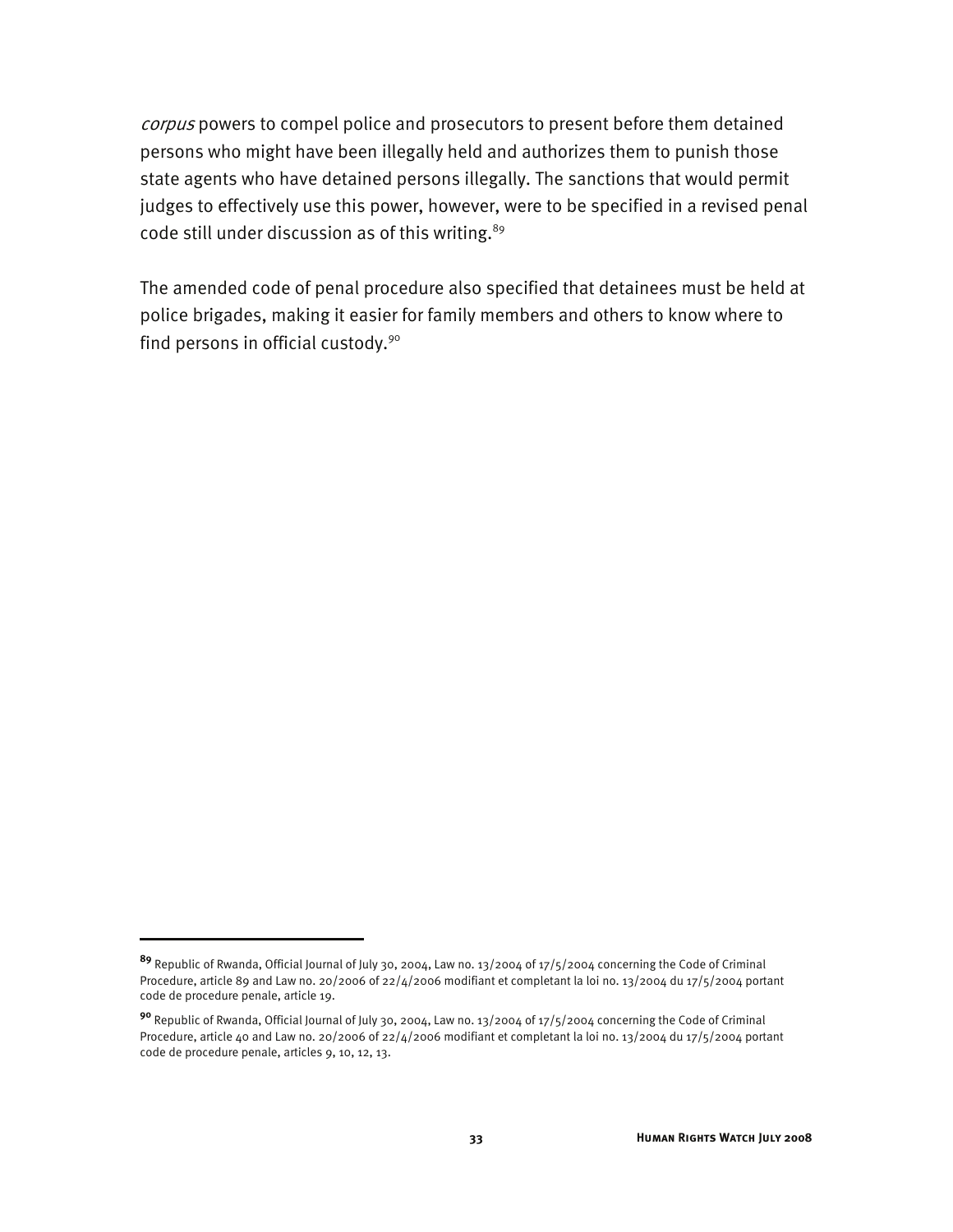*corpus* powers to compel police and prosecutors to present before them detained persons who might have been illegally held and authorizes them to punish those state agents who have detained persons illegally. The sanctions that would permit judges to effectively use this power, however, were to be specified in a revised penal code still under discussion as of this writing.[89]

The amended code of penal procedure also specified that detainees must be held at police brigades, making it easier for family members and others to know where to find persons in official custody.[90]

---

**89** Republic of Rwanda, Official Journal of July 30, 2004, Law no. 13/2004 of 17/5/2004 concerning the Code of Criminal Procedure, article 89 and Law no. 20/2006 of 22/4/2006 modifiant et completant la loi no. 13/2004 du 17/5/2004 portant code de procedure penale, article 19.

**90** Republic of Rwanda, Official Journal of July 30, 2004, Law no. 13/2004 of 17/5/2004 concerning the Code of Criminal Procedure, article 40 and Law no. 20/2006 of 22/4/2006 modifiant et completant la loi no. 13/2004 du 17/5/2004 portant code de procedure penale, articles 9, 10, 12, 13.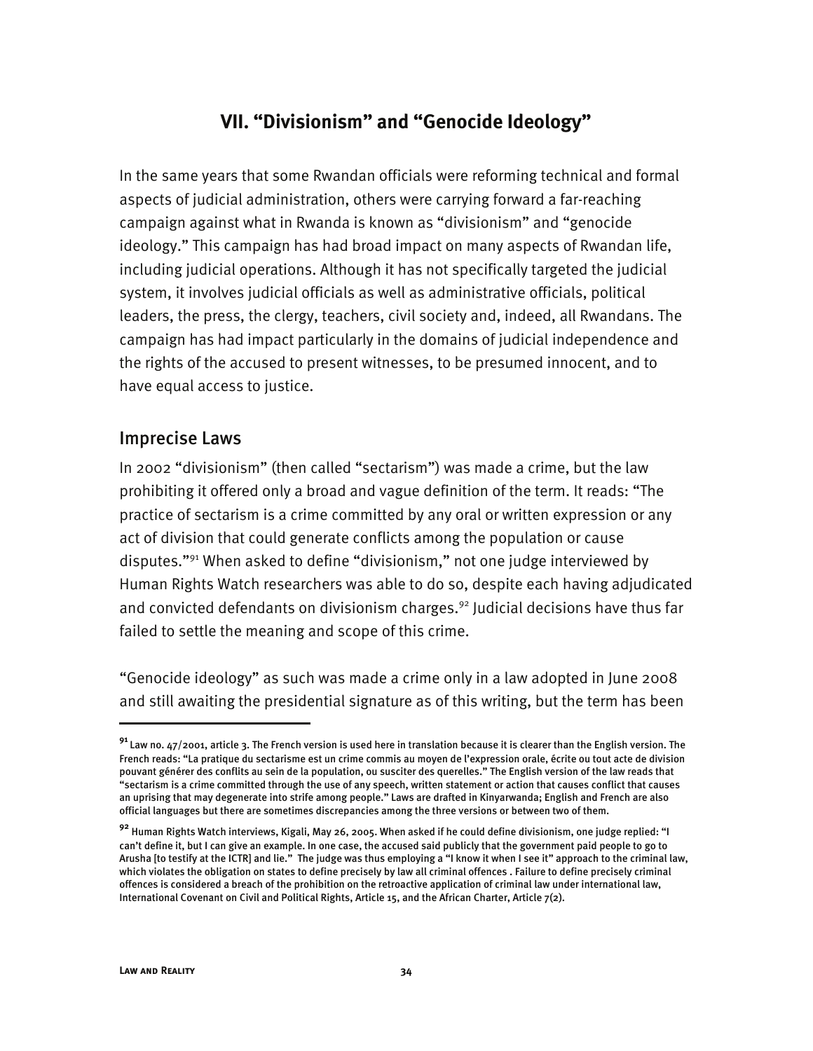## VII. "Divisionism" and "Genocide Ideology"

In the same years that some Rwandan officials were reforming technical and formal aspects of judicial administration, others were carrying forward a far-reaching campaign against what in Rwanda is known as "divisionism" and "genocide ideology." This campaign has had broad impact on many aspects of Rwandan life, including judicial operations. Although it has not specifically targeted the judicial system, it involves judicial officials as well as administrative officials, political leaders, the press, the clergy, teachers, civil society and, indeed, all Rwandans. The campaign has had impact particularly in the domains of judicial independence and the rights of the accused to present witnesses, to be presumed innocent, and to have equal access to justice.

### Imprecise Laws

In 2002 "divisionism" (then called "sectarism") was made a crime, but the law prohibiting it offered only a broad and vague definition of the term. It reads: "The practice of sectarism is a crime committed by any oral or written expression or any act of division that could generate conflicts among the population or cause disputes."[91] When asked to define "divisionism," not one judge interviewed by Human Rights Watch researchers was able to do so, despite each having adjudicated and convicted defendants on divisionism charges.[92] Judicial decisions have thus far failed to settle the meaning and scope of this crime.

"Genocide ideology" as such was made a crime only in a law adopted in June 2008 and still awaiting the presidential signature as of this writing, but the term has been

---

[91] Law no. 47/2001, article 3. The French version is used here in translation because it is clearer than the English version. The French reads: "La pratique du sectarisme est un crime commis au moyen de l'expression orale, écrite ou tout acte de division pouvant générer des conflits au sein de la population, ou susciter des querelles." The English version of the law reads that "sectarism is a crime committed through the use of any speech, written statement or action that causes conflict that causes an uprising that may degenerate into strife among people." Laws are drafted in Kinyarwanda; English and French are also official languages but there are sometimes discrepancies among the three versions or between two of them.

[92] Human Rights Watch interviews, Kigali, May 26, 2005. When asked if he could define divisionism, one judge replied: "I can't define it, but I can give an example. In one case, the accused said publicly that the government paid people to go to Arusha [to testify at the ICTR] and lie." The judge was thus employing a "I know it when I see it" approach to the criminal law, which violates the obligation on states to define precisely by law all criminal offences . Failure to define precisely criminal offences is considered a breach of the prohibition on the retroactive application of criminal law under international law, International Covenant on Civil and Political Rights, Article 15, and the African Charter, Article 7(2).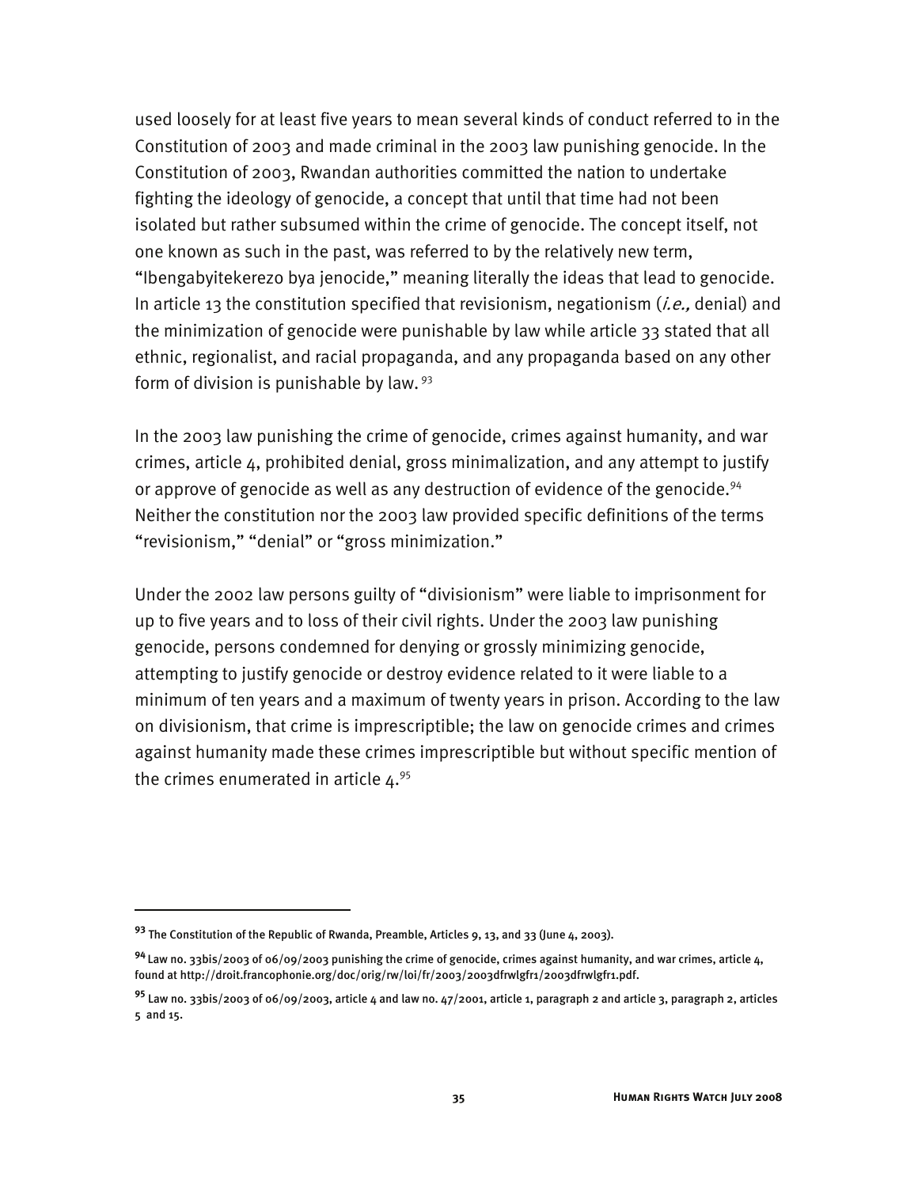used loosely for at least five years to mean several kinds of conduct referred to in the Constitution of 2003 and made criminal in the 2003 law punishing genocide. In the Constitution of 2003, Rwandan authorities committed the nation to undertake fighting the ideology of genocide, a concept that until that time had not been isolated but rather subsumed within the crime of genocide. The concept itself, not one known as such in the past, was referred to by the relatively new term, "Ibengabyitekerezo bya jenocide," meaning literally the ideas that lead to genocide. In article 13 the constitution specified that revisionism, negationism (*i.e.,* denial) and the minimization of genocide were punishable by law while article 33 stated that all ethnic, regionalist, and racial propaganda, and any propaganda based on any other form of division is punishable by law. [93]

In the 2003 law punishing the crime of genocide, crimes against humanity, and war crimes, article 4, prohibited denial, gross minimalization, and any attempt to justify or approve of genocide as well as any destruction of evidence of the genocide.[94] Neither the constitution nor the 2003 law provided specific definitions of the terms "revisionism," "denial" or "gross minimization."

Under the 2002 law persons guilty of "divisionism" were liable to imprisonment for up to five years and to loss of their civil rights. Under the 2003 law punishing genocide, persons condemned for denying or grossly minimizing genocide, attempting to justify genocide or destroy evidence related to it were liable to a minimum of ten years and a maximum of twenty years in prison. According to the law on divisionism, that crime is imprescriptible; the law on genocide crimes and crimes against humanity made these crimes imprescriptible but without specific mention of the crimes enumerated in article 4.[95]

---

[93] The Constitution of the Republic of Rwanda, Preamble, Articles 9, 13, and 33 (June 4, 2003).

[94] Law no. 33bis/2003 of 06/09/2003 punishing the crime of genocide, crimes against humanity, and war crimes, article 4, found at http://droit.francophonie.org/doc/orig/rw/loi/fr/2003/2003dfrwlgfr1/2003dfrwlgfr1.pdf.

[95] Law no. 33bis/2003 of 06/09/2003, article 4 and law no. 47/2001, article 1, paragraph 2 and article 3, paragraph 2, articles 5 and 15.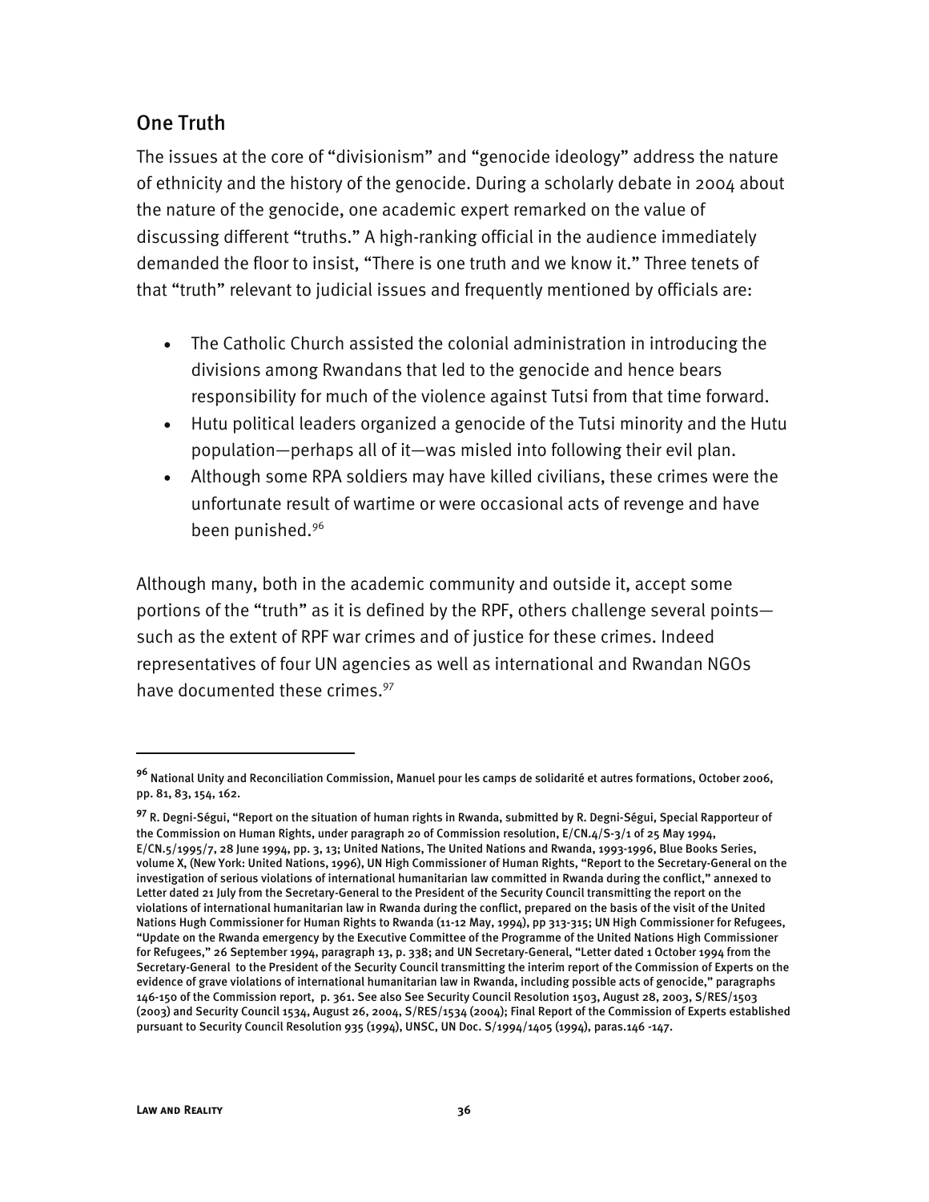## One Truth

The issues at the core of "divisionism" and "genocide ideology" address the nature of ethnicity and the history of the genocide. During a scholarly debate in 2004 about the nature of the genocide, one academic expert remarked on the value of discussing different "truths." A high-ranking official in the audience immediately demanded the floor to insist, "There is one truth and we know it." Three tenets of that "truth" relevant to judicial issues and frequently mentioned by officials are:

- The Catholic Church assisted the colonial administration in introducing the divisions among Rwandans that led to the genocide and hence bears responsibility for much of the violence against Tutsi from that time forward.
- Hutu political leaders organized a genocide of the Tutsi minority and the Hutu population—perhaps all of it—was misled into following their evil plan.
- Although some RPA soldiers may have killed civilians, these crimes were the unfortunate result of wartime or were occasional acts of revenge and have been punished.[96]

Although many, both in the academic community and outside it, accept some portions of the "truth" as it is defined by the RPF, others challenge several points—such as the extent of RPF war crimes and of justice for these crimes. Indeed representatives of four UN agencies as well as international and Rwandan NGOs have documented these crimes.[97]

---

[96] National Unity and Reconciliation Commission, Manuel pour les camps de solidarité et autres formations, October 2006, pp. 81, 83, 154, 162.

[97] R. Degni-Ségui, "Report on the situation of human rights in Rwanda, submitted by R. Degni-Ségui, Special Rapporteur of the Commission on Human Rights, under paragraph 20 of Commission resolution, E/CN.4/S-3/1 of 25 May 1994, E/CN.5/1995/7, 28 June 1994, pp. 3, 13; United Nations, The United Nations and Rwanda, 1993-1996, Blue Books Series, volume X, (New York: United Nations, 1996), UN High Commissioner of Human Rights, "Report to the Secretary-General on the investigation of serious violations of international humanitarian law committed in Rwanda during the conflict," annexed to Letter dated 21 July from the Secretary-General to the President of the Security Council transmitting the report on the violations of international humanitarian law in Rwanda during the conflict, prepared on the basis of the visit of the United Nations Hugh Commissioner for Human Rights to Rwanda (11-12 May, 1994), pp 313-315; UN High Commissioner for Refugees, "Update on the Rwanda emergency by the Executive Committee of the Programme of the United Nations High Commissioner for Refugees," 26 September 1994, paragraph 13, p. 338; and UN Secretary-General, "Letter dated 1 October 1994 from the Secretary-General to the President of the Security Council transmitting the interim report of the Commission of Experts on the evidence of grave violations of international humanitarian law in Rwanda, including possible acts of genocide," paragraphs 146-150 of the Commission report, p. 361. See also See Security Council Resolution 1503, August 28, 2003, S/RES/1503 (2003) and Security Council 1534, August 26, 2004, S/RES/1534 (2004); Final Report of the Commission of Experts established pursuant to Security Council Resolution 935 (1994), UNSC, UN Doc. S/1994/1405 (1994), paras.146 -147.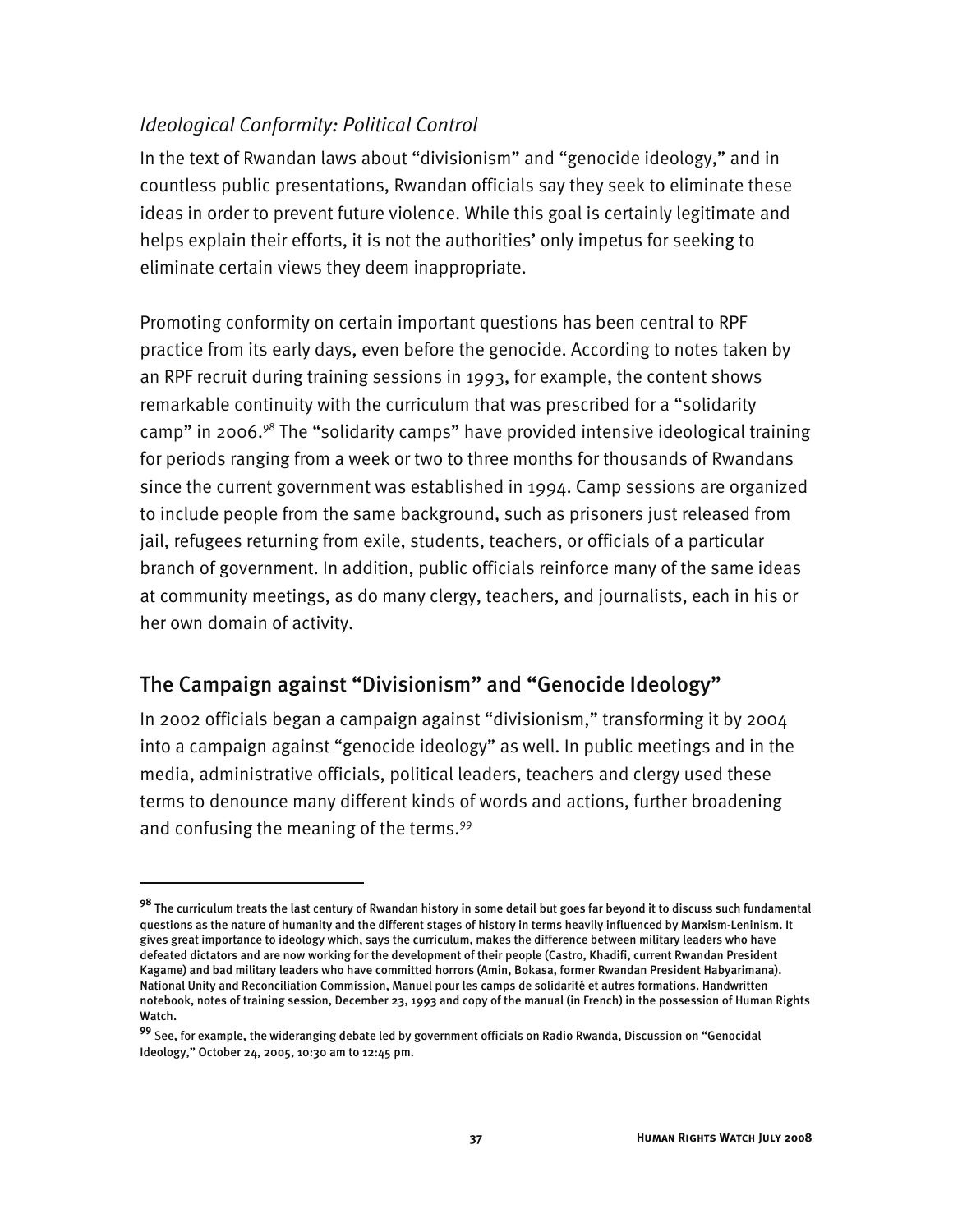### *Ideological Conformity: Political Control*

In the text of Rwandan laws about "divisionism" and "genocide ideology," and in countless public presentations, Rwandan officials say they seek to eliminate these ideas in order to prevent future violence. While this goal is certainly legitimate and helps explain their efforts, it is not the authorities' only impetus for seeking to eliminate certain views they deem inappropriate.

Promoting conformity on certain important questions has been central to RPF practice from its early days, even before the genocide. According to notes taken by an RPF recruit during training sessions in 1993, for example, the content shows remarkable continuity with the curriculum that was prescribed for a "solidarity camp" in 2006.[98] The "solidarity camps" have provided intensive ideological training for periods ranging from a week or two to three months for thousands of Rwandans since the current government was established in 1994. Camp sessions are organized to include people from the same background, such as prisoners just released from jail, refugees returning from exile, students, teachers, or officials of a particular branch of government. In addition, public officials reinforce many of the same ideas at community meetings, as do many clergy, teachers, and journalists, each in his or her own domain of activity.

## The Campaign against "Divisionism" and "Genocide Ideology"

In 2002 officials began a campaign against "divisionism," transforming it by 2004 into a campaign against "genocide ideology" as well. In public meetings and in the media, administrative officials, political leaders, teachers and clergy used these terms to denounce many different kinds of words and actions, further broadening and confusing the meaning of the terms.[99]

---

[98] The curriculum treats the last century of Rwandan history in some detail but goes far beyond it to discuss such fundamental questions as the nature of humanity and the different stages of history in terms heavily influenced by Marxism-Leninism. It gives great importance to ideology which, says the curriculum, makes the difference between military leaders who have defeated dictators and are now working for the development of their people (Castro, Khadifi, current Rwandan President Kagame) and bad military leaders who have committed horrors (Amin, Bokasa, former Rwandan President Habyarimana). National Unity and Reconciliation Commission, Manuel pour les camps de solidarité et autres formations. Handwritten notebook, notes of training session, December 23, 1993 and copy of the manual (in French) in the possession of Human Rights Watch.

[99] See, for example, the wideranging debate led by government officials on Radio Rwanda, Discussion on "Genocidal Ideology," October 24, 2005, 10:30 am to 12:45 pm.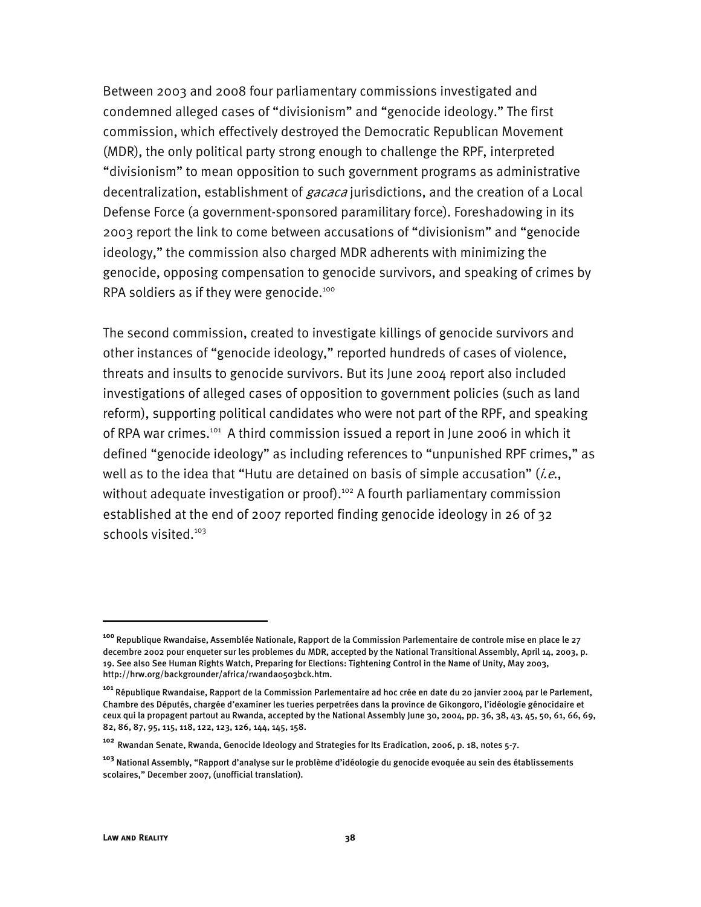Between 2003 and 2008 four parliamentary commissions investigated and condemned alleged cases of "divisionism" and "genocide ideology." The first commission, which effectively destroyed the Democratic Republican Movement (MDR), the only political party strong enough to challenge the RPF, interpreted "divisionism" to mean opposition to such government programs as administrative decentralization, establishment of *gacaca* jurisdictions, and the creation of a Local Defense Force (a government-sponsored paramilitary force). Foreshadowing in its 2003 report the link to come between accusations of "divisionism" and "genocide ideology," the commission also charged MDR adherents with minimizing the genocide, opposing compensation to genocide survivors, and speaking of crimes by RPA soldiers as if they were genocide.[100]

The second commission, created to investigate killings of genocide survivors and other instances of "genocide ideology," reported hundreds of cases of violence, threats and insults to genocide survivors. But its June 2004 report also included investigations of alleged cases of opposition to government policies (such as land reform), supporting political candidates who were not part of the RPF, and speaking of RPA war crimes.[101] A third commission issued a report in June 2006 in which it defined "genocide ideology" as including references to "unpunished RPF crimes," as well as to the idea that "Hutu are detained on basis of simple accusation" (*i.e.*, without adequate investigation or proof).[102] A fourth parliamentary commission established at the end of 2007 reported finding genocide ideology in 26 of 32 schools visited.[103]

---

[100] Republique Rwandaise, Assemblée Nationale, Rapport de la Commission Parlementaire de controle mise en place le 27 decembre 2002 pour enqueter sur les problemes du MDR, accepted by the National Transitional Assembly, April 14, 2003, p. 19. See also See Human Rights Watch, Preparing for Elections: Tightening Control in the Name of Unity, May 2003, http://hrw.org/backgrounder/africa/rwanda0503bck.htm.

[101] République Rwandaise, Rapport de la Commission Parlementaire ad hoc crée en date du 20 janvier 2004 par le Parlement, Chambre des Députés, chargée d'examiner les tueries perpetrées dans la province de Gikongoro, l'idéologie génocidaire et ceux qui la propagent partout au Rwanda, accepted by the National Assembly June 30, 2004, pp. 36, 38, 43, 45, 50, 61, 66, 69, 82, 86, 87, 95, 115, 118, 122, 123, 126, 144, 145, 158.

[102] Rwandan Senate, Rwanda, Genocide Ideology and Strategies for Its Eradication, 2006, p. 18, notes 5-7.

[103] National Assembly, "Rapport d'analyse sur le problème d'idéologie du genocide evoquée au sein des établissements scolaires," December 2007, (unofficial translation).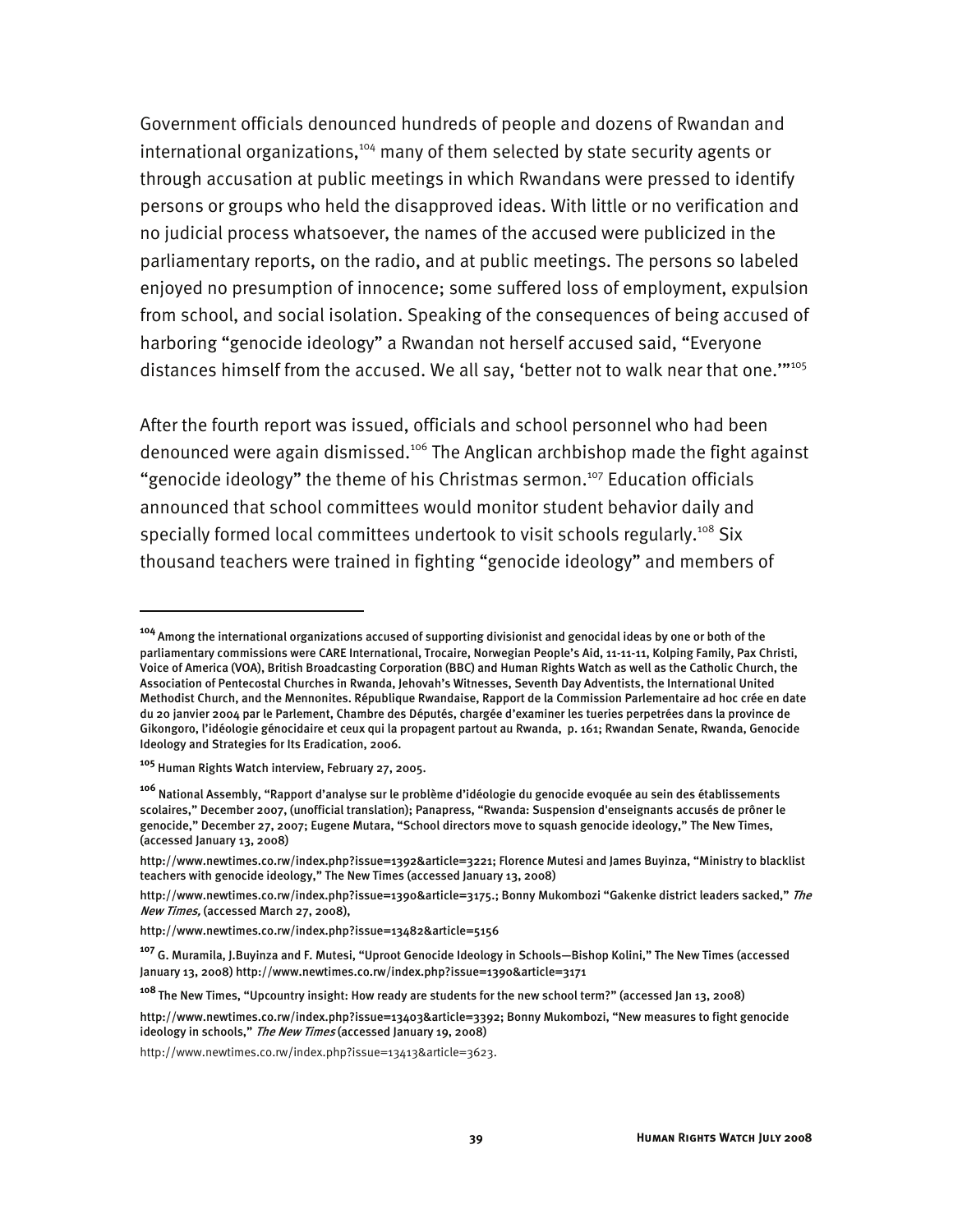Government officials denounced hundreds of people and dozens of Rwandan and international organizations,[104] many of them selected by state security agents or through accusation at public meetings in which Rwandans were pressed to identify persons or groups who held the disapproved ideas. With little or no verification and no judicial process whatsoever, the names of the accused were publicized in the parliamentary reports, on the radio, and at public meetings. The persons so labeled enjoyed no presumption of innocence; some suffered loss of employment, expulsion from school, and social isolation. Speaking of the consequences of being accused of harboring "genocide ideology" a Rwandan not herself accused said, "Everyone distances himself from the accused. We all say, 'better not to walk near that one.'"[105]

After the fourth report was issued, officials and school personnel who had been denounced were again dismissed.[106] The Anglican archbishop made the fight against "genocide ideology" the theme of his Christmas sermon.[107] Education officials announced that school committees would monitor student behavior daily and specially formed local committees undertook to visit schools regularly.[108] Six thousand teachers were trained in fighting "genocide ideology" and members of

---

[104] Among the international organizations accused of supporting divisionist and genocidal ideas by one or both of the parliamentary commissions were CARE International, Trocaire, Norwegian People's Aid, 11-11-11, Kolping Family, Pax Christi, Voice of America (VOA), British Broadcasting Corporation (BBC) and Human Rights Watch as well as the Catholic Church, the Association of Pentecostal Churches in Rwanda, Jehovah's Witnesses, Seventh Day Adventists, the International United Methodist Church, and the Mennonites. République Rwandaise, Rapport de la Commission Parlementaire ad hoc crée en date du 20 janvier 2004 par le Parlement, Chambre des Députés, chargée d'examiner les tueries perpetrées dans la province de Gikongoro, l'idéologie génocidaire et ceux qui la propagent partout au Rwanda, p. 161; Rwandan Senate, Rwanda, Genocide Ideology and Strategies for Its Eradication, 2006.

[105] Human Rights Watch interview, February 27, 2005.

[106] National Assembly, "Rapport d'analyse sur le problème d'idéologie du genocide evoquée au sein des établissements scolaires," December 2007, (unofficial translation); Panapress, "Rwanda: Suspension d'enseignants accusés de prôner le genocide," December 27, 2007; Eugene Mutara, "School directors move to squash genocide ideology," The New Times, (accessed January 13, 2008)

http://www.newtimes.co.rw/index.php?issue=1392&article=3221; Florence Mutesi and James Buyinza, "Ministry to blacklist teachers with genocide ideology," The New Times (accessed January 13, 2008)

http://www.newtimes.co.rw/index.php?issue=1390&article=3175.; Bonny Mukombozi "Gakenke district leaders sacked," *The New Times,* (accessed March 27, 2008),

http://www.newtimes.co.rw/index.php?issue=13482&article=5156

[107] G. Muramila, J.Buyinza and F. Mutesi, "Uproot Genocide Ideology in Schools—Bishop Kolini," The New Times (accessed January 13, 2008) http://www.newtimes.co.rw/index.php?issue=1390&article=3171

[108] The New Times, "Upcountry insight: How ready are students for the new school term?" (accessed Jan 13, 2008)

http://www.newtimes.co.rw/index.php?issue=13403&article=3392; Bonny Mukombozi, "New measures to fight genocide ideology in schools," *The New Times* (accessed January 19, 2008)

http://www.newtimes.co.rw/index.php?issue=13413&article=3623.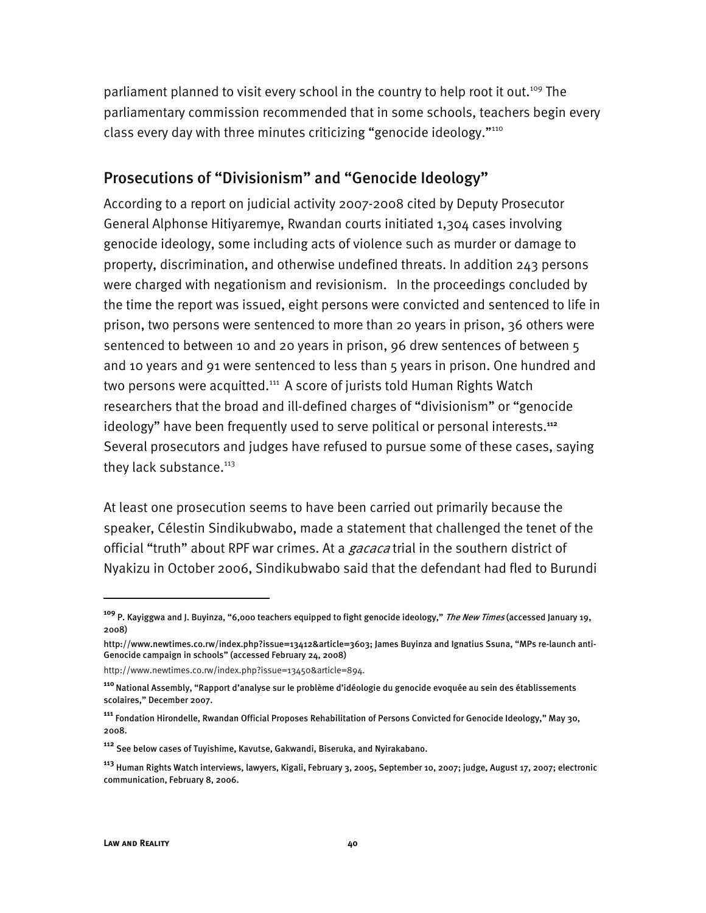parliament planned to visit every school in the country to help root it out.[109] The parliamentary commission recommended that in some schools, teachers begin every class every day with three minutes criticizing "genocide ideology."[110]

## Prosecutions of "Divisionism" and "Genocide Ideology"

According to a report on judicial activity 2007-2008 cited by Deputy Prosecutor General Alphonse Hitiyaremye, Rwandan courts initiated 1,304 cases involving genocide ideology, some including acts of violence such as murder or damage to property, discrimination, and otherwise undefined threats. In addition 243 persons were charged with negationism and revisionism. In the proceedings concluded by the time the report was issued, eight persons were convicted and sentenced to life in prison, two persons were sentenced to more than 20 years in prison, 36 others were sentenced to between 10 and 20 years in prison, 96 drew sentences of between 5 and 10 years and 91 were sentenced to less than 5 years in prison. One hundred and two persons were acquitted.[111] A score of jurists told Human Rights Watch researchers that the broad and ill-defined charges of "divisionism" or "genocide ideology" have been frequently used to serve political or personal interests.[112] Several prosecutors and judges have refused to pursue some of these cases, saying they lack substance.[113]

At least one prosecution seems to have been carried out primarily because the speaker, Célestin Sindikubwabo, made a statement that challenged the tenet of the official "truth" about RPF war crimes. At a *gacaca* trial in the southern district of Nyakizu in October 2006, Sindikubwabo said that the defendant had fled to Burundi

---

[109] P. Kayiggwa and J. Buyinza, "6,000 teachers equipped to fight genocide ideology," *The New Times* (accessed January 19, 2008) http://www.newtimes.co.rw/index.php?issue=13412&article=3603; James Buyinza and Ignatius Ssuna, "MPs re-launch anti-Genocide campaign in schools" (accessed February 24, 2008) http://www.newtimes.co.rw/index.php?issue=13450&article=894.

[110] National Assembly, "Rapport d'analyse sur le problème d'idéologie du genocide evoquée au sein des établissements scolaires," December 2007.

[111] Fondation Hirondelle, Rwandan Official Proposes Rehabilitation of Persons Convicted for Genocide Ideology," May 30, 2008.

[112] See below cases of Tuyishime, Kavutse, Gakwandi, Biseruka, and Nyirakabano.

[113] Human Rights Watch interviews, lawyers, Kigali, February 3, 2005, September 10, 2007; judge, August 17, 2007; electronic communication, February 8, 2006.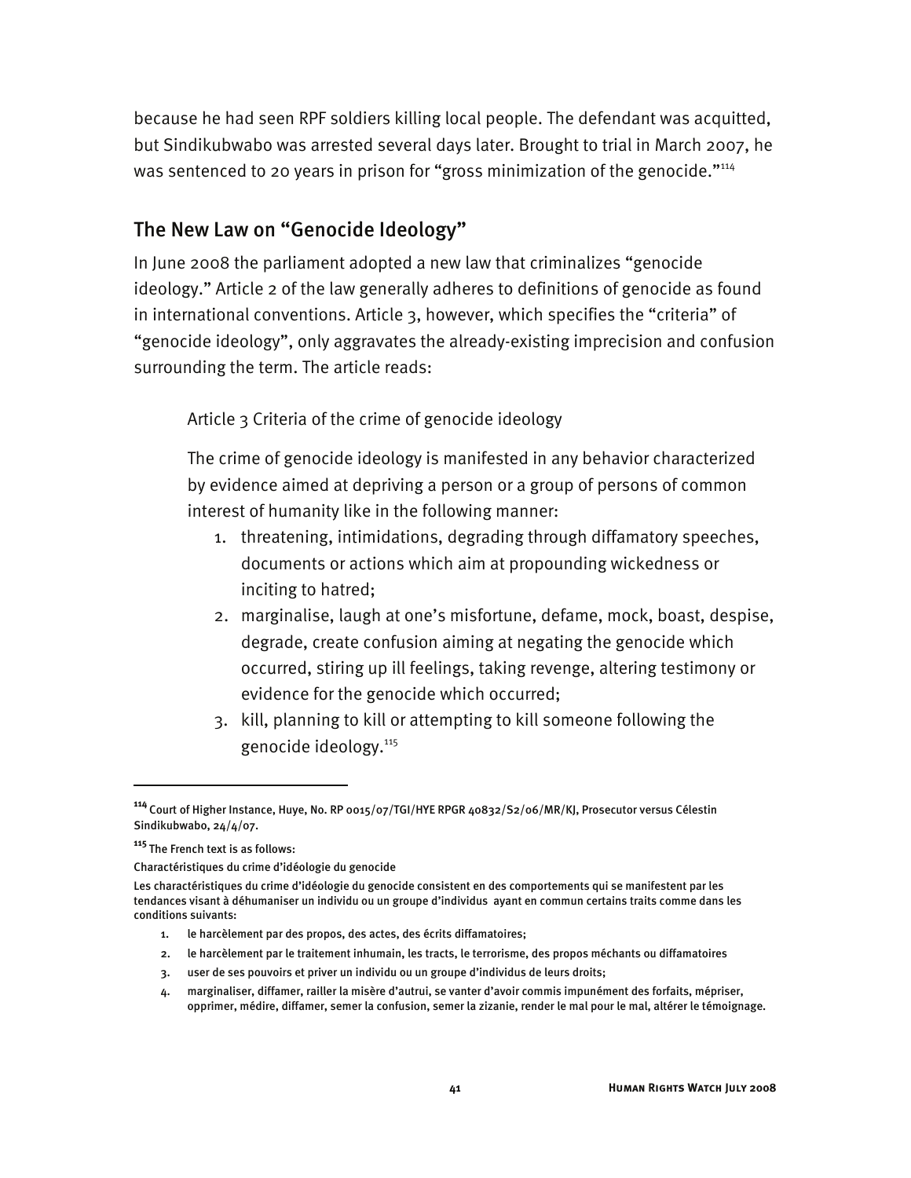because he had seen RPF soldiers killing local people. The defendant was acquitted, but Sindikubwabo was arrested several days later. Brought to trial in March 2007, he was sentenced to 20 years in prison for "gross minimization of the genocide."[114]

## The New Law on "Genocide Ideology"

In June 2008 the parliament adopted a new law that criminalizes "genocide ideology." Article 2 of the law generally adheres to definitions of genocide as found in international conventions. Article 3, however, which specifies the "criteria" of "genocide ideology", only aggravates the already-existing imprecision and confusion surrounding the term. The article reads:

> Article 3 Criteria of the crime of genocide ideology
>
> The crime of genocide ideology is manifested in any behavior characterized by evidence aimed at depriving a person or a group of persons of common interest of humanity like in the following manner:
>
> 1. threatening, intimidations, degrading through diffamatory speeches, documents or actions which aim at propounding wickedness or inciting to hatred;
> 2. marginalise, laugh at one's misfortune, defame, mock, boast, despise, degrade, create confusion aiming at negating the genocide which occurred, stiring up ill feelings, taking revenge, altering testimony or evidence for the genocide which occurred;
> 3. kill, planning to kill or attempting to kill someone following the genocide ideology.[115]

---

[114] Court of Higher Instance, Huye, No. RP 0015/07/TGI/HYE RPGR 40832/S2/06/MR/KJ, Prosecutor versus Célestin Sindikubwabo, 24/4/07.

[115] The French text is as follows:

Charactéristiques du crime d'idéologie du genocide

Les charactéristiques du crime d'idéologie du genocide consistent en des comportements qui se manifestent par les tendances visant à déhumaniser un individu ou un groupe d'individus ayant en commun certains traits comme dans les conditions suivants:

1. le harcèlement par des propos, des actes, des écrits diffamatoires;
2. le harcèlement par le traitement inhumain, les tracts, le terrorisme, des propos méchants ou diffamatoires
3. user de ses pouvoirs et priver un individu ou un groupe d'individus de leurs droits;
4. marginaliser, diffamer, railler la misère d'autrui, se vanter d'avoir commis impunément des forfaits, mépriser, opprimer, médire, diffamer, semer la confusion, semer la zizanie, render le mal pour le mal, altérer le témoignage.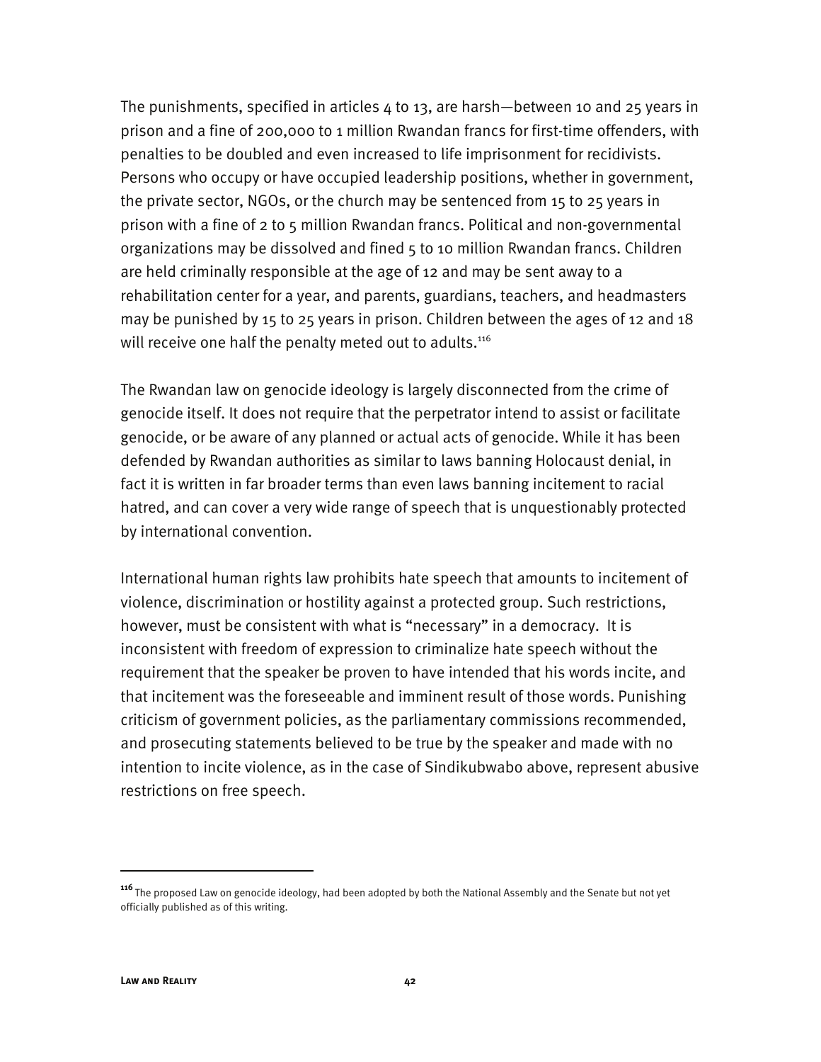The punishments, specified in articles 4 to 13, are harsh—between 10 and 25 years in prison and a fine of 200,000 to 1 million Rwandan francs for first-time offenders, with penalties to be doubled and even increased to life imprisonment for recidivists. Persons who occupy or have occupied leadership positions, whether in government, the private sector, NGOs, or the church may be sentenced from 15 to 25 years in prison with a fine of 2 to 5 million Rwandan francs. Political and non-governmental organizations may be dissolved and fined 5 to 10 million Rwandan francs. Children are held criminally responsible at the age of 12 and may be sent away to a rehabilitation center for a year, and parents, guardians, teachers, and headmasters may be punished by 15 to 25 years in prison. Children between the ages of 12 and 18 will receive one half the penalty meted out to adults.[116]

The Rwandan law on genocide ideology is largely disconnected from the crime of genocide itself. It does not require that the perpetrator intend to assist or facilitate genocide, or be aware of any planned or actual acts of genocide. While it has been defended by Rwandan authorities as similar to laws banning Holocaust denial, in fact it is written in far broader terms than even laws banning incitement to racial hatred, and can cover a very wide range of speech that is unquestionably protected by international convention.

International human rights law prohibits hate speech that amounts to incitement of violence, discrimination or hostility against a protected group. Such restrictions, however, must be consistent with what is "necessary" in a democracy. It is inconsistent with freedom of expression to criminalize hate speech without the requirement that the speaker be proven to have intended that his words incite, and that incitement was the foreseeable and imminent result of those words. Punishing criticism of government policies, as the parliamentary commissions recommended, and prosecuting statements believed to be true by the speaker and made with no intention to incite violence, as in the case of Sindikubwabo above, represent abusive restrictions on free speech.

---

[116] The proposed Law on genocide ideology, had been adopted by both the National Assembly and the Senate but not yet officially published as of this writing.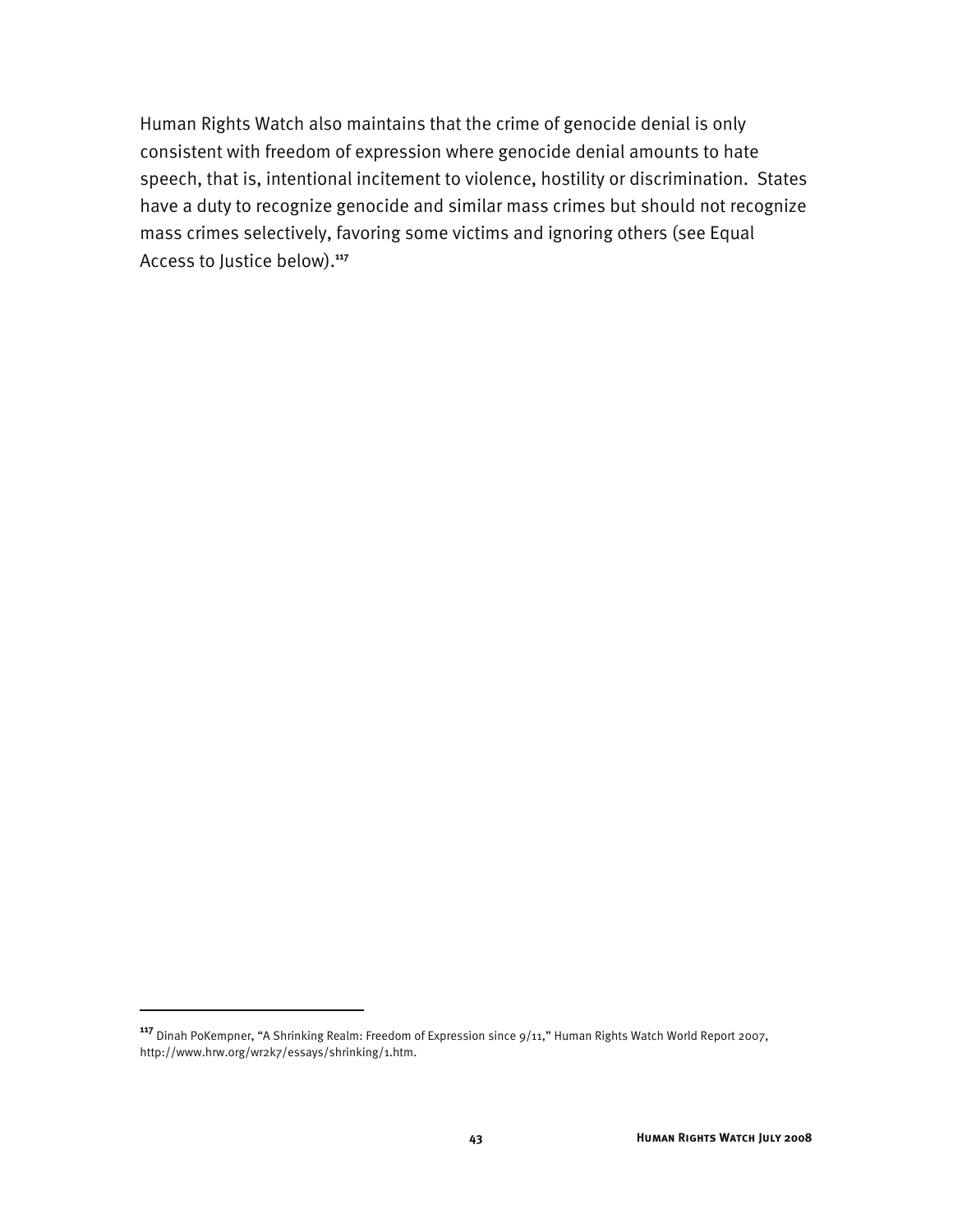Human Rights Watch also maintains that the crime of genocide denial is only consistent with freedom of expression where genocide denial amounts to hate speech, that is, intentional incitement to violence, hostility or discrimination. States have a duty to recognize genocide and similar mass crimes but should not recognize mass crimes selectively, favoring some victims and ignoring others (see Equal Access to Justice below).[117]

[117] Dinah PoKempner, "A Shrinking Realm: Freedom of Expression since 9/11," Human Rights Watch World Report 2007, http://www.hrw.org/wr2k7/essays/shrinking/1.htm.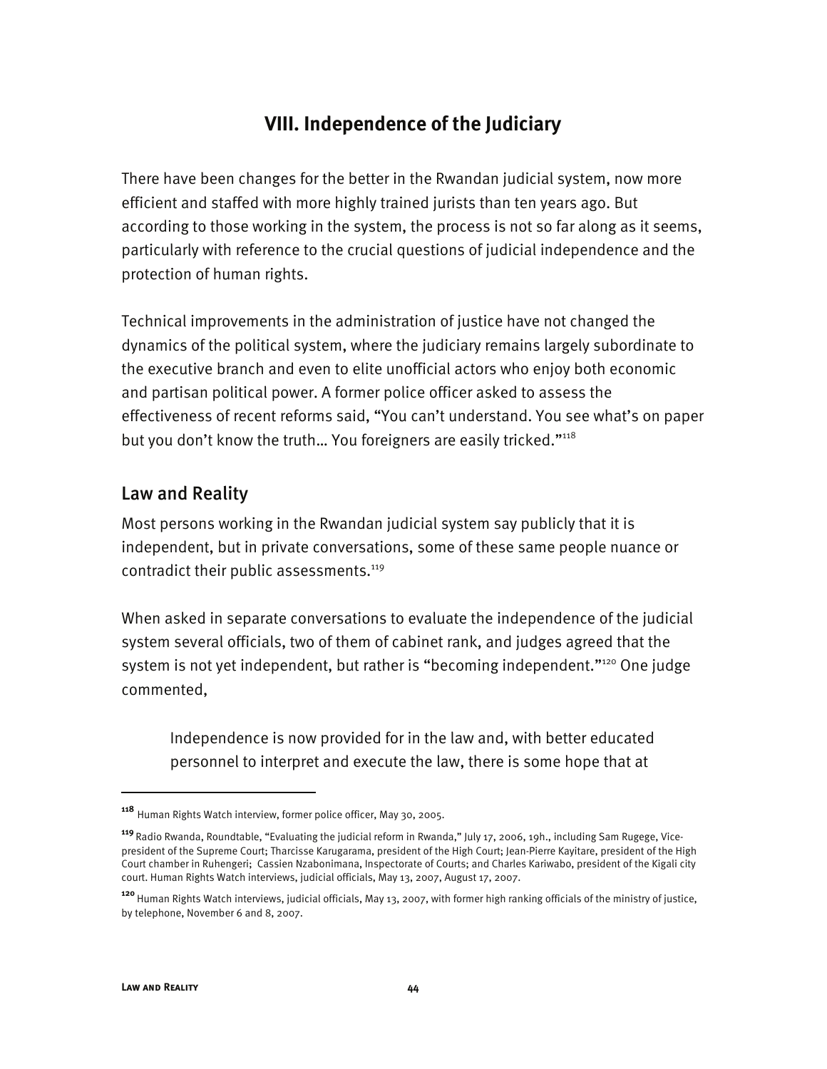# VIII. Independence of the Judiciary

There have been changes for the better in the Rwandan judicial system, now more efficient and staffed with more highly trained jurists than ten years ago. But according to those working in the system, the process is not so far along as it seems, particularly with reference to the crucial questions of judicial independence and the protection of human rights.

Technical improvements in the administration of justice have not changed the dynamics of the political system, where the judiciary remains largely subordinate to the executive branch and even to elite unofficial actors who enjoy both economic and partisan political power. A former police officer asked to assess the effectiveness of recent reforms said, "You can't understand. You see what's on paper but you don't know the truth… You foreigners are easily tricked."[118]

## Law and Reality

Most persons working in the Rwandan judicial system say publicly that it is independent, but in private conversations, some of these same people nuance or contradict their public assessments.[119]

When asked in separate conversations to evaluate the independence of the judicial system several officials, two of them of cabinet rank, and judges agreed that the system is not yet independent, but rather is "becoming independent."[120] One judge commented,

> Independence is now provided for in the law and, with better educated personnel to interpret and execute the law, there is some hope that at

---

[118] Human Rights Watch interview, former police officer, May 30, 2005.

[119] Radio Rwanda, Roundtable, "Evaluating the judicial reform in Rwanda," July 17, 2006, 19h., including Sam Rugege, Vice-president of the Supreme Court; Tharcisse Karugarama, president of the High Court; Jean-Pierre Kayitare, president of the High Court chamber in Ruhengeri; Cassien Nzabonimana, Inspectorate of Courts; and Charles Kariwabo, president of the Kigali city court. Human Rights Watch interviews, judicial officials, May 13, 2007, August 17, 2007.

[120] Human Rights Watch interviews, judicial officials, May 13, 2007, with former high ranking officials of the ministry of justice, by telephone, November 6 and 8, 2007.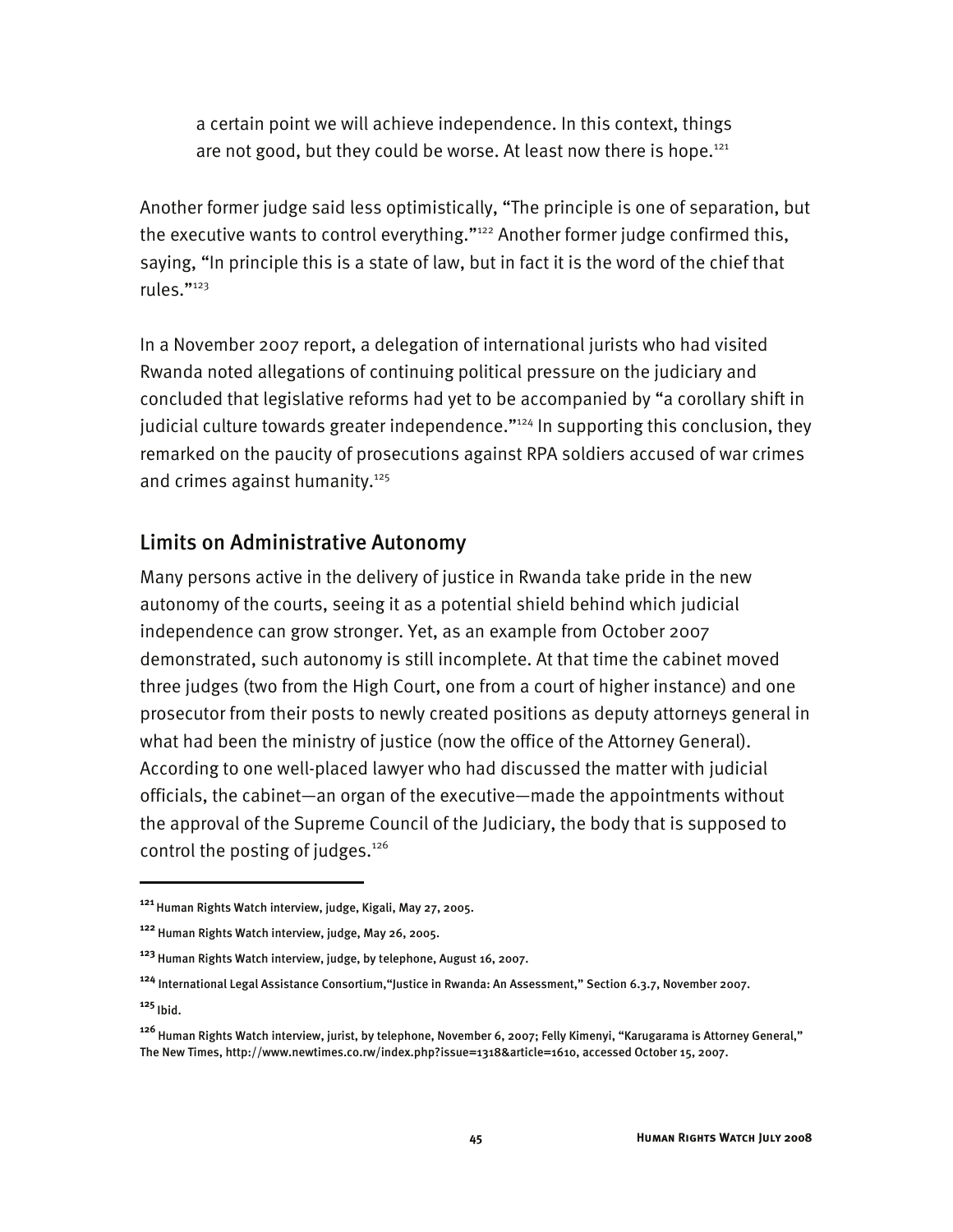> a certain point we will achieve independence. In this context, things are not good, but they could be worse. At least now there is hope.[121]

Another former judge said less optimistically, "The principle is one of separation, but the executive wants to control everything."[122] Another former judge confirmed this, saying, "In principle this is a state of law, but in fact it is the word of the chief that rules."[123]

In a November 2007 report, a delegation of international jurists who had visited Rwanda noted allegations of continuing political pressure on the judiciary and concluded that legislative reforms had yet to be accompanied by "a corollary shift in judicial culture towards greater independence."[124] In supporting this conclusion, they remarked on the paucity of prosecutions against RPA soldiers accused of war crimes and crimes against humanity.[125]

## Limits on Administrative Autonomy

Many persons active in the delivery of justice in Rwanda take pride in the new autonomy of the courts, seeing it as a potential shield behind which judicial independence can grow stronger. Yet, as an example from October 2007 demonstrated, such autonomy is still incomplete. At that time the cabinet moved three judges (two from the High Court, one from a court of higher instance) and one prosecutor from their posts to newly created positions as deputy attorneys general in what had been the ministry of justice (now the office of the Attorney General). According to one well-placed lawyer who had discussed the matter with judicial officials, the cabinet—an organ of the executive—made the appointments without the approval of the Supreme Council of the Judiciary, the body that is supposed to control the posting of judges.[126]

---

[121] Human Rights Watch interview, judge, Kigali, May 27, 2005.

[122] Human Rights Watch interview, judge, May 26, 2005.

[123] Human Rights Watch interview, judge, by telephone, August 16, 2007.

[124] International Legal Assistance Consortium,"Justice in Rwanda: An Assessment," Section 6.3.7, November 2007.

[125] Ibid.

[126] Human Rights Watch interview, jurist, by telephone, November 6, 2007; Felly Kimenyi, "Karugarama is Attorney General," The New Times, http://www.newtimes.co.rw/index.php?issue=1318&article=1610, accessed October 15, 2007.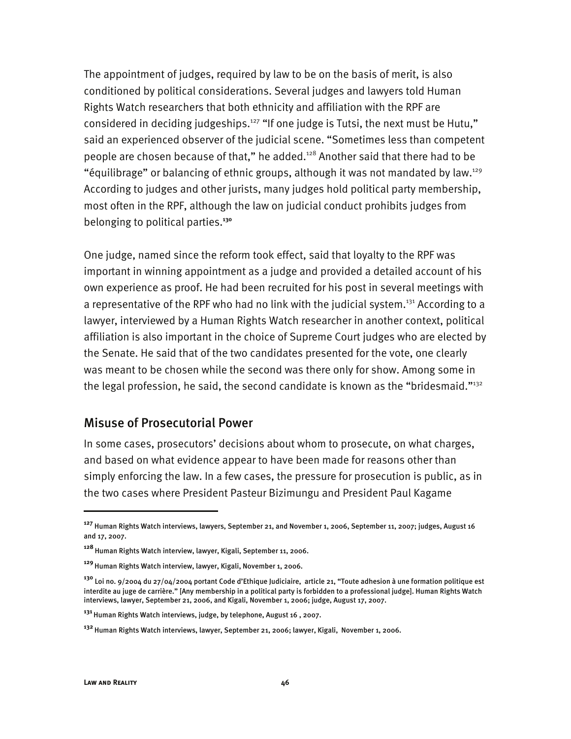The appointment of judges, required by law to be on the basis of merit, is also conditioned by political considerations. Several judges and lawyers told Human Rights Watch researchers that both ethnicity and affiliation with the RPF are considered in deciding judgeships.[127] "If one judge is Tutsi, the next must be Hutu," said an experienced observer of the judicial scene. "Sometimes less than competent people are chosen because of that," he added.[128] Another said that there had to be "équilibrage" or balancing of ethnic groups, although it was not mandated by law.[129] According to judges and other jurists, many judges hold political party membership, most often in the RPF, although the law on judicial conduct prohibits judges from belonging to political parties.[130]

One judge, named since the reform took effect, said that loyalty to the RPF was important in winning appointment as a judge and provided a detailed account of his own experience as proof. He had been recruited for his post in several meetings with a representative of the RPF who had no link with the judicial system.[131] According to a lawyer, interviewed by a Human Rights Watch researcher in another context, political affiliation is also important in the choice of Supreme Court judges who are elected by the Senate. He said that of the two candidates presented for the vote, one clearly was meant to be chosen while the second was there only for show. Among some in the legal profession, he said, the second candidate is known as the "bridesmaid."[132]

## Misuse of Prosecutorial Power

In some cases, prosecutors' decisions about whom to prosecute, on what charges, and based on what evidence appear to have been made for reasons other than simply enforcing the law. In a few cases, the pressure for prosecution is public, as in the two cases where President Pasteur Bizimungu and President Paul Kagame

---

[127] Human Rights Watch interviews, lawyers, September 21, and November 1, 2006, September 11, 2007; judges, August 16 and 17, 2007.

[128] Human Rights Watch interview, lawyer, Kigali, September 11, 2006.

[129] Human Rights Watch interview, lawyer, Kigali, November 1, 2006.

[130] Loi no. 9/2004 du 27/04/2004 portant Code d'Ethique Judiciaire, article 21, "Toute adhesion à une formation politique est interdite au juge de carrière." [Any membership in a political party is forbidden to a professional judge]. Human Rights Watch interviews, lawyer, September 21, 2006, and Kigali, November 1, 2006; judge, August 17, 2007.

[131] Human Rights Watch interviews, judge, by telephone, August 16 , 2007.

[132] Human Rights Watch interviews, lawyer, September 21, 2006; lawyer, Kigali, November 1, 2006.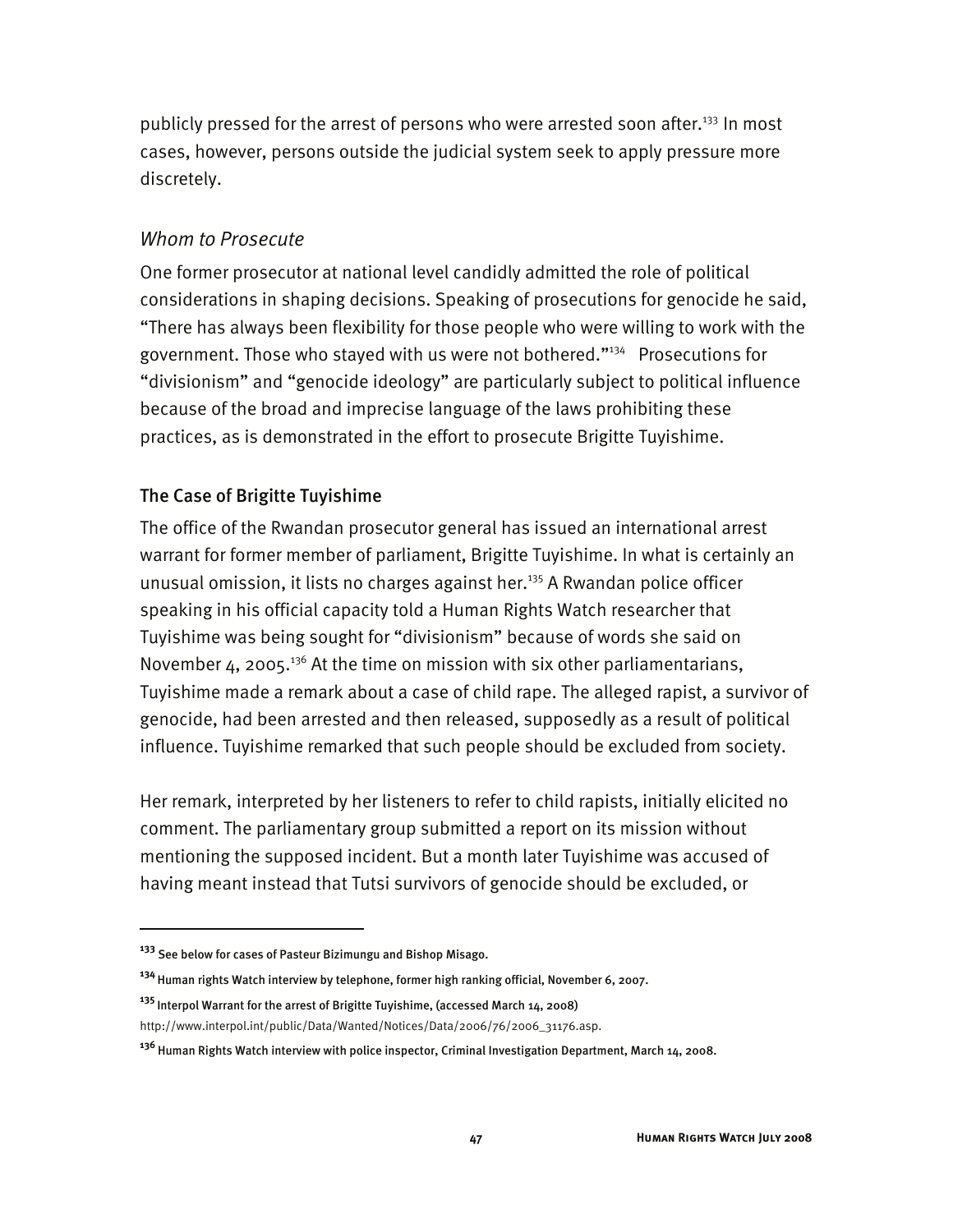publicly pressed for the arrest of persons who were arrested soon after.[133] In most cases, however, persons outside the judicial system seek to apply pressure more discretely.

### *Whom to Prosecute*

One former prosecutor at national level candidly admitted the role of political considerations in shaping decisions. Speaking of prosecutions for genocide he said, "There has always been flexibility for those people who were willing to work with the government. Those who stayed with us were not bothered."[134] Prosecutions for "divisionism" and "genocide ideology" are particularly subject to political influence because of the broad and imprecise language of the laws prohibiting these practices, as is demonstrated in the effort to prosecute Brigitte Tuyishime.

#### The Case of Brigitte Tuyishime

The office of the Rwandan prosecutor general has issued an international arrest warrant for former member of parliament, Brigitte Tuyishime. In what is certainly an unusual omission, it lists no charges against her.[135] A Rwandan police officer speaking in his official capacity told a Human Rights Watch researcher that Tuyishime was being sought for "divisionism" because of words she said on November 4, 2005.[136] At the time on mission with six other parliamentarians, Tuyishime made a remark about a case of child rape. The alleged rapist, a survivor of genocide, had been arrested and then released, supposedly as a result of political influence. Tuyishime remarked that such people should be excluded from society.

Her remark, interpreted by her listeners to refer to child rapists, initially elicited no comment. The parliamentary group submitted a report on its mission without mentioning the supposed incident. But a month later Tuyishime was accused of having meant instead that Tutsi survivors of genocide should be excluded, or

---

**[133]** See below for cases of Pasteur Bizimungu and Bishop Misago.

**[134]** Human rights Watch interview by telephone, former high ranking official, November 6, 2007.

**[135]** Interpol Warrant for the arrest of Brigitte Tuyishime, (accessed March 14, 2008) http://www.interpol.int/public/Data/Wanted/Notices/Data/2006/76/2006_31176.asp.

**[136]** Human Rights Watch interview with police inspector, Criminal Investigation Department, March 14, 2008.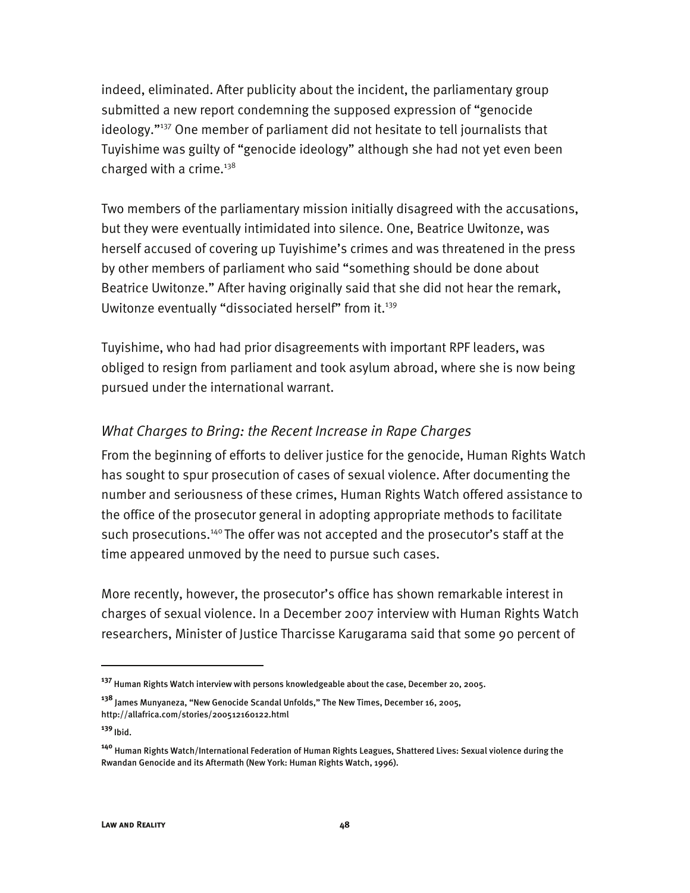indeed, eliminated. After publicity about the incident, the parliamentary group submitted a new report condemning the supposed expression of "genocide ideology."[137] One member of parliament did not hesitate to tell journalists that Tuyishime was guilty of "genocide ideology" although she had not yet even been charged with a crime.[138]

Two members of the parliamentary mission initially disagreed with the accusations, but they were eventually intimidated into silence. One, Beatrice Uwitonze, was herself accused of covering up Tuyishime's crimes and was threatened in the press by other members of parliament who said "something should be done about Beatrice Uwitonze." After having originally said that she did not hear the remark, Uwitonze eventually "dissociated herself" from it.[139]

Tuyishime, who had had prior disagreements with important RPF leaders, was obliged to resign from parliament and took asylum abroad, where she is now being pursued under the international warrant.

### *What Charges to Bring: the Recent Increase in Rape Charges*

From the beginning of efforts to deliver justice for the genocide, Human Rights Watch has sought to spur prosecution of cases of sexual violence. After documenting the number and seriousness of these crimes, Human Rights Watch offered assistance to the office of the prosecutor general in adopting appropriate methods to facilitate such prosecutions.[140] The offer was not accepted and the prosecutor's staff at the time appeared unmoved by the need to pursue such cases.

More recently, however, the prosecutor's office has shown remarkable interest in charges of sexual violence. In a December 2007 interview with Human Rights Watch researchers, Minister of Justice Tharcisse Karugarama said that some 90 percent of

---

[137] Human Rights Watch interview with persons knowledgeable about the case, December 20, 2005.

[138] James Munyaneza, "New Genocide Scandal Unfolds," The New Times, December 16, 2005, http://allafrica.com/stories/200512160122.html

[139] Ibid.

[140] Human Rights Watch/International Federation of Human Rights Leagues, Shattered Lives: Sexual violence during the Rwandan Genocide and its Aftermath (New York: Human Rights Watch, 1996).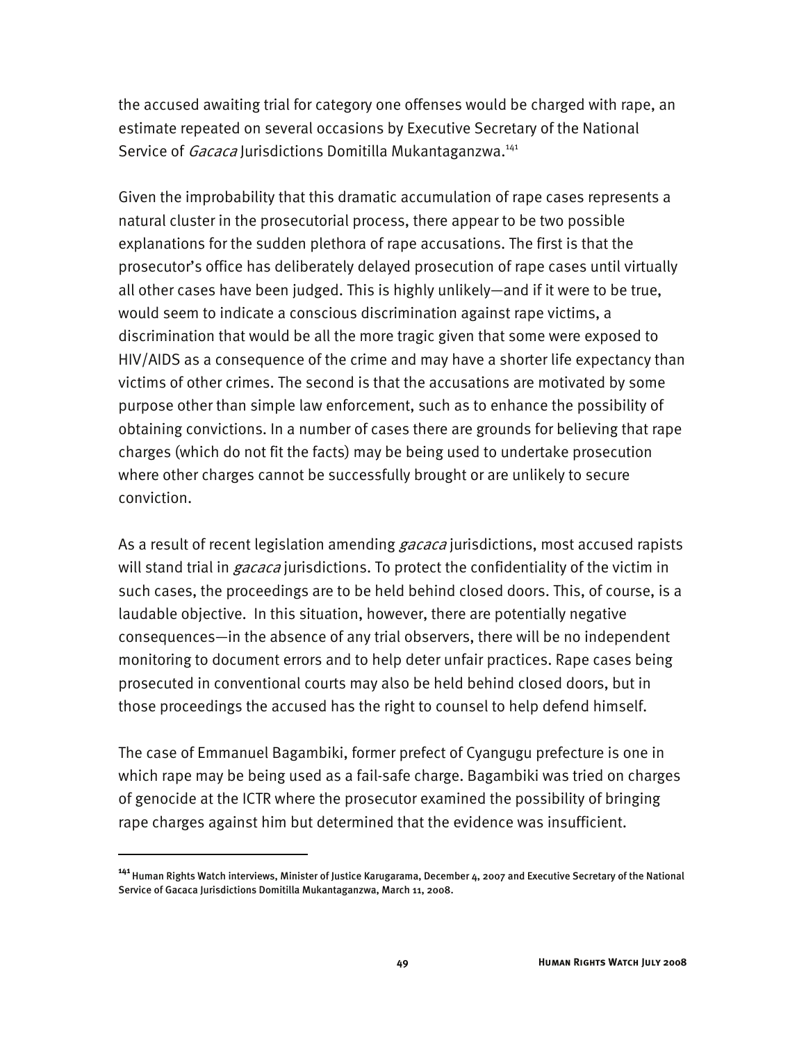the accused awaiting trial for category one offenses would be charged with rape, an estimate repeated on several occasions by Executive Secretary of the National Service of *Gacaca* Jurisdictions Domitilla Mukantaganzwa.[141]

Given the improbability that this dramatic accumulation of rape cases represents a natural cluster in the prosecutorial process, there appear to be two possible explanations for the sudden plethora of rape accusations. The first is that the prosecutor's office has deliberately delayed prosecution of rape cases until virtually all other cases have been judged. This is highly unlikely—and if it were to be true, would seem to indicate a conscious discrimination against rape victims, a discrimination that would be all the more tragic given that some were exposed to HIV/AIDS as a consequence of the crime and may have a shorter life expectancy than victims of other crimes. The second is that the accusations are motivated by some purpose other than simple law enforcement, such as to enhance the possibility of obtaining convictions. In a number of cases there are grounds for believing that rape charges (which do not fit the facts) may be being used to undertake prosecution where other charges cannot be successfully brought or are unlikely to secure conviction.

As a result of recent legislation amending *gacaca* jurisdictions, most accused rapists will stand trial in *gacaca* jurisdictions. To protect the confidentiality of the victim in such cases, the proceedings are to be held behind closed doors. This, of course, is a laudable objective. In this situation, however, there are potentially negative consequences—in the absence of any trial observers, there will be no independent monitoring to document errors and to help deter unfair practices. Rape cases being prosecuted in conventional courts may also be held behind closed doors, but in those proceedings the accused has the right to counsel to help defend himself.

The case of Emmanuel Bagambiki, former prefect of Cyangugu prefecture is one in which rape may be being used as a fail-safe charge. Bagambiki was tried on charges of genocide at the ICTR where the prosecutor examined the possibility of bringing rape charges against him but determined that the evidence was insufficient.

---

[141] Human Rights Watch interviews, Minister of Justice Karugarama, December 4, 2007 and Executive Secretary of the National Service of Gacaca Jurisdictions Domitilla Mukantaganzwa, March 11, 2008.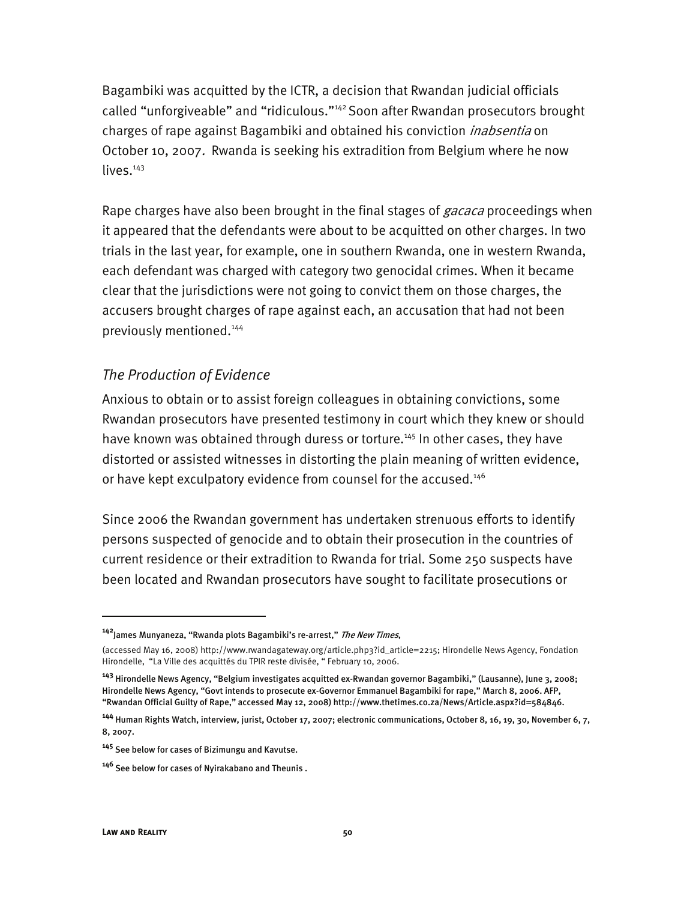Bagambiki was acquitted by the ICTR, a decision that Rwandan judicial officials called "unforgiveable" and "ridiculous."[142] Soon after Rwandan prosecutors brought charges of rape against Bagambiki and obtained his conviction *inabsentia* on October 10, 2007. Rwanda is seeking his extradition from Belgium where he now lives.[143]

Rape charges have also been brought in the final stages of *gacaca* proceedings when it appeared that the defendants were about to be acquitted on other charges. In two trials in the last year, for example, one in southern Rwanda, one in western Rwanda, each defendant was charged with category two genocidal crimes. When it became clear that the jurisdictions were not going to convict them on those charges, the accusers brought charges of rape against each, an accusation that had not been previously mentioned.[144]

### *The Production of Evidence*

Anxious to obtain or to assist foreign colleagues in obtaining convictions, some Rwandan prosecutors have presented testimony in court which they knew or should have known was obtained through duress or torture.[145] In other cases, they have distorted or assisted witnesses in distorting the plain meaning of written evidence, or have kept exculpatory evidence from counsel for the accused.[146]

Since 2006 the Rwandan government has undertaken strenuous efforts to identify persons suspected of genocide and to obtain their prosecution in the countries of current residence or their extradition to Rwanda for trial. Some 250 suspects have been located and Rwandan prosecutors have sought to facilitate prosecutions or

---

[142] James Munyaneza, "Rwanda plots Bagambiki's re-arrest," *The New Times*, (accessed May 16, 2008) http://www.rwandagateway.org/article.php3?id_article=2215; Hirondelle News Agency, Fondation Hirondelle, "La Ville des acquittés du TPIR reste divisée, " February 10, 2006.

[143] Hirondelle News Agency, "Belgium investigates acquitted ex-Rwandan governor Bagambiki," (Lausanne), June 3, 2008; Hirondelle News Agency, "Govt intends to prosecute ex-Governor Emmanuel Bagambiki for rape," March 8, 2006. AFP, "Rwandan Official Guilty of Rape," accessed May 12, 2008) http://www.thetimes.co.za/News/Article.aspx?id=584846.

[144] Human Rights Watch, interview, jurist, October 17, 2007; electronic communications, October 8, 16, 19, 30, November 6, 7, 8, 2007.

[145] See below for cases of Bizimungu and Kavutse.

[146] See below for cases of Nyirakabano and Theunis .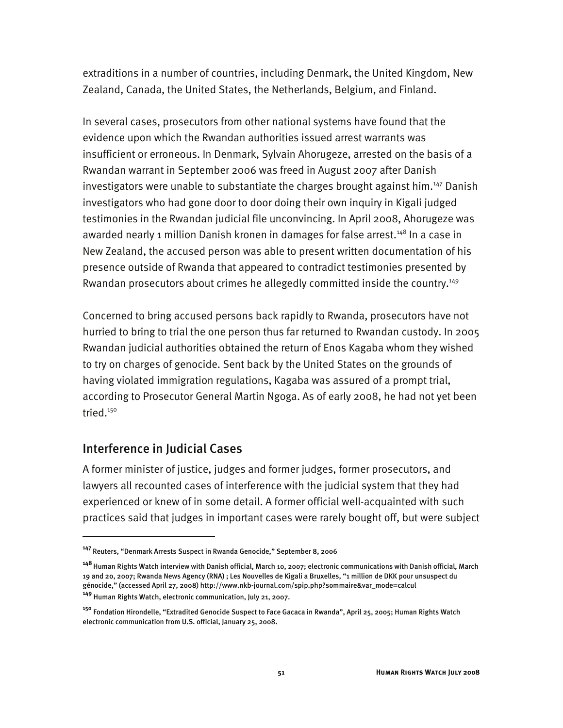extraditions in a number of countries, including Denmark, the United Kingdom, New Zealand, Canada, the United States, the Netherlands, Belgium, and Finland.

In several cases, prosecutors from other national systems have found that the evidence upon which the Rwandan authorities issued arrest warrants was insufficient or erroneous. In Denmark, Sylvain Ahorugeze, arrested on the basis of a Rwandan warrant in September 2006 was freed in August 2007 after Danish investigators were unable to substantiate the charges brought against him.[147] Danish investigators who had gone door to door doing their own inquiry in Kigali judged testimonies in the Rwandan judicial file unconvincing. In April 2008, Ahorugeze was awarded nearly 1 million Danish kronen in damages for false arrest.[148] In a case in New Zealand, the accused person was able to present written documentation of his presence outside of Rwanda that appeared to contradict testimonies presented by Rwandan prosecutors about crimes he allegedly committed inside the country.[149]

Concerned to bring accused persons back rapidly to Rwanda, prosecutors have not hurried to bring to trial the one person thus far returned to Rwandan custody. In 2005 Rwandan judicial authorities obtained the return of Enos Kagaba whom they wished to try on charges of genocide. Sent back by the United States on the grounds of having violated immigration regulations, Kagaba was assured of a prompt trial, according to Prosecutor General Martin Ngoga. As of early 2008, he had not yet been tried.[150]

## Interference in Judicial Cases

A former minister of justice, judges and former judges, former prosecutors, and lawyers all recounted cases of interference with the judicial system that they had experienced or knew of in some detail. A former official well-acquainted with such practices said that judges in important cases were rarely bought off, but were subject

---

[147] Reuters, "Denmark Arrests Suspect in Rwanda Genocide," September 8, 2006

[148] Human Rights Watch interview with Danish official, March 10, 2007; electronic communications with Danish official, March 19 and 20, 2007; Rwanda News Agency (RNA) ; Les Nouvelles de Kigali a Bruxelles, "1 million de DKK pour unsuspect du génocide," (accessed April 27, 2008) http://www.nkb-journal.com/spip.php?sommaire&var_mode=calcul

[149] Human Rights Watch, electronic communication, July 21, 2007.

[150] Fondation Hirondelle, "Extradited Genocide Suspect to Face Gacaca in Rwanda", April 25, 2005; Human Rights Watch electronic communication from U.S. official, January 25, 2008.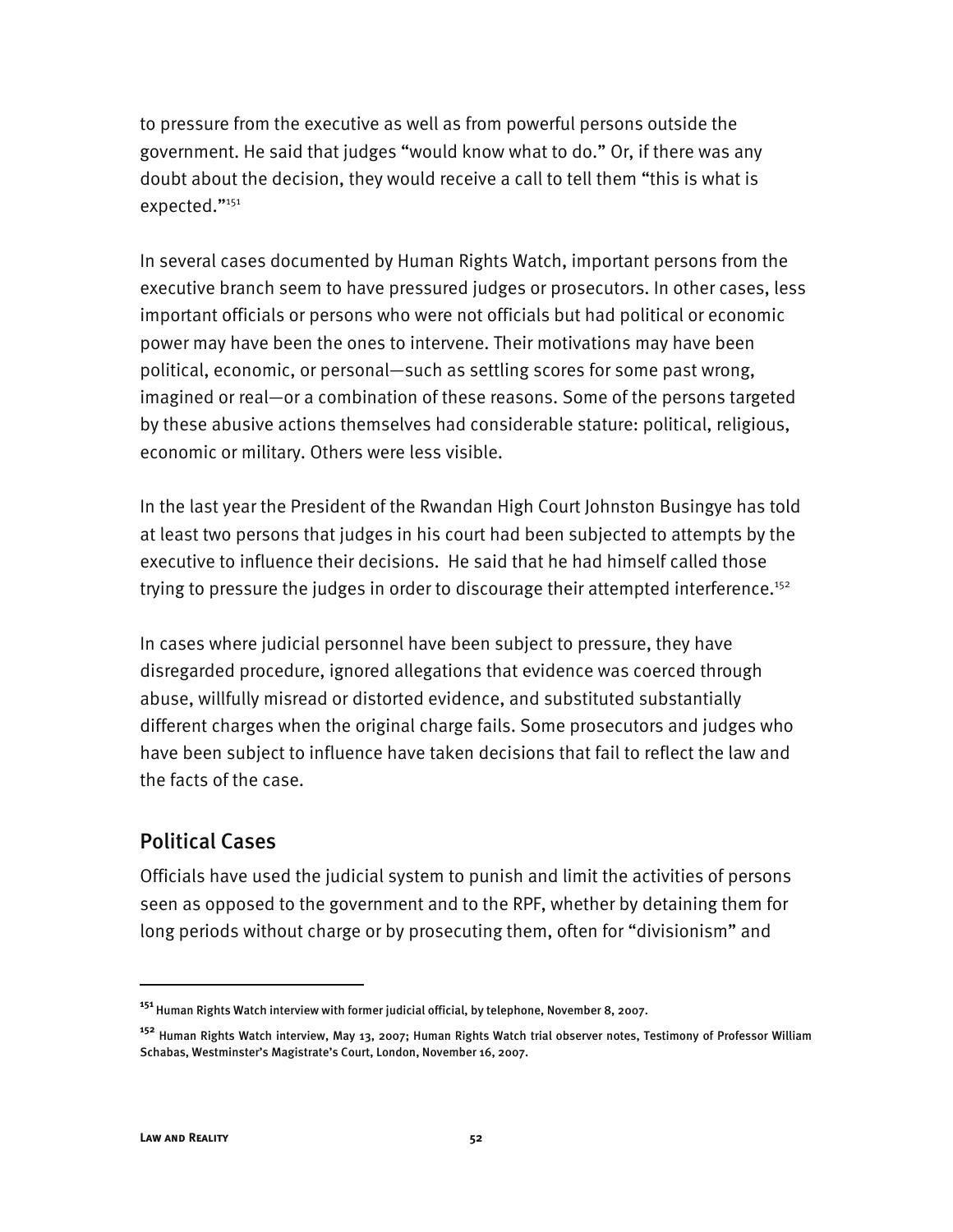to pressure from the executive as well as from powerful persons outside the government. He said that judges "would know what to do." Or, if there was any doubt about the decision, they would receive a call to tell them "this is what is expected."[151]

In several cases documented by Human Rights Watch, important persons from the executive branch seem to have pressured judges or prosecutors. In other cases, less important officials or persons who were not officials but had political or economic power may have been the ones to intervene. Their motivations may have been political, economic, or personal—such as settling scores for some past wrong, imagined or real—or a combination of these reasons. Some of the persons targeted by these abusive actions themselves had considerable stature: political, religious, economic or military. Others were less visible.

In the last year the President of the Rwandan High Court Johnston Busingye has told at least two persons that judges in his court had been subjected to attempts by the executive to influence their decisions. He said that he had himself called those trying to pressure the judges in order to discourage their attempted interference.[152]

In cases where judicial personnel have been subject to pressure, they have disregarded procedure, ignored allegations that evidence was coerced through abuse, willfully misread or distorted evidence, and substituted substantially different charges when the original charge fails. Some prosecutors and judges who have been subject to influence have taken decisions that fail to reflect the law and the facts of the case.

## Political Cases

Officials have used the judicial system to punish and limit the activities of persons seen as opposed to the government and to the RPF, whether by detaining them for long periods without charge or by prosecuting them, often for "divisionism" and

---

[151] Human Rights Watch interview with former judicial official, by telephone, November 8, 2007.

[152] Human Rights Watch interview, May 13, 2007; Human Rights Watch trial observer notes, Testimony of Professor William Schabas, Westminster's Magistrate's Court, London, November 16, 2007.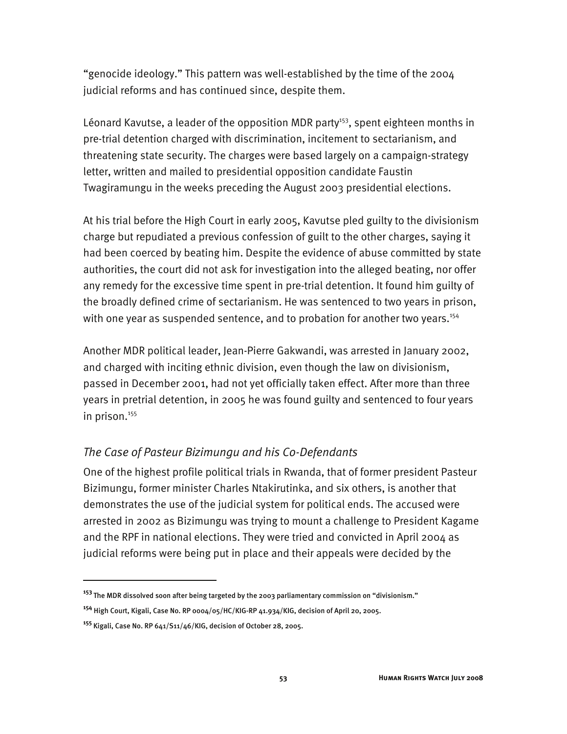"genocide ideology." This pattern was well-established by the time of the 2004 judicial reforms and has continued since, despite them.

Léonard Kavutse, a leader of the opposition MDR party[153], spent eighteen months in pre-trial detention charged with discrimination, incitement to sectarianism, and threatening state security. The charges were based largely on a campaign-strategy letter, written and mailed to presidential opposition candidate Faustin Twagiramungu in the weeks preceding the August 2003 presidential elections.

At his trial before the High Court in early 2005, Kavutse pled guilty to the divisionism charge but repudiated a previous confession of guilt to the other charges, saying it had been coerced by beating him. Despite the evidence of abuse committed by state authorities, the court did not ask for investigation into the alleged beating, nor offer any remedy for the excessive time spent in pre-trial detention. It found him guilty of the broadly defined crime of sectarianism. He was sentenced to two years in prison, with one year as suspended sentence, and to probation for another two years.[154]

Another MDR political leader, Jean-Pierre Gakwandi, was arrested in January 2002, and charged with inciting ethnic division, even though the law on divisionism, passed in December 2001, had not yet officially taken effect. After more than three years in pretrial detention, in 2005 he was found guilty and sentenced to four years in prison.[155]

### *The Case of Pasteur Bizimungu and his Co-Defendants*

One of the highest profile political trials in Rwanda, that of former president Pasteur Bizimungu, former minister Charles Ntakirutinka, and six others, is another that demonstrates the use of the judicial system for political ends. The accused were arrested in 2002 as Bizimungu was trying to mount a challenge to President Kagame and the RPF in national elections. They were tried and convicted in April 2004 as judicial reforms were being put in place and their appeals were decided by the

---

[153] The MDR dissolved soon after being targeted by the 2003 parliamentary commission on "divisionism."

[154] High Court, Kigali, Case No. RP 0004/05/HC/KIG-RP 41.934/KIG, decision of April 20, 2005.

[155] Kigali, Case No. RP 641/S11/46/KIG, decision of October 28, 2005.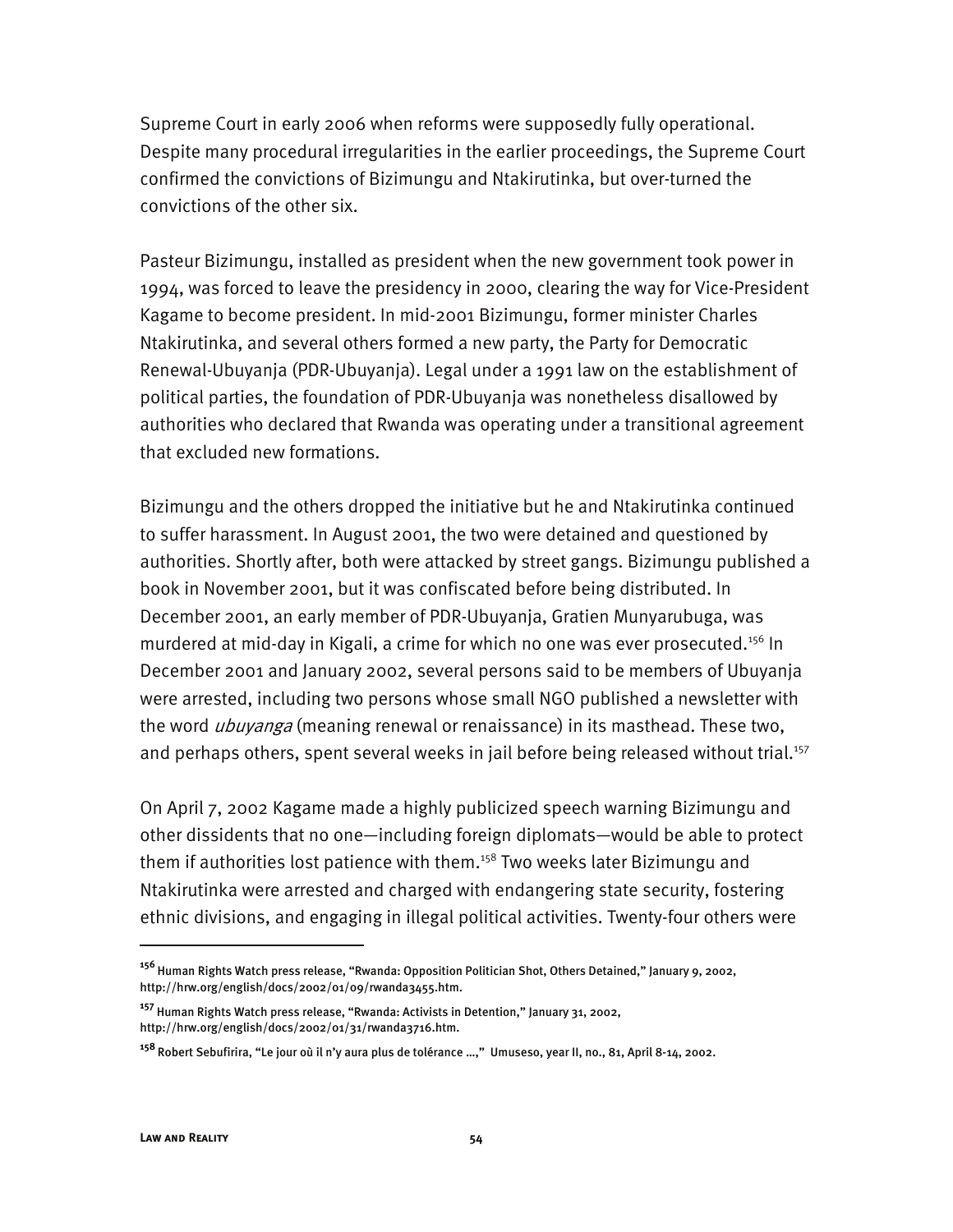Supreme Court in early 2006 when reforms were supposedly fully operational. Despite many procedural irregularities in the earlier proceedings, the Supreme Court confirmed the convictions of Bizimungu and Ntakirutinka, but over-turned the convictions of the other six.

Pasteur Bizimungu, installed as president when the new government took power in 1994, was forced to leave the presidency in 2000, clearing the way for Vice-President Kagame to become president. In mid-2001 Bizimungu, former minister Charles Ntakirutinka, and several others formed a new party, the Party for Democratic Renewal-Ubuyanja (PDR-Ubuyanja). Legal under a 1991 law on the establishment of political parties, the foundation of PDR-Ubuyanja was nonetheless disallowed by authorities who declared that Rwanda was operating under a transitional agreement that excluded new formations.

Bizimungu and the others dropped the initiative but he and Ntakirutinka continued to suffer harassment. In August 2001, the two were detained and questioned by authorities. Shortly after, both were attacked by street gangs. Bizimungu published a book in November 2001, but it was confiscated before being distributed. In December 2001, an early member of PDR-Ubuyanja, Gratien Munyarubuga, was murdered at mid-day in Kigali, a crime for which no one was ever prosecuted.[156] In December 2001 and January 2002, several persons said to be members of Ubuyanja were arrested, including two persons whose small NGO published a newsletter with the word *ubuyanga* (meaning renewal or renaissance) in its masthead. These two, and perhaps others, spent several weeks in jail before being released without trial.[157]

On April 7, 2002 Kagame made a highly publicized speech warning Bizimungu and other dissidents that no one—including foreign diplomats—would be able to protect them if authorities lost patience with them.[158] Two weeks later Bizimungu and Ntakirutinka were arrested and charged with endangering state security, fostering ethnic divisions, and engaging in illegal political activities. Twenty-four others were

---

[156] Human Rights Watch press release, "Rwanda: Opposition Politician Shot, Others Detained," January 9, 2002, http://hrw.org/english/docs/2002/01/09/rwanda3455.htm.

[157] Human Rights Watch press release, "Rwanda: Activists in Detention," January 31, 2002, http://hrw.org/english/docs/2002/01/31/rwanda3716.htm.

[158] Robert Sebufirira, "Le jour où il n'y aura plus de tolérance ...," Umuseso, year II, no., 81, April 8-14, 2002.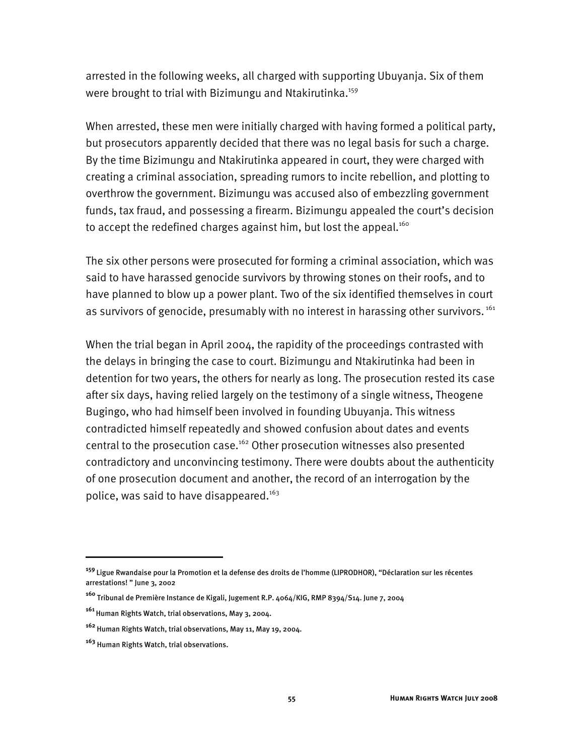arrested in the following weeks, all charged with supporting Ubuyanja. Six of them were brought to trial with Bizimungu and Ntakirutinka.[159]

When arrested, these men were initially charged with having formed a political party, but prosecutors apparently decided that there was no legal basis for such a charge. By the time Bizimungu and Ntakirutinka appeared in court, they were charged with creating a criminal association, spreading rumors to incite rebellion, and plotting to overthrow the government. Bizimungu was accused also of embezzling government funds, tax fraud, and possessing a firearm. Bizimungu appealed the court's decision to accept the redefined charges against him, but lost the appeal.[160]

The six other persons were prosecuted for forming a criminal association, which was said to have harassed genocide survivors by throwing stones on their roofs, and to have planned to blow up a power plant. Two of the six identified themselves in court as survivors of genocide, presumably with no interest in harassing other survivors.[161]

When the trial began in April 2004, the rapidity of the proceedings contrasted with the delays in bringing the case to court. Bizimungu and Ntakirutinka had been in detention for two years, the others for nearly as long. The prosecution rested its case after six days, having relied largely on the testimony of a single witness, Theogene Bugingo, who had himself been involved in founding Ubuyanja. This witness contradicted himself repeatedly and showed confusion about dates and events central to the prosecution case.[162] Other prosecution witnesses also presented contradictory and unconvincing testimony. There were doubts about the authenticity of one prosecution document and another, the record of an interrogation by the police, was said to have disappeared.[163]

---

[159] Ligue Rwandaise pour la Promotion et la defense des droits de l'homme (LIPRODHOR), "Déclaration sur les récentes arrestations! " June 3, 2002

[160] Tribunal de Première Instance de Kigali, Jugement R.P. 4064/KIG, RMP 8394/S14. June 7, 2004

[161] Human Rights Watch, trial observations, May 3, 2004.

[162] Human Rights Watch, trial observations, May 11, May 19, 2004.

[163] Human Rights Watch, trial observations.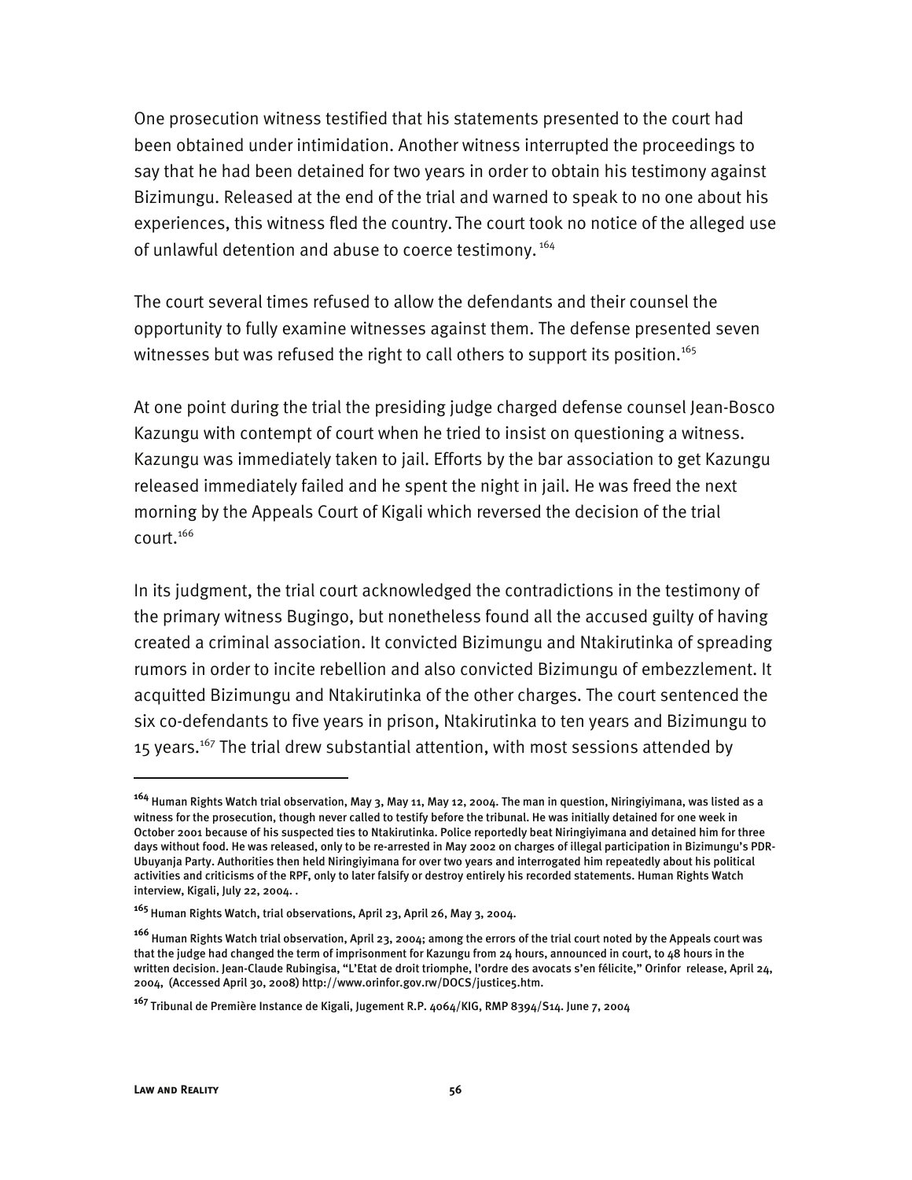One prosecution witness testified that his statements presented to the court had been obtained under intimidation. Another witness interrupted the proceedings to say that he had been detained for two years in order to obtain his testimony against Bizimungu. Released at the end of the trial and warned to speak to no one about his experiences, this witness fled the country. The court took no notice of the alleged use of unlawful detention and abuse to coerce testimony. [164]

The court several times refused to allow the defendants and their counsel the opportunity to fully examine witnesses against them. The defense presented seven witnesses but was refused the right to call others to support its position.[165]

At one point during the trial the presiding judge charged defense counsel Jean-Bosco Kazungu with contempt of court when he tried to insist on questioning a witness. Kazungu was immediately taken to jail. Efforts by the bar association to get Kazungu released immediately failed and he spent the night in jail. He was freed the next morning by the Appeals Court of Kigali which reversed the decision of the trial court.[166]

In its judgment, the trial court acknowledged the contradictions in the testimony of the primary witness Bugingo, but nonetheless found all the accused guilty of having created a criminal association. It convicted Bizimungu and Ntakirutinka of spreading rumors in order to incite rebellion and also convicted Bizimungu of embezzlement. It acquitted Bizimungu and Ntakirutinka of the other charges. The court sentenced the six co-defendants to five years in prison, Ntakirutinka to ten years and Bizimungu to 15 years.[167] The trial drew substantial attention, with most sessions attended by

---

[164] Human Rights Watch trial observation, May 3, May 11, May 12, 2004. The man in question, Niringiyimana, was listed as a witness for the prosecution, though never called to testify before the tribunal. He was initially detained for one week in October 2001 because of his suspected ties to Ntakirutinka. Police reportedly beat Niringiyimana and detained him for three days without food. He was released, only to be re-arrested in May 2002 on charges of illegal participation in Bizimungu's PDR-Ubuyanja Party. Authorities then held Niringiyimana for over two years and interrogated him repeatedly about his political activities and criticisms of the RPF, only to later falsify or destroy entirely his recorded statements. Human Rights Watch interview, Kigali, July 22, 2004. .

[165] Human Rights Watch, trial observations, April 23, April 26, May 3, 2004.

[166] Human Rights Watch trial observation, April 23, 2004; among the errors of the trial court noted by the Appeals court was that the judge had changed the term of imprisonment for Kazungu from 24 hours, announced in court, to 48 hours in the written decision. Jean-Claude Rubingisa, "L'Etat de droit triomphe, l'ordre des avocats s'en félicite," Orinfor release, April 24, 2004, (Accessed April 30, 2008) http://www.orinfor.gov.rw/DOCS/justice5.htm.

[167] Tribunal de Première Instance de Kigali, Jugement R.P. 4064/KIG, RMP 8394/S14. June 7, 2004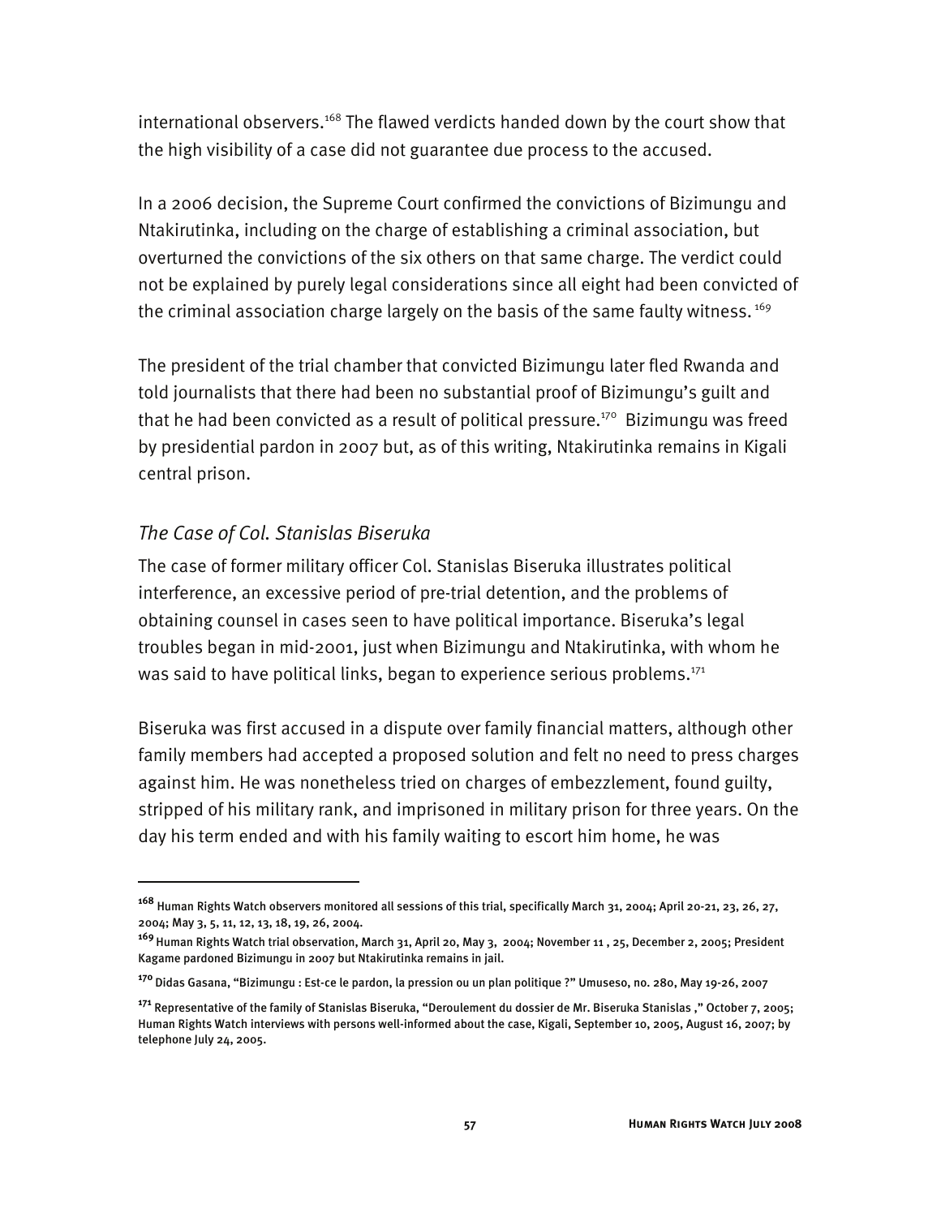international observers.[168] The flawed verdicts handed down by the court show that the high visibility of a case did not guarantee due process to the accused.

In a 2006 decision, the Supreme Court confirmed the convictions of Bizimungu and Ntakirutinka, including on the charge of establishing a criminal association, but overturned the convictions of the six others on that same charge. The verdict could not be explained by purely legal considerations since all eight had been convicted of the criminal association charge largely on the basis of the same faulty witness.[169]

The president of the trial chamber that convicted Bizimungu later fled Rwanda and told journalists that there had been no substantial proof of Bizimungu's guilt and that he had been convicted as a result of political pressure.[170] Bizimungu was freed by presidential pardon in 2007 but, as of this writing, Ntakirutinka remains in Kigali central prison.

### *The Case of Col. Stanislas Biseruka*

The case of former military officer Col. Stanislas Biseruka illustrates political interference, an excessive period of pre-trial detention, and the problems of obtaining counsel in cases seen to have political importance. Biseruka's legal troubles began in mid-2001, just when Bizimungu and Ntakirutinka, with whom he was said to have political links, began to experience serious problems.[171]

Biseruka was first accused in a dispute over family financial matters, although other family members had accepted a proposed solution and felt no need to press charges against him. He was nonetheless tried on charges of embezzlement, found guilty, stripped of his military rank, and imprisoned in military prison for three years. On the day his term ended and with his family waiting to escort him home, he was

---

[168] Human Rights Watch observers monitored all sessions of this trial, specifically March 31, 2004; April 20-21, 23, 26, 27, 2004; May 3, 5, 11, 12, 13, 18, 19, 26, 2004.

[169] Human Rights Watch trial observation, March 31, April 20, May 3, 2004; November 11 , 25, December 2, 2005; President Kagame pardoned Bizimungu in 2007 but Ntakirutinka remains in jail.

[170] Didas Gasana, "Bizimungu : Est-ce le pardon, la pression ou un plan politique ?" Umuseso, no. 280, May 19-26, 2007

[171] Representative of the family of Stanislas Biseruka, "Deroulement du dossier de Mr. Biseruka Stanislas ," October 7, 2005; Human Rights Watch interviews with persons well-informed about the case, Kigali, September 10, 2005, August 16, 2007; by telephone July 24, 2005.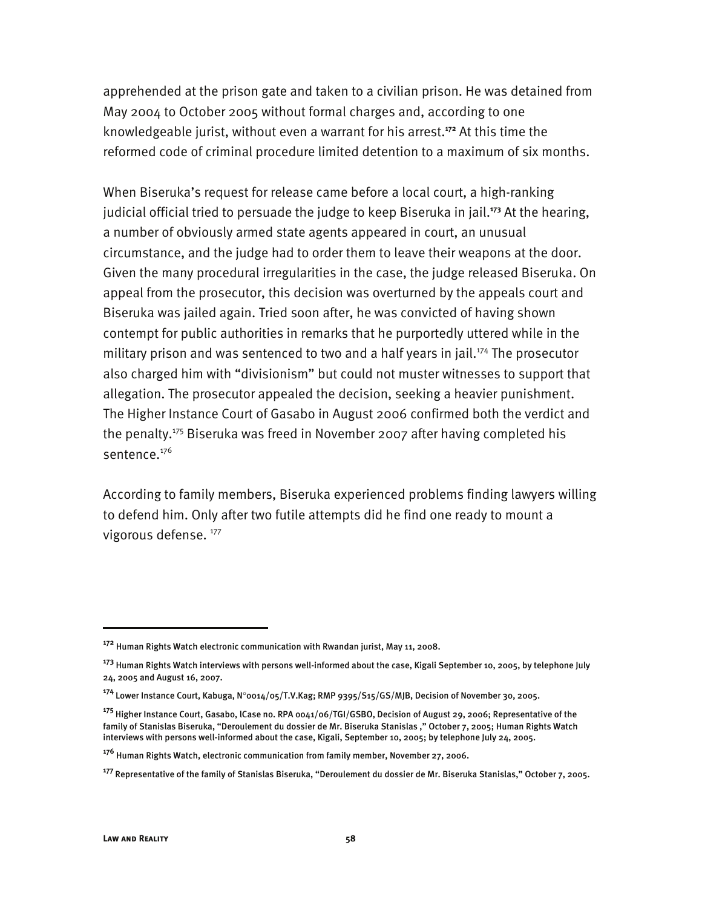apprehended at the prison gate and taken to a civilian prison. He was detained from May 2004 to October 2005 without formal charges and, according to one knowledgeable jurist, without even a warrant for his arrest.[172] At this time the reformed code of criminal procedure limited detention to a maximum of six months.

When Biseruka's request for release came before a local court, a high-ranking judicial official tried to persuade the judge to keep Biseruka in jail.[173] At the hearing, a number of obviously armed state agents appeared in court, an unusual circumstance, and the judge had to order them to leave their weapons at the door. Given the many procedural irregularities in the case, the judge released Biseruka. On appeal from the prosecutor, this decision was overturned by the appeals court and Biseruka was jailed again. Tried soon after, he was convicted of having shown contempt for public authorities in remarks that he purportedly uttered while in the military prison and was sentenced to two and a half years in jail.[174] The prosecutor also charged him with "divisionism" but could not muster witnesses to support that allegation. The prosecutor appealed the decision, seeking a heavier punishment. The Higher Instance Court of Gasabo in August 2006 confirmed both the verdict and the penalty.[175] Biseruka was freed in November 2007 after having completed his sentence.[176]

According to family members, Biseruka experienced problems finding lawyers willing to defend him. Only after two futile attempts did he find one ready to mount a vigorous defense.[177]

---

[172] Human Rights Watch electronic communication with Rwandan jurist, May 11, 2008.

[173] Human Rights Watch interviews with persons well-informed about the case, Kigali September 10, 2005, by telephone July 24, 2005 and August 16, 2007.

[174] Lower Instance Court, Kabuga, N°0014/05/T.V.Kag; RMP 9395/S15/GS/MJB, Decision of November 30, 2005.

[175] Higher Instance Court, Gasabo, lCase no. RPA 0041/06/TGI/GSBO, Decision of August 29, 2006; Representative of the family of Stanislas Biseruka, "Deroulement du dossier de Mr. Biseruka Stanislas ," October 7, 2005; Human Rights Watch interviews with persons well-informed about the case, Kigali, September 10, 2005; by telephone July 24, 2005.

[176] Human Rights Watch, electronic communication from family member, November 27, 2006.

[177] Representative of the family of Stanislas Biseruka, "Deroulement du dossier de Mr. Biseruka Stanislas," October 7, 2005.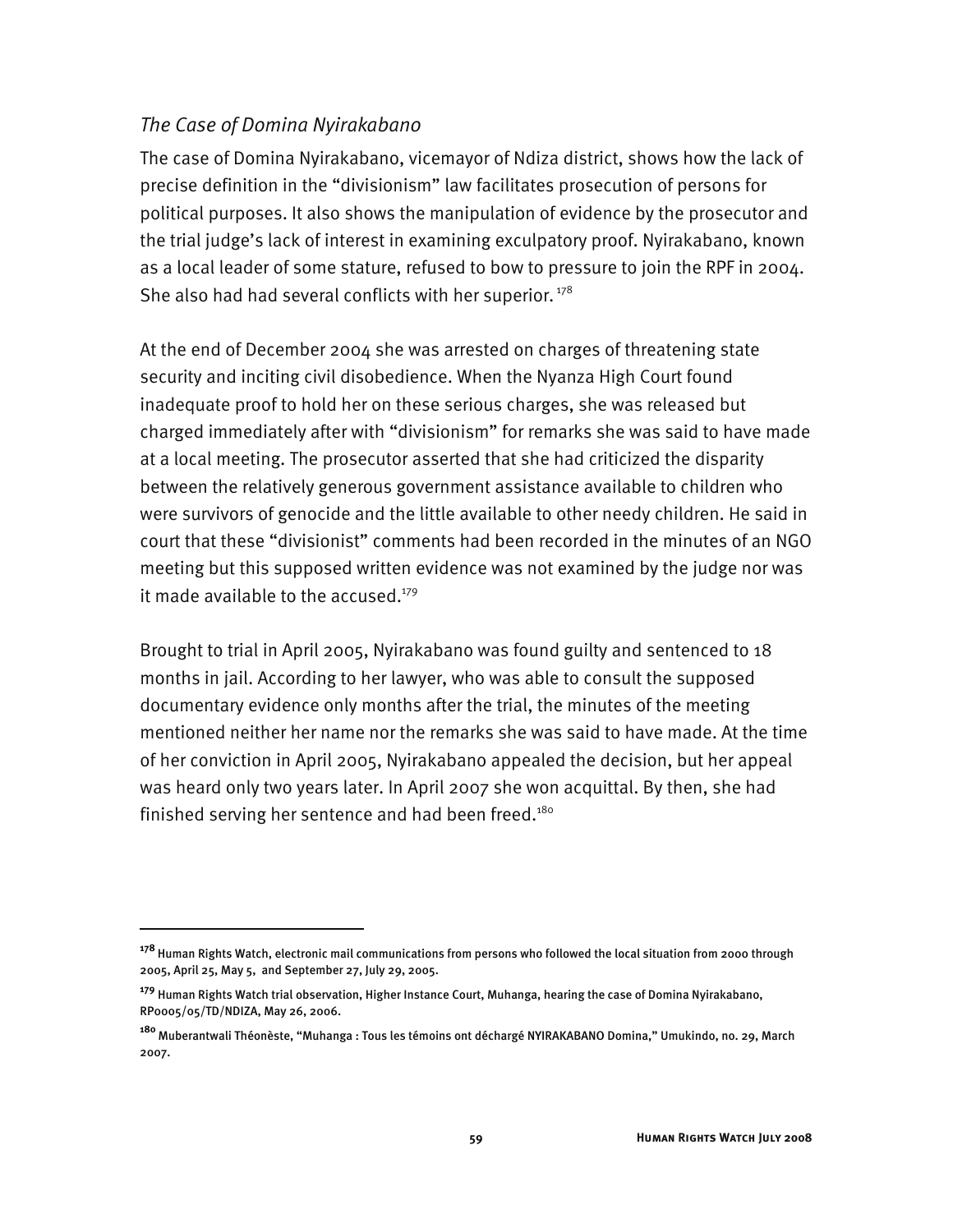### *The Case of Domina Nyirakabano*

The case of Domina Nyirakabano, vicemayor of Ndiza district, shows how the lack of precise definition in the "divisionism" law facilitates prosecution of persons for political purposes. It also shows the manipulation of evidence by the prosecutor and the trial judge's lack of interest in examining exculpatory proof. Nyirakabano, known as a local leader of some stature, refused to bow to pressure to join the RPF in 2004. She also had had several conflicts with her superior. [178]

At the end of December 2004 she was arrested on charges of threatening state security and inciting civil disobedience. When the Nyanza High Court found inadequate proof to hold her on these serious charges, she was released but charged immediately after with "divisionism" for remarks she was said to have made at a local meeting. The prosecutor asserted that she had criticized the disparity between the relatively generous government assistance available to children who were survivors of genocide and the little available to other needy children. He said in court that these "divisionist" comments had been recorded in the minutes of an NGO meeting but this supposed written evidence was not examined by the judge nor was it made available to the accused.[179]

Brought to trial in April 2005, Nyirakabano was found guilty and sentenced to 18 months in jail. According to her lawyer, who was able to consult the supposed documentary evidence only months after the trial, the minutes of the meeting mentioned neither her name nor the remarks she was said to have made. At the time of her conviction in April 2005, Nyirakabano appealed the decision, but her appeal was heard only two years later. In April 2007 she won acquittal. By then, she had finished serving her sentence and had been freed.[180]

---

[178] Human Rights Watch, electronic mail communications from persons who followed the local situation from 2000 through 2005, April 25, May 5, and September 27, July 29, 2005.

[179] Human Rights Watch trial observation, Higher Instance Court, Muhanga, hearing the case of Domina Nyirakabano, RP0005/05/TD/NDIZA, May 26, 2006.

[180] Muberantwali Théonèste, "Muhanga : Tous les témoins ont déchargé NYIRAKABANO Domina," Umukindo, no. 29, March 2007.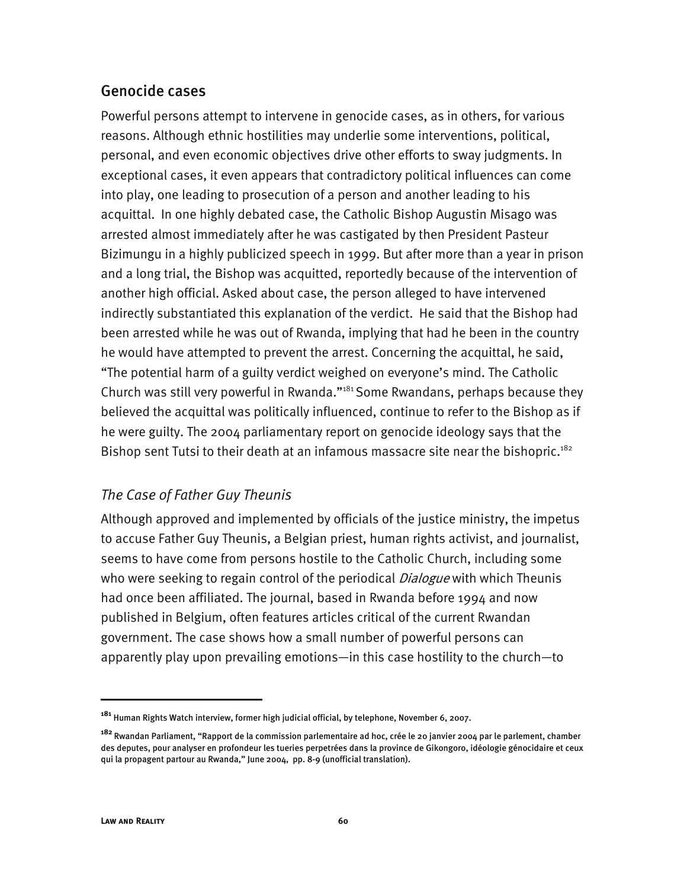## Genocide cases

Powerful persons attempt to intervene in genocide cases, as in others, for various reasons. Although ethnic hostilities may underlie some interventions, political, personal, and even economic objectives drive other efforts to sway judgments. In exceptional cases, it even appears that contradictory political influences can come into play, one leading to prosecution of a person and another leading to his acquittal. In one highly debated case, the Catholic Bishop Augustin Misago was arrested almost immediately after he was castigated by then President Pasteur Bizimungu in a highly publicized speech in 1999. But after more than a year in prison and a long trial, the Bishop was acquitted, reportedly because of the intervention of another high official. Asked about case, the person alleged to have intervened indirectly substantiated this explanation of the verdict. He said that the Bishop had been arrested while he was out of Rwanda, implying that had he been in the country he would have attempted to prevent the arrest. Concerning the acquittal, he said, "The potential harm of a guilty verdict weighed on everyone's mind. The Catholic Church was still very powerful in Rwanda."[181] Some Rwandans, perhaps because they believed the acquittal was politically influenced, continue to refer to the Bishop as if he were guilty. The 2004 parliamentary report on genocide ideology says that the Bishop sent Tutsi to their death at an infamous massacre site near the bishopric.[182]

### *The Case of Father Guy Theunis*

Although approved and implemented by officials of the justice ministry, the impetus to accuse Father Guy Theunis, a Belgian priest, human rights activist, and journalist, seems to have come from persons hostile to the Catholic Church, including some who were seeking to regain control of the periodical *Dialogue* with which Theunis had once been affiliated. The journal, based in Rwanda before 1994 and now published in Belgium, often features articles critical of the current Rwandan government. The case shows how a small number of powerful persons can apparently play upon prevailing emotions—in this case hostility to the church—to

---

[181] Human Rights Watch interview, former high judicial official, by telephone, November 6, 2007.

[182] Rwandan Parliament, "Rapport de la commission parlementaire ad hoc, crée le 20 janvier 2004 par le parlement, chamber des deputes, pour analyser en profondeur les tueries perpetrées dans la province de Gikongoro, idéologie génocidaire et ceux qui la propagent partour au Rwanda," June 2004, pp. 8-9 (unofficial translation).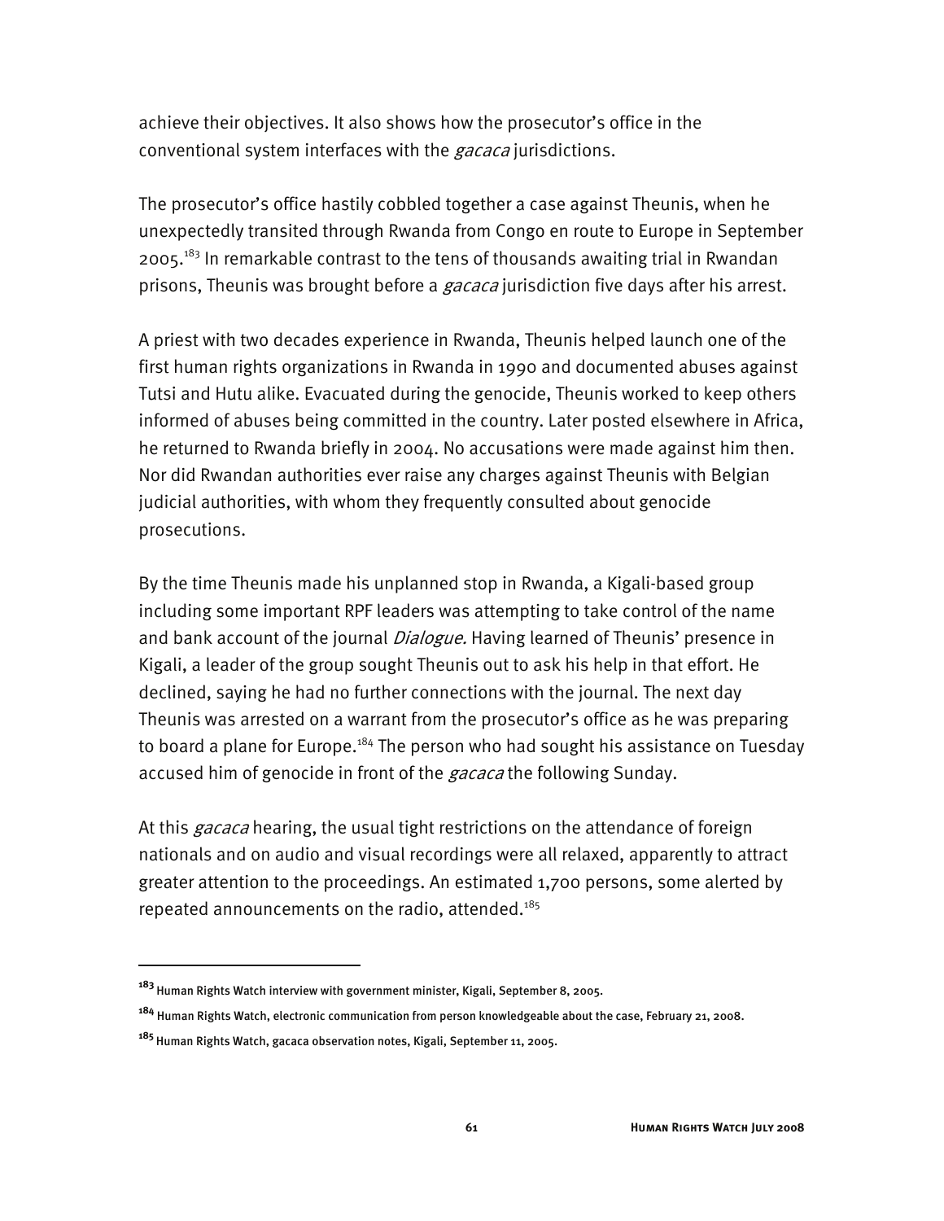achieve their objectives. It also shows how the prosecutor's office in the conventional system interfaces with the *gacaca* jurisdictions.

The prosecutor's office hastily cobbled together a case against Theunis, when he unexpectedly transited through Rwanda from Congo en route to Europe in September 2005.[183] In remarkable contrast to the tens of thousands awaiting trial in Rwandan prisons, Theunis was brought before a *gacaca* jurisdiction five days after his arrest.

A priest with two decades experience in Rwanda, Theunis helped launch one of the first human rights organizations in Rwanda in 1990 and documented abuses against Tutsi and Hutu alike. Evacuated during the genocide, Theunis worked to keep others informed of abuses being committed in the country. Later posted elsewhere in Africa, he returned to Rwanda briefly in 2004. No accusations were made against him then. Nor did Rwandan authorities ever raise any charges against Theunis with Belgian judicial authorities, with whom they frequently consulted about genocide prosecutions.

By the time Theunis made his unplanned stop in Rwanda, a Kigali-based group including some important RPF leaders was attempting to take control of the name and bank account of the journal *Dialogue.* Having learned of Theunis' presence in Kigali, a leader of the group sought Theunis out to ask his help in that effort. He declined, saying he had no further connections with the journal. The next day Theunis was arrested on a warrant from the prosecutor's office as he was preparing to board a plane for Europe.[184] The person who had sought his assistance on Tuesday accused him of genocide in front of the *gacaca* the following Sunday.

At this *gacaca* hearing, the usual tight restrictions on the attendance of foreign nationals and on audio and visual recordings were all relaxed, apparently to attract greater attention to the proceedings. An estimated 1,700 persons, some alerted by repeated announcements on the radio, attended.[185]

---

[183] Human Rights Watch interview with government minister, Kigali, September 8, 2005.

[184] Human Rights Watch, electronic communication from person knowledgeable about the case, February 21, 2008.

[185] Human Rights Watch, gacaca observation notes, Kigali, September 11, 2005.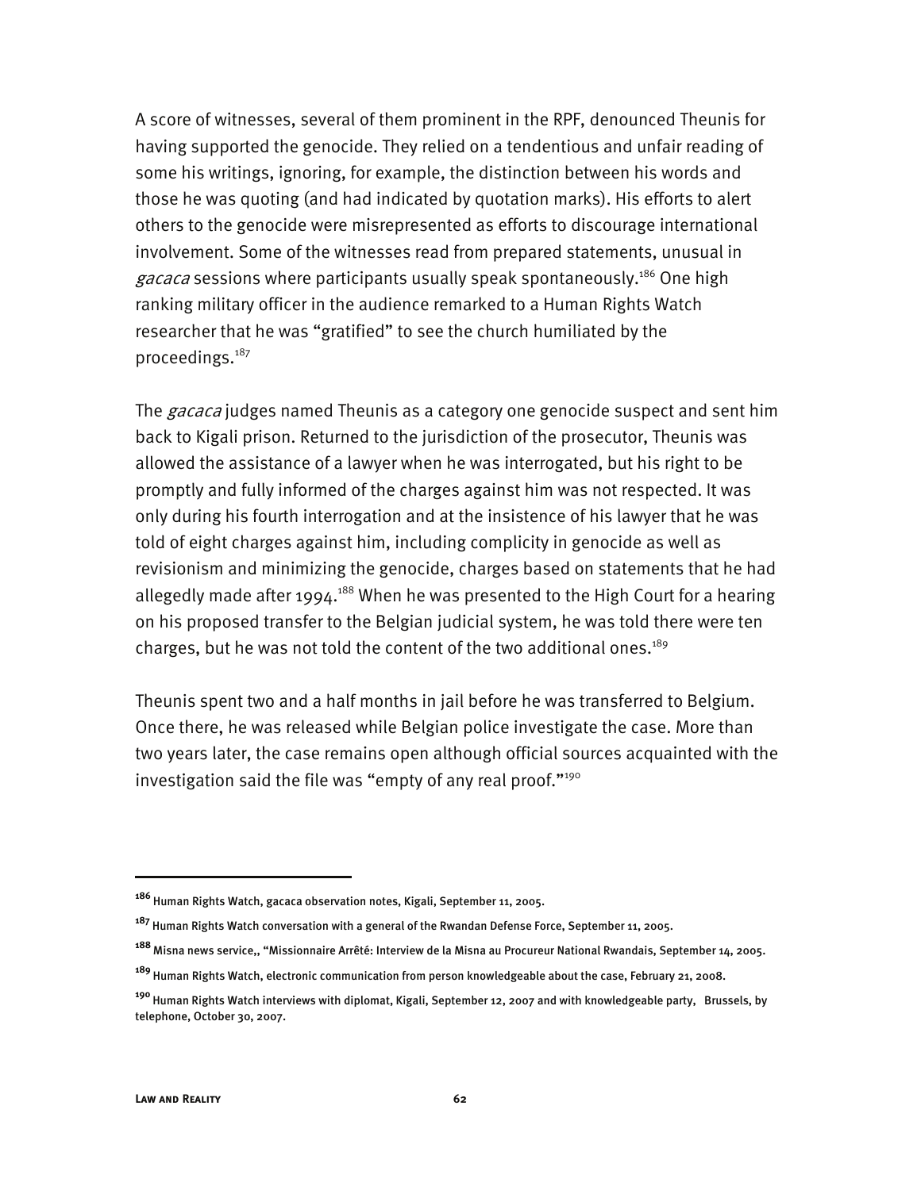A score of witnesses, several of them prominent in the RPF, denounced Theunis for having supported the genocide. They relied on a tendentious and unfair reading of some his writings, ignoring, for example, the distinction between his words and those he was quoting (and had indicated by quotation marks). His efforts to alert others to the genocide were misrepresented as efforts to discourage international involvement. Some of the witnesses read from prepared statements, unusual in *gacaca* sessions where participants usually speak spontaneously.[186] One high ranking military officer in the audience remarked to a Human Rights Watch researcher that he was "gratified" to see the church humiliated by the proceedings.[187]

The *gacaca* judges named Theunis as a category one genocide suspect and sent him back to Kigali prison. Returned to the jurisdiction of the prosecutor, Theunis was allowed the assistance of a lawyer when he was interrogated, but his right to be promptly and fully informed of the charges against him was not respected. It was only during his fourth interrogation and at the insistence of his lawyer that he was told of eight charges against him, including complicity in genocide as well as revisionism and minimizing the genocide, charges based on statements that he had allegedly made after 1994.[188] When he was presented to the High Court for a hearing on his proposed transfer to the Belgian judicial system, he was told there were ten charges, but he was not told the content of the two additional ones.[189]

Theunis spent two and a half months in jail before he was transferred to Belgium. Once there, he was released while Belgian police investigate the case. More than two years later, the case remains open although official sources acquainted with the investigation said the file was "empty of any real proof."[190]

---

[186] Human Rights Watch, gacaca observation notes, Kigali, September 11, 2005.

[187] Human Rights Watch conversation with a general of the Rwandan Defense Force, September 11, 2005.

[188] Misna news service,, "Missionnaire Arrêté: Interview de la Misna au Procureur National Rwandais, September 14, 2005.

[189] Human Rights Watch, electronic communication from person knowledgeable about the case, February 21, 2008.

[190] Human Rights Watch interviews with diplomat, Kigali, September 12, 2007 and with knowledgeable party, Brussels, by telephone, October 30, 2007.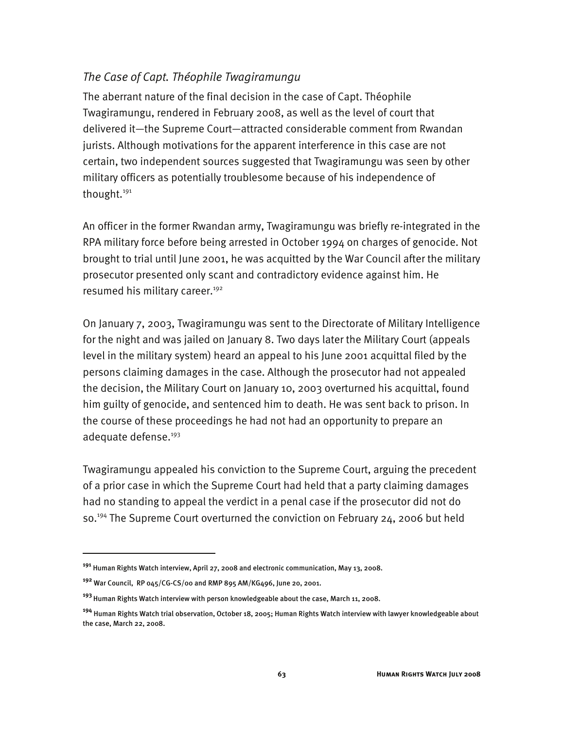### *The Case of Capt. Théophile Twagiramungu*

The aberrant nature of the final decision in the case of Capt. Théophile Twagiramungu, rendered in February 2008, as well as the level of court that delivered it—the Supreme Court—attracted considerable comment from Rwandan jurists. Although motivations for the apparent interference in this case are not certain, two independent sources suggested that Twagiramungu was seen by other military officers as potentially troublesome because of his independence of thought.[191]

An officer in the former Rwandan army, Twagiramungu was briefly re-integrated in the RPA military force before being arrested in October 1994 on charges of genocide. Not brought to trial until June 2001, he was acquitted by the War Council after the military prosecutor presented only scant and contradictory evidence against him. He resumed his military career.[192]

On January 7, 2003, Twagiramungu was sent to the Directorate of Military Intelligence for the night and was jailed on January 8. Two days later the Military Court (appeals level in the military system) heard an appeal to his June 2001 acquittal filed by the persons claiming damages in the case. Although the prosecutor had not appealed the decision, the Military Court on January 10, 2003 overturned his acquittal, found him guilty of genocide, and sentenced him to death. He was sent back to prison. In the course of these proceedings he had not had an opportunity to prepare an adequate defense.[193]

Twagiramungu appealed his conviction to the Supreme Court, arguing the precedent of a prior case in which the Supreme Court had held that a party claiming damages had no standing to appeal the verdict in a penal case if the prosecutor did not do so.[194] The Supreme Court overturned the conviction on February 24, 2006 but held

---

[191] Human Rights Watch interview, April 27, 2008 and electronic communication, May 13, 2008.

[192] War Council, RP 045/CG-CS/00 and RMP 895 AM/KG496, June 20, 2001.

[193] Human Rights Watch interview with person knowledgeable about the case, March 11, 2008.

[194] Human Rights Watch trial observation, October 18, 2005; Human Rights Watch interview with lawyer knowledgeable about the case, March 22, 2008.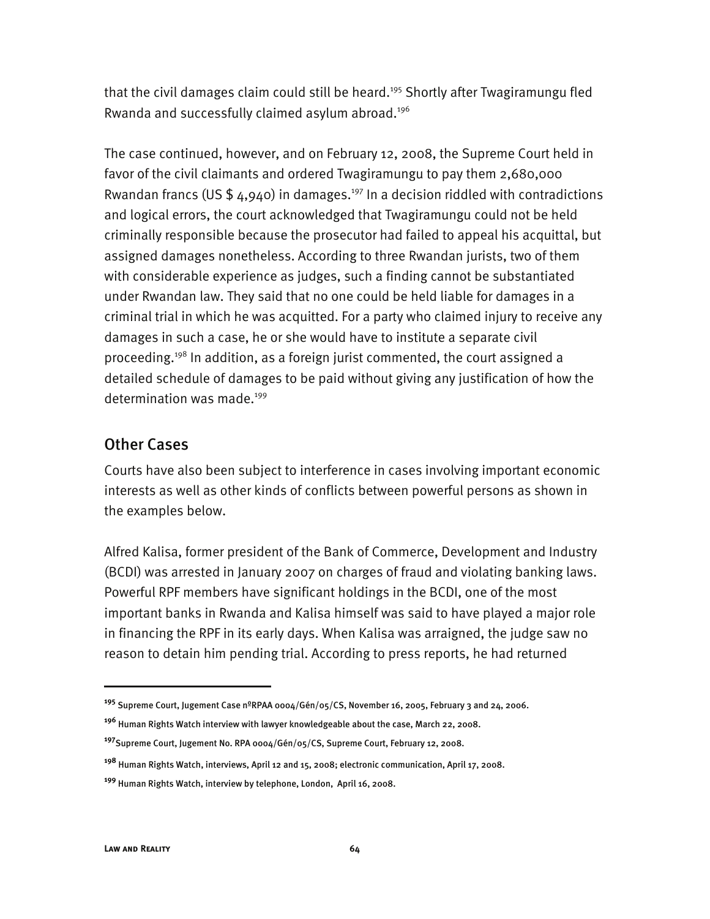that the civil damages claim could still be heard.[195] Shortly after Twagiramungu fled Rwanda and successfully claimed asylum abroad.[196]

The case continued, however, and on February 12, 2008, the Supreme Court held in favor of the civil claimants and ordered Twagiramungu to pay them 2,680,000 Rwandan francs (US $ 4,940) in damages.[197] In a decision riddled with contradictions and logical errors, the court acknowledged that Twagiramungu could not be held criminally responsible because the prosecutor had failed to appeal his acquittal, but assigned damages nonetheless. According to three Rwandan jurists, two of them with considerable experience as judges, such a finding cannot be substantiated under Rwandan law. They said that no one could be held liable for damages in a criminal trial in which he was acquitted. For a party who claimed injury to receive any damages in such a case, he or she would have to institute a separate civil proceeding.[198] In addition, as a foreign jurist commented, the court assigned a detailed schedule of damages to be paid without giving any justification of how the determination was made.[199]

## Other Cases

Courts have also been subject to interference in cases involving important economic interests as well as other kinds of conflicts between powerful persons as shown in the examples below.

Alfred Kalisa, former president of the Bank of Commerce, Development and Industry (BCDI) was arrested in January 2007 on charges of fraud and violating banking laws. Powerful RPF members have significant holdings in the BCDI, one of the most important banks in Rwanda and Kalisa himself was said to have played a major role in financing the RPF in its early days. When Kalisa was arraigned, the judge saw no reason to detain him pending trial. According to press reports, he had returned

---

[195] Supreme Court, Jugement Case nºRPAA 0004/Gén/05/CS, November 16, 2005, February 3 and 24, 2006.

[196] Human Rights Watch interview with lawyer knowledgeable about the case, March 22, 2008.

[197] Supreme Court, Jugement No. RPA 0004/Gén/05/CS, Supreme Court, February 12, 2008.

[198] Human Rights Watch, interviews, April 12 and 15, 2008; electronic communication, April 17, 2008.

[199] Human Rights Watch, interview by telephone, London, April 16, 2008.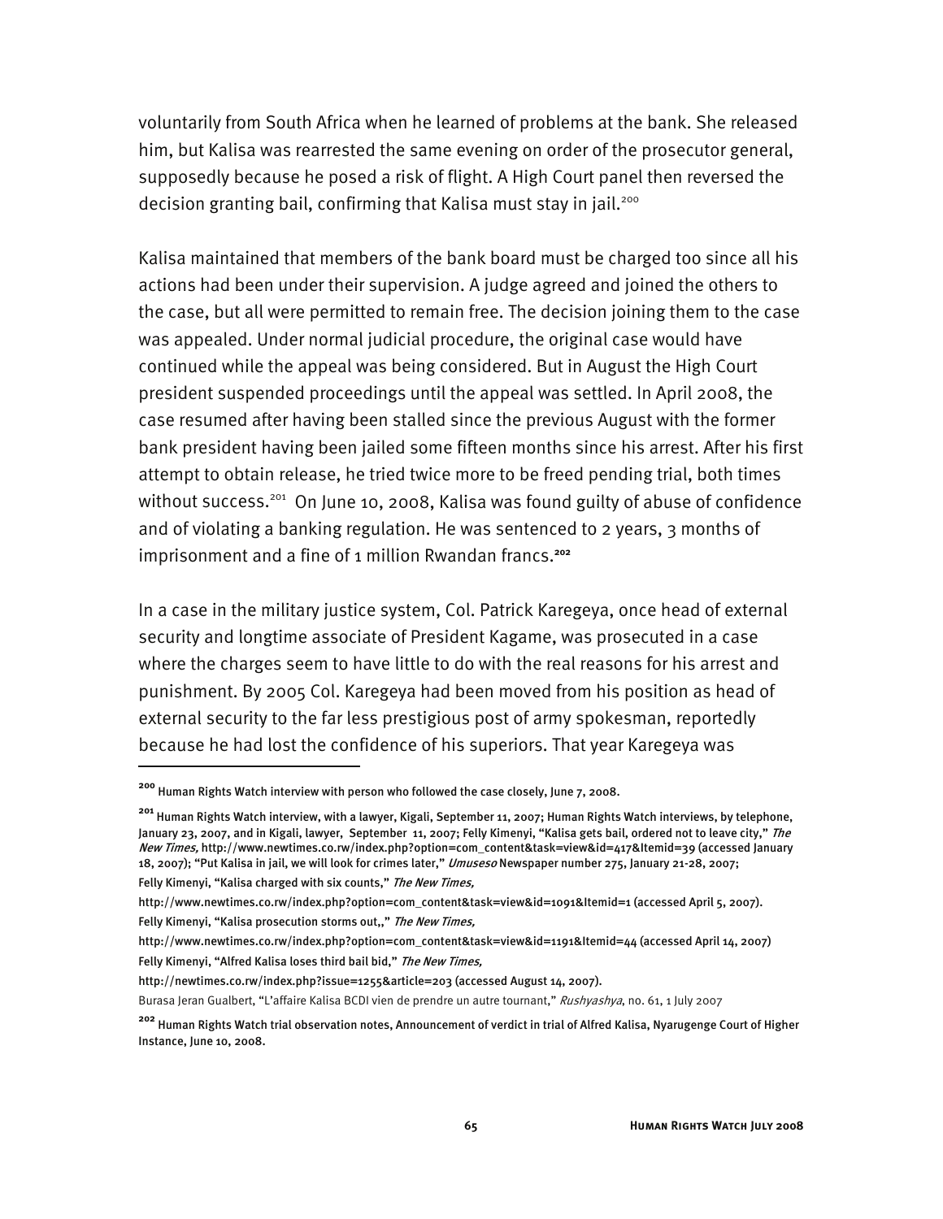voluntarily from South Africa when he learned of problems at the bank. She released him, but Kalisa was rearrested the same evening on order of the prosecutor general, supposedly because he posed a risk of flight. A High Court panel then reversed the decision granting bail, confirming that Kalisa must stay in jail.[200]

Kalisa maintained that members of the bank board must be charged too since all his actions had been under their supervision. A judge agreed and joined the others to the case, but all were permitted to remain free. The decision joining them to the case was appealed. Under normal judicial procedure, the original case would have continued while the appeal was being considered. But in August the High Court president suspended proceedings until the appeal was settled. In April 2008, the case resumed after having been stalled since the previous August with the former bank president having been jailed some fifteen months since his arrest. After his first attempt to obtain release, he tried twice more to be freed pending trial, both times without success.[201] On June 10, 2008, Kalisa was found guilty of abuse of confidence and of violating a banking regulation. He was sentenced to 2 years, 3 months of imprisonment and a fine of 1 million Rwandan francs.[202]

In a case in the military justice system, Col. Patrick Karegeya, once head of external security and longtime associate of President Kagame, was prosecuted in a case where the charges seem to have little to do with the real reasons for his arrest and punishment. By 2005 Col. Karegeya had been moved from his position as head of external security to the far less prestigious post of army spokesman, reportedly because he had lost the confidence of his superiors. That year Karegeya was

---

[200] Human Rights Watch interview with person who followed the case closely, June 7, 2008.

[201] Human Rights Watch interview, with a lawyer, Kigali, September 11, 2007; Human Rights Watch interviews, by telephone, January 23, 2007, and in Kigali, lawyer, September 11, 2007; Felly Kimenyi, "Kalisa gets bail, ordered not to leave city," *The New Times,* http://www.newtimes.co.rw/index.php?option=com_content&task=view&id=417&Itemid=39 (accessed January 18, 2007); "Put Kalisa in jail, we will look for crimes later," *Umuseso* Newspaper number 275, January 21-28, 2007; Felly Kimenyi, "Kalisa charged with six counts," *The New Times,* http://www.newtimes.co.rw/index.php?option=com_content&task=view&id=1091&Itemid=1 (accessed April 5, 2007). Felly Kimenyi, "Kalisa prosecution storms out,," *The New Times,* http://www.newtimes.co.rw/index.php?option=com_content&task=view&id=1191&Itemid=44 (accessed April 14, 2007) Felly Kimenyi, "Alfred Kalisa loses third bail bid," *The New Times,* http://newtimes.co.rw/index.php?issue=1255&article=203 (accessed August 14, 2007). Burasa Jeran Gualbert, "L'affaire Kalisa BCDI vien de prendre un autre tournant," *Rushyashya*, no. 61, 1 July 2007

[202] Human Rights Watch trial observation notes, Announcement of verdict in trial of Alfred Kalisa, Nyarugenge Court of Higher Instance, June 10, 2008.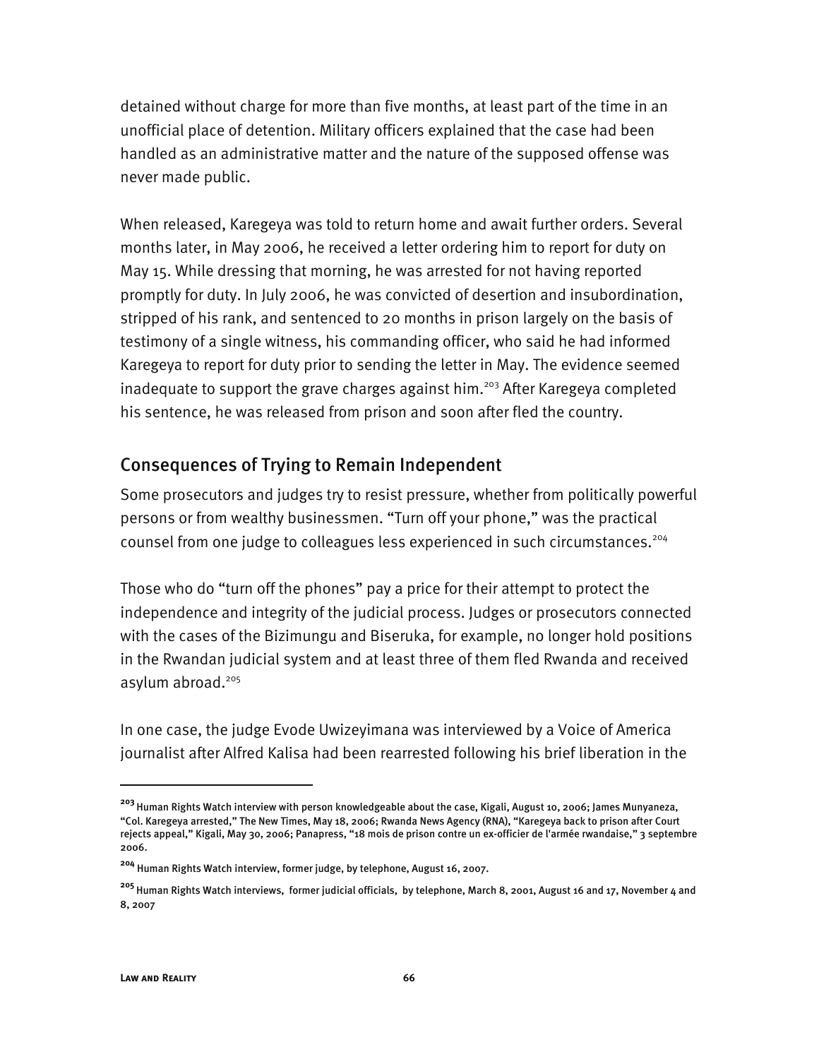detained without charge for more than five months, at least part of the time in an unofficial place of detention. Military officers explained that the case had been handled as an administrative matter and the nature of the supposed offense was never made public.

When released, Karegeya was told to return home and await further orders. Several months later, in May 2006, he received a letter ordering him to report for duty on May 15. While dressing that morning, he was arrested for not having reported promptly for duty. In July 2006, he was convicted of desertion and insubordination, stripped of his rank, and sentenced to 20 months in prison largely on the basis of testimony of a single witness, his commanding officer, who said he had informed Karegeya to report for duty prior to sending the letter in May. The evidence seemed inadequate to support the grave charges against him.[203] After Karegeya completed his sentence, he was released from prison and soon after fled the country.

## Consequences of Trying to Remain Independent

Some prosecutors and judges try to resist pressure, whether from politically powerful persons or from wealthy businessmen. "Turn off your phone," was the practical counsel from one judge to colleagues less experienced in such circumstances.[204]

Those who do "turn off the phones" pay a price for their attempt to protect the independence and integrity of the judicial process. Judges or prosecutors connected with the cases of the Bizimungu and Biseruka, for example, no longer hold positions in the Rwandan judicial system and at least three of them fled Rwanda and received asylum abroad.[205]

In one case, the judge Evode Uwizeyimana was interviewed by a Voice of America journalist after Alfred Kalisa had been rearrested following his brief liberation in the

---

[203] Human Rights Watch interview with person knowledgeable about the case, Kigali, August 10, 2006; James Munyaneza, "Col. Karegeya arrested," The New Times, May 18, 2006; Rwanda News Agency (RNA), "Karegeya back to prison after Court rejects appeal," Kigali, May 30, 2006; Panapress, "18 mois de prison contre un ex-officier de l'armée rwandaise," 3 septembre 2006.

[204] Human Rights Watch interview, former judge, by telephone, August 16, 2007.

[205] Human Rights Watch interviews, former judicial officials, by telephone, March 8, 2001, August 16 and 17, November 4 and 8, 2007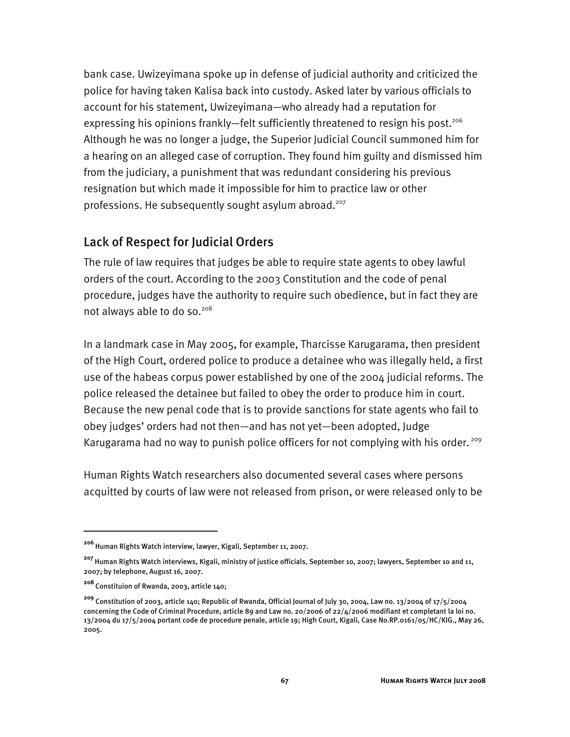bank case. Uwizeyimana spoke up in defense of judicial authority and criticized the police for having taken Kalisa back into custody. Asked later by various officials to account for his statement, Uwizeyimana—who already had a reputation for expressing his opinions frankly—felt sufficiently threatened to resign his post.[206] Although he was no longer a judge, the Superior Judicial Council summoned him for a hearing on an alleged case of corruption. They found him guilty and dismissed him from the judiciary, a punishment that was redundant considering his previous resignation but which made it impossible for him to practice law or other professions. He subsequently sought asylum abroad.[207]

## Lack of Respect for Judicial Orders

The rule of law requires that judges be able to require state agents to obey lawful orders of the court. According to the 2003 Constitution and the code of penal procedure, judges have the authority to require such obedience, but in fact they are not always able to do so.[208]

In a landmark case in May 2005, for example, Tharcisse Karugarama, then president of the High Court, ordered police to produce a detainee who was illegally held, a first use of the habeas corpus power established by one of the 2004 judicial reforms. The police released the detainee but failed to obey the order to produce him in court. Because the new penal code that is to provide sanctions for state agents who fail to obey judges' orders had not then—and has not yet—been adopted, Judge Karugarama had no way to punish police officers for not complying with his order.[209]

Human Rights Watch researchers also documented several cases where persons acquitted by courts of law were not released from prison, or were released only to be

---

[206] Human Rights Watch interview, lawyer, Kigali, September 11, 2007.

[207] Human Rights Watch interviews, Kigali, ministry of justice officials, September 10, 2007; lawyers, September 10 and 11, 2007; by telephone, August 16, 2007.

[208] Constituion of Rwanda, 2003, article 140;

[209] Constitution of 2003, article 140; Republic of Rwanda, Official Journal of July 30, 2004, Law no. 13/2004 of 17/5/2004 concerning the Code of Criminal Procedure, article 89 and Law no. 20/2006 of 22/4/2006 modifiant et completant la loi no. 13/2004 du 17/5/2004 portant code de procedure penale, article 19; High Court, Kigali, Case No.RP.0161/05/HC/KIG., May 26, 2005.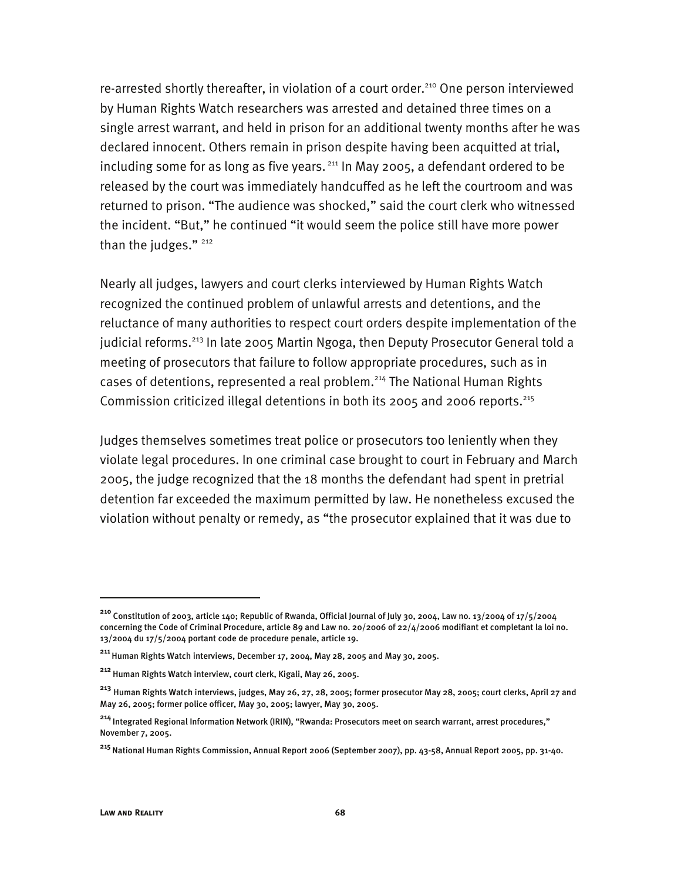re-arrested shortly thereafter, in violation of a court order.[210] One person interviewed by Human Rights Watch researchers was arrested and detained three times on a single arrest warrant, and held in prison for an additional twenty months after he was declared innocent. Others remain in prison despite having been acquitted at trial, including some for as long as five years. [211] In May 2005, a defendant ordered to be released by the court was immediately handcuffed as he left the courtroom and was returned to prison. "The audience was shocked," said the court clerk who witnessed the incident. "But," he continued "it would seem the police still have more power than the judges." [212]

Nearly all judges, lawyers and court clerks interviewed by Human Rights Watch recognized the continued problem of unlawful arrests and detentions, and the reluctance of many authorities to respect court orders despite implementation of the judicial reforms.[213] In late 2005 Martin Ngoga, then Deputy Prosecutor General told a meeting of prosecutors that failure to follow appropriate procedures, such as in cases of detentions, represented a real problem.[214] The National Human Rights Commission criticized illegal detentions in both its 2005 and 2006 reports.[215]

Judges themselves sometimes treat police or prosecutors too leniently when they violate legal procedures. In one criminal case brought to court in February and March 2005, the judge recognized that the 18 months the defendant had spent in pretrial detention far exceeded the maximum permitted by law. He nonetheless excused the violation without penalty or remedy, as "the prosecutor explained that it was due to

---

[210] Constitution of 2003, article 140; Republic of Rwanda, Official Journal of July 30, 2004, Law no. 13/2004 of 17/5/2004 concerning the Code of Criminal Procedure, article 89 and Law no. 20/2006 of 22/4/2006 modifiant et completant la loi no. 13/2004 du 17/5/2004 portant code de procedure penale, article 19.

[211] Human Rights Watch interviews, December 17, 2004, May 28, 2005 and May 30, 2005.

[212] Human Rights Watch interview, court clerk, Kigali, May 26, 2005.

[213] Human Rights Watch interviews, judges, May 26, 27, 28, 2005; former prosecutor May 28, 2005; court clerks, April 27 and May 26, 2005; former police officer, May 30, 2005; lawyer, May 30, 2005.

[214] Integrated Regional Information Network (IRIN), "Rwanda: Prosecutors meet on search warrant, arrest procedures," November 7, 2005.

[215] National Human Rights Commission, Annual Report 2006 (September 2007), pp. 43-58, Annual Report 2005, pp. 31-40.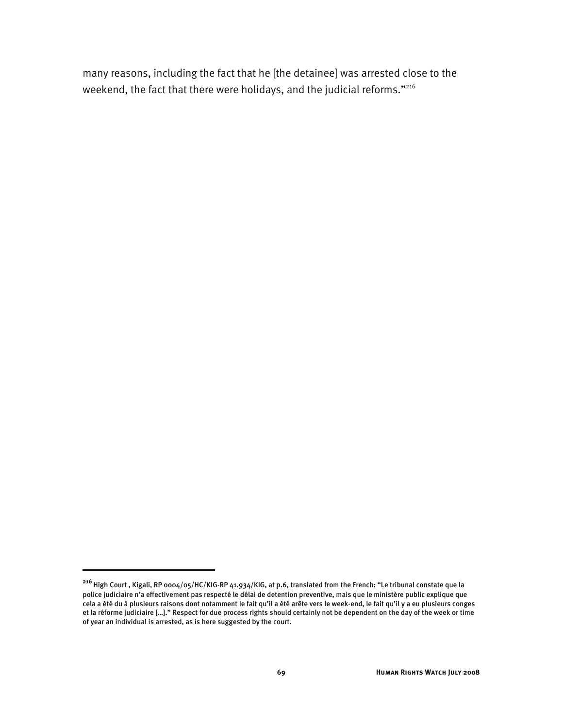many reasons, including the fact that he [the detainee] was arrested close to the weekend, the fact that there were holidays, and the judicial reforms."[216]

---

[216] High Court , Kigali, RP 0004/05/HC/KIG-RP 41.934/KIG, at p.6, translated from the French: "Le tribunal constate que la police judiciaire n'a effectivement pas respecté le délai de detention preventive, mais que le ministère public explique que cela a été du à plusieurs raisons dont notamment le fait qu'il a été arête vers le week-end, le fait qu'il y a eu plusieurs conges et la réforme judiciaire […]." Respect for due process rights should certainly not be dependent on the day of the week or time of year an individual is arrested, as is here suggested by the court.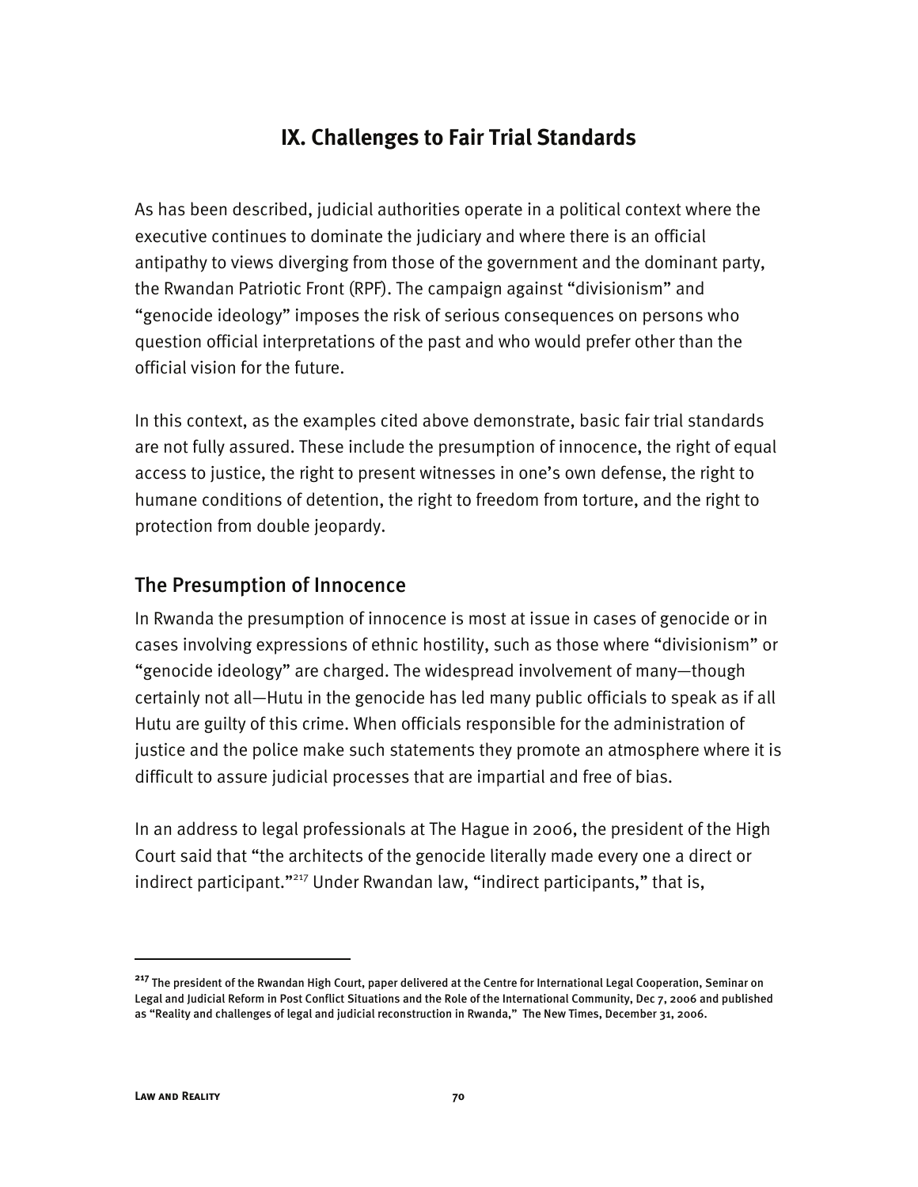# IX. Challenges to Fair Trial Standards

As has been described, judicial authorities operate in a political context where the executive continues to dominate the judiciary and where there is an official antipathy to views diverging from those of the government and the dominant party, the Rwandan Patriotic Front (RPF). The campaign against "divisionism" and "genocide ideology" imposes the risk of serious consequences on persons who question official interpretations of the past and who would prefer other than the official vision for the future.

In this context, as the examples cited above demonstrate, basic fair trial standards are not fully assured. These include the presumption of innocence, the right of equal access to justice, the right to present witnesses in one's own defense, the right to humane conditions of detention, the right to freedom from torture, and the right to protection from double jeopardy.

## The Presumption of Innocence

In Rwanda the presumption of innocence is most at issue in cases of genocide or in cases involving expressions of ethnic hostility, such as those where "divisionism" or "genocide ideology" are charged. The widespread involvement of many—though certainly not all—Hutu in the genocide has led many public officials to speak as if all Hutu are guilty of this crime. When officials responsible for the administration of justice and the police make such statements they promote an atmosphere where it is difficult to assure judicial processes that are impartial and free of bias.

In an address to legal professionals at The Hague in 2006, the president of the High Court said that "the architects of the genocide literally made every one a direct or indirect participant."[217] Under Rwandan law, "indirect participants," that is,

---

[217] The president of the Rwandan High Court, paper delivered at the Centre for International Legal Cooperation, Seminar on Legal and Judicial Reform in Post Conflict Situations and the Role of the International Community, Dec 7, 2006 and published as "Reality and challenges of legal and judicial reconstruction in Rwanda," The New Times, December 31, 2006.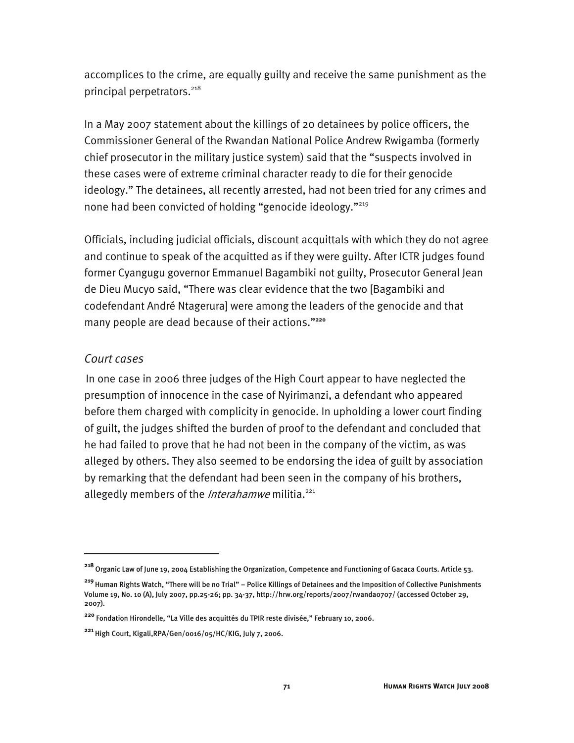accomplices to the crime, are equally guilty and receive the same punishment as the principal perpetrators.[218]

In a May 2007 statement about the killings of 20 detainees by police officers, the Commissioner General of the Rwandan National Police Andrew Rwigamba (formerly chief prosecutor in the military justice system) said that the "suspects involved in these cases were of extreme criminal character ready to die for their genocide ideology." The detainees, all recently arrested, had not been tried for any crimes and none had been convicted of holding "genocide ideology."[219]

Officials, including judicial officials, discount acquittals with which they do not agree and continue to speak of the acquitted as if they were guilty. After ICTR judges found former Cyangugu governor Emmanuel Bagambiki not guilty, Prosecutor General Jean de Dieu Mucyo said, "There was clear evidence that the two [Bagambiki and codefendant André Ntagerura] were among the leaders of the genocide and that many people are dead because of their actions."[220]

### *Court cases*

In one case in 2006 three judges of the High Court appear to have neglected the presumption of innocence in the case of Nyirimanzi, a defendant who appeared before them charged with complicity in genocide. In upholding a lower court finding of guilt, the judges shifted the burden of proof to the defendant and concluded that he had failed to prove that he had not been in the company of the victim, as was alleged by others. They also seemed to be endorsing the idea of guilt by association by remarking that the defendant had been seen in the company of his brothers, allegedly members of the *Interahamwe* militia.[221]

---

[218] Organic Law of June 19, 2004 Establishing the Organization, Competence and Functioning of Gacaca Courts. Article 53.

[219] Human Rights Watch, "There will be no Trial" – Police Killings of Detainees and the Imposition of Collective Punishments Volume 19, No. 10 (A), July 2007, pp.25-26; pp. 34-37, http://hrw.org/reports/2007/rwanda0707/ (accessed October 29, 2007).

[220] Fondation Hirondelle, "La Ville des acquittés du TPIR reste divisée," February 10, 2006.

[221] High Court, Kigali,RPA/Gen/0016/05/HC/KIG, July 7, 2006.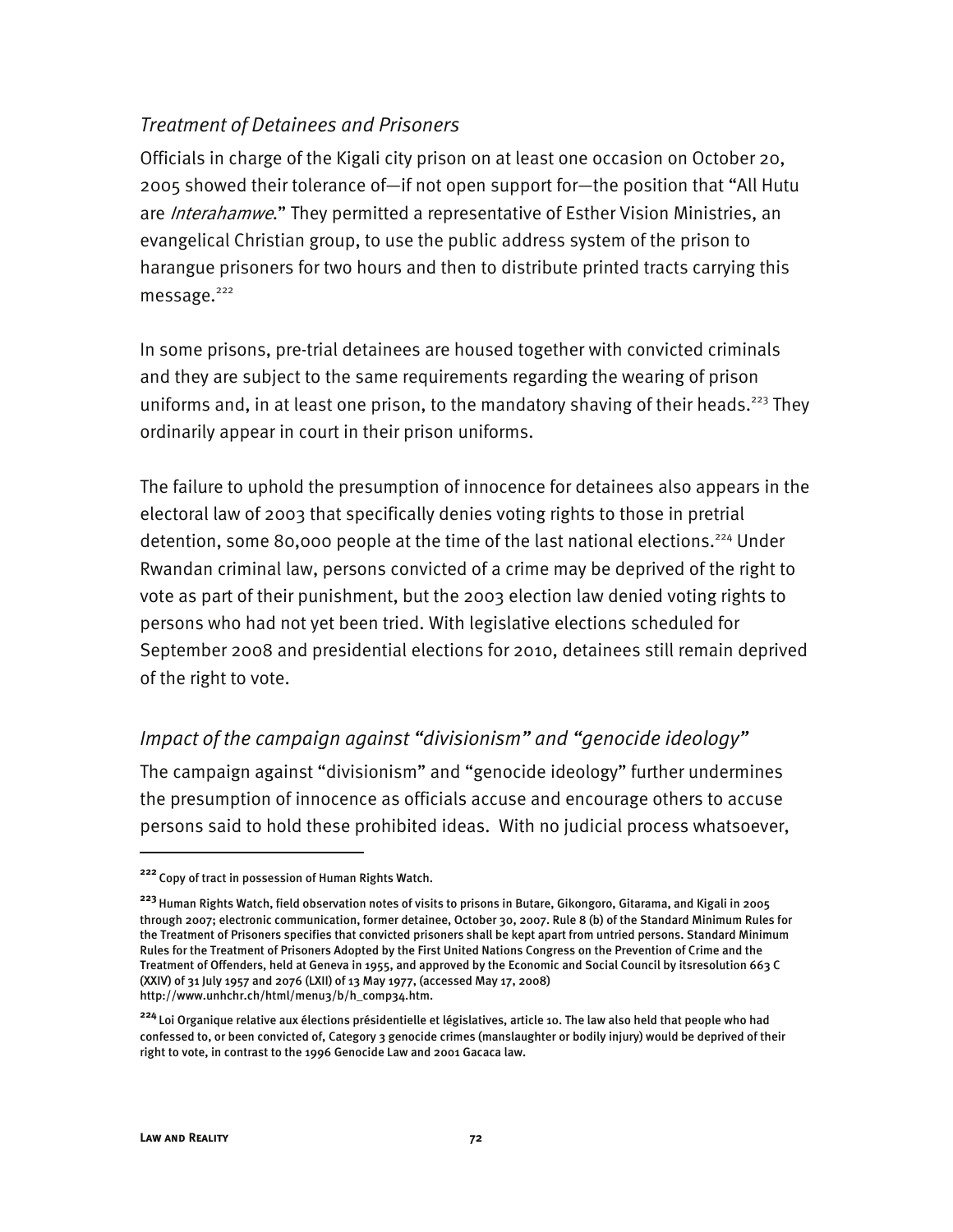### *Treatment of Detainees and Prisoners*

Officials in charge of the Kigali city prison on at least one occasion on October 20, 2005 showed their tolerance of—if not open support for—the position that "All Hutu are *Interahamwe*." They permitted a representative of Esther Vision Ministries, an evangelical Christian group, to use the public address system of the prison to harangue prisoners for two hours and then to distribute printed tracts carrying this message.[222]

In some prisons, pre-trial detainees are housed together with convicted criminals and they are subject to the same requirements regarding the wearing of prison uniforms and, in at least one prison, to the mandatory shaving of their heads.[223] They ordinarily appear in court in their prison uniforms.

The failure to uphold the presumption of innocence for detainees also appears in the electoral law of 2003 that specifically denies voting rights to those in pretrial detention, some 80,000 people at the time of the last national elections.[224] Under Rwandan criminal law, persons convicted of a crime may be deprived of the right to vote as part of their punishment, but the 2003 election law denied voting rights to persons who had not yet been tried. With legislative elections scheduled for September 2008 and presidential elections for 2010, detainees still remain deprived of the right to vote.

### *Impact of the campaign against "divisionism" and "genocide ideology"*

The campaign against "divisionism" and "genocide ideology" further undermines the presumption of innocence as officials accuse and encourage others to accuse persons said to hold these prohibited ideas. With no judicial process whatsoever,

---

[222] Copy of tract in possession of Human Rights Watch.

[223] Human Rights Watch, field observation notes of visits to prisons in Butare, Gikongoro, Gitarama, and Kigali in 2005 through 2007; electronic communication, former detainee, October 30, 2007. Rule 8 (b) of the Standard Minimum Rules for the Treatment of Prisoners specifies that convicted prisoners shall be kept apart from untried persons. Standard Minimum Rules for the Treatment of Prisoners Adopted by the First United Nations Congress on the Prevention of Crime and the Treatment of Offenders, held at Geneva in 1955, and approved by the Economic and Social Council by itsresolution 663 C (XXIV) of 31 July 1957 and 2076 (LXII) of 13 May 1977, (accessed May 17, 2008) http://www.unhchr.ch/html/menu3/b/h_comp34.htm.

[224] Loi Organique relative aux élections présidentielle et législatives, article 10. The law also held that people who had confessed to, or been convicted of, Category 3 genocide crimes (manslaughter or bodily injury) would be deprived of their right to vote, in contrast to the 1996 Genocide Law and 2001 Gacaca law.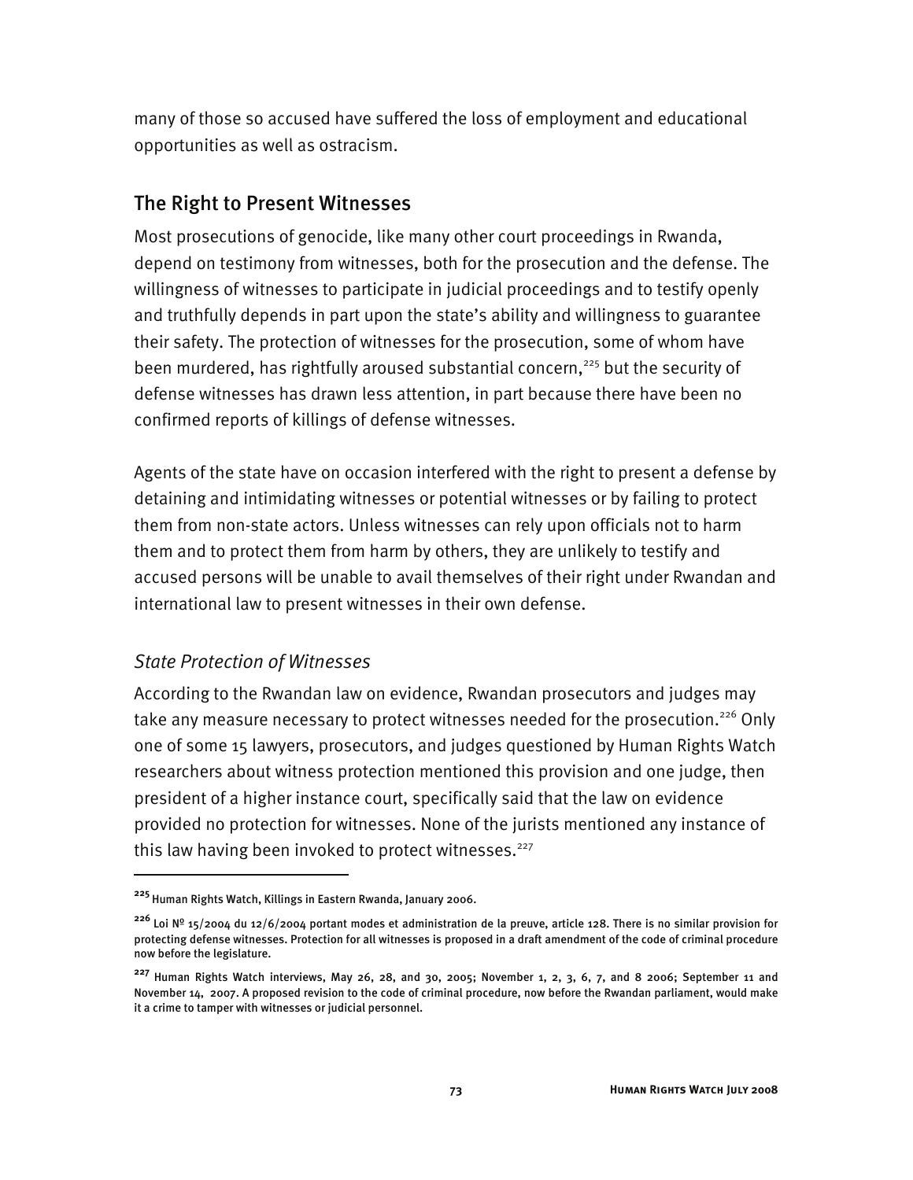many of those so accused have suffered the loss of employment and educational opportunities as well as ostracism.

## The Right to Present Witnesses

Most prosecutions of genocide, like many other court proceedings in Rwanda, depend on testimony from witnesses, both for the prosecution and the defense. The willingness of witnesses to participate in judicial proceedings and to testify openly and truthfully depends in part upon the state's ability and willingness to guarantee their safety. The protection of witnesses for the prosecution, some of whom have been murdered, has rightfully aroused substantial concern,[225] but the security of defense witnesses has drawn less attention, in part because there have been no confirmed reports of killings of defense witnesses.

Agents of the state have on occasion interfered with the right to present a defense by detaining and intimidating witnesses or potential witnesses or by failing to protect them from non-state actors. Unless witnesses can rely upon officials not to harm them and to protect them from harm by others, they are unlikely to testify and accused persons will be unable to avail themselves of their right under Rwandan and international law to present witnesses in their own defense.

### *State Protection of Witnesses*

According to the Rwandan law on evidence, Rwandan prosecutors and judges may take any measure necessary to protect witnesses needed for the prosecution.[226] Only one of some 15 lawyers, prosecutors, and judges questioned by Human Rights Watch researchers about witness protection mentioned this provision and one judge, then president of a higher instance court, specifically said that the law on evidence provided no protection for witnesses. None of the jurists mentioned any instance of this law having been invoked to protect witnesses.[227]

---

[225] Human Rights Watch, Killings in Eastern Rwanda, January 2006.

[226] Loi Nº 15/2004 du 12/6/2004 portant modes et administration de la preuve, article 128. There is no similar provision for protecting defense witnesses. Protection for all witnesses is proposed in a draft amendment of the code of criminal procedure now before the legislature.

[227] Human Rights Watch interviews, May 26, 28, and 30, 2005; November 1, 2, 3, 6, 7, and 8 2006; September 11 and November 14, 2007. A proposed revision to the code of criminal procedure, now before the Rwandan parliament, would make it a crime to tamper with witnesses or judicial personnel.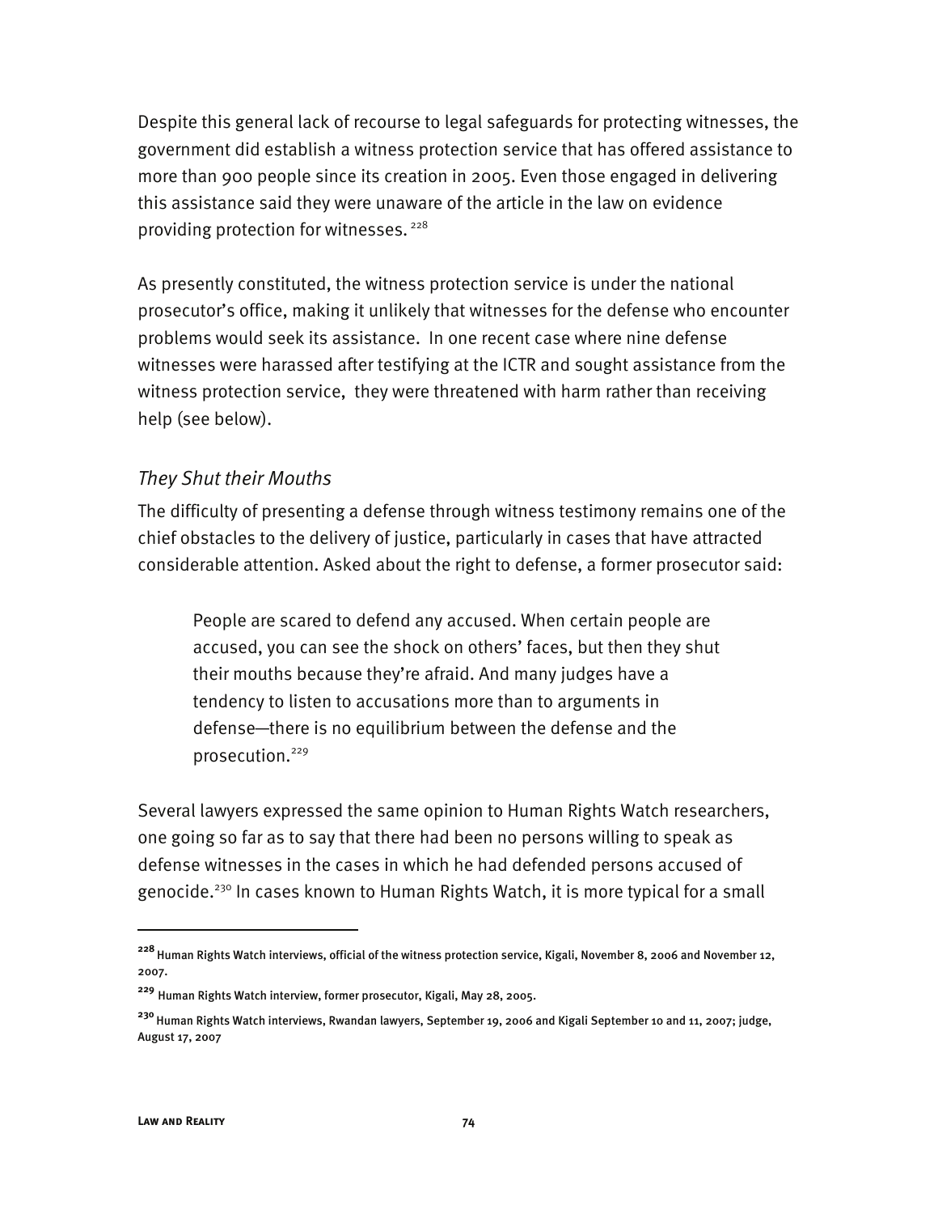Despite this general lack of recourse to legal safeguards for protecting witnesses, the government did establish a witness protection service that has offered assistance to more than 900 people since its creation in 2005. Even those engaged in delivering this assistance said they were unaware of the article in the law on evidence providing protection for witnesses. [228]

As presently constituted, the witness protection service is under the national prosecutor's office, making it unlikely that witnesses for the defense who encounter problems would seek its assistance. In one recent case where nine defense witnesses were harassed after testifying at the ICTR and sought assistance from the witness protection service, they were threatened with harm rather than receiving help (see below).

### *They Shut their Mouths*

The difficulty of presenting a defense through witness testimony remains one of the chief obstacles to the delivery of justice, particularly in cases that have attracted considerable attention. Asked about the right to defense, a former prosecutor said:

> People are scared to defend any accused. When certain people are accused, you can see the shock on others' faces, but then they shut their mouths because they're afraid. And many judges have a tendency to listen to accusations more than to arguments in defense—there is no equilibrium between the defense and the prosecution.[229]

Several lawyers expressed the same opinion to Human Rights Watch researchers, one going so far as to say that there had been no persons willing to speak as defense witnesses in the cases in which he had defended persons accused of genocide.[230] In cases known to Human Rights Watch, it is more typical for a small

---

[228] Human Rights Watch interviews, official of the witness protection service, Kigali, November 8, 2006 and November 12, 2007.

[229] Human Rights Watch interview, former prosecutor, Kigali, May 28, 2005.

[230] Human Rights Watch interviews, Rwandan lawyers, September 19, 2006 and Kigali September 10 and 11, 2007; judge, August 17, 2007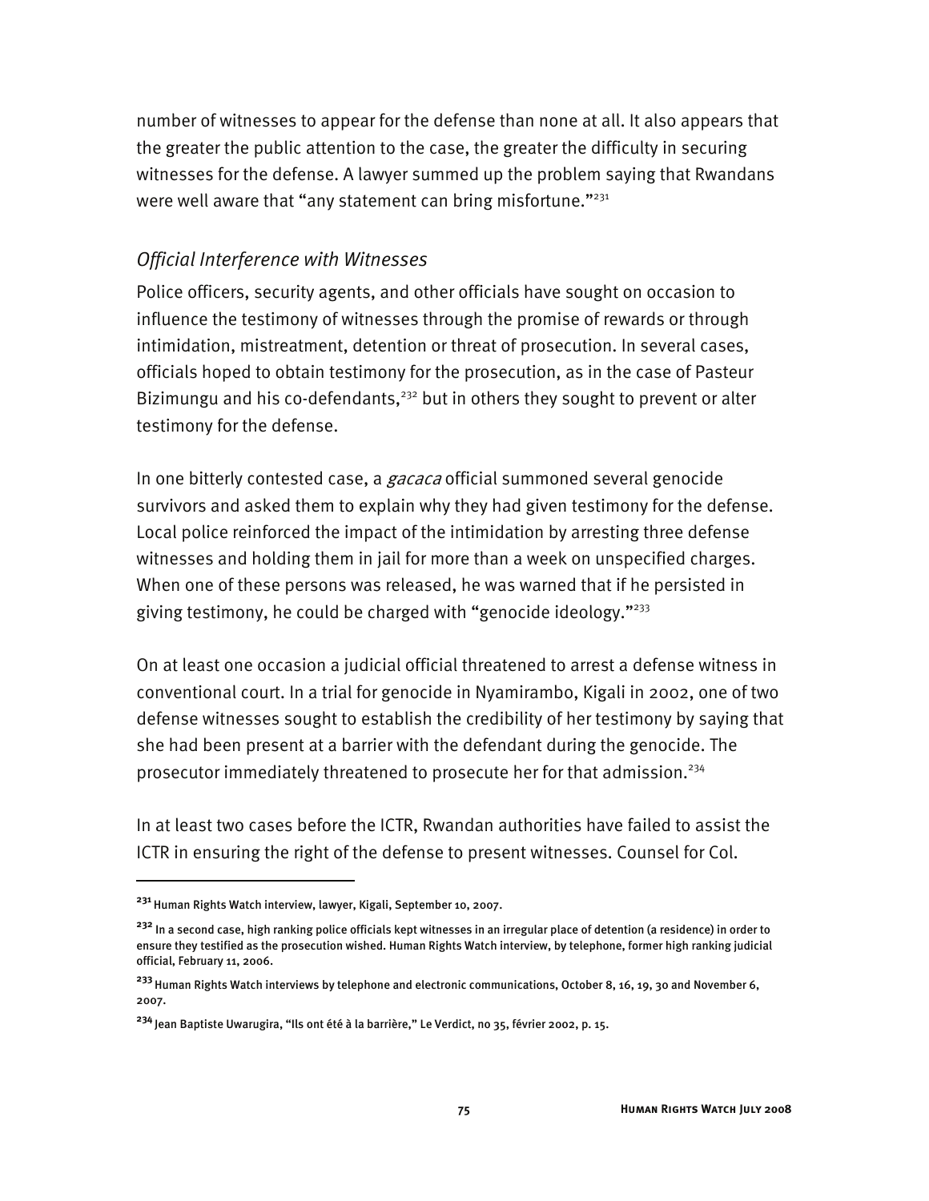number of witnesses to appear for the defense than none at all. It also appears that the greater the public attention to the case, the greater the difficulty in securing witnesses for the defense. A lawyer summed up the problem saying that Rwandans were well aware that "any statement can bring misfortune."[231]

### *Official Interference with Witnesses*

Police officers, security agents, and other officials have sought on occasion to influence the testimony of witnesses through the promise of rewards or through intimidation, mistreatment, detention or threat of prosecution. In several cases, officials hoped to obtain testimony for the prosecution, as in the case of Pasteur Bizimungu and his co-defendants,[232] but in others they sought to prevent or alter testimony for the defense.

In one bitterly contested case, a *gacaca* official summoned several genocide survivors and asked them to explain why they had given testimony for the defense. Local police reinforced the impact of the intimidation by arresting three defense witnesses and holding them in jail for more than a week on unspecified charges. When one of these persons was released, he was warned that if he persisted in giving testimony, he could be charged with "genocide ideology."[233]

On at least one occasion a judicial official threatened to arrest a defense witness in conventional court. In a trial for genocide in Nyamirambo, Kigali in 2002, one of two defense witnesses sought to establish the credibility of her testimony by saying that she had been present at a barrier with the defendant during the genocide. The prosecutor immediately threatened to prosecute her for that admission.[234]

In at least two cases before the ICTR, Rwandan authorities have failed to assist the ICTR in ensuring the right of the defense to present witnesses. Counsel for Col.

---

[231] Human Rights Watch interview, lawyer, Kigali, September 10, 2007.

[232] In a second case, high ranking police officials kept witnesses in an irregular place of detention (a residence) in order to ensure they testified as the prosecution wished. Human Rights Watch interview, by telephone, former high ranking judicial official, February 11, 2006.

[233] Human Rights Watch interviews by telephone and electronic communications, October 8, 16, 19, 30 and November 6, 2007.

[234] Jean Baptiste Uwarugira, "Ils ont été à la barrière," Le Verdict, no 35, février 2002, p. 15.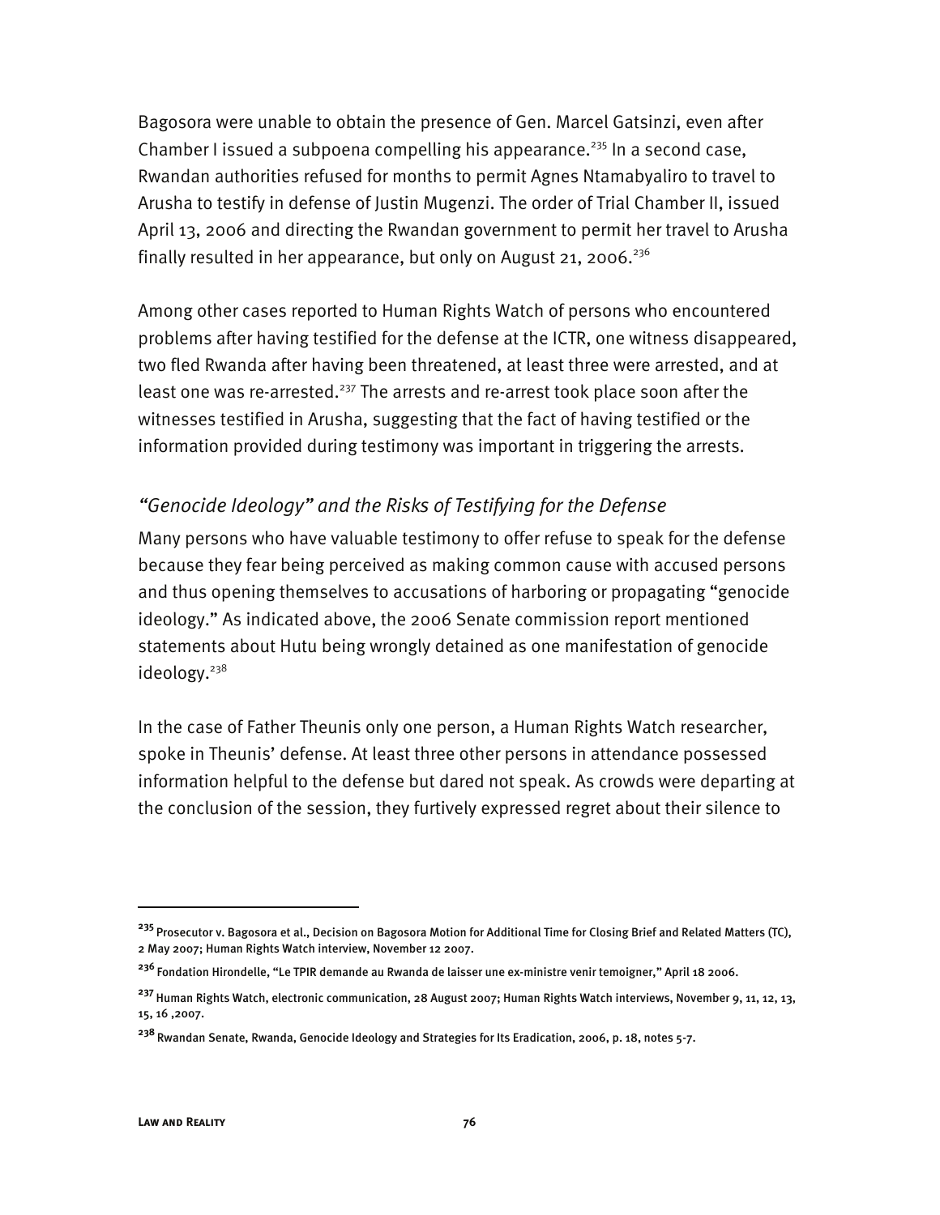Bagosora were unable to obtain the presence of Gen. Marcel Gatsinzi, even after Chamber I issued a subpoena compelling his appearance.[235] In a second case, Rwandan authorities refused for months to permit Agnes Ntamabyaliro to travel to Arusha to testify in defense of Justin Mugenzi. The order of Trial Chamber II, issued April 13, 2006 and directing the Rwandan government to permit her travel to Arusha finally resulted in her appearance, but only on August 21, 2006.[236]

Among other cases reported to Human Rights Watch of persons who encountered problems after having testified for the defense at the ICTR, one witness disappeared, two fled Rwanda after having been threatened, at least three were arrested, and at least one was re-arrested.[237] The arrests and re-arrest took place soon after the witnesses testified in Arusha, suggesting that the fact of having testified or the information provided during testimony was important in triggering the arrests.

### *"Genocide Ideology" and the Risks of Testifying for the Defense*

Many persons who have valuable testimony to offer refuse to speak for the defense because they fear being perceived as making common cause with accused persons and thus opening themselves to accusations of harboring or propagating "genocide ideology." As indicated above, the 2006 Senate commission report mentioned statements about Hutu being wrongly detained as one manifestation of genocide ideology.[238]

In the case of Father Theunis only one person, a Human Rights Watch researcher, spoke in Theunis' defense. At least three other persons in attendance possessed information helpful to the defense but dared not speak. As crowds were departing at the conclusion of the session, they furtively expressed regret about their silence to

---

[235] Prosecutor v. Bagosora et al., Decision on Bagosora Motion for Additional Time for Closing Brief and Related Matters (TC), 2 May 2007; Human Rights Watch interview, November 12 2007.

[236] Fondation Hirondelle, "Le TPIR demande au Rwanda de laisser une ex-ministre venir temoigner," April 18 2006.

[237] Human Rights Watch, electronic communication, 28 August 2007; Human Rights Watch interviews, November 9, 11, 12, 13, 15, 16 ,2007.

[238] Rwandan Senate, Rwanda, Genocide Ideology and Strategies for Its Eradication, 2006, p. 18, notes 5-7.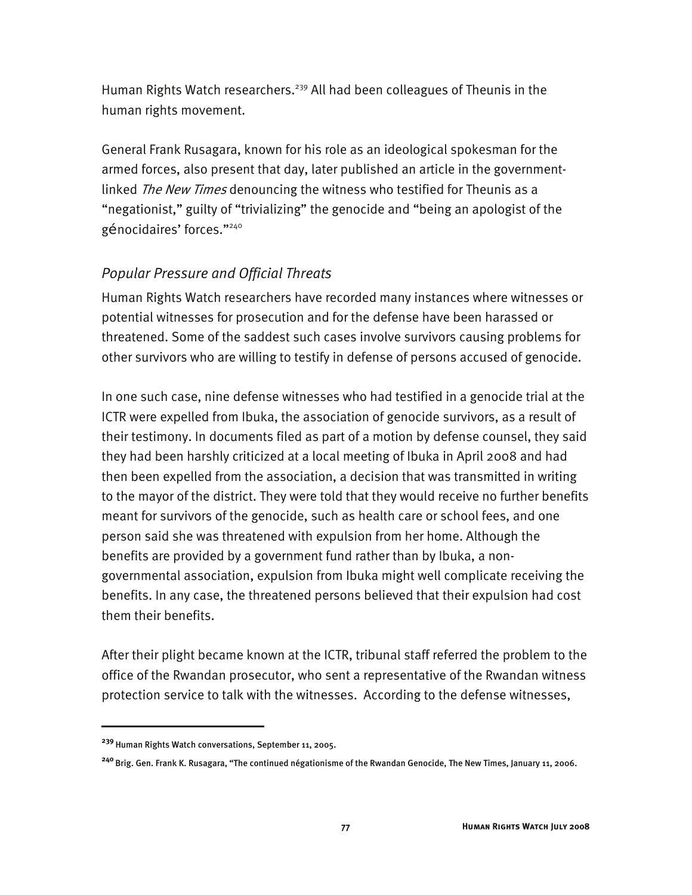Human Rights Watch researchers.[239] All had been colleagues of Theunis in the human rights movement.

General Frank Rusagara, known for his role as an ideological spokesman for the armed forces, also present that day, later published an article in the government-linked *The New Times* denouncing the witness who testified for Theunis as a "negationist," guilty of "trivializing" the genocide and "being an apologist of the génocidaires' forces."[240]

### *Popular Pressure and Official Threats*

Human Rights Watch researchers have recorded many instances where witnesses or potential witnesses for prosecution and for the defense have been harassed or threatened. Some of the saddest such cases involve survivors causing problems for other survivors who are willing to testify in defense of persons accused of genocide.

In one such case, nine defense witnesses who had testified in a genocide trial at the ICTR were expelled from Ibuka, the association of genocide survivors, as a result of their testimony. In documents filed as part of a motion by defense counsel, they said they had been harshly criticized at a local meeting of Ibuka in April 2008 and had then been expelled from the association, a decision that was transmitted in writing to the mayor of the district. They were told that they would receive no further benefits meant for survivors of the genocide, such as health care or school fees, and one person said she was threatened with expulsion from her home. Although the benefits are provided by a government fund rather than by Ibuka, a non-governmental association, expulsion from Ibuka might well complicate receiving the benefits. In any case, the threatened persons believed that their expulsion had cost them their benefits.

After their plight became known at the ICTR, tribunal staff referred the problem to the office of the Rwandan prosecutor, who sent a representative of the Rwandan witness protection service to talk with the witnesses. According to the defense witnesses,

---

[239] Human Rights Watch conversations, September 11, 2005.

[240] Brig. Gen. Frank K. Rusagara, "The continued négationisme of the Rwandan Genocide, The New Times, January 11, 2006.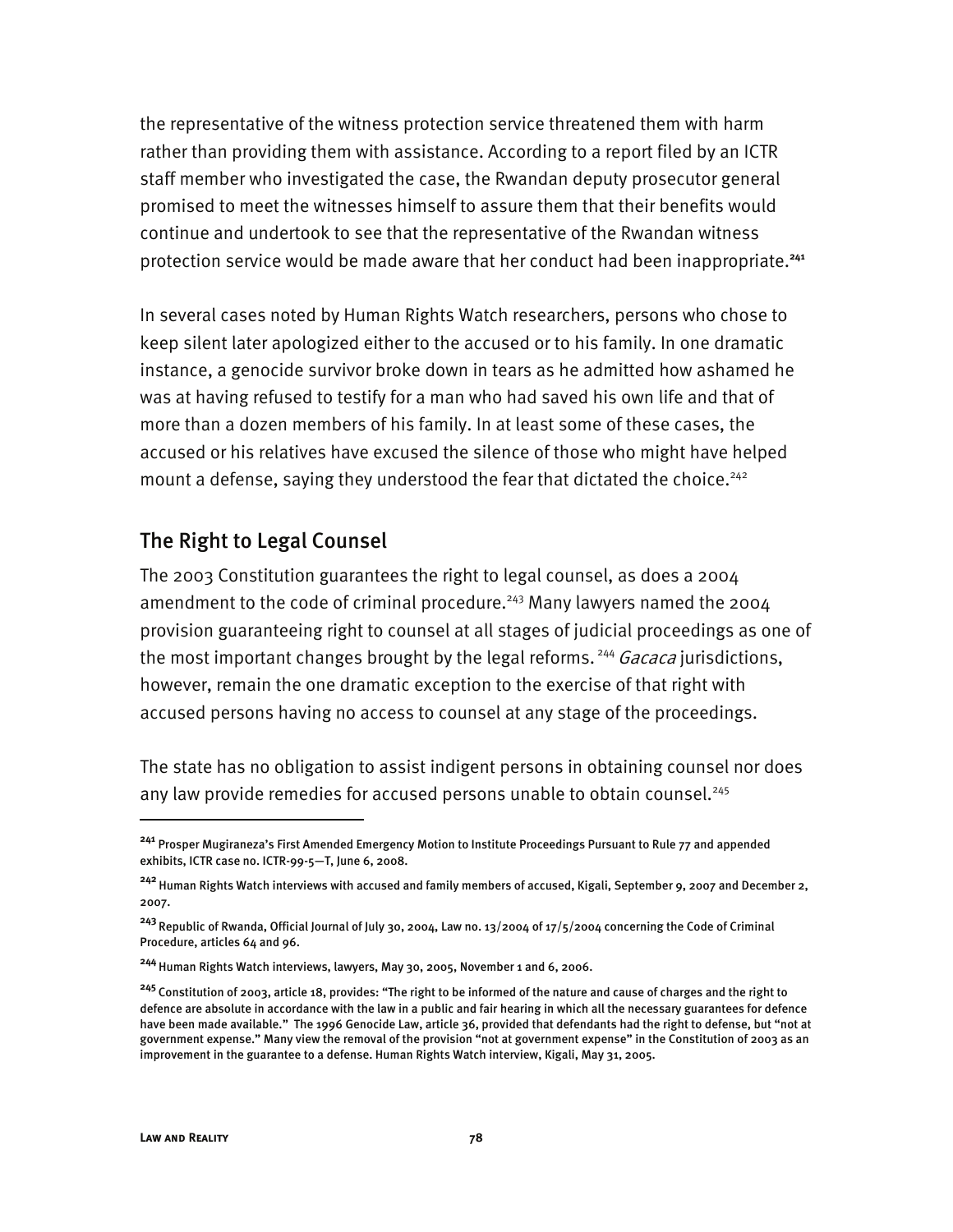the representative of the witness protection service threatened them with harm rather than providing them with assistance. According to a report filed by an ICTR staff member who investigated the case, the Rwandan deputy prosecutor general promised to meet the witnesses himself to assure them that their benefits would continue and undertook to see that the representative of the Rwandan witness protection service would be made aware that her conduct had been inappropriate.[241]

In several cases noted by Human Rights Watch researchers, persons who chose to keep silent later apologized either to the accused or to his family. In one dramatic instance, a genocide survivor broke down in tears as he admitted how ashamed he was at having refused to testify for a man who had saved his own life and that of more than a dozen members of his family. In at least some of these cases, the accused or his relatives have excused the silence of those who might have helped mount a defense, saying they understood the fear that dictated the choice.[242]

## The Right to Legal Counsel

The 2003 Constitution guarantees the right to legal counsel, as does a 2004 amendment to the code of criminal procedure.[243] Many lawyers named the 2004 provision guaranteeing right to counsel at all stages of judicial proceedings as one of the most important changes brought by the legal reforms.[244] *Gacaca* jurisdictions, however, remain the one dramatic exception to the exercise of that right with accused persons having no access to counsel at any stage of the proceedings.

The state has no obligation to assist indigent persons in obtaining counsel nor does any law provide remedies for accused persons unable to obtain counsel.[245]

---

[241] Prosper Mugiraneza's First Amended Emergency Motion to Institute Proceedings Pursuant to Rule 77 and appended exhibits, ICTR case no. ICTR-99-5—T, June 6, 2008.

[242] Human Rights Watch interviews with accused and family members of accused, Kigali, September 9, 2007 and December 2, 2007.

[243] Republic of Rwanda, Official Journal of July 30, 2004, Law no. 13/2004 of 17/5/2004 concerning the Code of Criminal Procedure, articles 64 and 96.

[244] Human Rights Watch interviews, lawyers, May 30, 2005, November 1 and 6, 2006.

[245] Constitution of 2003, article 18, provides: "The right to be informed of the nature and cause of charges and the right to defence are absolute in accordance with the law in a public and fair hearing in which all the necessary guarantees for defence have been made available." The 1996 Genocide Law, article 36, provided that defendants had the right to defense, but "not at government expense." Many view the removal of the provision "not at government expense" in the Constitution of 2003 as an improvement in the guarantee to a defense. Human Rights Watch interview, Kigali, May 31, 2005.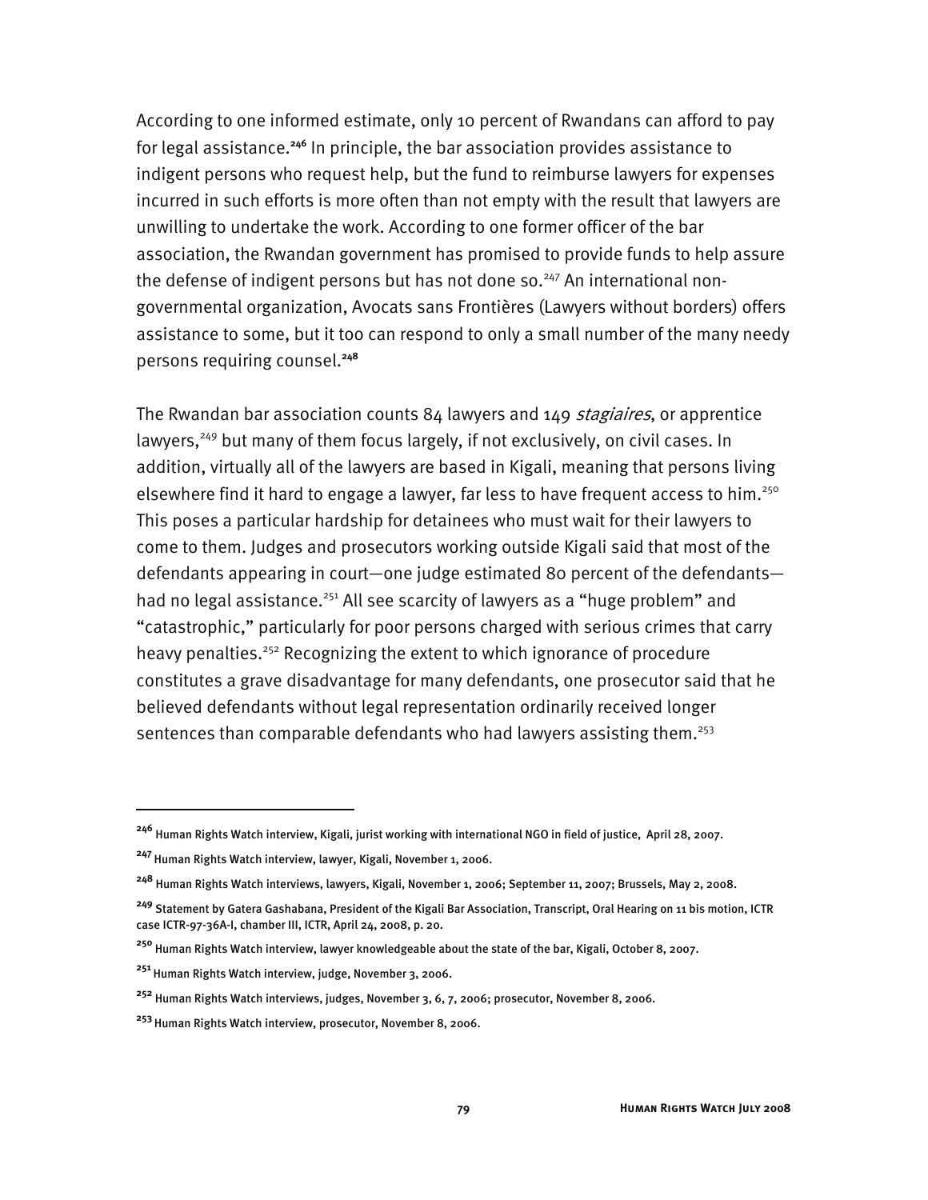According to one informed estimate, only 10 percent of Rwandans can afford to pay for legal assistance.[246] In principle, the bar association provides assistance to indigent persons who request help, but the fund to reimburse lawyers for expenses incurred in such efforts is more often than not empty with the result that lawyers are unwilling to undertake the work. According to one former officer of the bar association, the Rwandan government has promised to provide funds to help assure the defense of indigent persons but has not done so.[247] An international non-governmental organization, Avocats sans Frontières (Lawyers without borders) offers assistance to some, but it too can respond to only a small number of the many needy persons requiring counsel.[248]

The Rwandan bar association counts 84 lawyers and 149 *stagiaires*, or apprentice lawyers,[249] but many of them focus largely, if not exclusively, on civil cases. In addition, virtually all of the lawyers are based in Kigali, meaning that persons living elsewhere find it hard to engage a lawyer, far less to have frequent access to him.[250] This poses a particular hardship for detainees who must wait for their lawyers to come to them. Judges and prosecutors working outside Kigali said that most of the defendants appearing in court—one judge estimated 80 percent of the defendants—had no legal assistance.[251] All see scarcity of lawyers as a "huge problem" and "catastrophic," particularly for poor persons charged with serious crimes that carry heavy penalties.[252] Recognizing the extent to which ignorance of procedure constitutes a grave disadvantage for many defendants, one prosecutor said that he believed defendants without legal representation ordinarily received longer sentences than comparable defendants who had lawyers assisting them.[253]

---

[246] Human Rights Watch interview, Kigali, jurist working with international NGO in field of justice, April 28, 2007.

[247] Human Rights Watch interview, lawyer, Kigali, November 1, 2006.

[248] Human Rights Watch interviews, lawyers, Kigali, November 1, 2006; September 11, 2007; Brussels, May 2, 2008.

[249] Statement by Gatera Gashabana, President of the Kigali Bar Association, Transcript, Oral Hearing on 11 bis motion, ICTR case ICTR-97-36A-I, chamber III, ICTR, April 24, 2008, p. 20.

[250] Human Rights Watch interview, lawyer knowledgeable about the state of the bar, Kigali, October 8, 2007.

[251] Human Rights Watch interview, judge, November 3, 2006.

[252] Human Rights Watch interviews, judges, November 3, 6, 7, 2006; prosecutor, November 8, 2006.

[253] Human Rights Watch interview, prosecutor, November 8, 2006.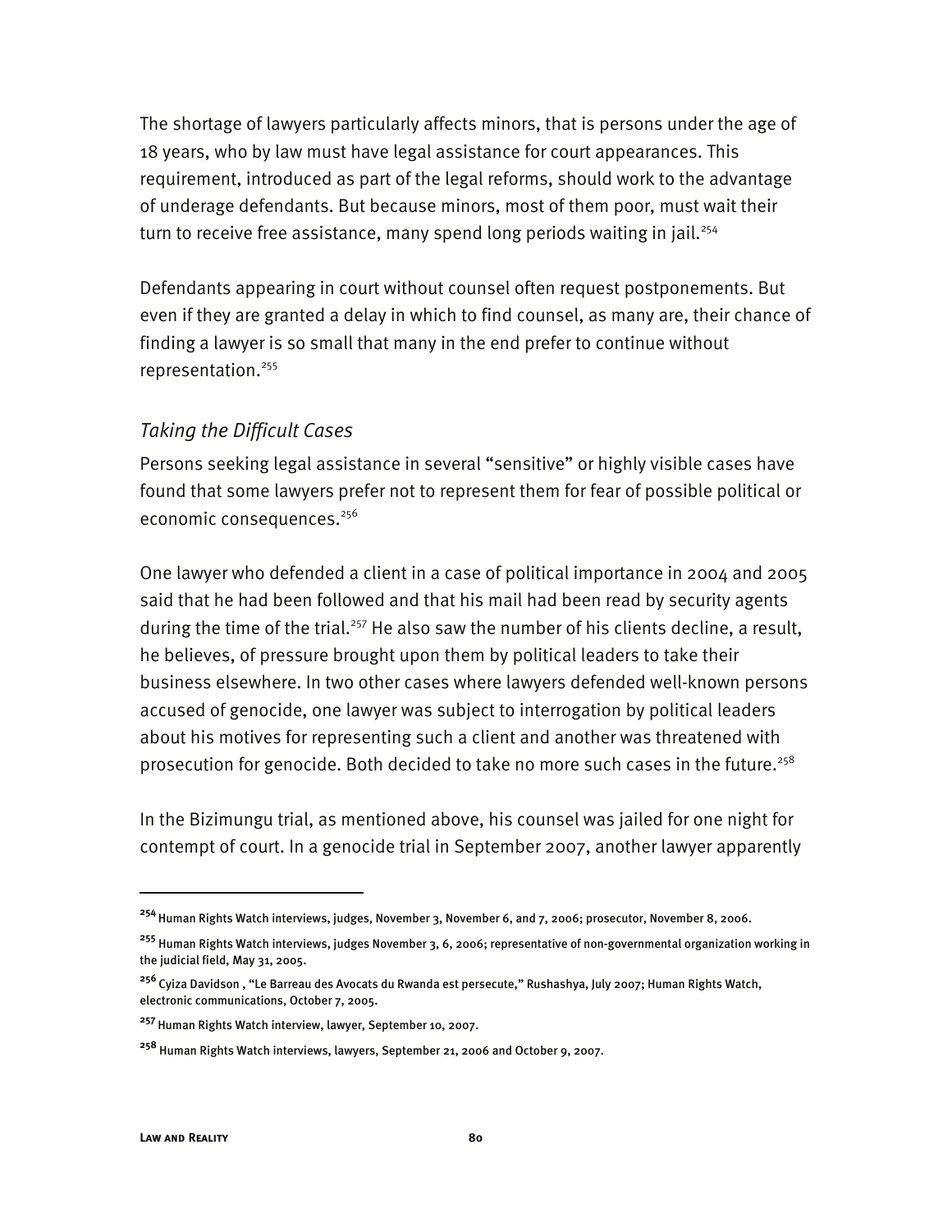The shortage of lawyers particularly affects minors, that is persons under the age of 18 years, who by law must have legal assistance for court appearances. This requirement, introduced as part of the legal reforms, should work to the advantage of underage defendants. But because minors, most of them poor, must wait their turn to receive free assistance, many spend long periods waiting in jail.[254]

Defendants appearing in court without counsel often request postponements. But even if they are granted a delay in which to find counsel, as many are, their chance of finding a lawyer is so small that many in the end prefer to continue without representation.[255]

### *Taking the Difficult Cases*

Persons seeking legal assistance in several "sensitive" or highly visible cases have found that some lawyers prefer not to represent them for fear of possible political or economic consequences.[256]

One lawyer who defended a client in a case of political importance in 2004 and 2005 said that he had been followed and that his mail had been read by security agents during the time of the trial.[257] He also saw the number of his clients decline, a result, he believes, of pressure brought upon them by political leaders to take their business elsewhere. In two other cases where lawyers defended well-known persons accused of genocide, one lawyer was subject to interrogation by political leaders about his motives for representing such a client and another was threatened with prosecution for genocide. Both decided to take no more such cases in the future.[258]

In the Bizimungu trial, as mentioned above, his counsel was jailed for one night for contempt of court. In a genocide trial in September 2007, another lawyer apparently

---

[254] Human Rights Watch interviews, judges, November 3, November 6, and 7, 2006; prosecutor, November 8, 2006.

[255] Human Rights Watch interviews, judges November 3, 6, 2006; representative of non-governmental organization working in the judicial field, May 31, 2005.

[256] Cyiza Davidson , "Le Barreau des Avocats du Rwanda est persecute," Rushashya, July 2007; Human Rights Watch, electronic communications, October 7, 2005.

[257] Human Rights Watch interview, lawyer, September 10, 2007.

[258] Human Rights Watch interviews, lawyers, September 21, 2006 and October 9, 2007.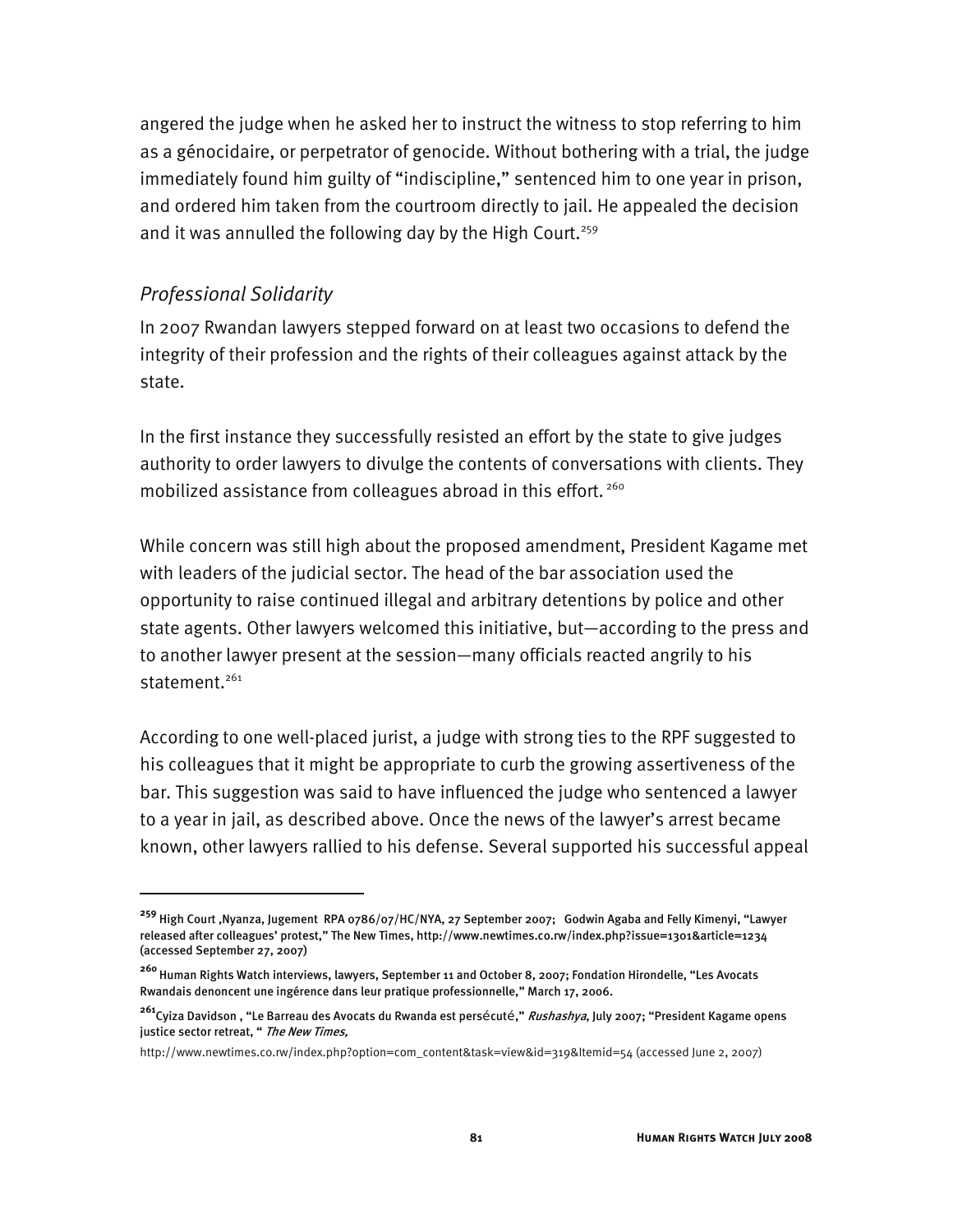angered the judge when he asked her to instruct the witness to stop referring to him as a génocidaire, or perpetrator of genocide. Without bothering with a trial, the judge immediately found him guilty of "indiscipline," sentenced him to one year in prison, and ordered him taken from the courtroom directly to jail. He appealed the decision and it was annulled the following day by the High Court.[259]

### *Professional Solidarity*

In 2007 Rwandan lawyers stepped forward on at least two occasions to defend the integrity of their profession and the rights of their colleagues against attack by the state.

In the first instance they successfully resisted an effort by the state to give judges authority to order lawyers to divulge the contents of conversations with clients. They mobilized assistance from colleagues abroad in this effort.[260]

While concern was still high about the proposed amendment, President Kagame met with leaders of the judicial sector. The head of the bar association used the opportunity to raise continued illegal and arbitrary detentions by police and other state agents. Other lawyers welcomed this initiative, but—according to the press and to another lawyer present at the session—many officials reacted angrily to his statement.[261]

According to one well-placed jurist, a judge with strong ties to the RPF suggested to his colleagues that it might be appropriate to curb the growing assertiveness of the bar. This suggestion was said to have influenced the judge who sentenced a lawyer to a year in jail, as described above. Once the news of the lawyer's arrest became known, other lawyers rallied to his defense. Several supported his successful appeal

---

[259] High Court ,Nyanza, Jugement RPA 0786/07/HC/NYA, 27 September 2007; Godwin Agaba and Felly Kimenyi, "Lawyer released after colleagues' protest," The New Times, http://www.newtimes.co.rw/index.php?issue=1301&article=1234 (accessed September 27, 2007)

[260] Human Rights Watch interviews, lawyers, September 11 and October 8, 2007; Fondation Hirondelle, "Les Avocats Rwandais denoncent une ingérence dans leur pratique professionnelle," March 17, 2006.

[261] Cyiza Davidson , "Le Barreau des Avocats du Rwanda est persécuté," *Rushashya*, July 2007; "President Kagame opens justice sector retreat, " *The New Times*, http://www.newtimes.co.rw/index.php?option=com_content&task=view&id=319&Itemid=54 (accessed June 2, 2007)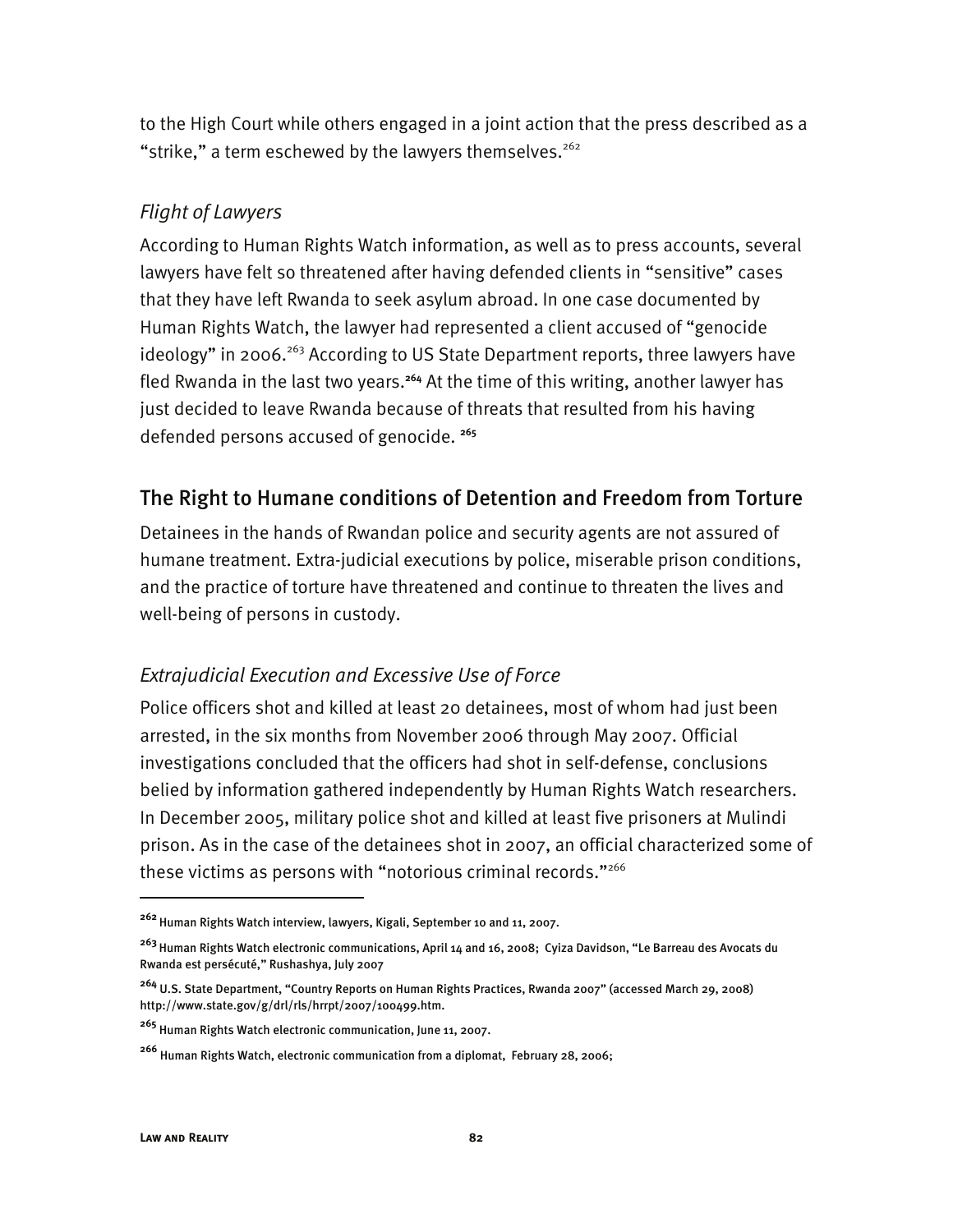to the High Court while others engaged in a joint action that the press described as a "strike," a term eschewed by the lawyers themselves.[262]

### *Flight of Lawyers*

According to Human Rights Watch information, as well as to press accounts, several lawyers have felt so threatened after having defended clients in "sensitive" cases that they have left Rwanda to seek asylum abroad. In one case documented by Human Rights Watch, the lawyer had represented a client accused of "genocide ideology" in 2006.[263] According to US State Department reports, three lawyers have fled Rwanda in the last two years.[264] At the time of this writing, another lawyer has just decided to leave Rwanda because of threats that resulted from his having defended persons accused of genocide. [265]

## The Right to Humane conditions of Detention and Freedom from Torture

Detainees in the hands of Rwandan police and security agents are not assured of humane treatment. Extra-judicial executions by police, miserable prison conditions, and the practice of torture have threatened and continue to threaten the lives and well-being of persons in custody.

### *Extrajudicial Execution and Excessive Use of Force*

Police officers shot and killed at least 20 detainees, most of whom had just been arrested, in the six months from November 2006 through May 2007. Official investigations concluded that the officers had shot in self-defense, conclusions belied by information gathered independently by Human Rights Watch researchers. In December 2005, military police shot and killed at least five prisoners at Mulindi prison. As in the case of the detainees shot in 2007, an official characterized some of these victims as persons with "notorious criminal records."[266]

---

[262] Human Rights Watch interview, lawyers, Kigali, September 10 and 11, 2007.

[263] Human Rights Watch electronic communications, April 14 and 16, 2008; Cyiza Davidson, "Le Barreau des Avocats du Rwanda est persécuté," Rushashya, July 2007

[264] U.S. State Department, "Country Reports on Human Rights Practices, Rwanda 2007" (accessed March 29, 2008) http://www.state.gov/g/drl/rls/hrrpt/2007/100499.htm.

[265] Human Rights Watch electronic communication, June 11, 2007.

[266] Human Rights Watch, electronic communication from a diplomat, February 28, 2006;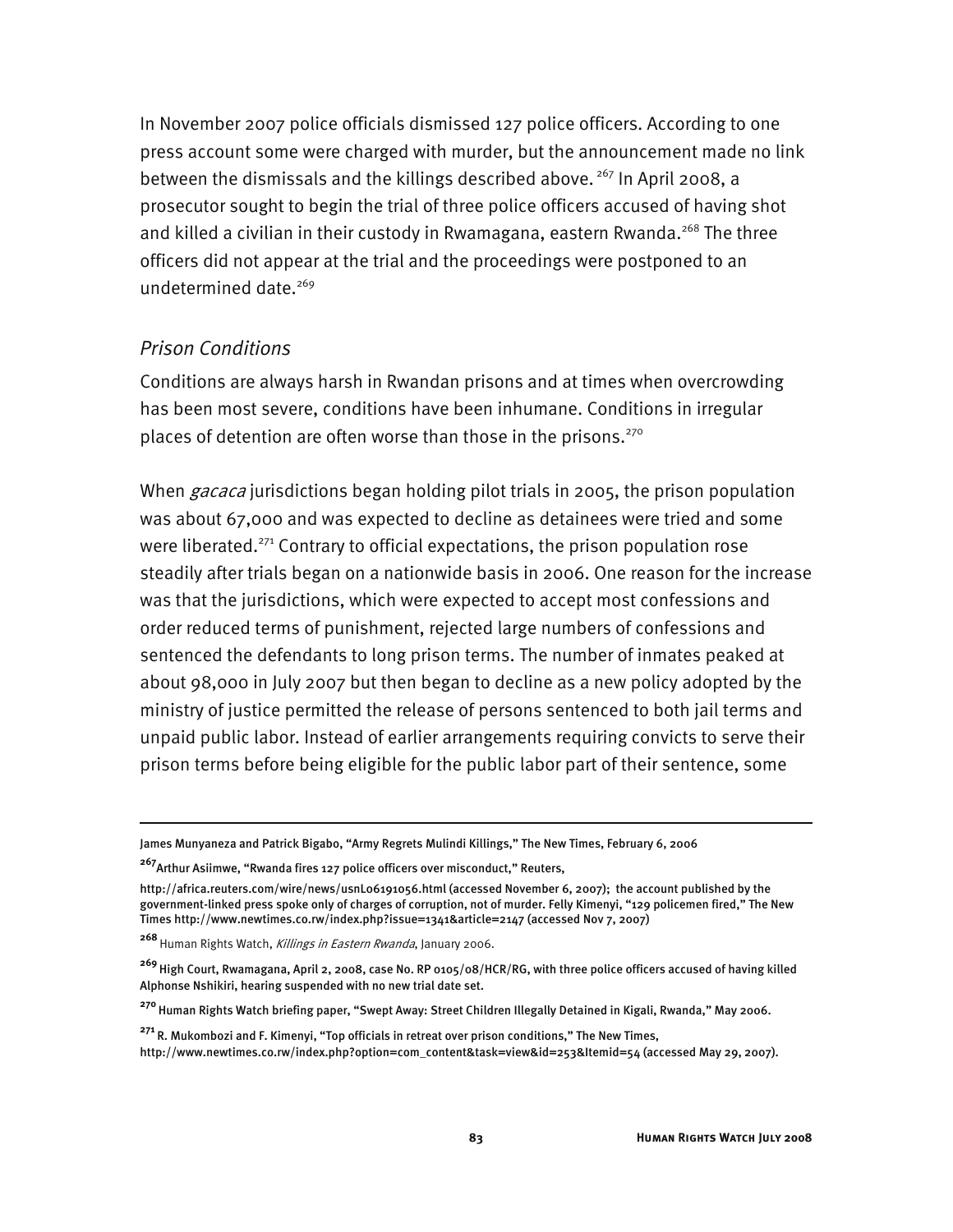In November 2007 police officials dismissed 127 police officers. According to one press account some were charged with murder, but the announcement made no link between the dismissals and the killings described above. [267] In April 2008, a prosecutor sought to begin the trial of three police officers accused of having shot and killed a civilian in their custody in Rwamagana, eastern Rwanda.[268] The three officers did not appear at the trial and the proceedings were postponed to an undetermined date.[269]

### *Prison Conditions*

Conditions are always harsh in Rwandan prisons and at times when overcrowding has been most severe, conditions have been inhumane. Conditions in irregular places of detention are often worse than those in the prisons.[270]

When *gacaca* jurisdictions began holding pilot trials in 2005, the prison population was about 67,000 and was expected to decline as detainees were tried and some were liberated.[271] Contrary to official expectations, the prison population rose steadily after trials began on a nationwide basis in 2006. One reason for the increase was that the jurisdictions, which were expected to accept most confessions and order reduced terms of punishment, rejected large numbers of confessions and sentenced the defendants to long prison terms. The number of inmates peaked at about 98,000 in July 2007 but then began to decline as a new policy adopted by the ministry of justice permitted the release of persons sentenced to both jail terms and unpaid public labor. Instead of earlier arrangements requiring convicts to serve their prison terms before being eligible for the public labor part of their sentence, some

---

James Munyaneza and Patrick Bigabo, "Army Regrets Mulindi Killings," The New Times, February 6, 2006

[267] Arthur Asiimwe, "Rwanda fires 127 police officers over misconduct," Reuters, http://africa.reuters.com/wire/news/usnL06191056.html (accessed November 6, 2007); the account published by the government-linked press spoke only of charges of corruption, not of murder. Felly Kimenyi, "129 policemen fired," The New Times http://www.newtimes.co.rw/index.php?issue=1341&article=2147 (accessed Nov 7, 2007)

[268] Human Rights Watch, *Killings in Eastern Rwanda*, January 2006.

[269] High Court, Rwamagana, April 2, 2008, case No. RP 0105/08/HCR/RG, with three police officers accused of having killed Alphonse Nshikiri, hearing suspended with no new trial date set.

[270] Human Rights Watch briefing paper, "Swept Away: Street Children Illegally Detained in Kigali, Rwanda," May 2006.

[271] R. Mukombozi and F. Kimenyi, "Top officials in retreat over prison conditions," The New Times, http://www.newtimes.co.rw/index.php?option=com_content&task=view&id=253&Itemid=54 (accessed May 29, 2007).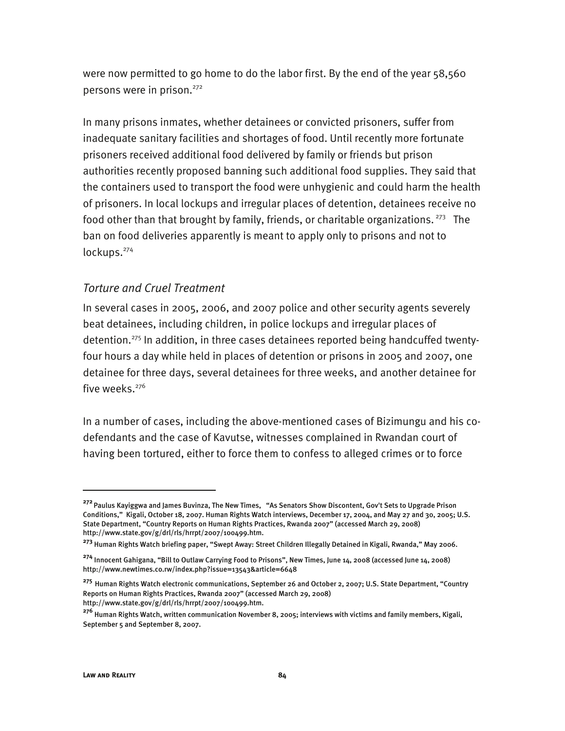were now permitted to go home to do the labor first. By the end of the year 58,560 persons were in prison.[272]

In many prisons inmates, whether detainees or convicted prisoners, suffer from inadequate sanitary facilities and shortages of food. Until recently more fortunate prisoners received additional food delivered by family or friends but prison authorities recently proposed banning such additional food supplies. They said that the containers used to transport the food were unhygienic and could harm the health of prisoners. In local lockups and irregular places of detention, detainees receive no food other than that brought by family, friends, or charitable organizations.[273] The ban on food deliveries apparently is meant to apply only to prisons and not to lockups.[274]

### *Torture and Cruel Treatment*

In several cases in 2005, 2006, and 2007 police and other security agents severely beat detainees, including children, in police lockups and irregular places of detention.[275] In addition, in three cases detainees reported being handcuffed twenty-four hours a day while held in places of detention or prisons in 2005 and 2007, one detainee for three days, several detainees for three weeks, and another detainee for five weeks.[276]

In a number of cases, including the above-mentioned cases of Bizimungu and his co-defendants and the case of Kavutse, witnesses complained in Rwandan court of having been tortured, either to force them to confess to alleged crimes or to force

---

[272] Paulus Kayiggwa and James Buvinza, The New Times, "As Senators Show Discontent, Gov't Sets to Upgrade Prison Conditions," Kigali, October 18, 2007. Human Rights Watch interviews, December 17, 2004, and May 27 and 30, 2005; U.S. State Department, "Country Reports on Human Rights Practices, Rwanda 2007" (accessed March 29, 2008) http://www.state.gov/g/drl/rls/hrrpt/2007/100499.htm.

[273] Human Rights Watch briefing paper, "Swept Away: Street Children Illegally Detained in Kigali, Rwanda," May 2006.

[274] Innocent Gahigana, "Bill to Outlaw Carrying Food to Prisons", New Times, June 14, 2008 (accessed June 14, 2008) http://www.newtimes.co.rw/index.php?issue=13543&article=6648

[275] Human Rights Watch electronic communications, September 26 and October 2, 2007; U.S. State Department, "Country Reports on Human Rights Practices, Rwanda 2007" (accessed March 29, 2008) http://www.state.gov/g/drl/rls/hrrpt/2007/100499.htm.

[276] Human Rights Watch, written communication November 8, 2005; interviews with victims and family members, Kigali, September 5 and September 8, 2007.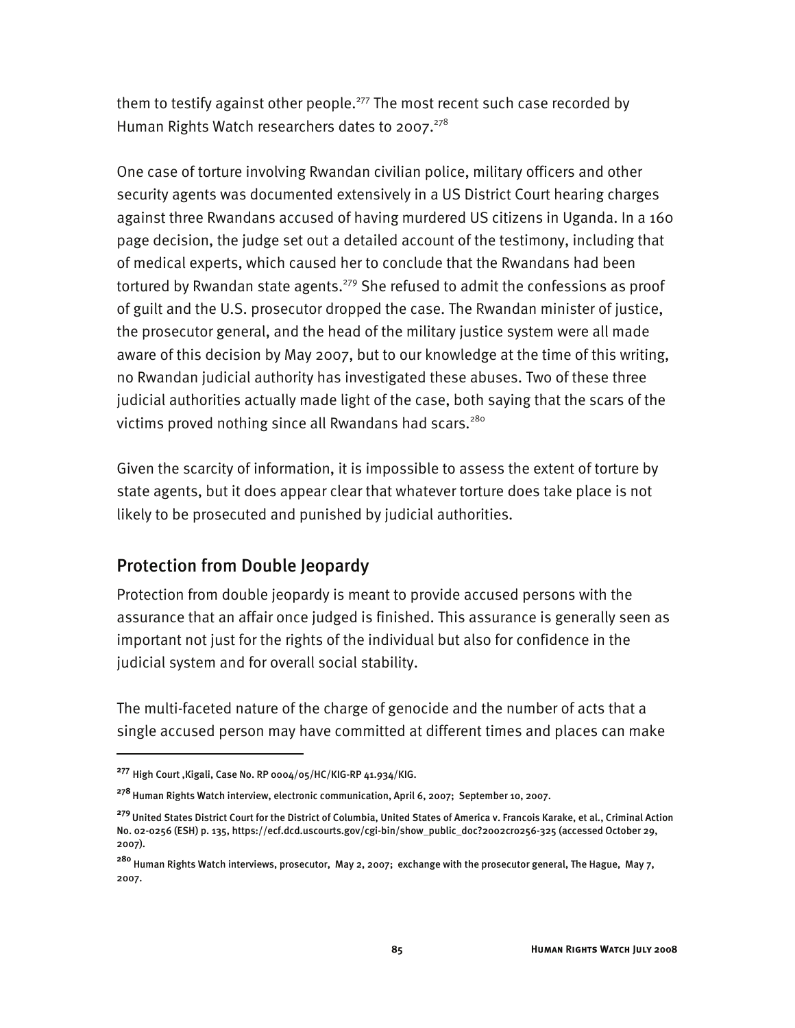them to testify against other people.[277] The most recent such case recorded by Human Rights Watch researchers dates to 2007.[278]

One case of torture involving Rwandan civilian police, military officers and other security agents was documented extensively in a US District Court hearing charges against three Rwandans accused of having murdered US citizens in Uganda. In a 160 page decision, the judge set out a detailed account of the testimony, including that of medical experts, which caused her to conclude that the Rwandans had been tortured by Rwandan state agents.[279] She refused to admit the confessions as proof of guilt and the U.S. prosecutor dropped the case. The Rwandan minister of justice, the prosecutor general, and the head of the military justice system were all made aware of this decision by May 2007, but to our knowledge at the time of this writing, no Rwandan judicial authority has investigated these abuses. Two of these three judicial authorities actually made light of the case, both saying that the scars of the victims proved nothing since all Rwandans had scars.[280]

Given the scarcity of information, it is impossible to assess the extent of torture by state agents, but it does appear clear that whatever torture does take place is not likely to be prosecuted and punished by judicial authorities.

## Protection from Double Jeopardy

Protection from double jeopardy is meant to provide accused persons with the assurance that an affair once judged is finished. This assurance is generally seen as important not just for the rights of the individual but also for confidence in the judicial system and for overall social stability.

The multi-faceted nature of the charge of genocide and the number of acts that a single accused person may have committed at different times and places can make

---

[277] High Court ,Kigali, Case No. RP 0004/05/HC/KIG-RP 41.934/KIG.

[278] Human Rights Watch interview, electronic communication, April 6, 2007; September 10, 2007.

[279] United States District Court for the District of Columbia, United States of America v. Francois Karake, et al., Criminal Action No. 02-0256 (ESH) p. 135, https://ecf.dcd.uscourts.gov/cgi-bin/show_public_doc?2002cr0256-325 (accessed October 29, 2007).

[280] Human Rights Watch interviews, prosecutor, May 2, 2007; exchange with the prosecutor general, The Hague, May 7, 2007.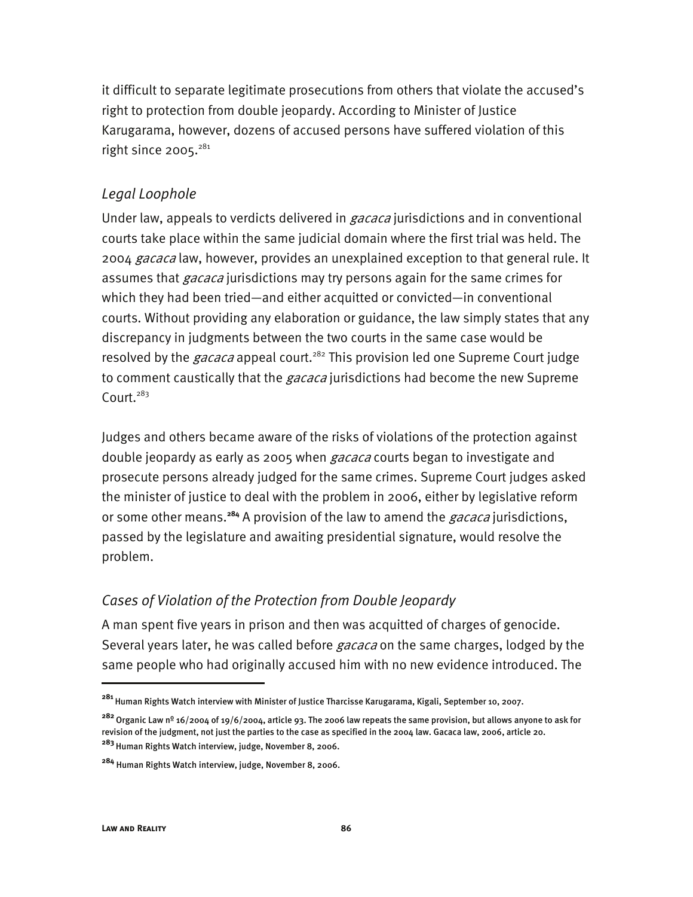it difficult to separate legitimate prosecutions from others that violate the accused's right to protection from double jeopardy. According to Minister of Justice Karugarama, however, dozens of accused persons have suffered violation of this right since 2005.[281]

### *Legal Loophole*

Under law, appeals to verdicts delivered in *gacaca* jurisdictions and in conventional courts take place within the same judicial domain where the first trial was held. The 2004 *gacaca* law, however, provides an unexplained exception to that general rule. It assumes that *gacaca* jurisdictions may try persons again for the same crimes for which they had been tried—and either acquitted or convicted—in conventional courts. Without providing any elaboration or guidance, the law simply states that any discrepancy in judgments between the two courts in the same case would be resolved by the *gacaca* appeal court.[282] This provision led one Supreme Court judge to comment caustically that the *gacaca* jurisdictions had become the new Supreme Court.[283]

Judges and others became aware of the risks of violations of the protection against double jeopardy as early as 2005 when *gacaca* courts began to investigate and prosecute persons already judged for the same crimes. Supreme Court judges asked the minister of justice to deal with the problem in 2006, either by legislative reform or some other means.[284] A provision of the law to amend the *gacaca* jurisdictions, passed by the legislature and awaiting presidential signature, would resolve the problem.

### *Cases of Violation of the Protection from Double Jeopardy*

A man spent five years in prison and then was acquitted of charges of genocide. Several years later, he was called before *gacaca* on the same charges, lodged by the same people who had originally accused him with no new evidence introduced. The

---

[281] Human Rights Watch interview with Minister of Justice Tharcisse Karugarama, Kigali, September 10, 2007.

[282] Organic Law nº 16/2004 of 19/6/2004, article 93. The 2006 law repeats the same provision, but allows anyone to ask for revision of the judgment, not just the parties to the case as specified in the 2004 law. Gacaca law, 2006, article 20.

[283] Human Rights Watch interview, judge, November 8, 2006.

[284] Human Rights Watch interview, judge, November 8, 2006.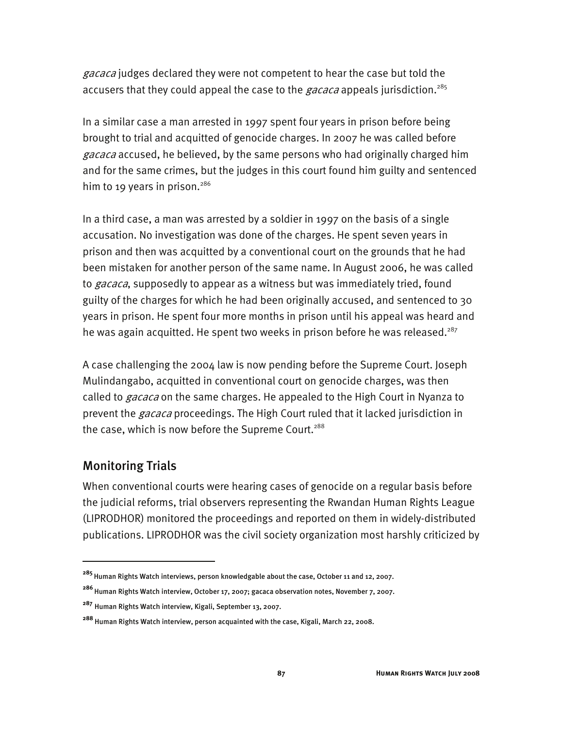*gacaca* judges declared they were not competent to hear the case but told the accusers that they could appeal the case to the *gacaca* appeals jurisdiction.[285]

In a similar case a man arrested in 1997 spent four years in prison before being brought to trial and acquitted of genocide charges. In 2007 he was called before *gacaca* accused, he believed, by the same persons who had originally charged him and for the same crimes, but the judges in this court found him guilty and sentenced him to 19 years in prison.[286]

In a third case, a man was arrested by a soldier in 1997 on the basis of a single accusation. No investigation was done of the charges. He spent seven years in prison and then was acquitted by a conventional court on the grounds that he had been mistaken for another person of the same name. In August 2006, he was called to *gacaca*, supposedly to appear as a witness but was immediately tried, found guilty of the charges for which he had been originally accused, and sentenced to 30 years in prison. He spent four more months in prison until his appeal was heard and he was again acquitted. He spent two weeks in prison before he was released.[287]

A case challenging the 2004 law is now pending before the Supreme Court. Joseph Mulindangabo, acquitted in conventional court on genocide charges, was then called to *gacaca* on the same charges. He appealed to the High Court in Nyanza to prevent the *gacaca* proceedings. The High Court ruled that it lacked jurisdiction in the case, which is now before the Supreme Court.[288]

## Monitoring Trials

When conventional courts were hearing cases of genocide on a regular basis before the judicial reforms, trial observers representing the Rwandan Human Rights League (LIPRODHOR) monitored the proceedings and reported on them in widely-distributed publications. LIPRODHOR was the civil society organization most harshly criticized by

---

[285] Human Rights Watch interviews, person knowledgable about the case, October 11 and 12, 2007.

[286] Human Rights Watch interview, October 17, 2007; gacaca observation notes, November 7, 2007.

[287] Human Rights Watch interview, Kigali, September 13, 2007.

[288] Human Rights Watch interview, person acquainted with the case, Kigali, March 22, 2008.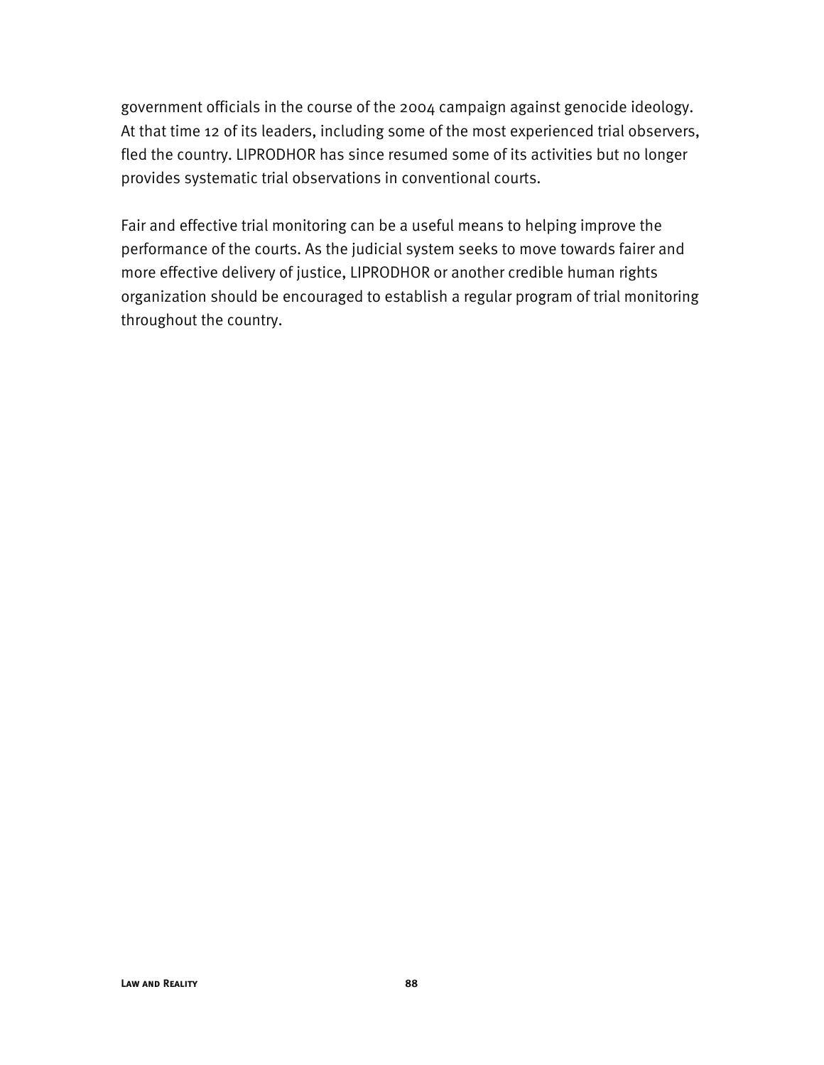government officials in the course of the 2004 campaign against genocide ideology. At that time 12 of its leaders, including some of the most experienced trial observers, fled the country. LIPRODHOR has since resumed some of its activities but no longer provides systematic trial observations in conventional courts.

Fair and effective trial monitoring can be a useful means to helping improve the performance of the courts. As the judicial system seeks to move towards fairer and more effective delivery of justice, LIPRODHOR or another credible human rights organization should be encouraged to establish a regular program of trial monitoring throughout the country.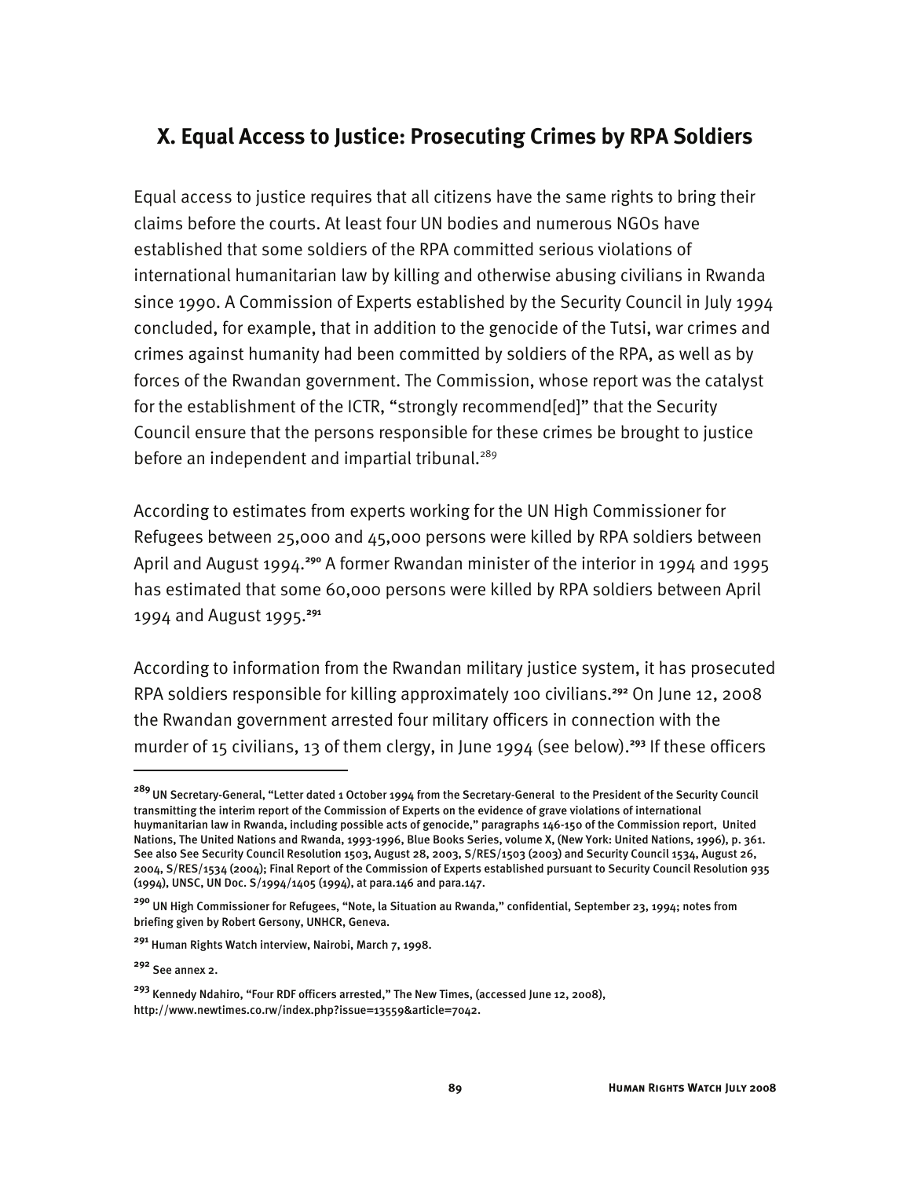## X. Equal Access to Justice: Prosecuting Crimes by RPA Soldiers

Equal access to justice requires that all citizens have the same rights to bring their claims before the courts. At least four UN bodies and numerous NGOs have established that some soldiers of the RPA committed serious violations of international humanitarian law by killing and otherwise abusing civilians in Rwanda since 1990. A Commission of Experts established by the Security Council in July 1994 concluded, for example, that in addition to the genocide of the Tutsi, war crimes and crimes against humanity had been committed by soldiers of the RPA, as well as by forces of the Rwandan government. The Commission, whose report was the catalyst for the establishment of the ICTR, "strongly recommend[ed]" that the Security Council ensure that the persons responsible for these crimes be brought to justice before an independent and impartial tribunal.[289]

According to estimates from experts working for the UN High Commissioner for Refugees between 25,000 and 45,000 persons were killed by RPA soldiers between April and August 1994.[290] A former Rwandan minister of the interior in 1994 and 1995 has estimated that some 60,000 persons were killed by RPA soldiers between April 1994 and August 1995.[291]

According to information from the Rwandan military justice system, it has prosecuted RPA soldiers responsible for killing approximately 100 civilians.[292] On June 12, 2008 the Rwandan government arrested four military officers in connection with the murder of 15 civilians, 13 of them clergy, in June 1994 (see below).[293] If these officers

---

[289] UN Secretary-General, "Letter dated 1 October 1994 from the Secretary-General to the President of the Security Council transmitting the interim report of the Commission of Experts on the evidence of grave violations of international huymanitarian law in Rwanda, including possible acts of genocide," paragraphs 146-150 of the Commission report, United Nations, The United Nations and Rwanda, 1993-1996, Blue Books Series, volume X, (New York: United Nations, 1996), p. 361. See also See Security Council Resolution 1503, August 28, 2003, S/RES/1503 (2003) and Security Council 1534, August 26, 2004, S/RES/1534 (2004); Final Report of the Commission of Experts established pursuant to Security Council Resolution 935 (1994), UNSC, UN Doc. S/1994/1405 (1994), at para.146 and para.147.

[290] UN High Commissioner for Refugees, "Note, la Situation au Rwanda," confidential, September 23, 1994; notes from briefing given by Robert Gersony, UNHCR, Geneva.

[291] Human Rights Watch interview, Nairobi, March 7, 1998.

[292] See annex 2.

[293] Kennedy Ndahiro, "Four RDF officers arrested," The New Times, (accessed June 12, 2008), http://www.newtimes.co.rw/index.php?issue=13559&article=7042.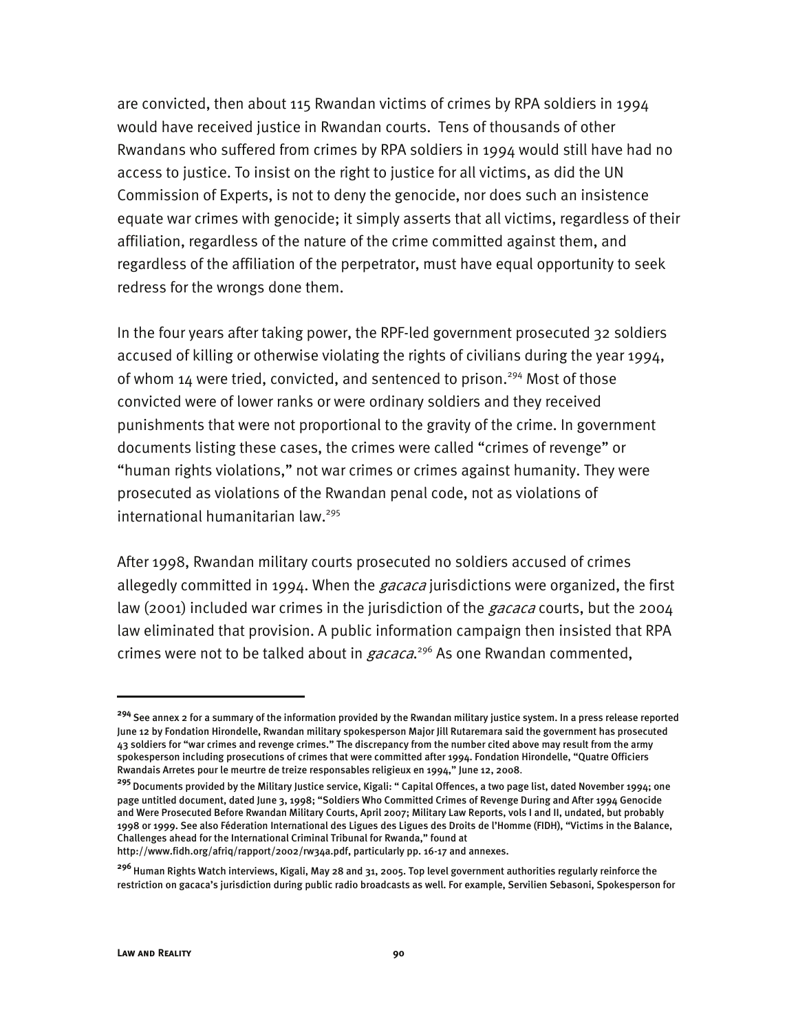are convicted, then about 115 Rwandan victims of crimes by RPA soldiers in 1994 would have received justice in Rwandan courts. Tens of thousands of other Rwandans who suffered from crimes by RPA soldiers in 1994 would still have had no access to justice. To insist on the right to justice for all victims, as did the UN Commission of Experts, is not to deny the genocide, nor does such an insistence equate war crimes with genocide; it simply asserts that all victims, regardless of their affiliation, regardless of the nature of the crime committed against them, and regardless of the affiliation of the perpetrator, must have equal opportunity to seek redress for the wrongs done them.

In the four years after taking power, the RPF-led government prosecuted 32 soldiers accused of killing or otherwise violating the rights of civilians during the year 1994, of whom 14 were tried, convicted, and sentenced to prison.[294] Most of those convicted were of lower ranks or were ordinary soldiers and they received punishments that were not proportional to the gravity of the crime. In government documents listing these cases, the crimes were called "crimes of revenge" or "human rights violations," not war crimes or crimes against humanity. They were prosecuted as violations of the Rwandan penal code, not as violations of international humanitarian law.[295]

After 1998, Rwandan military courts prosecuted no soldiers accused of crimes allegedly committed in 1994. When the *gacaca* jurisdictions were organized, the first law (2001) included war crimes in the jurisdiction of the *gacaca* courts, but the 2004 law eliminated that provision. A public information campaign then insisted that RPA crimes were not to be talked about in *gacaca*.[296] As one Rwandan commented,

---

[294] See annex 2 for a summary of the information provided by the Rwandan military justice system. In a press release reported June 12 by Fondation Hirondelle, Rwandan military spokesperson Major Jill Rutaremara said the government has prosecuted 43 soldiers for "war crimes and revenge crimes." The discrepancy from the number cited above may result from the army spokesperson including prosecutions of crimes that were committed after 1994. Fondation Hirondelle, "Quatre Officiers Rwandais Arretes pour le meurtre de treize responsables religieux en 1994," June 12, 2008.

[295] Documents provided by the Military Justice service, Kigali: " Capital Offences, a two page list, dated November 1994; one page untitled document, dated June 3, 1998; "Soldiers Who Committed Crimes of Revenge During and After 1994 Genocide and Were Prosecuted Before Rwandan Military Courts, April 2007; Military Law Reports, vols I and II, undated, but probably 1998 or 1999. See also Féderation International des Ligues des Ligues des Droits de l'Homme (FIDH), "Victims in the Balance, Challenges ahead for the International Criminal Tribunal for Rwanda," found at http://www.fidh.org/afriq/rapport/2002/rw34a.pdf, particularly pp. 16-17 and annexes.

[296] Human Rights Watch interviews, Kigali, May 28 and 31, 2005. Top level government authorities regularly reinforce the restriction on gacaca's jurisdiction during public radio broadcasts as well. For example, Servilien Sebasoni, Spokesperson for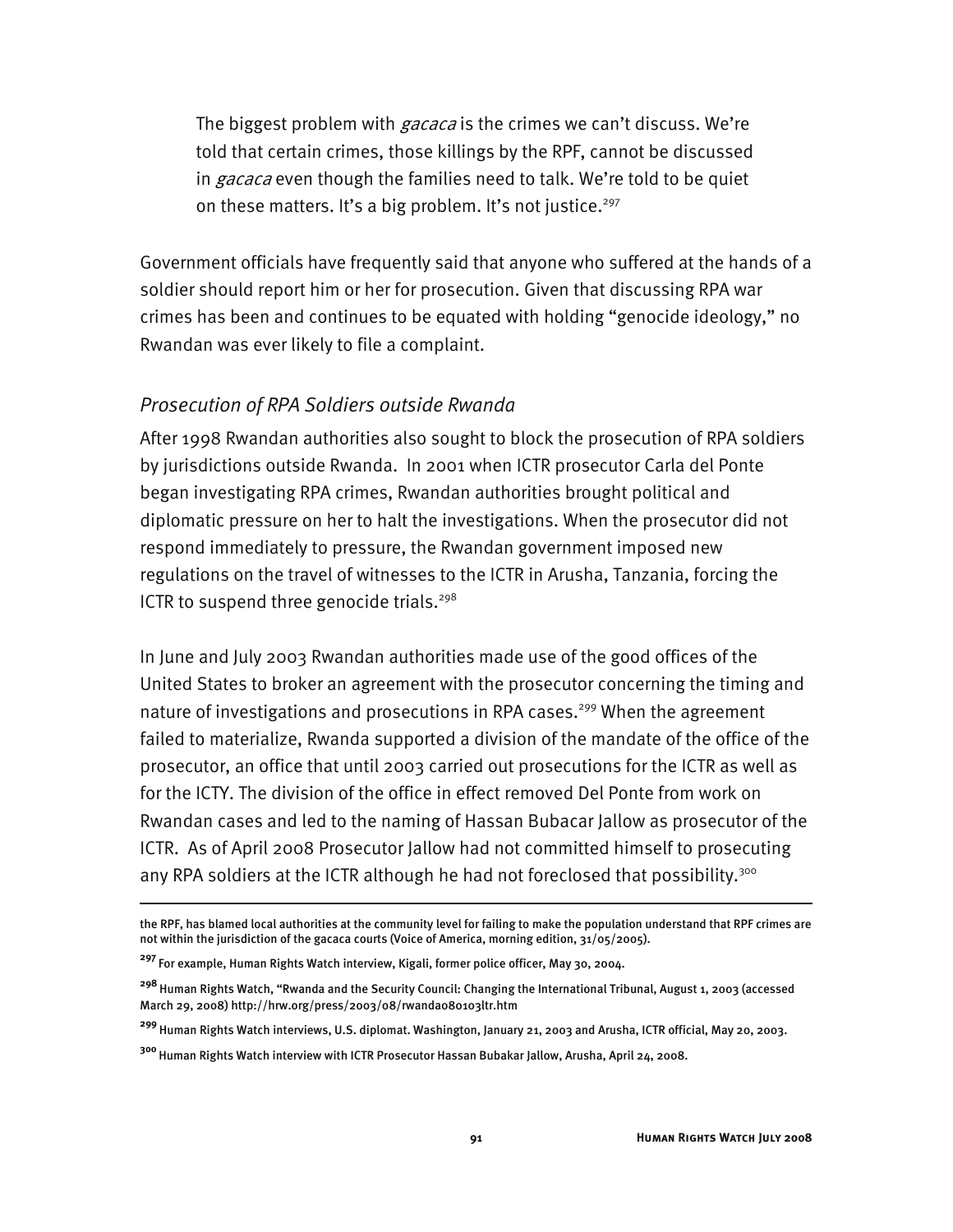> The biggest problem with *gacaca* is the crimes we can't discuss. We're told that certain crimes, those killings by the RPF, cannot be discussed in *gacaca* even though the families need to talk. We're told to be quiet on these matters. It's a big problem. It's not justice.[297]

Government officials have frequently said that anyone who suffered at the hands of a soldier should report him or her for prosecution. Given that discussing RPA war crimes has been and continues to be equated with holding "genocide ideology," no Rwandan was ever likely to file a complaint.

### *Prosecution of RPA Soldiers outside Rwanda*

After 1998 Rwandan authorities also sought to block the prosecution of RPA soldiers by jurisdictions outside Rwanda. In 2001 when ICTR prosecutor Carla del Ponte began investigating RPA crimes, Rwandan authorities brought political and diplomatic pressure on her to halt the investigations. When the prosecutor did not respond immediately to pressure, the Rwandan government imposed new regulations on the travel of witnesses to the ICTR in Arusha, Tanzania, forcing the ICTR to suspend three genocide trials.[298]

In June and July 2003 Rwandan authorities made use of the good offices of the United States to broker an agreement with the prosecutor concerning the timing and nature of investigations and prosecutions in RPA cases.[299] When the agreement failed to materialize, Rwanda supported a division of the mandate of the office of the prosecutor, an office that until 2003 carried out prosecutions for the ICTR as well as for the ICTY. The division of the office in effect removed Del Ponte from work on Rwandan cases and led to the naming of Hassan Bubacar Jallow as prosecutor of the ICTR. As of April 2008 Prosecutor Jallow had not committed himself to prosecuting any RPA soldiers at the ICTR although he had not foreclosed that possibility.[300]

---

the RPF, has blamed local authorities at the community level for failing to make the population understand that RPF crimes are not within the jurisdiction of the gacaca courts (Voice of America, morning edition, 31/05/2005).

[297] For example, Human Rights Watch interview, Kigali, former police officer, May 30, 2004.

[298] Human Rights Watch, "Rwanda and the Security Council: Changing the International Tribunal, August 1, 2003 (accessed March 29, 2008) http://hrw.org/press/2003/08/rwanda080103ltr.htm

[299] Human Rights Watch interviews, U.S. diplomat. Washington, January 21, 2003 and Arusha, ICTR official, May 20, 2003.

[300] Human Rights Watch interview with ICTR Prosecutor Hassan Bubakar Jallow, Arusha, April 24, 2008.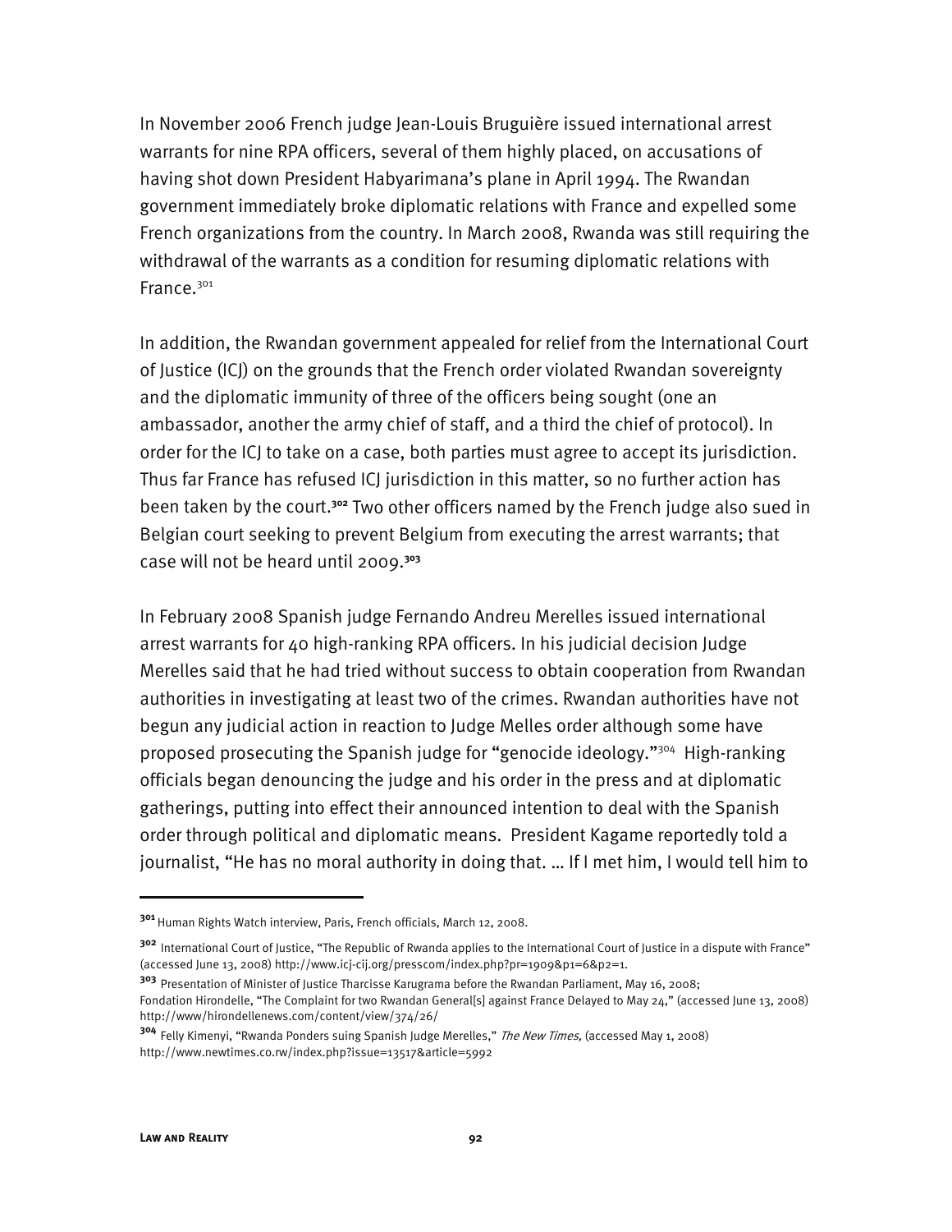In November 2006 French judge Jean-Louis Bruguière issued international arrest warrants for nine RPA officers, several of them highly placed, on accusations of having shot down President Habyarimana's plane in April 1994. The Rwandan government immediately broke diplomatic relations with France and expelled some French organizations from the country. In March 2008, Rwanda was still requiring the withdrawal of the warrants as a condition for resuming diplomatic relations with France.[301]

In addition, the Rwandan government appealed for relief from the International Court of Justice (ICJ) on the grounds that the French order violated Rwandan sovereignty and the diplomatic immunity of three of the officers being sought (one an ambassador, another the army chief of staff, and a third the chief of protocol). In order for the ICJ to take on a case, both parties must agree to accept its jurisdiction. Thus far France has refused ICJ jurisdiction in this matter, so no further action has been taken by the court.[302] Two other officers named by the French judge also sued in Belgian court seeking to prevent Belgium from executing the arrest warrants; that case will not be heard until 2009.[303]

In February 2008 Spanish judge Fernando Andreu Merelles issued international arrest warrants for 40 high-ranking RPA officers. In his judicial decision Judge Merelles said that he had tried without success to obtain cooperation from Rwandan authorities in investigating at least two of the crimes. Rwandan authorities have not begun any judicial action in reaction to Judge Melles order although some have proposed prosecuting the Spanish judge for "genocide ideology."[304] High-ranking officials began denouncing the judge and his order in the press and at diplomatic gatherings, putting into effect their announced intention to deal with the Spanish order through political and diplomatic means. President Kagame reportedly told a journalist, "He has no moral authority in doing that. … If I met him, I would tell him to

---

[301] Human Rights Watch interview, Paris, French officials, March 12, 2008.

[302] International Court of Justice, "The Republic of Rwanda applies to the International Court of Justice in a dispute with France" (accessed June 13, 2008) http://www.icj-cij.org/presscom/index.php?pr=1909&p1=6&p2=1.

[303] Presentation of Minister of Justice Tharcisse Karugrama before the Rwandan Parliament, May 16, 2008; Fondation Hirondelle, "The Complaint for two Rwandan General[s] against France Delayed to May 24," (accessed June 13, 2008) http://www/hirondellenews.com/content/view/374/26/

[304] Felly Kimenyi, "Rwanda Ponders suing Spanish Judge Merelles," *The New Times,* (accessed May 1, 2008) http://www.newtimes.co.rw/index.php?issue=13517&article=5992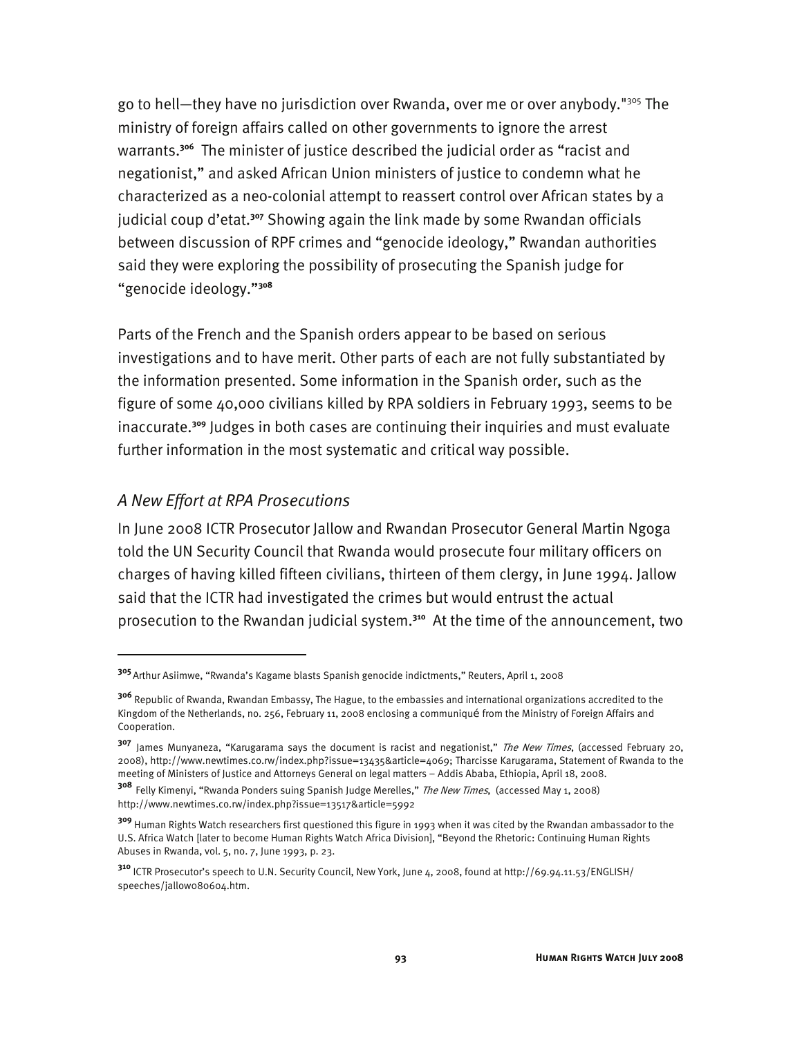go to hell—they have no jurisdiction over Rwanda, over me or over anybody."[305] The ministry of foreign affairs called on other governments to ignore the arrest warrants.[306] The minister of justice described the judicial order as "racist and negationist," and asked African Union ministers of justice to condemn what he characterized as a neo-colonial attempt to reassert control over African states by a judicial coup d'etat.[307] Showing again the link made by some Rwandan officials between discussion of RPF crimes and "genocide ideology," Rwandan authorities said they were exploring the possibility of prosecuting the Spanish judge for "genocide ideology."[308]

Parts of the French and the Spanish orders appear to be based on serious investigations and to have merit. Other parts of each are not fully substantiated by the information presented. Some information in the Spanish order, such as the figure of some 40,000 civilians killed by RPA soldiers in February 1993, seems to be inaccurate.[309] Judges in both cases are continuing their inquiries and must evaluate further information in the most systematic and critical way possible.

### *A New Effort at RPA Prosecutions*

In June 2008 ICTR Prosecutor Jallow and Rwandan Prosecutor General Martin Ngoga told the UN Security Council that Rwanda would prosecute four military officers on charges of having killed fifteen civilians, thirteen of them clergy, in June 1994. Jallow said that the ICTR had investigated the crimes but would entrust the actual prosecution to the Rwandan judicial system.[310] At the time of the announcement, two

---

[305] Arthur Asiimwe, "Rwanda's Kagame blasts Spanish genocide indictments," Reuters, April 1, 2008

[306] Republic of Rwanda, Rwandan Embassy, The Hague, to the embassies and international organizations accredited to the Kingdom of the Netherlands, no. 256, February 11, 2008 enclosing a communiqué from the Ministry of Foreign Affairs and Cooperation.

[307] James Munyaneza, "Karugarama says the document is racist and negationist," *The New Times*, (accessed February 20, 2008), http://www.newtimes.co.rw/index.php?issue=13435&article=4069; Tharcisse Karugarama, Statement of Rwanda to the meeting of Ministers of Justice and Attorneys General on legal matters – Addis Ababa, Ethiopia, April 18, 2008.

[308] Felly Kimenyi, "Rwanda Ponders suing Spanish Judge Merelles," *The New Times*, (accessed May 1, 2008) http://www.newtimes.co.rw/index.php?issue=13517&article=5992

[309] Human Rights Watch researchers first questioned this figure in 1993 when it was cited by the Rwandan ambassador to the U.S. Africa Watch [later to become Human Rights Watch Africa Division], "Beyond the Rhetoric: Continuing Human Rights Abuses in Rwanda, vol. 5, no. 7, June 1993, p. 23.

[310] ICTR Prosecutor's speech to U.N. Security Council, New York, June 4, 2008, found at http://69.94.11.53/ENGLISH/speeches/jallow080604.htm.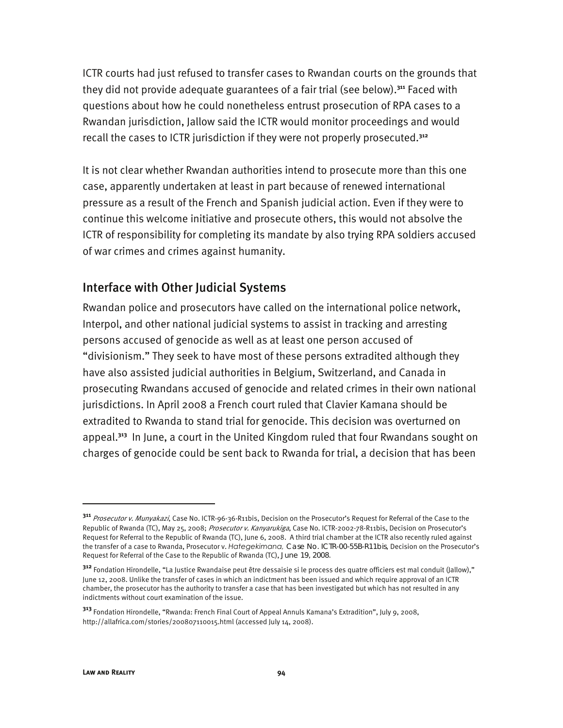ICTR courts had just refused to transfer cases to Rwandan courts on the grounds that they did not provide adequate guarantees of a fair trial (see below).[311] Faced with questions about how he could nonetheless entrust prosecution of RPA cases to a Rwandan jurisdiction, Jallow said the ICTR would monitor proceedings and would recall the cases to ICTR jurisdiction if they were not properly prosecuted.[312]

It is not clear whether Rwandan authorities intend to prosecute more than this one case, apparently undertaken at least in part because of renewed international pressure as a result of the French and Spanish judicial action. Even if they were to continue this welcome initiative and prosecute others, this would not absolve the ICTR of responsibility for completing its mandate by also trying RPA soldiers accused of war crimes and crimes against humanity.

## Interface with Other Judicial Systems

Rwandan police and prosecutors have called on the international police network, Interpol, and other national judicial systems to assist in tracking and arresting persons accused of genocide as well as at least one person accused of "divisionism." They seek to have most of these persons extradited although they have also assisted judicial authorities in Belgium, Switzerland, and Canada in prosecuting Rwandans accused of genocide and related crimes in their own national jurisdictions. In April 2008 a French court ruled that Clavier Kamana should be extradited to Rwanda to stand trial for genocide. This decision was overturned on appeal.[313] In June, a court in the United Kingdom ruled that four Rwandans sought on charges of genocide could be sent back to Rwanda for trial, a decision that has been

---

[311] *Prosecutor v. Munyakazi*, Case No. ICTR-96-36-R11bis, Decision on the Prosecutor's Request for Referral of the Case to the Republic of Rwanda (TC), May 25, 2008; *Prosecutor v. Kanyarukiga*, Case No. ICTR-2002-78-R11bis, Decision on Prosecutor's Request for Referral to the Republic of Rwanda (TC), June 6, 2008. A third trial chamber at the ICTR also recently ruled against the transfer of a case to Rwanda, Prosecutor v. *Hategekimana,* Case No. ICTR-00-55B-R11bis, Decision on the Prosecutor's Request for Referral of the Case to the Republic of Rwanda (TC), June 19, 2008.

[312] Fondation Hirondelle, "La Justice Rwandaise peut être dessaisie si le process des quatre officiers est mal conduit (Jallow)," June 12, 2008. Unlike the transfer of cases in which an indictment has been issued and which require approval of an ICTR chamber, the prosecutor has the authority to transfer a case that has been investigated but which has not resulted in any indictments without court examination of the issue.

[313] Fondation Hirondelle, "Rwanda: French Final Court of Appeal Annuls Kamana's Extradition", July 9, 2008, http://allafrica.com/stories/200807110015.html (accessed July 14, 2008).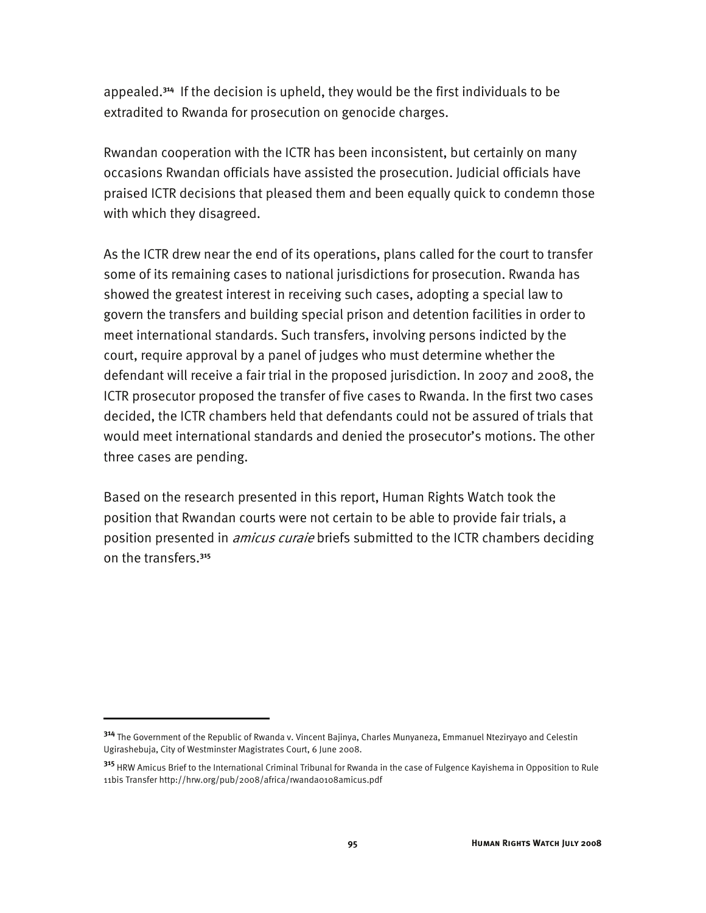appealed.[314] If the decision is upheld, they would be the first individuals to be extradited to Rwanda for prosecution on genocide charges.

Rwandan cooperation with the ICTR has been inconsistent, but certainly on many occasions Rwandan officials have assisted the prosecution. Judicial officials have praised ICTR decisions that pleased them and been equally quick to condemn those with which they disagreed.

As the ICTR drew near the end of its operations, plans called for the court to transfer some of its remaining cases to national jurisdictions for prosecution. Rwanda has showed the greatest interest in receiving such cases, adopting a special law to govern the transfers and building special prison and detention facilities in order to meet international standards. Such transfers, involving persons indicted by the court, require approval by a panel of judges who must determine whether the defendant will receive a fair trial in the proposed jurisdiction. In 2007 and 2008, the ICTR prosecutor proposed the transfer of five cases to Rwanda. In the first two cases decided, the ICTR chambers held that defendants could not be assured of trials that would meet international standards and denied the prosecutor's motions. The other three cases are pending.

Based on the research presented in this report, Human Rights Watch took the position that Rwandan courts were not certain to be able to provide fair trials, a position presented in *amicus curaie* briefs submitted to the ICTR chambers deciding on the transfers.[315]

---

[314] The Government of the Republic of Rwanda v. Vincent Bajinya, Charles Munyaneza, Emmanuel Nteziryayo and Celestin Ugirashebuja, City of Westminster Magistrates Court, 6 June 2008.

[315] HRW Amicus Brief to the International Criminal Tribunal for Rwanda in the case of Fulgence Kayishema in Opposition to Rule 11bis Transfer http://hrw.org/pub/2008/africa/rwanda0108amicus.pdf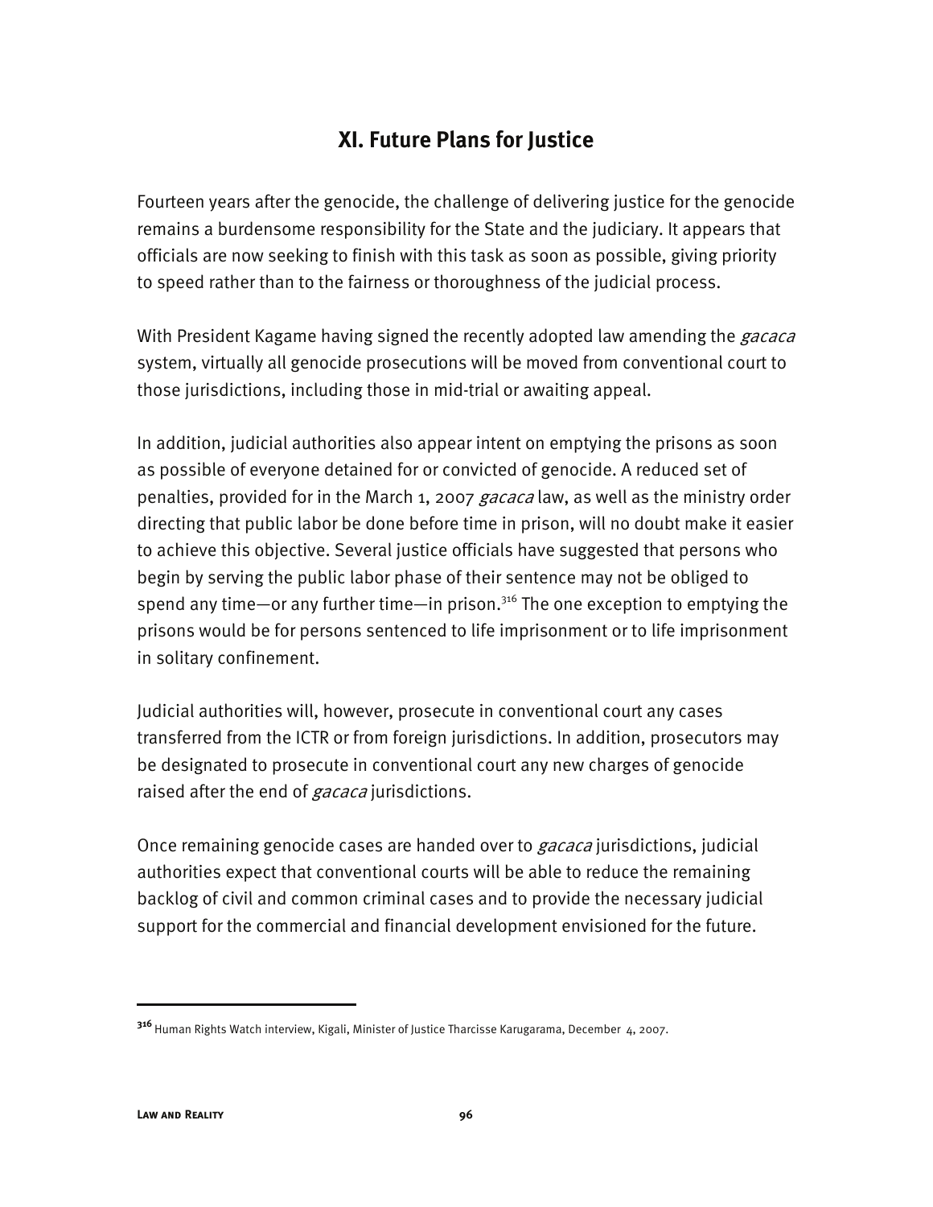## XI. Future Plans for Justice

Fourteen years after the genocide, the challenge of delivering justice for the genocide remains a burdensome responsibility for the State and the judiciary. It appears that officials are now seeking to finish with this task as soon as possible, giving priority to speed rather than to the fairness or thoroughness of the judicial process.

With President Kagame having signed the recently adopted law amending the *gacaca* system, virtually all genocide prosecutions will be moved from conventional court to those jurisdictions, including those in mid-trial or awaiting appeal.

In addition, judicial authorities also appear intent on emptying the prisons as soon as possible of everyone detained for or convicted of genocide. A reduced set of penalties, provided for in the March 1, 2007 *gacaca* law, as well as the ministry order directing that public labor be done before time in prison, will no doubt make it easier to achieve this objective. Several justice officials have suggested that persons who begin by serving the public labor phase of their sentence may not be obliged to spend any time—or any further time—in prison.[316] The one exception to emptying the prisons would be for persons sentenced to life imprisonment or to life imprisonment in solitary confinement.

Judicial authorities will, however, prosecute in conventional court any cases transferred from the ICTR or from foreign jurisdictions. In addition, prosecutors may be designated to prosecute in conventional court any new charges of genocide raised after the end of *gacaca* jurisdictions.

Once remaining genocide cases are handed over to *gacaca* jurisdictions, judicial authorities expect that conventional courts will be able to reduce the remaining backlog of civil and common criminal cases and to provide the necessary judicial support for the commercial and financial development envisioned for the future.

---

[316] Human Rights Watch interview, Kigali, Minister of Justice Tharcisse Karugarama, December 4, 2007.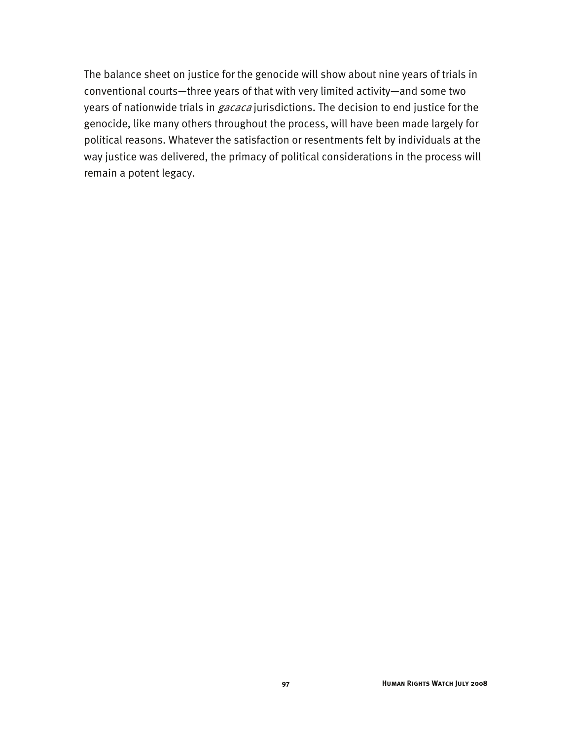The balance sheet on justice for the genocide will show about nine years of trials in conventional courts—three years of that with very limited activity—and some two years of nationwide trials in *gacaca* jurisdictions. The decision to end justice for the genocide, like many others throughout the process, will have been made largely for political reasons. Whatever the satisfaction or resentments felt by individuals at the way justice was delivered, the primacy of political considerations in the process will remain a potent legacy.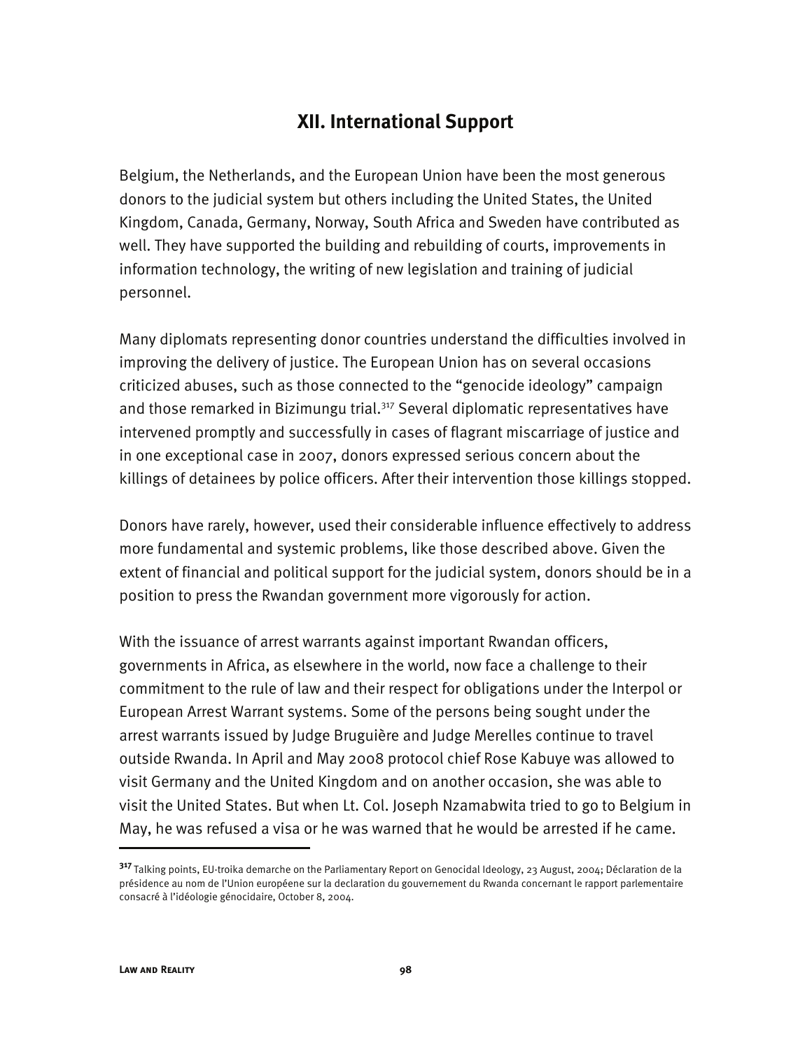## XII. International Support

Belgium, the Netherlands, and the European Union have been the most generous donors to the judicial system but others including the United States, the United Kingdom, Canada, Germany, Norway, South Africa and Sweden have contributed as well. They have supported the building and rebuilding of courts, improvements in information technology, the writing of new legislation and training of judicial personnel.

Many diplomats representing donor countries understand the difficulties involved in improving the delivery of justice. The European Union has on several occasions criticized abuses, such as those connected to the "genocide ideology" campaign and those remarked in Bizimungu trial.[317] Several diplomatic representatives have intervened promptly and successfully in cases of flagrant miscarriage of justice and in one exceptional case in 2007, donors expressed serious concern about the killings of detainees by police officers. After their intervention those killings stopped.

Donors have rarely, however, used their considerable influence effectively to address more fundamental and systemic problems, like those described above. Given the extent of financial and political support for the judicial system, donors should be in a position to press the Rwandan government more vigorously for action.

With the issuance of arrest warrants against important Rwandan officers, governments in Africa, as elsewhere in the world, now face a challenge to their commitment to the rule of law and their respect for obligations under the Interpol or European Arrest Warrant systems. Some of the persons being sought under the arrest warrants issued by Judge Bruguière and Judge Merelles continue to travel outside Rwanda. In April and May 2008 protocol chief Rose Kabuye was allowed to visit Germany and the United Kingdom and on another occasion, she was able to visit the United States. But when Lt. Col. Joseph Nzamabwita tried to go to Belgium in May, he was refused a visa or he was warned that he would be arrested if he came.

---

[317] Talking points, EU-troika demarche on the Parliamentary Report on Genocidal Ideology, 23 August, 2004; Déclaration de la présidence au nom de l'Union européene sur la declaration du gouvernement du Rwanda concernant le rapport parlementaire consacré à l'idéologie génocidaire, October 8, 2004.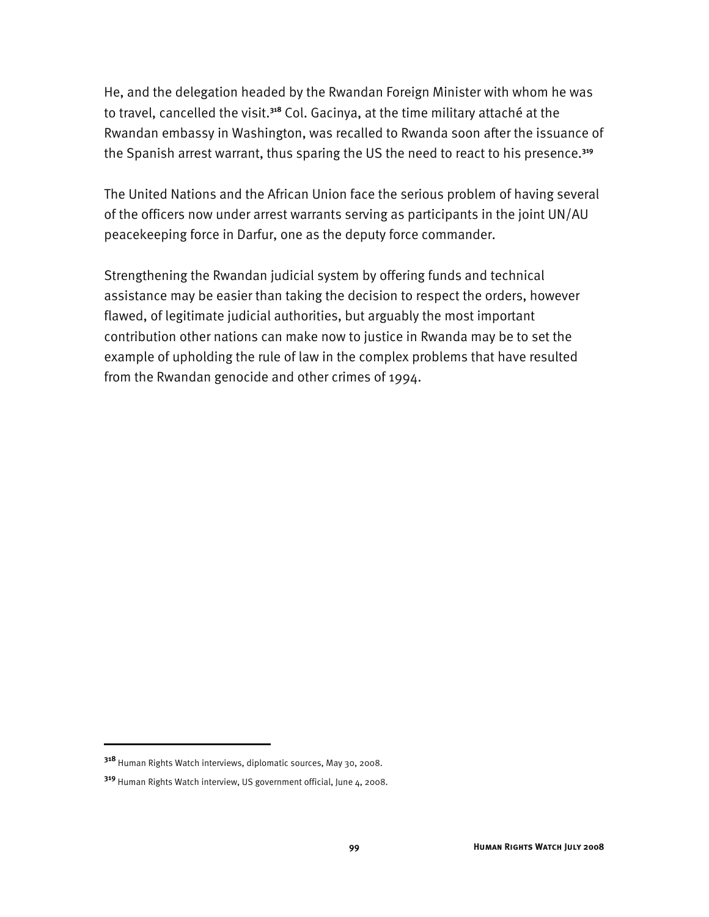He, and the delegation headed by the Rwandan Foreign Minister with whom he was to travel, cancelled the visit.[318] Col. Gacinya, at the time military attaché at the Rwandan embassy in Washington, was recalled to Rwanda soon after the issuance of the Spanish arrest warrant, thus sparing the US the need to react to his presence.[319]

The United Nations and the African Union face the serious problem of having several of the officers now under arrest warrants serving as participants in the joint UN/AU peacekeeping force in Darfur, one as the deputy force commander.

Strengthening the Rwandan judicial system by offering funds and technical assistance may be easier than taking the decision to respect the orders, however flawed, of legitimate judicial authorities, but arguably the most important contribution other nations can make now to justice in Rwanda may be to set the example of upholding the rule of law in the complex problems that have resulted from the Rwandan genocide and other crimes of 1994.

---

[318] Human Rights Watch interviews, diplomatic sources, May 30, 2008.

[319] Human Rights Watch interview, US government official, June 4, 2008.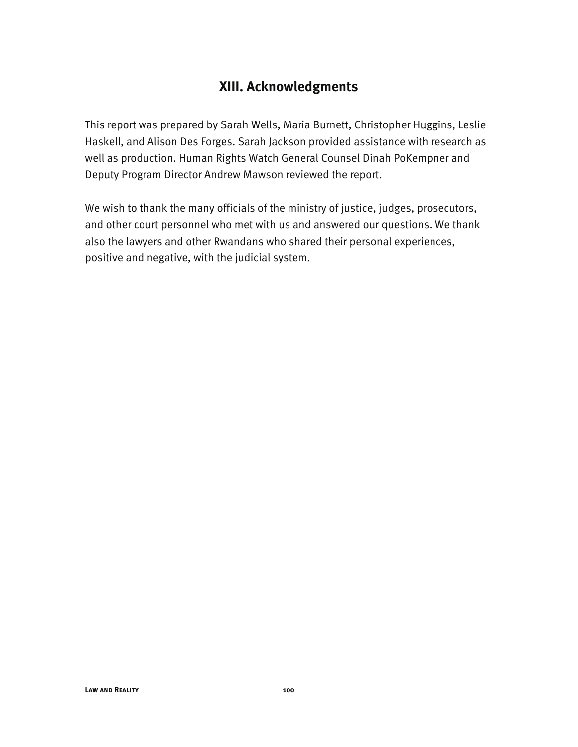## XIII. Acknowledgments

This report was prepared by Sarah Wells, Maria Burnett, Christopher Huggins, Leslie Haskell, and Alison Des Forges. Sarah Jackson provided assistance with research as well as production. Human Rights Watch General Counsel Dinah PoKempner and Deputy Program Director Andrew Mawson reviewed the report.

We wish to thank the many officials of the ministry of justice, judges, prosecutors, and other court personnel who met with us and answered our questions. We thank also the lawyers and other Rwandans who shared their personal experiences, positive and negative, with the judicial system.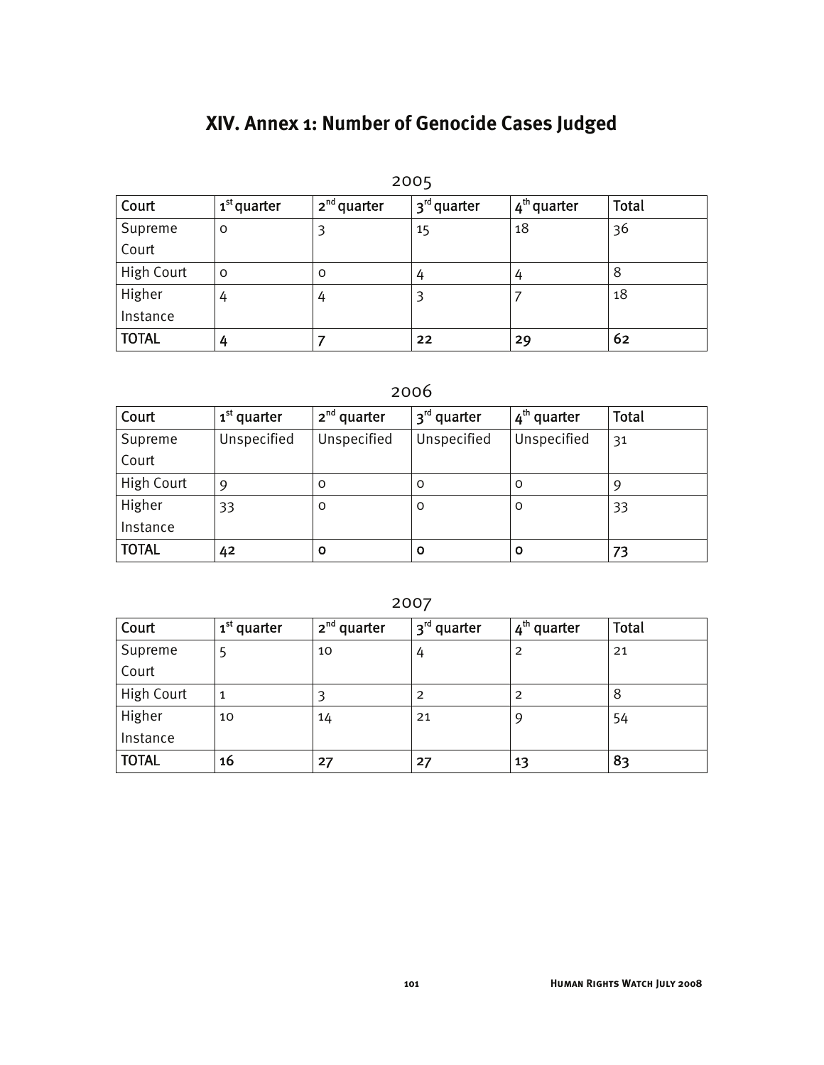# XIV. Annex 1: Number of Genocide Cases Judged

2005

| Court | 1st quarter | 2nd quarter | 3rd quarter | 4th quarter | Total |
|---|---|---|---|---|---|
| Supreme Court | 0 | 3 | 15 | 18 | 36 |
| High Court | 0 | 0 | 4 | 4 | 8 |
| Higher Instance | 4 | 4 | 3 | 7 | 18 |
| **TOTAL** | **4** | **7** | **22** | **29** | **62** |

2006

| Court | 1st quarter | 2nd quarter | 3rd quarter | 4th quarter | Total |
|---|---|---|---|---|---|
| Supreme Court | Unspecified | Unspecified | Unspecified | Unspecified | 31 |
| High Court | 9 | 0 | 0 | 0 | 9 |
| Higher Instance | 33 | 0 | 0 | 0 | 33 |
| **TOTAL** | **42** | **0** | **0** | **0** | **73** |

2007

| Court | 1st quarter | 2nd quarter | 3rd quarter | 4th quarter | Total |
|---|---|---|---|---|---|
| Supreme Court | 5 | 10 | 4 | 2 | 21 |
| High Court | 1 | 3 | 2 | 2 | 8 |
| Higher Instance | 10 | 14 | 21 | 9 | 54 |
| **TOTAL** | **16** | **27** | **27** | **13** | **83** |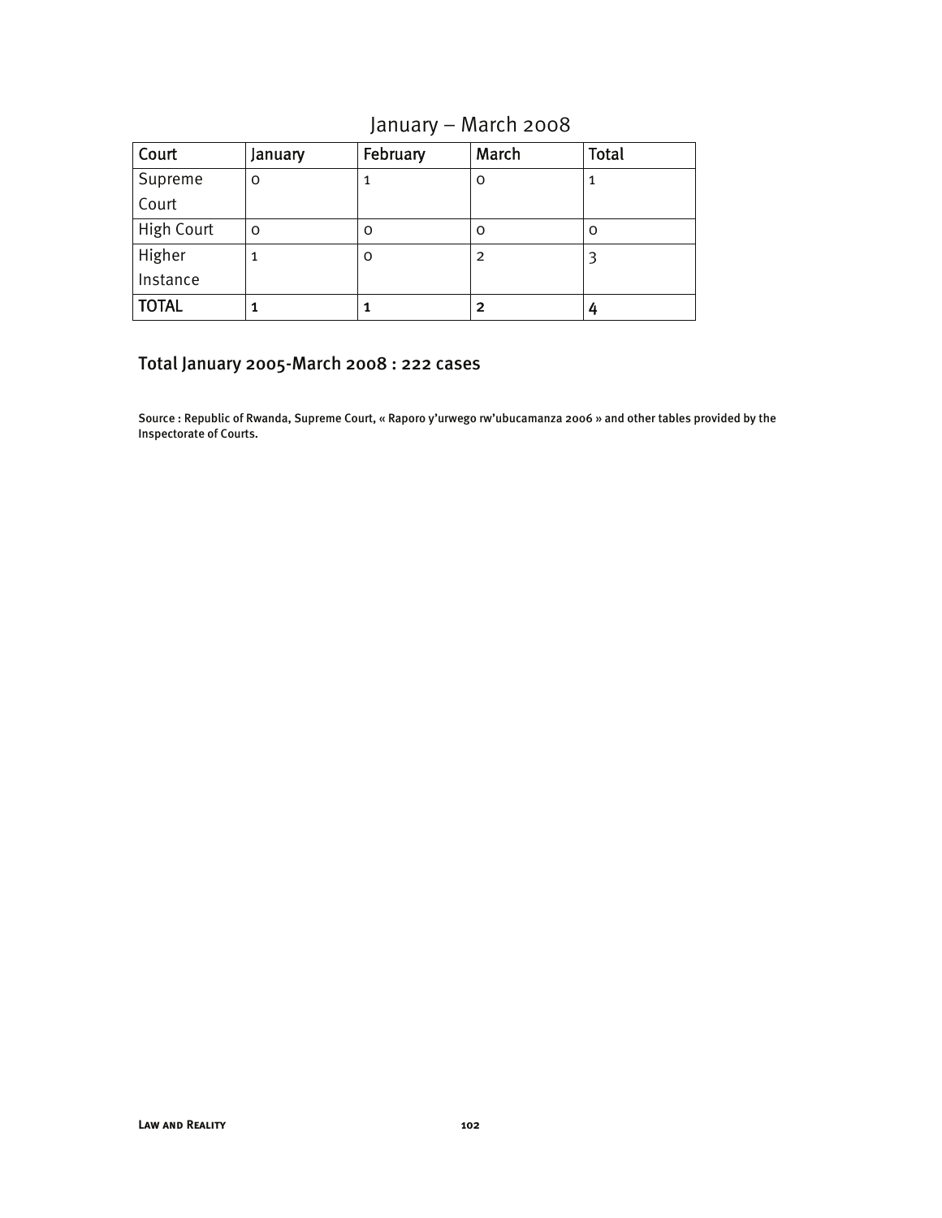January – March 2008

| Court | January | February | March | Total |
| --- | --- | --- | --- | --- |
| Supreme Court | 0 | 1 | 0 | 1 |
| High Court | 0 | 0 | 0 | 0 |
| Higher Instance | 1 | 0 | 2 | 3 |
| **TOTAL** | **1** | **1** | **2** | **4** |

## Total January 2005-March 2008 : 222 cases

Source : Republic of Rwanda, Supreme Court, « Raporo y'urwego rw'ubucamanza 2006 » and other tables provided by the Inspectorate of Courts.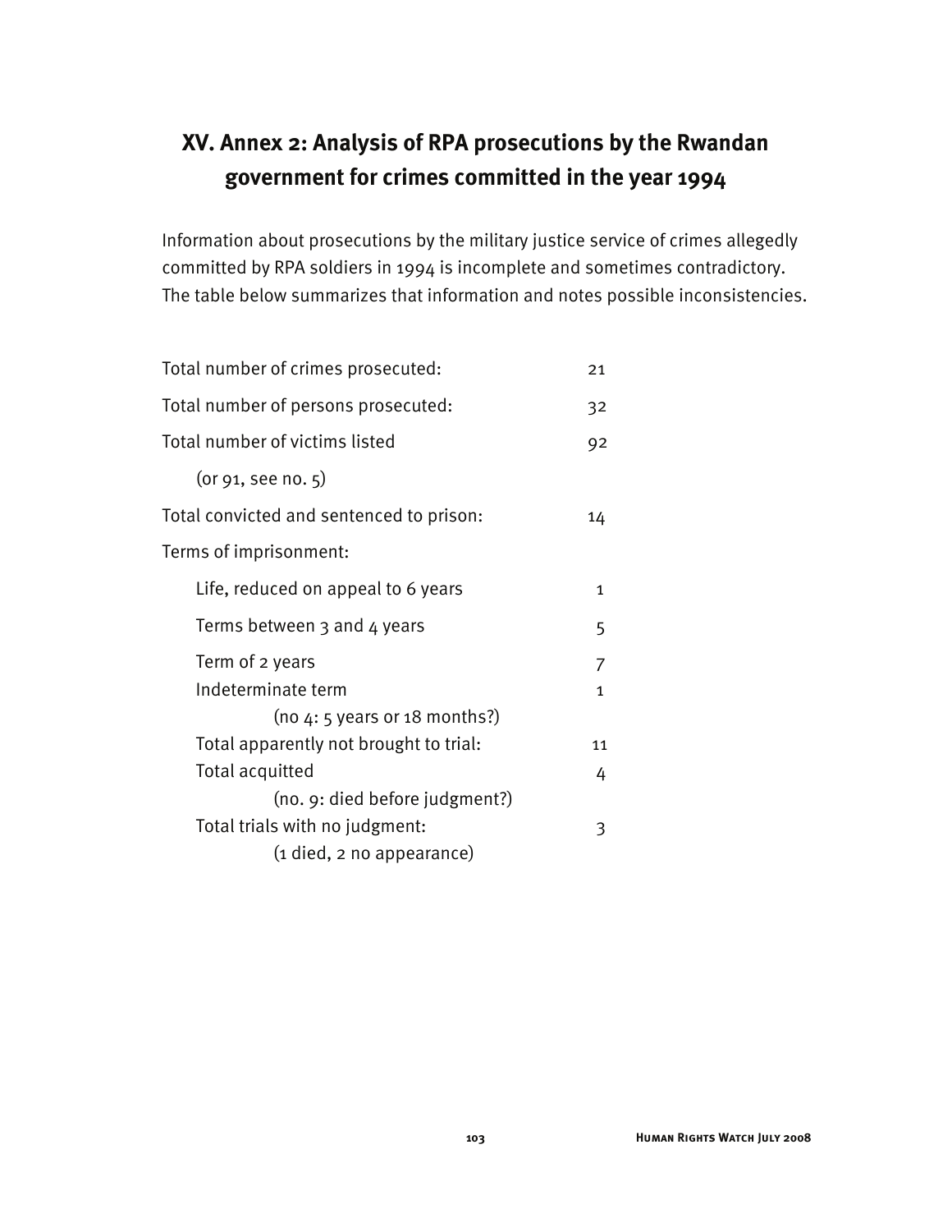## XV. Annex 2: Analysis of RPA prosecutions by the Rwandan government for crimes committed in the year 1994

Information about prosecutions by the military justice service of crimes allegedly committed by RPA soldiers in 1994 is incomplete and sometimes contradictory. The table below summarizes that information and notes possible inconsistencies.

| | |
|---|---|
| Total number of crimes prosecuted: | 21 |
| Total number of persons prosecuted: | 32 |
| Total number of victims listed (or 91, see no. 5) | 92 |
| Total convicted and sentenced to prison: | 14 |
| Terms of imprisonment: | |
| Life, reduced on appeal to 6 years | 1 |
| Terms between 3 and 4 years | 5 |
| Term of 2 years | 7 |
| Indeterminate term (no 4: 5 years or 18 months?) | 1 |
| Total apparently not brought to trial: | 11 |
| Total acquitted (no. 9: died before judgment?) | 4 |
| Total trials with no judgment: (1 died, 2 no appearance) | 3 |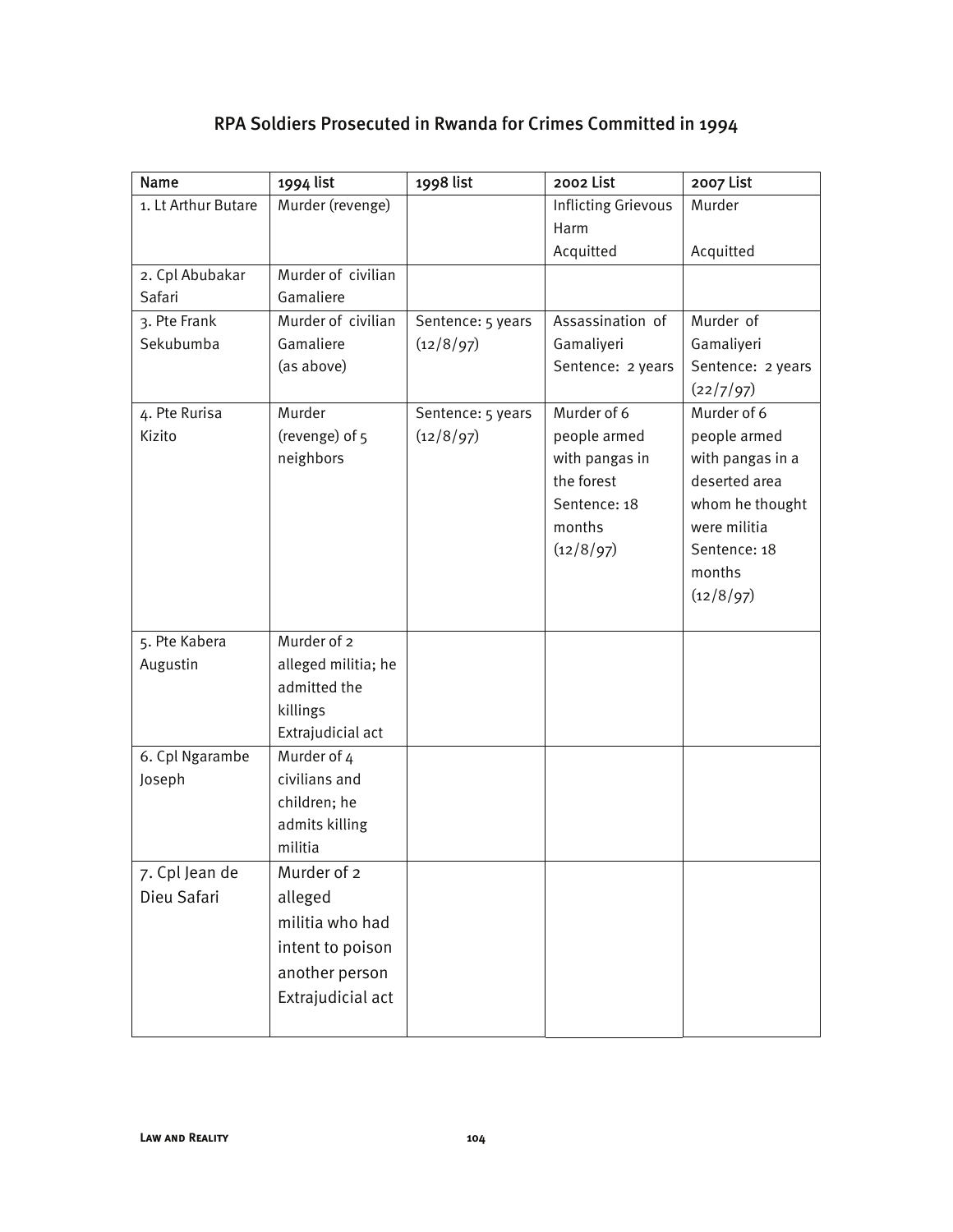## RPA Soldiers Prosecuted in Rwanda for Crimes Committed in 1994

| Name | 1994 list | 1998 list | 2002 List | 2007 List |
|---|---|---|---|---|
| 1. Lt Arthur Butare | Murder (revenge) | | Inflicting Grievous Harm<br>Acquitted | Murder<br><br>Acquitted |
| 2. Cpl Abubakar Safari | Murder of civilian Gamaliere | | | |
| 3. Pte Frank Sekubumba | Murder of civilian Gamaliere<br>(as above) | Sentence: 5 years (12/8/97) | Assassination of Gamaliyeri<br>Sentence: 2 years | Murder of Gamaliyeri<br>Sentence: 2 years (22/7/97) |
| 4. Pte Rurisa Kizito | Murder (revenge) of 5 neighbors | Sentence: 5 years (12/8/97) | Murder of 6 people armed with pangas in the forest<br>Sentence: 18 months (12/8/97) | Murder of 6 people armed with pangas in a deserted area whom he thought were militia<br>Sentence: 18 months (12/8/97) |
| 5. Pte Kabera Augustin | Murder of 2 alleged militia; he admitted the killings<br>Extrajudicial act | | | |
| 6. Cpl Ngarambe Joseph | Murder of 4 civilians and children; he admits killing militia | | | |
| 7. Cpl Jean de Dieu Safari | Murder of 2 alleged militia who had intent to poison another person<br>Extrajudicial act | | | |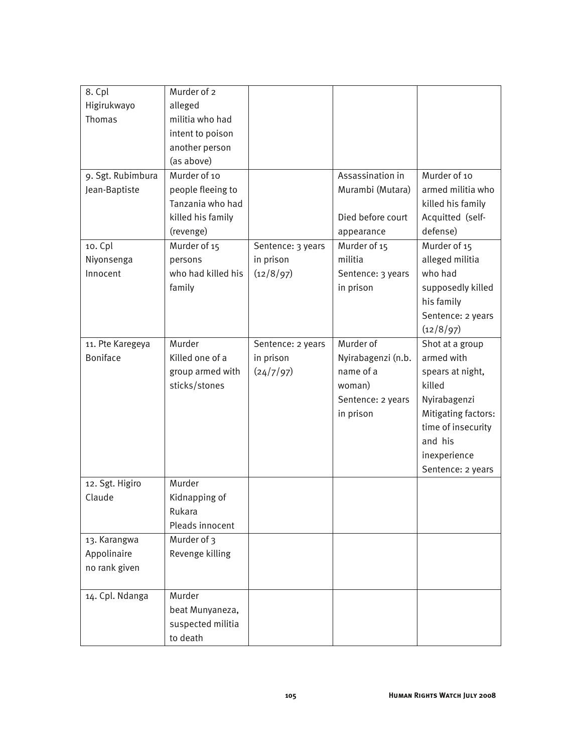| | | | | |
|---|---|---|---|---|
| 8. Cpl Higirukwayo Thomas | Murder of 2 alleged militia who had intent to poison another person (as above) | | | |
| 9. Sgt. Rubimbura Jean-Baptiste | Murder of 10 people fleeing to Tanzania who had killed his family (revenge) | | Assassination in Murambi (Mutara)<br><br>Died before court appearance | Murder of 10 armed militia who killed his family Acquitted (self-defense) |
| 10. Cpl Niyonsenga Innocent | Murder of 15 persons who had killed his family | Sentence: 3 years in prison (12/8/97) | Murder of 15 militia Sentence: 3 years in prison | Murder of 15 alleged militia who had supposedly killed his family Sentence: 2 years (12/8/97) |
| 11. Pte Karegeya Boniface | Murder Killed one of a group armed with sticks/stones | Sentence: 2 years in prison (24/7/97) | Murder of Nyirabagenzi (n.b. name of a woman) Sentence: 2 years in prison | Shot at a group armed with spears at night, killed Nyirabagenzi Mitigating factors: time of insecurity and his inexperience Sentence: 2 years |
| 12. Sgt. Higiro Claude | Murder Kidnapping of Rukara Pleads innocent | | | |
| 13. Karangwa Appolinaire no rank given | Murder of 3 Revenge killing | | | |
| 14. Cpl. Ndanga | Murder beat Munyaneza, suspected militia to death | | | |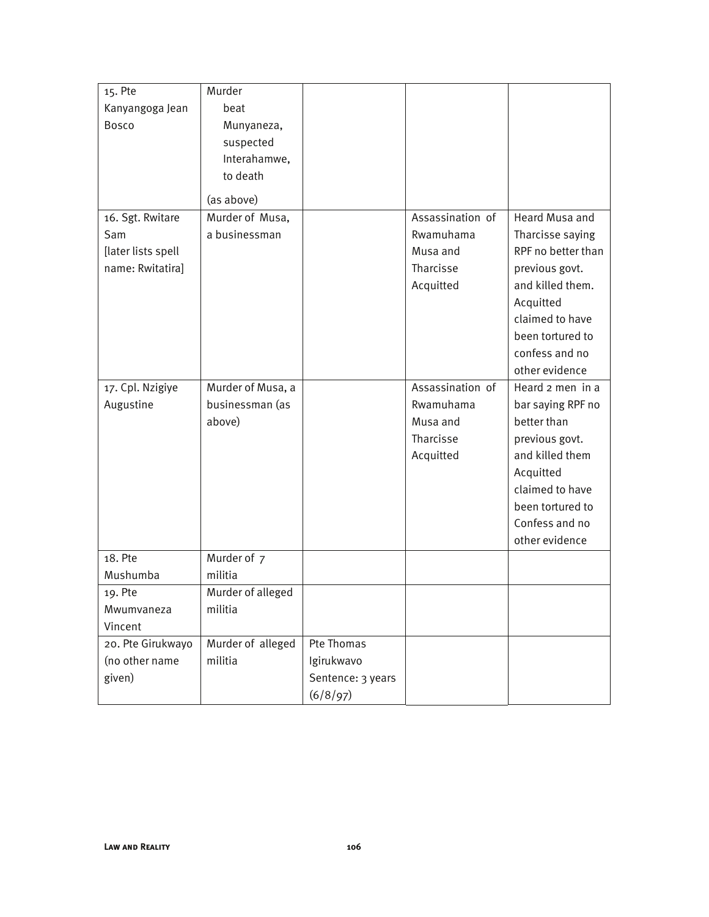| | | | | |
|---|---|---|---|---|
| 15. Pte Kanyangoga Jean Bosco | Murder beat Munyaneza, suspected Interahamwe, to death<br><br>(as above) | | | |
| 16. Sgt. Rwitare Sam [later lists spell name: Rwitatira] | Murder of Musa, a businessman | | Assassination of Rwamuhama Musa and Tharcisse Acquitted | Heard Musa and Tharcisse saying RPF no better than previous govt. and killed them. Acquitted claimed to have been tortured to confess and no other evidence |
| 17. Cpl. Nzigiye Augustine | Murder of Musa, a businessman (as above) | | Assassination of Rwamuhama Musa and Tharcisse Acquitted | Heard 2 men in a bar saying RPF no better than previous govt. and killed them Acquitted claimed to have been tortured to Confess and no other evidence |
| 18. Pte Mushumba | Murder of 7 militia | | | |
| 19. Pte Mwumvaneza Vincent | Murder of alleged militia | | | |
| 20. Pte Girukwayo (no other name given) | Murder of alleged militia | Pte Thomas Igirukwavo Sentence: 3 years (6/8/97) | | |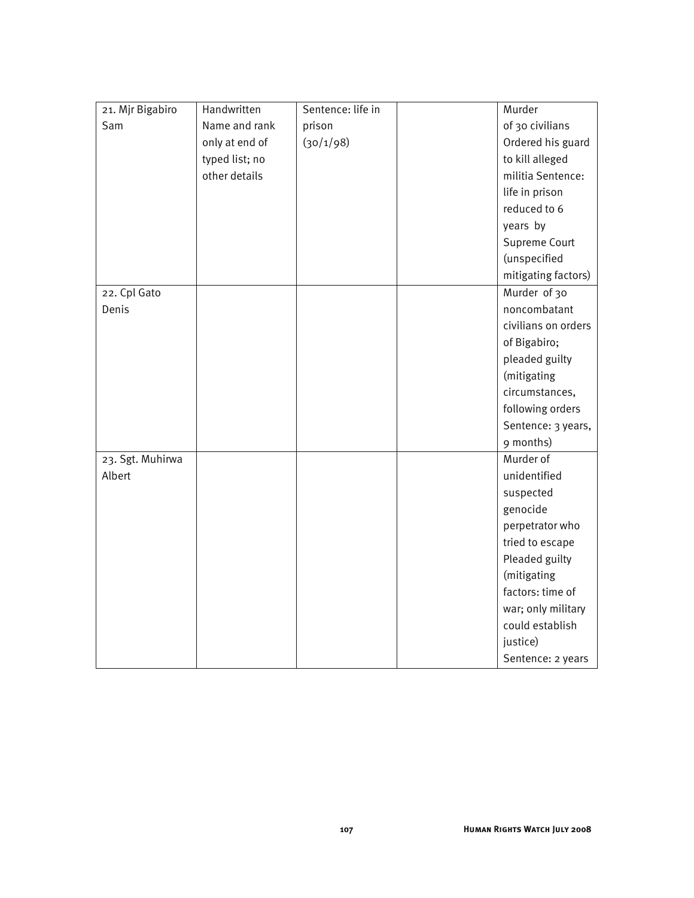| | | | | |
|---|---|---|---|---|
| 21. Mjr Bigabiro Sam | Handwritten Name and rank only at end of typed list; no other details | Sentence: life in prison (30/1/98) | | Murder of 30 civilians Ordered his guard to kill alleged militia Sentence: life in prison reduced to 6 years by Supreme Court (unspecified mitigating factors) |
| 22. Cpl Gato Denis | | | | Murder of 30 noncombatant civilians on orders of Bigabiro; pleaded guilty (mitigating circumstances, following orders Sentence: 3 years, 9 months) |
| 23. Sgt. Muhirwa Albert | | | | Murder of unidentified suspected genocide perpetrator who tried to escape Pleaded guilty (mitigating factors: time of war; only military could establish justice) Sentence: 2 years |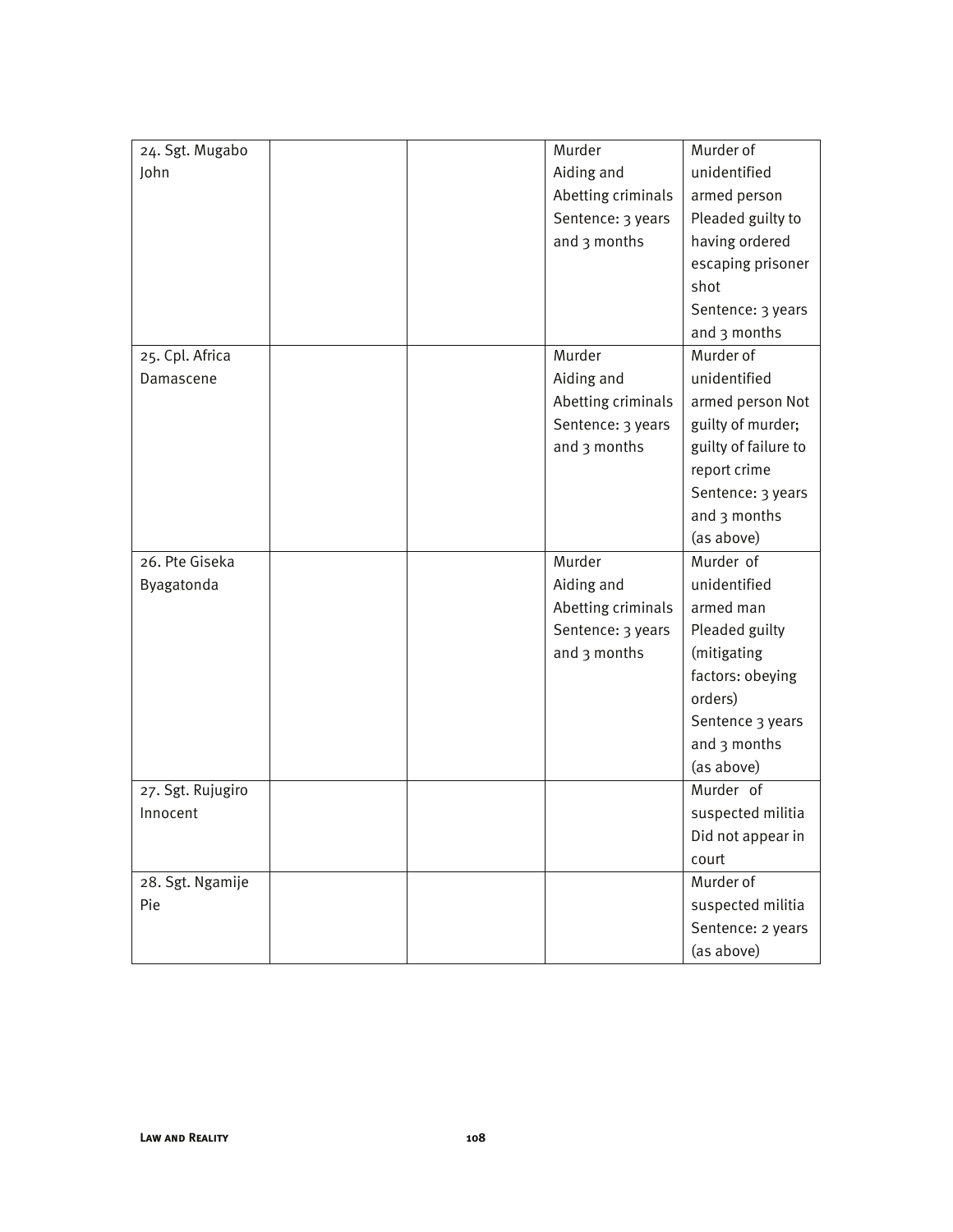| | | | | |
|---|---|---|---|---|
| 24. Sgt. Mugabo John | | | Murder Aiding and Abetting criminals Sentence: 3 years and 3 months | Murder of unidentified armed person Pleaded guilty to having ordered escaping prisoner shot Sentence: 3 years and 3 months |
| 25. Cpl. Africa Damascene | | | Murder Aiding and Abetting criminals Sentence: 3 years and 3 months | Murder of unidentified armed person Not guilty of murder; guilty of failure to report crime Sentence: 3 years and 3 months (as above) |
| 26. Pte Giseka Byagatonda | | | Murder Aiding and Abetting criminals Sentence: 3 years and 3 months | Murder of unidentified armed man Pleaded guilty (mitigating factors: obeying orders) Sentence 3 years and 3 months (as above) |
| 27. Sgt. Rujugiro Innocent | | | | Murder of suspected militia Did not appear in court |
| 28. Sgt. Ngamije Pie | | | | Murder of suspected militia Sentence: 2 years (as above) |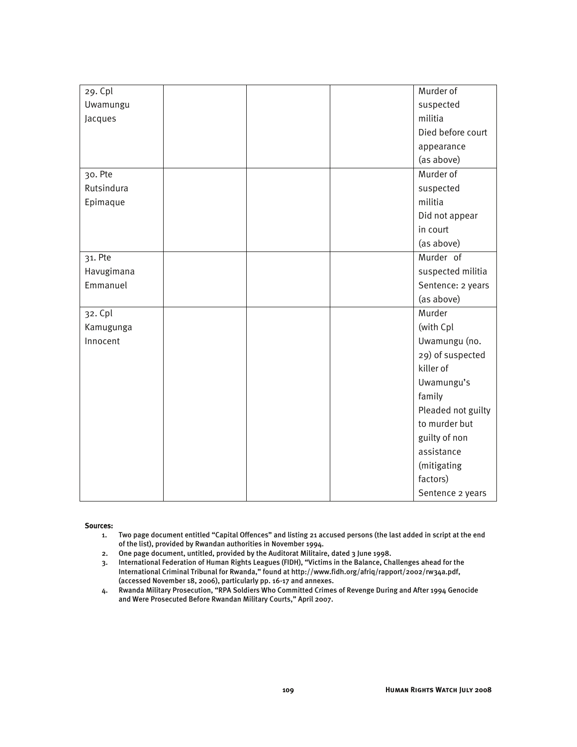| | | | | |
|---|---|---|---|---|
| 29. Cpl Uwamungu Jacques | | | | Murder of suspected militia Died before court appearance (as above) |
| 30. Pte Rutsindura Epimaque | | | | Murder of suspected militia Did not appear in court (as above) |
| 31. Pte Havugimana Emmanuel | | | | Murder of suspected militia Sentence: 2 years (as above) |
| 32. Cpl Kamugunga Innocent | | | | Murder (with Cpl Uwamungu (no. 29) of suspected killer of Uwamungu's family Pleaded not guilty to murder but guilty of non assistance (mitigating factors) Sentence 2 years |

**Sources:**

1. Two page document entitled "Capital Offences" and listing 21 accused persons (the last added in script at the end of the list), provided by Rwandan authorities in November 1994.
2. One page document, untitled, provided by the Auditorat Militaire, dated 3 June 1998.
3. International Federation of Human Rights Leagues (FIDH), "Victims in the Balance, Challenges ahead for the International Criminal Tribunal for Rwanda," found at http://www.fidh.org/afriq/rapport/2002/rw34a.pdf, (accessed November 18, 2006), particularly pp. 16-17 and annexes.
4. Rwanda Military Prosecution, "RPA Soldiers Who Committed Crimes of Revenge During and After 1994 Genocide and Were Prosecuted Before Rwandan Military Courts," April 2007.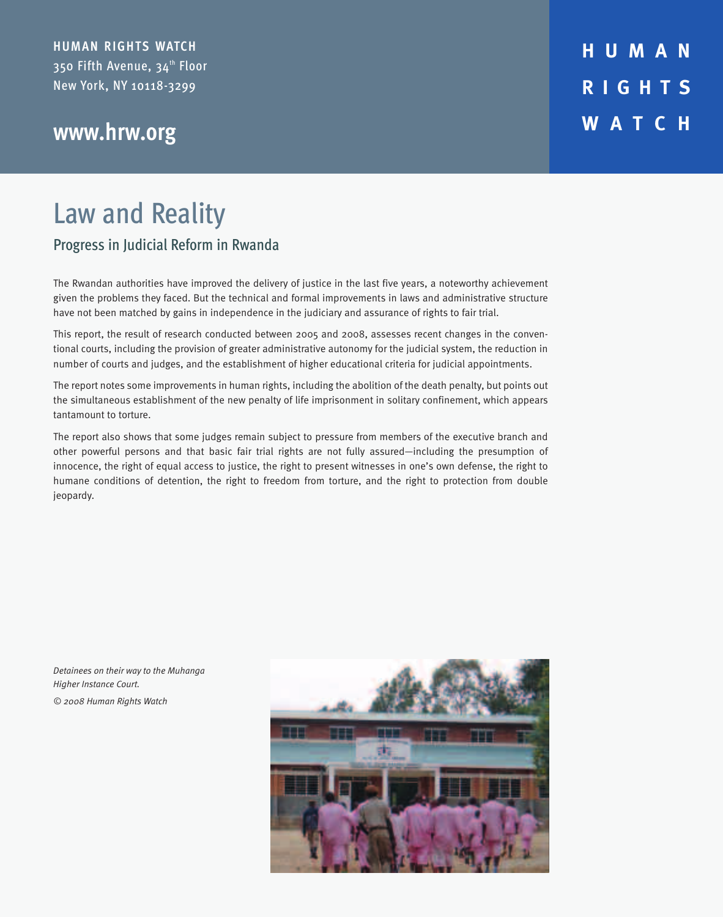**HUMAN RIGHTS WATCH**
350 Fifth Avenue, 34th Floor
New York, NY 10118-3299

**www.hrw.org**

**HUMAN RIGHTS WATCH**

# Law and Reality

## Progress in Judicial Reform in Rwanda

The Rwandan authorities have improved the delivery of justice in the last five years, a noteworthy achievement given the problems they faced. But the technical and formal improvements in laws and administrative structure have not been matched by gains in independence in the judiciary and assurance of rights to fair trial.

This report, the result of research conducted between 2005 and 2008, assesses recent changes in the conventional courts, including the provision of greater administrative autonomy for the judicial system, the reduction in number of courts and judges, and the establishment of higher educational criteria for judicial appointments.

The report notes some improvements in human rights, including the abolition of the death penalty, but points out the simultaneous establishment of the new penalty of life imprisonment in solitary confinement, which appears tantamount to torture.

The report also shows that some judges remain subject to pressure from members of the executive branch and other powerful persons and that basic fair trial rights are not fully assured—including the presumption of innocence, the right of equal access to justice, the right to present witnesses in one's own defense, the right to humane conditions of detention, the right to freedom from torture, and the right to protection from double jeopardy.

*Detainees on their way to the Muhanga Higher Instance Court.*

*© 2008 Human Rights Watch*